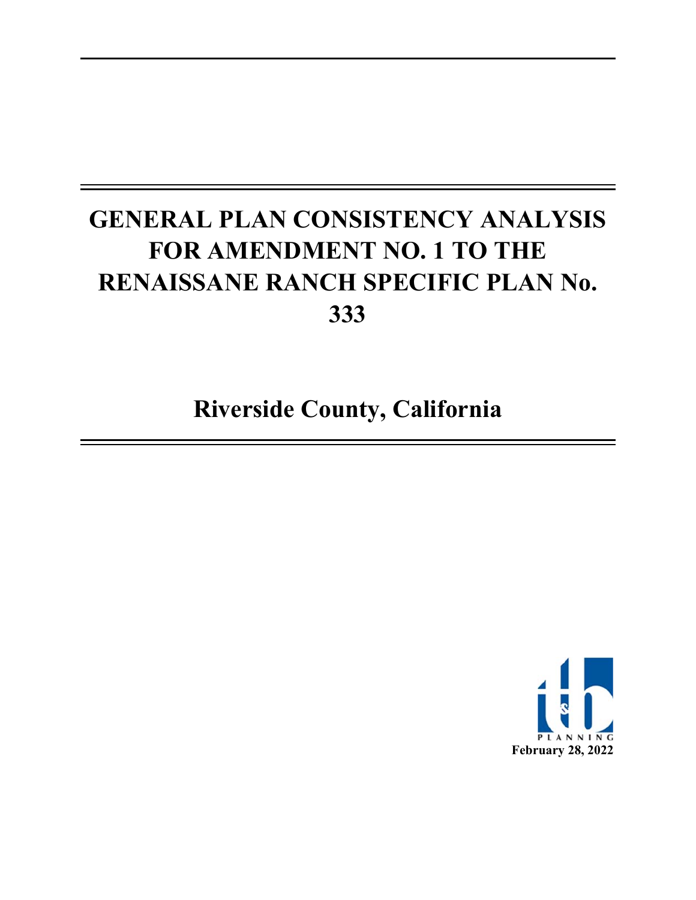# GENERAL PLAN CONSISTENCY ANALYSIS FOR AMENDMENT NO. 1 TO THE RENAISSANE RANCH SPECIFIC PLAN No. 333

## Riverside County, California

PLANNING

February 28, 2022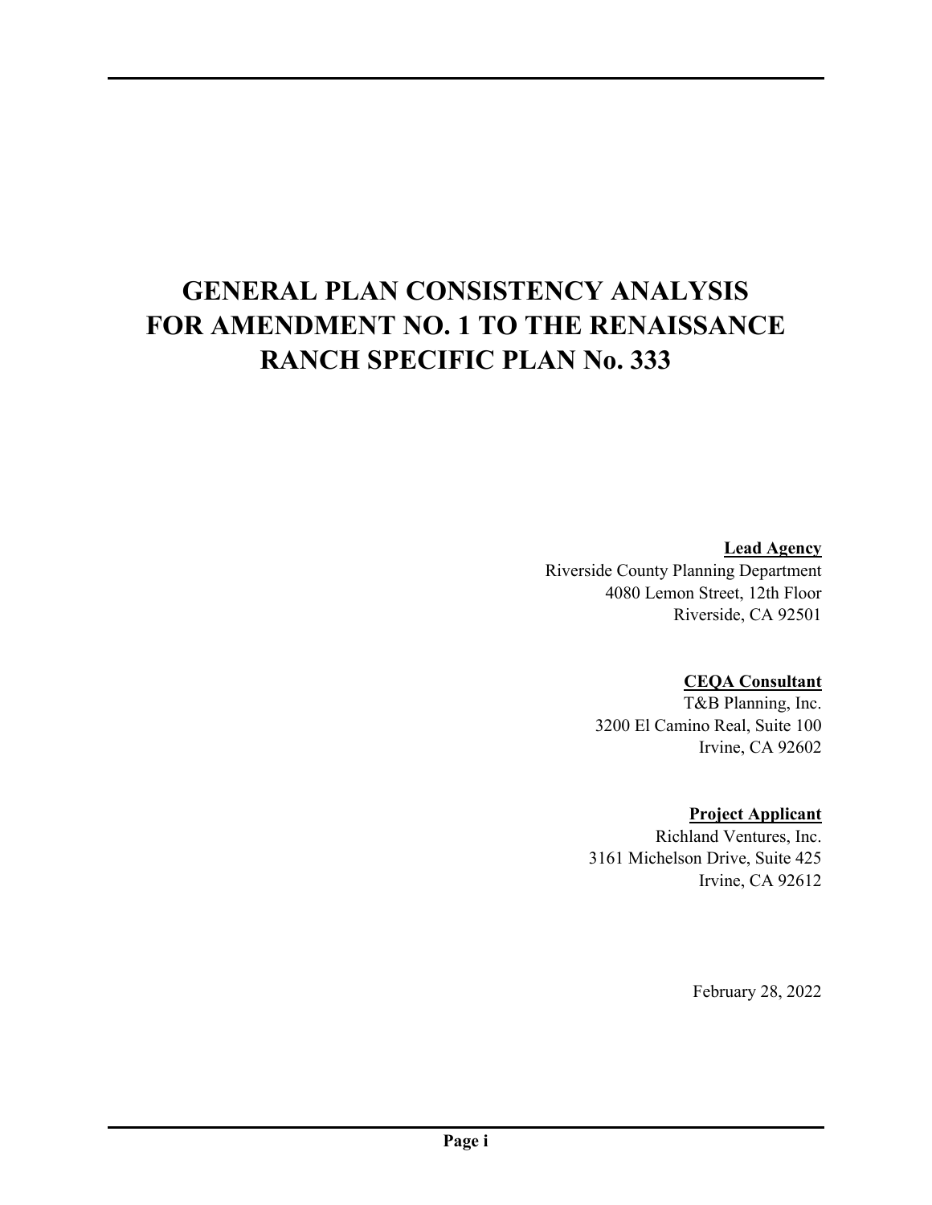# GENERAL PLAN CONSISTENCY ANALYSIS FOR AMENDMENT NO. 1 TO THE RENAISSANCE RANCH SPECIFIC PLAN No. 333

**Lead Agency**
Riverside County Planning Department
4080 Lemon Street, 12th Floor
Riverside, CA 92501

**CEQA Consultant**
T&B Planning, Inc.
3200 El Camino Real, Suite 100
Irvine, CA 92602

**Project Applicant**
Richland Ventures, Inc.
3161 Michelson Drive, Suite 425
Irvine, CA 92612

February 28, 2022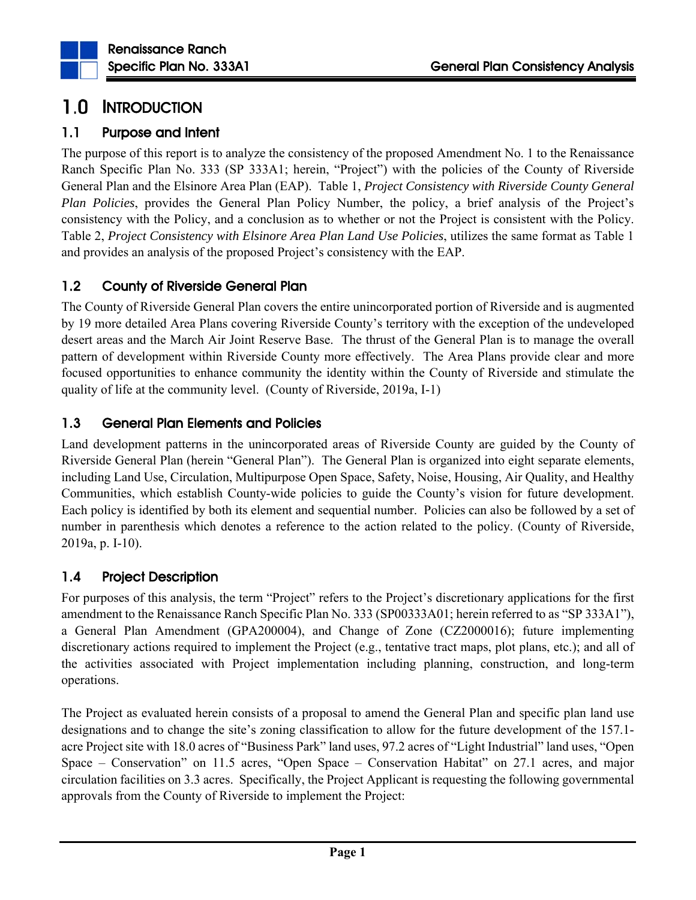# 1.0 INTRODUCTION

## 1.1 Purpose and Intent

The purpose of this report is to analyze the consistency of the proposed Amendment No. 1 to the Renaissance Ranch Specific Plan No. 333 (SP 333A1; herein, "Project") with the policies of the County of Riverside General Plan and the Elsinore Area Plan (EAP). Table 1, *Project Consistency with Riverside County General Plan Policies*, provides the General Plan Policy Number, the policy, a brief analysis of the Project's consistency with the Policy, and a conclusion as to whether or not the Project is consistent with the Policy. Table 2, *Project Consistency with Elsinore Area Plan Land Use Policies*, utilizes the same format as Table 1 and provides an analysis of the proposed Project's consistency with the EAP.

## 1.2 County of Riverside General Plan

The County of Riverside General Plan covers the entire unincorporated portion of Riverside and is augmented by 19 more detailed Area Plans covering Riverside County's territory with the exception of the undeveloped desert areas and the March Air Joint Reserve Base. The thrust of the General Plan is to manage the overall pattern of development within Riverside County more effectively. The Area Plans provide clear and more focused opportunities to enhance community the identity within the County of Riverside and stimulate the quality of life at the community level. (County of Riverside, 2019a, I-1)

## 1.3 General Plan Elements and Policies

Land development patterns in the unincorporated areas of Riverside County are guided by the County of Riverside General Plan (herein "General Plan"). The General Plan is organized into eight separate elements, including Land Use, Circulation, Multipurpose Open Space, Safety, Noise, Housing, Air Quality, and Healthy Communities, which establish County-wide policies to guide the County's vision for future development. Each policy is identified by both its element and sequential number. Policies can also be followed by a set of number in parenthesis which denotes a reference to the action related to the policy. (County of Riverside, 2019a, p. I-10).

## 1.4 Project Description

For purposes of this analysis, the term "Project" refers to the Project's discretionary applications for the first amendment to the Renaissance Ranch Specific Plan No. 333 (SP00333A01; herein referred to as "SP 333A1"), a General Plan Amendment (GPA200004), and Change of Zone (CZ2000016); future implementing discretionary actions required to implement the Project (e.g., tentative tract maps, plot plans, etc.); and all of the activities associated with Project implementation including planning, construction, and long-term operations.

The Project as evaluated herein consists of a proposal to amend the General Plan and specific plan land use designations and to change the site's zoning classification to allow for the future development of the 157.1-acre Project site with 18.0 acres of "Business Park" land uses, 97.2 acres of "Light Industrial" land uses, "Open Space – Conservation" on 11.5 acres, "Open Space – Conservation Habitat" on 27.1 acres, and major circulation facilities on 3.3 acres. Specifically, the Project Applicant is requesting the following governmental approvals from the County of Riverside to implement the Project: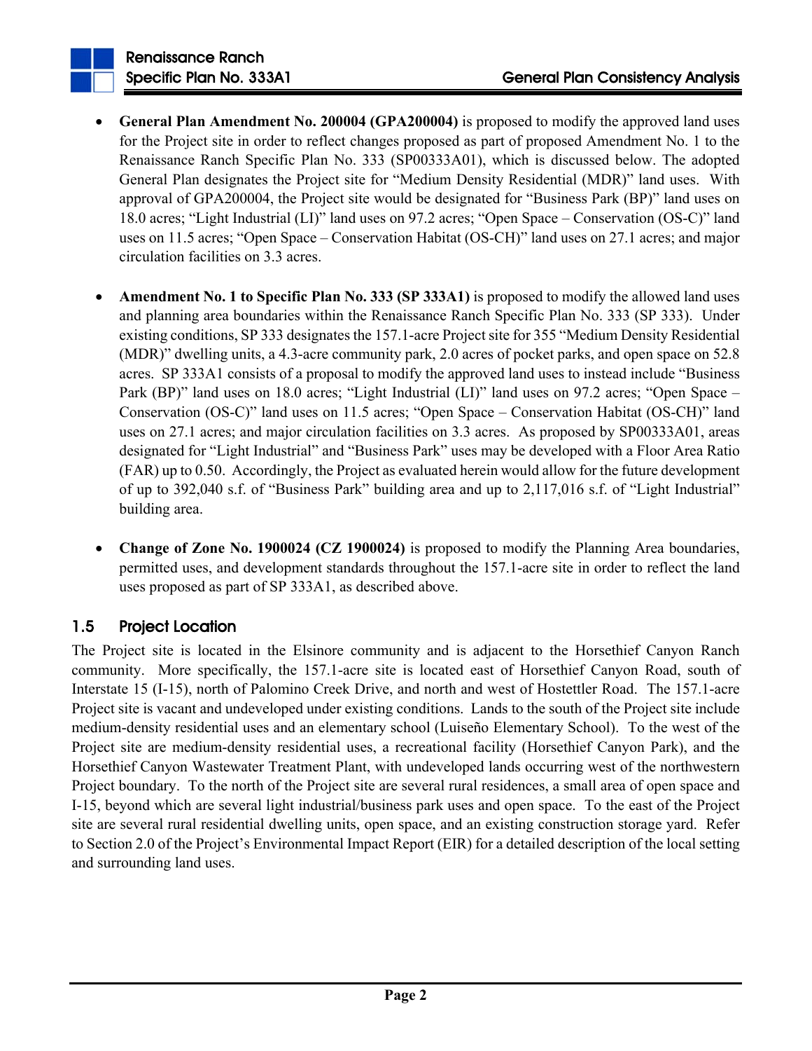- **General Plan Amendment No. 200004 (GPA200004)** is proposed to modify the approved land uses for the Project site in order to reflect changes proposed as part of proposed Amendment No. 1 to the Renaissance Ranch Specific Plan No. 333 (SP00333A01), which is discussed below. The adopted General Plan designates the Project site for "Medium Density Residential (MDR)" land uses. With approval of GPA200004, the Project site would be designated for "Business Park (BP)" land uses on 18.0 acres; "Light Industrial (LI)" land uses on 97.2 acres; "Open Space – Conservation (OS-C)" land uses on 11.5 acres; "Open Space – Conservation Habitat (OS-CH)" land uses on 27.1 acres; and major circulation facilities on 3.3 acres.

- **Amendment No. 1 to Specific Plan No. 333 (SP 333A1)** is proposed to modify the allowed land uses and planning area boundaries within the Renaissance Ranch Specific Plan No. 333 (SP 333). Under existing conditions, SP 333 designates the 157.1-acre Project site for 355 "Medium Density Residential (MDR)" dwelling units, a 4.3-acre community park, 2.0 acres of pocket parks, and open space on 52.8 acres. SP 333A1 consists of a proposal to modify the approved land uses to instead include "Business Park (BP)" land uses on 18.0 acres; "Light Industrial (LI)" land uses on 97.2 acres; "Open Space – Conservation (OS-C)" land uses on 11.5 acres; "Open Space – Conservation Habitat (OS-CH)" land uses on 27.1 acres; and major circulation facilities on 3.3 acres. As proposed by SP00333A01, areas designated for "Light Industrial" and "Business Park" uses may be developed with a Floor Area Ratio (FAR) up to 0.50. Accordingly, the Project as evaluated herein would allow for the future development of up to 392,040 s.f. of "Business Park" building area and up to 2,117,016 s.f. of "Light Industrial" building area.

- **Change of Zone No. 1900024 (CZ 1900024)** is proposed to modify the Planning Area boundaries, permitted uses, and development standards throughout the 157.1-acre site in order to reflect the land uses proposed as part of SP 333A1, as described above.

## 1.5 Project Location

The Project site is located in the Elsinore community and is adjacent to the Horsethief Canyon Ranch community. More specifically, the 157.1-acre site is located east of Horsethief Canyon Road, south of Interstate 15 (I-15), north of Palomino Creek Drive, and north and west of Hostettler Road. The 157.1-acre Project site is vacant and undeveloped under existing conditions. Lands to the south of the Project site include medium-density residential uses and an elementary school (Luiseño Elementary School). To the west of the Project site are medium-density residential uses, a recreational facility (Horsethief Canyon Park), and the Horsethief Canyon Wastewater Treatment Plant, with undeveloped lands occurring west of the northwestern Project boundary. To the north of the Project site are several rural residences, a small area of open space and I-15, beyond which are several light industrial/business park uses and open space. To the east of the Project site are several rural residential dwelling units, open space, and an existing construction storage yard. Refer to Section 2.0 of the Project's Environmental Impact Report (EIR) for a detailed description of the local setting and surrounding land uses.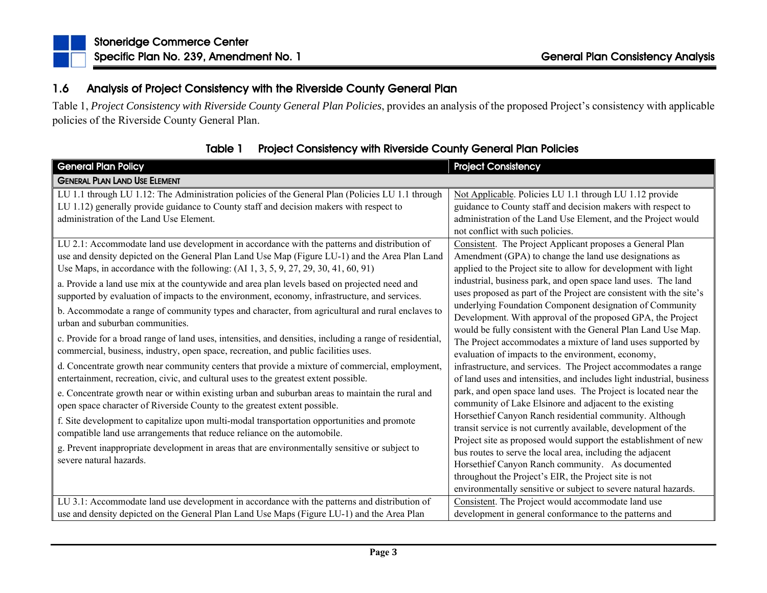## 1.6 Analysis of Project Consistency with the Riverside County General Plan

Table 1, *Project Consistency with Riverside County General Plan Policies*, provides an analysis of the proposed Project's consistency with applicable policies of the Riverside County General Plan.

### Table 1 Project Consistency with Riverside County General Plan Policies

| General Plan Policy | Project Consistency |
|---|---|
| **GENERAL PLAN LAND USE ELEMENT** | |
| LU 1.1 through LU 1.12: The Administration policies of the General Plan (Policies LU 1.1 through LU 1.12) generally provide guidance to County staff and decision makers with respect to administration of the Land Use Element. | Not Applicable. Policies LU 1.1 through LU 1.12 provide guidance to County staff and decision makers with respect to administration of the Land Use Element, and the Project would not conflict with such policies. |
| LU 2.1: Accommodate land use development in accordance with the patterns and distribution of use and density depicted on the General Plan Land Use Map (Figure LU-1) and the Area Plan Land Use Maps, in accordance with the following: (AI 1, 3, 5, 9, 27, 29, 30, 41, 60, 91)<br>a. Provide a land use mix at the countywide and area plan levels based on projected need and supported by evaluation of impacts to the environment, economy, infrastructure, and services.<br>b. Accommodate a range of community types and character, from agricultural and rural enclaves to urban and suburban communities.<br>c. Provide for a broad range of land uses, intensities, and densities, including a range of residential, commercial, business, industry, open space, recreation, and public facilities uses.<br>d. Concentrate growth near community centers that provide a mixture of commercial, employment, entertainment, recreation, civic, and cultural uses to the greatest extent possible.<br>e. Concentrate growth near or within existing urban and suburban areas to maintain the rural and open space character of Riverside County to the greatest extent possible.<br>f. Site development to capitalize upon multi-modal transportation opportunities and promote compatible land use arrangements that reduce reliance on the automobile.<br>g. Prevent inappropriate development in areas that are environmentally sensitive or subject to severe natural hazards. | Consistent. The Project Applicant proposes a General Plan Amendment (GPA) to change the land use designations as applied to the Project site to allow for development with light industrial, business park, and open space land uses. The land uses proposed as part of the Project are consistent with the site's underlying Foundation Component designation of Community Development. With approval of the proposed GPA, the Project would be fully consistent with the General Plan Land Use Map. The Project accommodates a mixture of land uses supported by evaluation of impacts to the environment, economy, infrastructure, and services. The Project accommodates a range of land uses and intensities, and includes light industrial, business park, and open space land uses. The Project is located near the community of Lake Elsinore and adjacent to the existing Horsethief Canyon Ranch residential community. Although transit service is not currently available, development of the Project site as proposed would support the establishment of new bus routes to serve the local area, including the adjacent Horsethief Canyon Ranch community. As documented throughout the Project's EIR, the Project site is not environmentally sensitive or subject to severe natural hazards. |
| LU 3.1: Accommodate land use development in accordance with the patterns and distribution of use and density depicted on the General Plan Land Use Maps (Figure LU-1) and the Area Plan | Consistent. The Project would accommodate land use development in general conformance to the patterns and |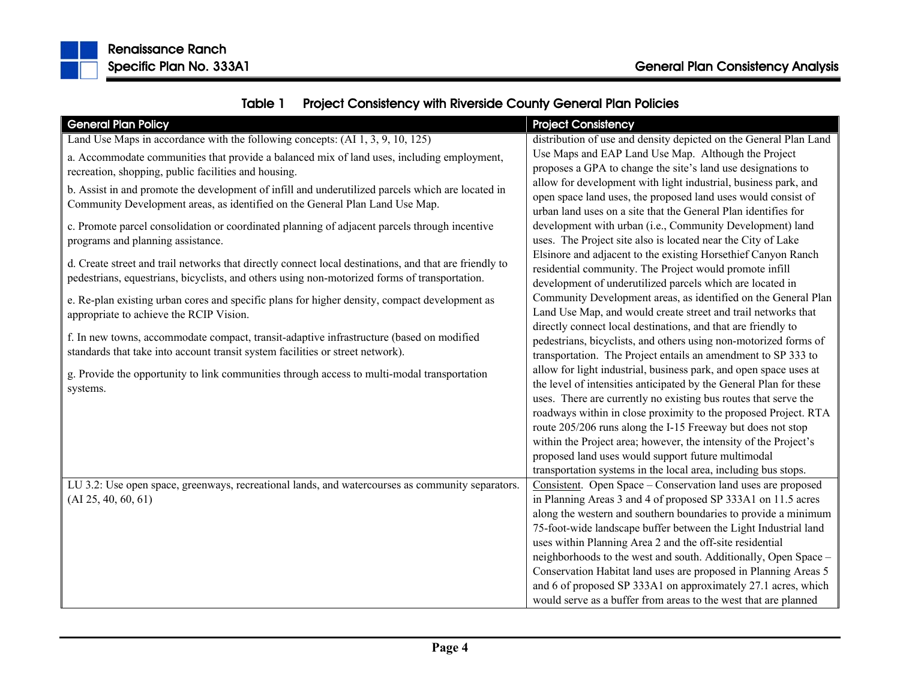**Table 1 Project Consistency with Riverside County General Plan Policies**

| General Plan Policy | Project Consistency |
| --- | --- |
| Land Use Maps in accordance with the following concepts: (AI 1, 3, 9, 10, 125)<br><br>a. Accommodate communities that provide a balanced mix of land uses, including employment, recreation, shopping, public facilities and housing.<br><br>b. Assist in and promote the development of infill and underutilized parcels which are located in Community Development areas, as identified on the General Plan Land Use Map.<br><br>c. Promote parcel consolidation or coordinated planning of adjacent parcels through incentive programs and planning assistance.<br><br>d. Create street and trail networks that directly connect local destinations, and that are friendly to pedestrians, equestrians, bicyclists, and others using non-motorized forms of transportation.<br><br>e. Re-plan existing urban cores and specific plans for higher density, compact development as appropriate to achieve the RCIP Vision.<br><br>f. In new towns, accommodate compact, transit-adaptive infrastructure (based on modified standards that take into account transit system facilities or street network).<br><br>g. Provide the opportunity to link communities through access to multi-modal transportation systems. | distribution of use and density depicted on the General Plan Land Use Maps and EAP Land Use Map. Although the Project proposes a GPA to change the site's land use designations to allow for development with light industrial, business park, and open space land uses, the proposed land uses would consist of urban land uses on a site that the General Plan identifies for development with urban (i.e., Community Development) land uses. The Project site also is located near the City of Lake Elsinore and adjacent to the existing Horsethief Canyon Ranch residential community. The Project would promote infill development of underutilized parcels which are located in Community Development areas, as identified on the General Plan Land Use Map, and would create street and trail networks that directly connect local destinations, and that are friendly to pedestrians, bicyclists, and others using non-motorized forms of transportation. The Project entails an amendment to SP 333 to allow for light industrial, business park, and open space uses at the level of intensities anticipated by the General Plan for these uses. There are currently no existing bus routes that serve the roadways within in close proximity to the proposed Project. RTA route 205/206 runs along the I-15 Freeway but does not stop within the Project area; however, the intensity of the Project's proposed land uses would support future multimodal transportation systems in the local area, including bus stops. |
| LU 3.2: Use open space, greenways, recreational lands, and watercourses as community separators. (AI 25, 40, 60, 61) | Consistent. Open Space – Conservation land uses are proposed in Planning Areas 3 and 4 of proposed SP 333A1 on 11.5 acres along the western and southern boundaries to provide a minimum 75-foot-wide landscape buffer between the Light Industrial land uses within Planning Area 2 and the off-site residential neighborhoods to the west and south. Additionally, Open Space – Conservation Habitat land uses are proposed in Planning Areas 5 and 6 of proposed SP 333A1 on approximately 27.1 acres, which would serve as a buffer from areas to the west that are planned |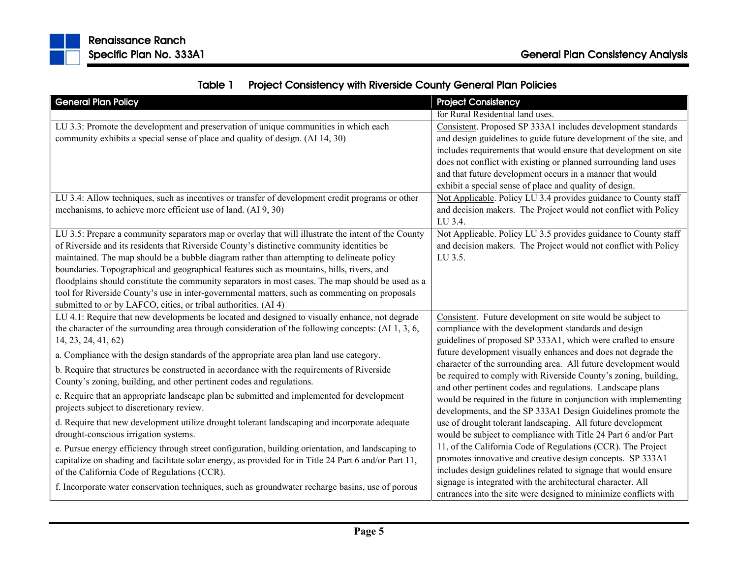**Table 1 Project Consistency with Riverside County General Plan Policies**

| General Plan Policy | Project Consistency |
|---|---|
| | for Rural Residential land uses. |
| LU 3.3: Promote the development and preservation of unique communities in which each community exhibits a special sense of place and quality of design. (AI 14, 30) | Consistent. Proposed SP 333A1 includes development standards and design guidelines to guide future development of the site, and includes requirements that would ensure that development on site does not conflict with existing or planned surrounding land uses and that future development occurs in a manner that would exhibit a special sense of place and quality of design. |
| LU 3.4: Allow techniques, such as incentives or transfer of development credit programs or other mechanisms, to achieve more efficient use of land. (AI 9, 30) | Not Applicable. Policy LU 3.4 provides guidance to County staff and decision makers. The Project would not conflict with Policy LU 3.4. |
| LU 3.5: Prepare a community separators map or overlay that will illustrate the intent of the County of Riverside and its residents that Riverside County's distinctive community identities be maintained. The map should be a bubble diagram rather than attempting to delineate policy boundaries. Topographical and geographical features such as mountains, hills, rivers, and floodplains should constitute the community separators in most cases. The map should be used as a tool for Riverside County's use in inter-governmental matters, such as commenting on proposals submitted to or by LAFCO, cities, or tribal authorities. (AI 4) | Not Applicable. Policy LU 3.5 provides guidance to County staff and decision makers. The Project would not conflict with Policy LU 3.5. |
| LU 4.1: Require that new developments be located and designed to visually enhance, not degrade the character of the surrounding area through consideration of the following concepts: (AI 1, 3, 6, 14, 23, 24, 41, 62)<br><br>a. Compliance with the design standards of the appropriate area plan land use category.<br><br>b. Require that structures be constructed in accordance with the requirements of Riverside County's zoning, building, and other pertinent codes and regulations.<br><br>c. Require that an appropriate landscape plan be submitted and implemented for development projects subject to discretionary review.<br><br>d. Require that new development utilize drought tolerant landscaping and incorporate adequate drought-conscious irrigation systems.<br><br>e. Pursue energy efficiency through street configuration, building orientation, and landscaping to capitalize on shading and facilitate solar energy, as provided for in Title 24 Part 6 and/or Part 11, of the California Code of Regulations (CCR).<br><br>f. Incorporate water conservation techniques, such as groundwater recharge basins, use of porous | Consistent. Future development on site would be subject to compliance with the development standards and design guidelines of proposed SP 333A1, which were crafted to ensure future development visually enhances and does not degrade the character of the surrounding area. All future development would be required to comply with Riverside County's zoning, building, and other pertinent codes and regulations. Landscape plans would be required in the future in conjunction with implementing developments, and the SP 333A1 Design Guidelines promote the use of drought tolerant landscaping. All future development would be subject to compliance with Title 24 Part 6 and/or Part 11, of the California Code of Regulations (CCR). The Project promotes innovative and creative design concepts. SP 333A1 includes design guidelines related to signage that would ensure signage is integrated with the architectural character. All entrances into the site were designed to minimize conflicts with |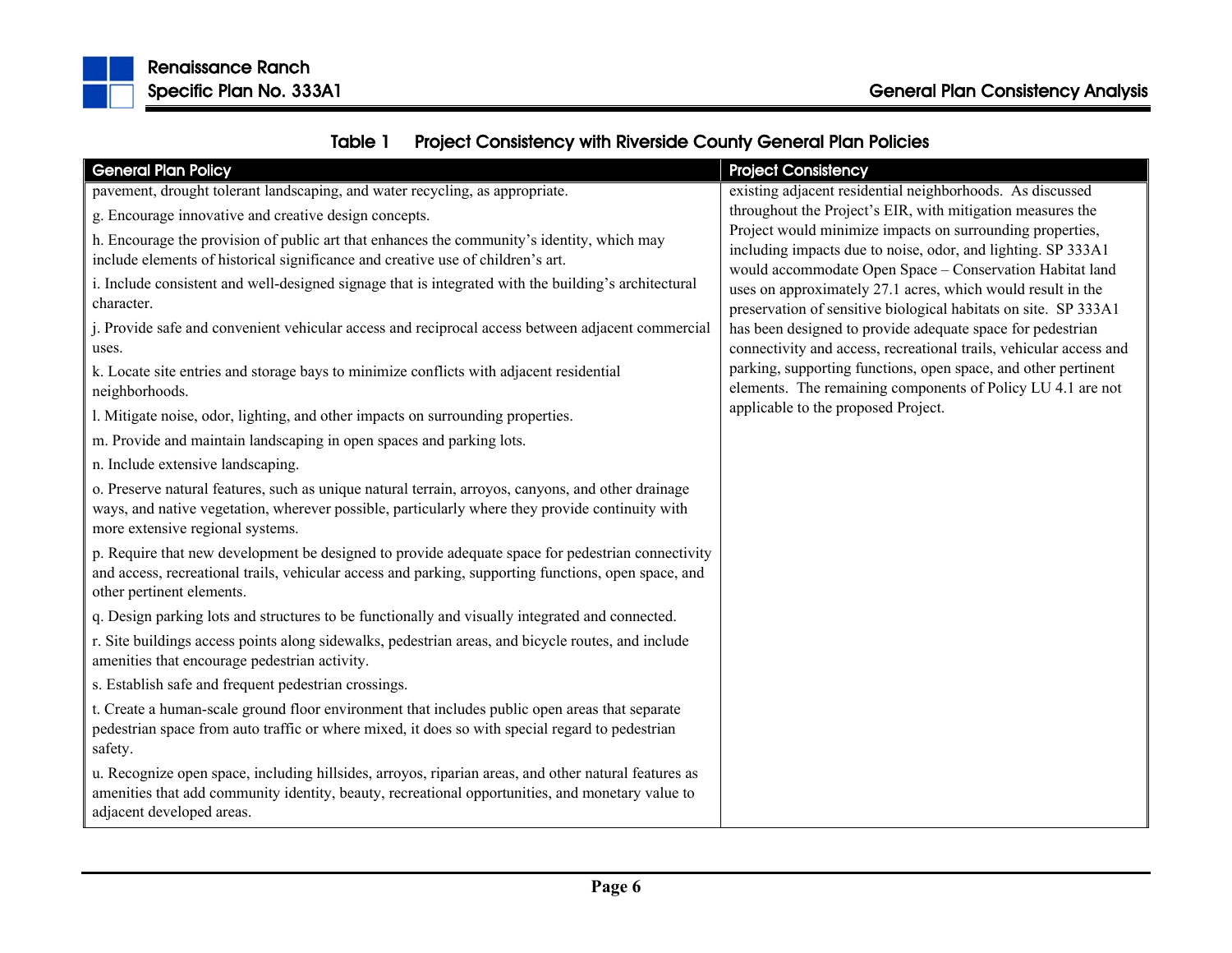Table 1 Project Consistency with Riverside County General Plan Policies

| General Plan Policy | Project Consistency |
| --- | --- |
| pavement, drought tolerant landscaping, and water recycling, as appropriate.<br>g. Encourage innovative and creative design concepts.<br>h. Encourage the provision of public art that enhances the community's identity, which may include elements of historical significance and creative use of children's art.<br>i. Include consistent and well-designed signage that is integrated with the building's architectural character.<br>j. Provide safe and convenient vehicular access and reciprocal access between adjacent commercial uses.<br>k. Locate site entries and storage bays to minimize conflicts with adjacent residential neighborhoods.<br>l. Mitigate noise, odor, lighting, and other impacts on surrounding properties.<br>m. Provide and maintain landscaping in open spaces and parking lots.<br>n. Include extensive landscaping.<br>o. Preserve natural features, such as unique natural terrain, arroyos, canyons, and other drainage ways, and native vegetation, wherever possible, particularly where they provide continuity with more extensive regional systems.<br>p. Require that new development be designed to provide adequate space for pedestrian connectivity and access, recreational trails, vehicular access and parking, supporting functions, open space, and other pertinent elements.<br>q. Design parking lots and structures to be functionally and visually integrated and connected.<br>r. Site buildings access points along sidewalks, pedestrian areas, and bicycle routes, and include amenities that encourage pedestrian activity.<br>s. Establish safe and frequent pedestrian crossings.<br>t. Create a human-scale ground floor environment that includes public open areas that separate pedestrian space from auto traffic or where mixed, it does so with special regard to pedestrian safety.<br>u. Recognize open space, including hillsides, arroyos, riparian areas, and other natural features as amenities that add community identity, beauty, recreational opportunities, and monetary value to adjacent developed areas. | existing adjacent residential neighborhoods. As discussed throughout the Project's EIR, with mitigation measures the Project would minimize impacts on surrounding properties, including impacts due to noise, odor, and lighting. SP 333A1 would accommodate Open Space – Conservation Habitat land uses on approximately 27.1 acres, which would result in the preservation of sensitive biological habitats on site. SP 333A1 has been designed to provide adequate space for pedestrian connectivity and access, recreational trails, vehicular access and parking, supporting functions, open space, and other pertinent elements. The remaining components of Policy LU 4.1 are not applicable to the proposed Project. |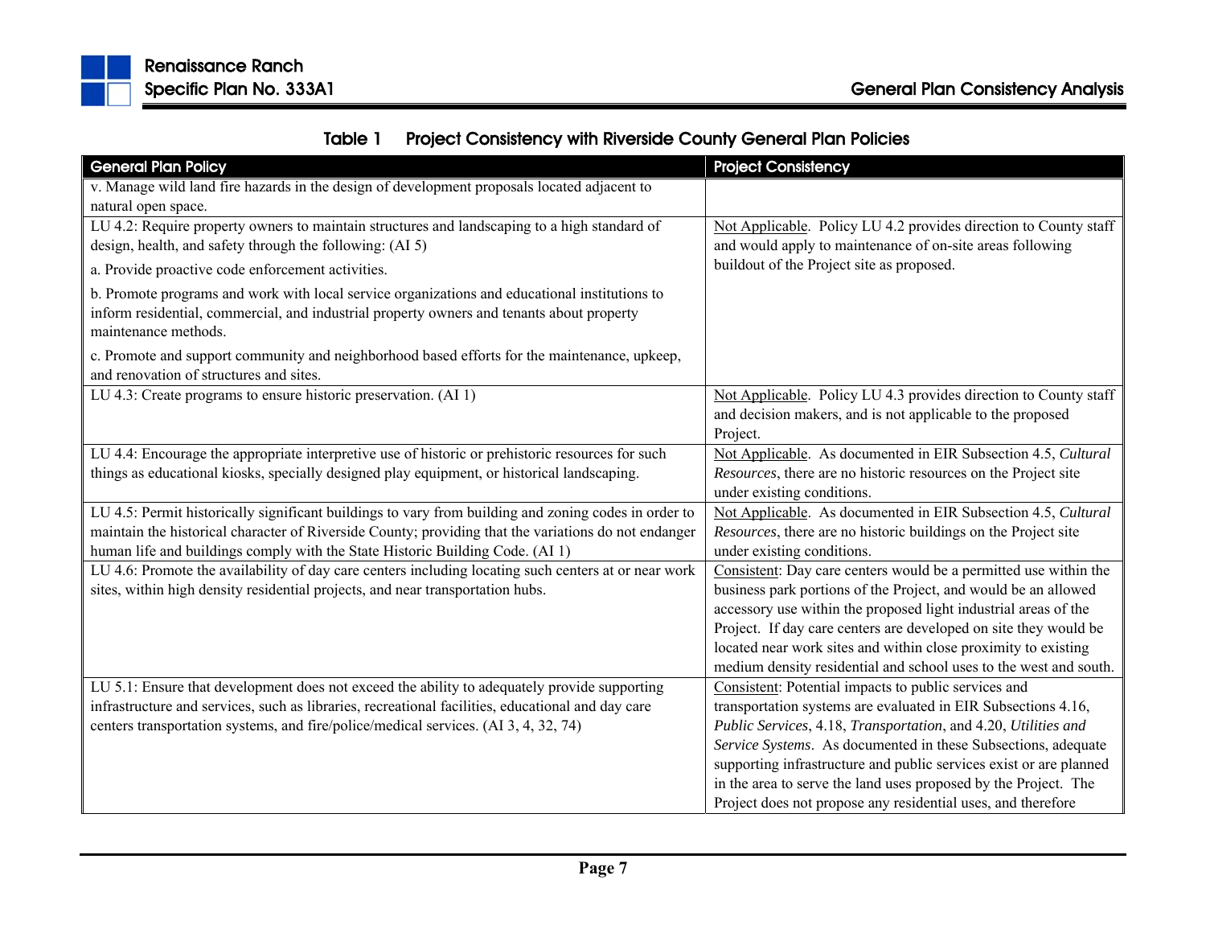**Table 1 Project Consistency with Riverside County General Plan Policies**

| General Plan Policy | Project Consistency |
|---|---|
| v. Manage wild land fire hazards in the design of development proposals located adjacent to natural open space. | |
| LU 4.2: Require property owners to maintain structures and landscaping to a high standard of design, health, and safety through the following: (AI 5)<br>a. Provide proactive code enforcement activities.<br>b. Promote programs and work with local service organizations and educational institutions to inform residential, commercial, and industrial property owners and tenants about property maintenance methods.<br>c. Promote and support community and neighborhood based efforts for the maintenance, upkeep, and renovation of structures and sites. | Not Applicable. Policy LU 4.2 provides direction to County staff and would apply to maintenance of on-site areas following buildout of the Project site as proposed. |
| LU 4.3: Create programs to ensure historic preservation. (AI 1) | Not Applicable. Policy LU 4.3 provides direction to County staff and decision makers, and is not applicable to the proposed Project. |
| LU 4.4: Encourage the appropriate interpretive use of historic or prehistoric resources for such things as educational kiosks, specially designed play equipment, or historical landscaping. | Not Applicable. As documented in EIR Subsection 4.5, *Cultural Resources*, there are no historic resources on the Project site under existing conditions. |
| LU 4.5: Permit historically significant buildings to vary from building and zoning codes in order to maintain the historical character of Riverside County; providing that the variations do not endanger human life and buildings comply with the State Historic Building Code. (AI 1) | Not Applicable. As documented in EIR Subsection 4.5, *Cultural Resources*, there are no historic buildings on the Project site under existing conditions. |
| LU 4.6: Promote the availability of day care centers including locating such centers at or near work sites, within high density residential projects, and near transportation hubs. | Consistent: Day care centers would be a permitted use within the business park portions of the Project, and would be an allowed accessory use within the proposed light industrial areas of the Project. If day care centers are developed on site they would be located near work sites and within close proximity to existing medium density residential and school uses to the west and south. |
| LU 5.1: Ensure that development does not exceed the ability to adequately provide supporting infrastructure and services, such as libraries, recreational facilities, educational and day care centers transportation systems, and fire/police/medical services. (AI 3, 4, 32, 74) | Consistent: Potential impacts to public services and transportation systems are evaluated in EIR Subsections 4.16, *Public Services*, 4.18, *Transportation*, and 4.20, *Utilities and Service Systems*. As documented in these Subsections, adequate supporting infrastructure and public services exist or are planned in the area to serve the land uses proposed by the Project. The Project does not propose any residential uses, and therefore |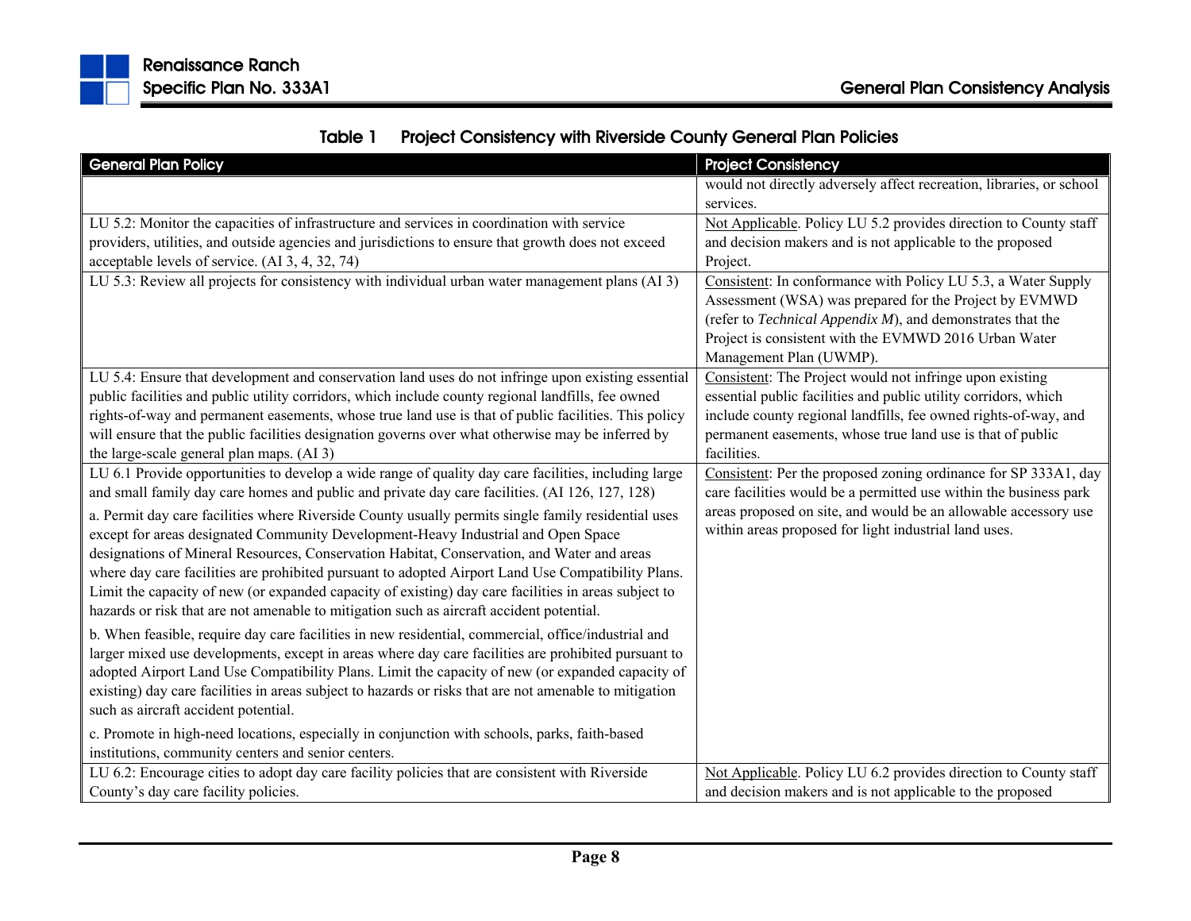Table 1 Project Consistency with Riverside County General Plan Policies

| General Plan Policy | Project Consistency |
|---|---|
| | would not directly adversely affect recreation, libraries, or school services. |
| LU 5.2: Monitor the capacities of infrastructure and services in coordination with service providers, utilities, and outside agencies and jurisdictions to ensure that growth does not exceed acceptable levels of service. (AI 3, 4, 32, 74) | Not Applicable. Policy LU 5.2 provides direction to County staff and decision makers and is not applicable to the proposed Project. |
| LU 5.3: Review all projects for consistency with individual urban water management plans (AI 3) | Consistent: In conformance with Policy LU 5.3, a Water Supply Assessment (WSA) was prepared for the Project by EVMWD (refer to *Technical Appendix M*), and demonstrates that the Project is consistent with the EVMWD 2016 Urban Water Management Plan (UWMP). |
| LU 5.4: Ensure that development and conservation land uses do not infringe upon existing essential public facilities and public utility corridors, which include county regional landfills, fee owned rights-of-way and permanent easements, whose true land use is that of public facilities. This policy will ensure that the public facilities designation governs over what otherwise may be inferred by the large-scale general plan maps. (AI 3) | Consistent: The Project would not infringe upon existing essential public facilities and public utility corridors, which include county regional landfills, fee owned rights-of-way, and permanent easements, whose true land use is that of public facilities. |
| LU 6.1 Provide opportunities to develop a wide range of quality day care facilities, including large and small family day care homes and public and private day care facilities. (AI 126, 127, 128)<br><br>a. Permit day care facilities where Riverside County usually permits single family residential uses except for areas designated Community Development-Heavy Industrial and Open Space designations of Mineral Resources, Conservation Habitat, Conservation, and Water and areas where day care facilities are prohibited pursuant to adopted Airport Land Use Compatibility Plans. Limit the capacity of new (or expanded capacity of existing) day care facilities in areas subject to hazards or risk that are not amenable to mitigation such as aircraft accident potential.<br><br>b. When feasible, require day care facilities in new residential, commercial, office/industrial and larger mixed use developments, except in areas where day care facilities are prohibited pursuant to adopted Airport Land Use Compatibility Plans. Limit the capacity of new (or expanded capacity of existing) day care facilities in areas subject to hazards or risks that are not amenable to mitigation such as aircraft accident potential.<br><br>c. Promote in high-need locations, especially in conjunction with schools, parks, faith-based institutions, community centers and senior centers. | Consistent: Per the proposed zoning ordinance for SP 333A1, day care facilities would be a permitted use within the business park areas proposed on site, and would be an allowable accessory use within areas proposed for light industrial land uses. |
| LU 6.2: Encourage cities to adopt day care facility policies that are consistent with Riverside County's day care facility policies. | Not Applicable. Policy LU 6.2 provides direction to County staff and decision makers and is not applicable to the proposed |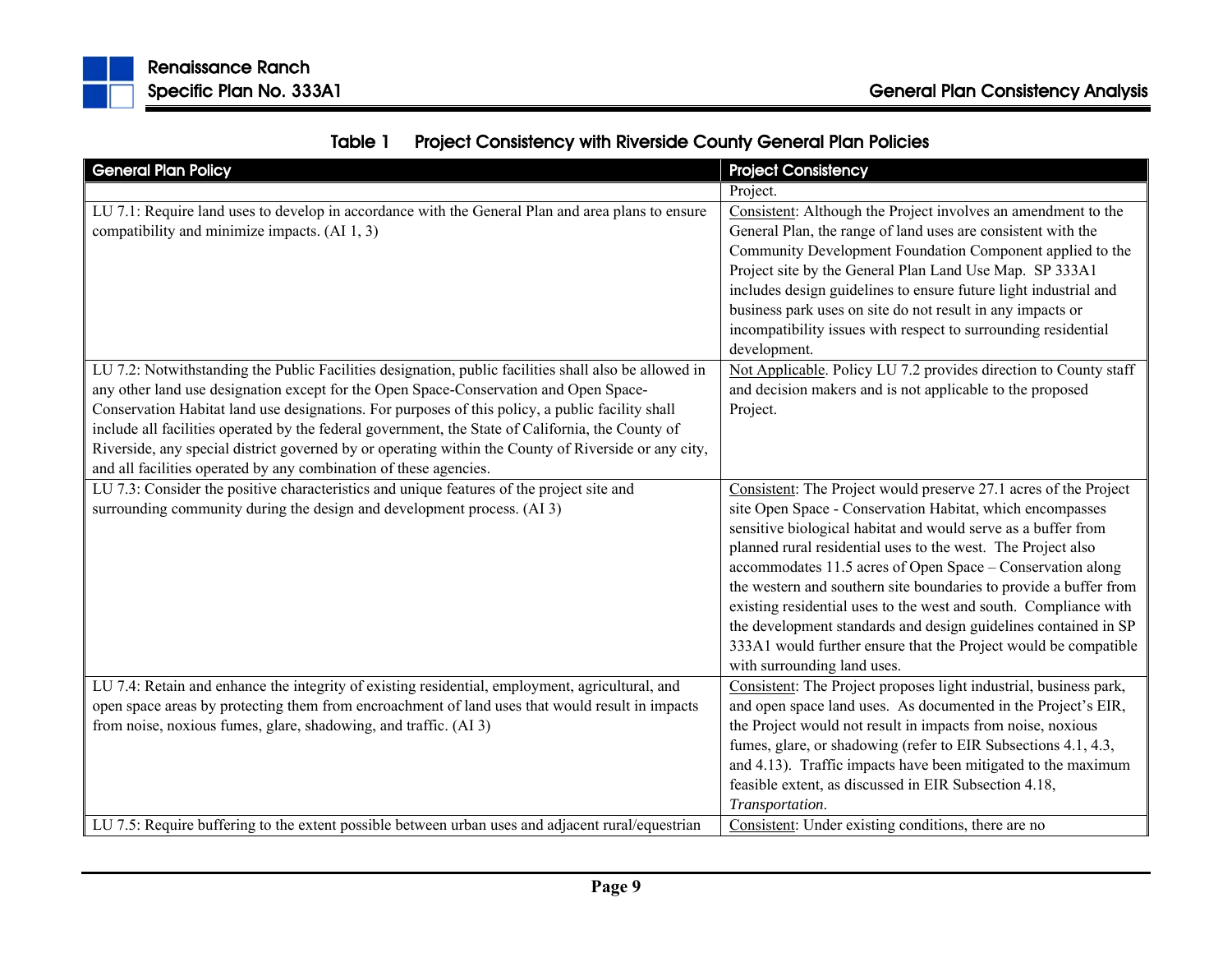**Table 1 Project Consistency with Riverside County General Plan Policies**

| General Plan Policy | Project Consistency |
|---|---|
| | Project. |
| LU 7.1: Require land uses to develop in accordance with the General Plan and area plans to ensure compatibility and minimize impacts. (AI 1, 3) | Consistent: Although the Project involves an amendment to the General Plan, the range of land uses are consistent with the Community Development Foundation Component applied to the Project site by the General Plan Land Use Map. SP 333A1 includes design guidelines to ensure future light industrial and business park uses on site do not result in any impacts or incompatibility issues with respect to surrounding residential development. |
| LU 7.2: Notwithstanding the Public Facilities designation, public facilities shall also be allowed in any other land use designation except for the Open Space-Conservation and Open Space-Conservation Habitat land use designations. For purposes of this policy, a public facility shall include all facilities operated by the federal government, the State of California, the County of Riverside, any special district governed by or operating within the County of Riverside or any city, and all facilities operated by any combination of these agencies. | Not Applicable. Policy LU 7.2 provides direction to County staff and decision makers and is not applicable to the proposed Project. |
| LU 7.3: Consider the positive characteristics and unique features of the project site and surrounding community during the design and development process. (AI 3) | Consistent: The Project would preserve 27.1 acres of the Project site Open Space - Conservation Habitat, which encompasses sensitive biological habitat and would serve as a buffer from planned rural residential uses to the west. The Project also accommodates 11.5 acres of Open Space – Conservation along the western and southern site boundaries to provide a buffer from existing residential uses to the west and south. Compliance with the development standards and design guidelines contained in SP 333A1 would further ensure that the Project would be compatible with surrounding land uses. |
| LU 7.4: Retain and enhance the integrity of existing residential, employment, agricultural, and open space areas by protecting them from encroachment of land uses that would result in impacts from noise, noxious fumes, glare, shadowing, and traffic. (AI 3) | Consistent: The Project proposes light industrial, business park, and open space land uses. As documented in the Project's EIR, the Project would not result in impacts from noise, noxious fumes, glare, or shadowing (refer to EIR Subsections 4.1, 4.3, and 4.13). Traffic impacts have been mitigated to the maximum feasible extent, as discussed in EIR Subsection 4.18, *Transportation*. |
| LU 7.5: Require buffering to the extent possible between urban uses and adjacent rural/equestrian | Consistent: Under existing conditions, there are no |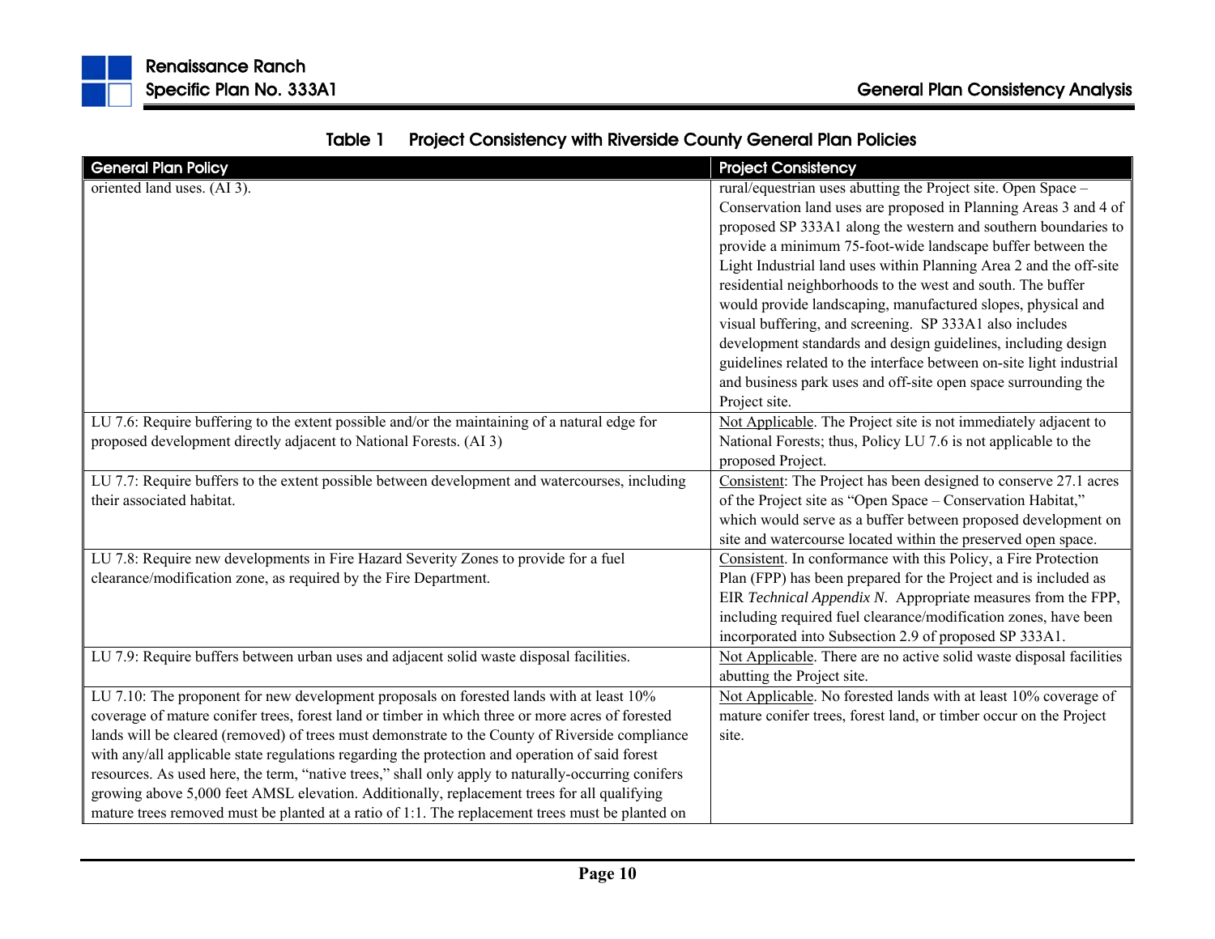Table 1 Project Consistency with Riverside County General Plan Policies

| General Plan Policy | Project Consistency |
|---|---|
| oriented land uses. (AI 3). | rural/equestrian uses abutting the Project site. Open Space – Conservation land uses are proposed in Planning Areas 3 and 4 of proposed SP 333A1 along the western and southern boundaries to provide a minimum 75-foot-wide landscape buffer between the Light Industrial land uses within Planning Area 2 and the off-site residential neighborhoods to the west and south. The buffer would provide landscaping, manufactured slopes, physical and visual buffering, and screening. SP 333A1 also includes development standards and design guidelines, including design guidelines related to the interface between on-site light industrial and business park uses and off-site open space surrounding the Project site. |
| LU 7.6: Require buffering to the extent possible and/or the maintaining of a natural edge for proposed development directly adjacent to National Forests. (AI 3) | Not Applicable. The Project site is not immediately adjacent to National Forests; thus, Policy LU 7.6 is not applicable to the proposed Project. |
| LU 7.7: Require buffers to the extent possible between development and watercourses, including their associated habitat. | Consistent: The Project has been designed to conserve 27.1 acres of the Project site as "Open Space – Conservation Habitat," which would serve as a buffer between proposed development on site and watercourse located within the preserved open space. |
| LU 7.8: Require new developments in Fire Hazard Severity Zones to provide for a fuel clearance/modification zone, as required by the Fire Department. | Consistent. In conformance with this Policy, a Fire Protection Plan (FPP) has been prepared for the Project and is included as EIR *Technical Appendix N*. Appropriate measures from the FPP, including required fuel clearance/modification zones, have been incorporated into Subsection 2.9 of proposed SP 333A1. |
| LU 7.9: Require buffers between urban uses and adjacent solid waste disposal facilities. | Not Applicable. There are no active solid waste disposal facilities abutting the Project site. |
| LU 7.10: The proponent for new development proposals on forested lands with at least 10% coverage of mature conifer trees, forest land or timber in which three or more acres of forested lands will be cleared (removed) of trees must demonstrate to the County of Riverside compliance with any/all applicable state regulations regarding the protection and operation of said forest resources. As used here, the term, "native trees," shall only apply to naturally-occurring conifers growing above 5,000 feet AMSL elevation. Additionally, replacement trees for all qualifying mature trees removed must be planted at a ratio of 1:1. The replacement trees must be planted on | Not Applicable. No forested lands with at least 10% coverage of mature conifer trees, forest land, or timber occur on the Project site. |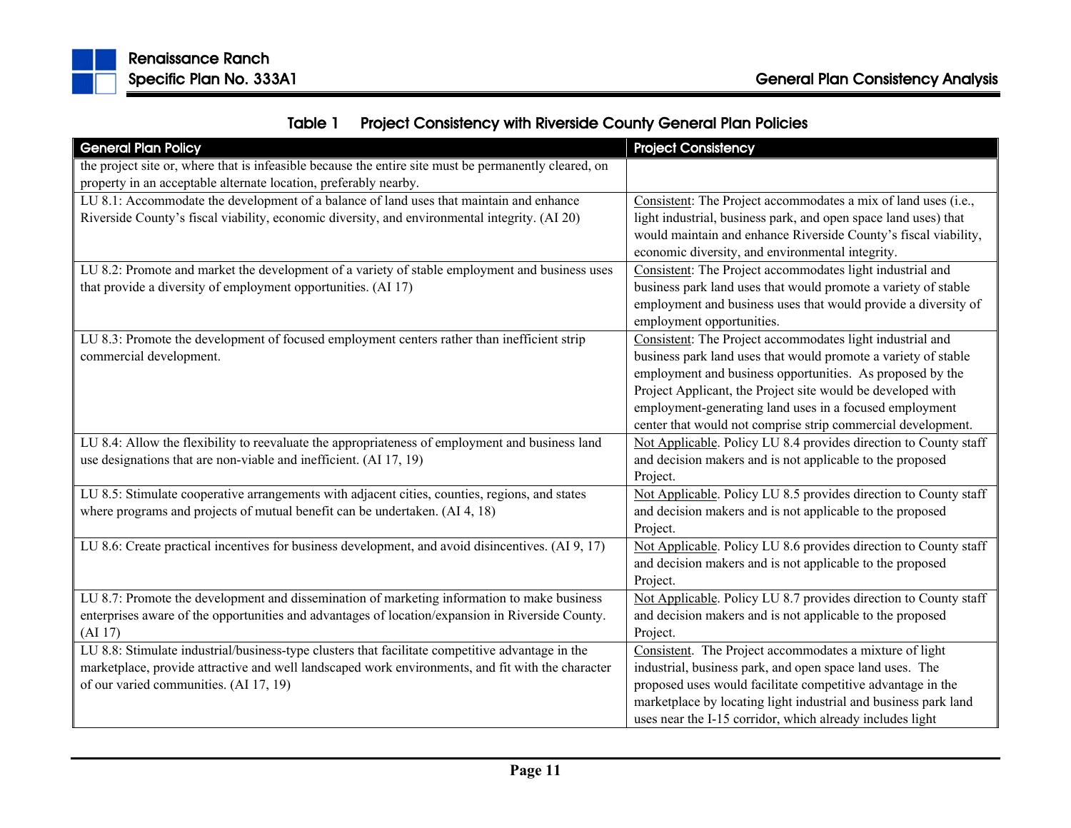**Table 1 Project Consistency with Riverside County General Plan Policies**

| General Plan Policy | Project Consistency |
|---|---|
| the project site or, where that is infeasible because the entire site must be permanently cleared, on property in an acceptable alternate location, preferably nearby. | |
| LU 8.1: Accommodate the development of a balance of land uses that maintain and enhance Riverside County's fiscal viability, economic diversity, and environmental integrity. (AI 20) | Consistent: The Project accommodates a mix of land uses (i.e., light industrial, business park, and open space land uses) that would maintain and enhance Riverside County's fiscal viability, economic diversity, and environmental integrity. |
| LU 8.2: Promote and market the development of a variety of stable employment and business uses that provide a diversity of employment opportunities. (AI 17) | Consistent: The Project accommodates light industrial and business park land uses that would promote a variety of stable employment and business uses that would provide a diversity of employment opportunities. |
| LU 8.3: Promote the development of focused employment centers rather than inefficient strip commercial development. | Consistent: The Project accommodates light industrial and business park land uses that would promote a variety of stable employment and business opportunities. As proposed by the Project Applicant, the Project site would be developed with employment-generating land uses in a focused employment center that would not comprise strip commercial development. |
| LU 8.4: Allow the flexibility to reevaluate the appropriateness of employment and business land use designations that are non-viable and inefficient. (AI 17, 19) | Not Applicable. Policy LU 8.4 provides direction to County staff and decision makers and is not applicable to the proposed Project. |
| LU 8.5: Stimulate cooperative arrangements with adjacent cities, counties, regions, and states where programs and projects of mutual benefit can be undertaken. (AI 4, 18) | Not Applicable. Policy LU 8.5 provides direction to County staff and decision makers and is not applicable to the proposed Project. |
| LU 8.6: Create practical incentives for business development, and avoid disincentives. (AI 9, 17) | Not Applicable. Policy LU 8.6 provides direction to County staff and decision makers and is not applicable to the proposed Project. |
| LU 8.7: Promote the development and dissemination of marketing information to make business enterprises aware of the opportunities and advantages of location/expansion in Riverside County. (AI 17) | Not Applicable. Policy LU 8.7 provides direction to County staff and decision makers and is not applicable to the proposed Project. |
| LU 8.8: Stimulate industrial/business-type clusters that facilitate competitive advantage in the marketplace, provide attractive and well landscaped work environments, and fit with the character of our varied communities. (AI 17, 19) | Consistent. The Project accommodates a mixture of light industrial, business park, and open space land uses. The proposed uses would facilitate competitive advantage in the marketplace by locating light industrial and business park land uses near the I-15 corridor, which already includes light |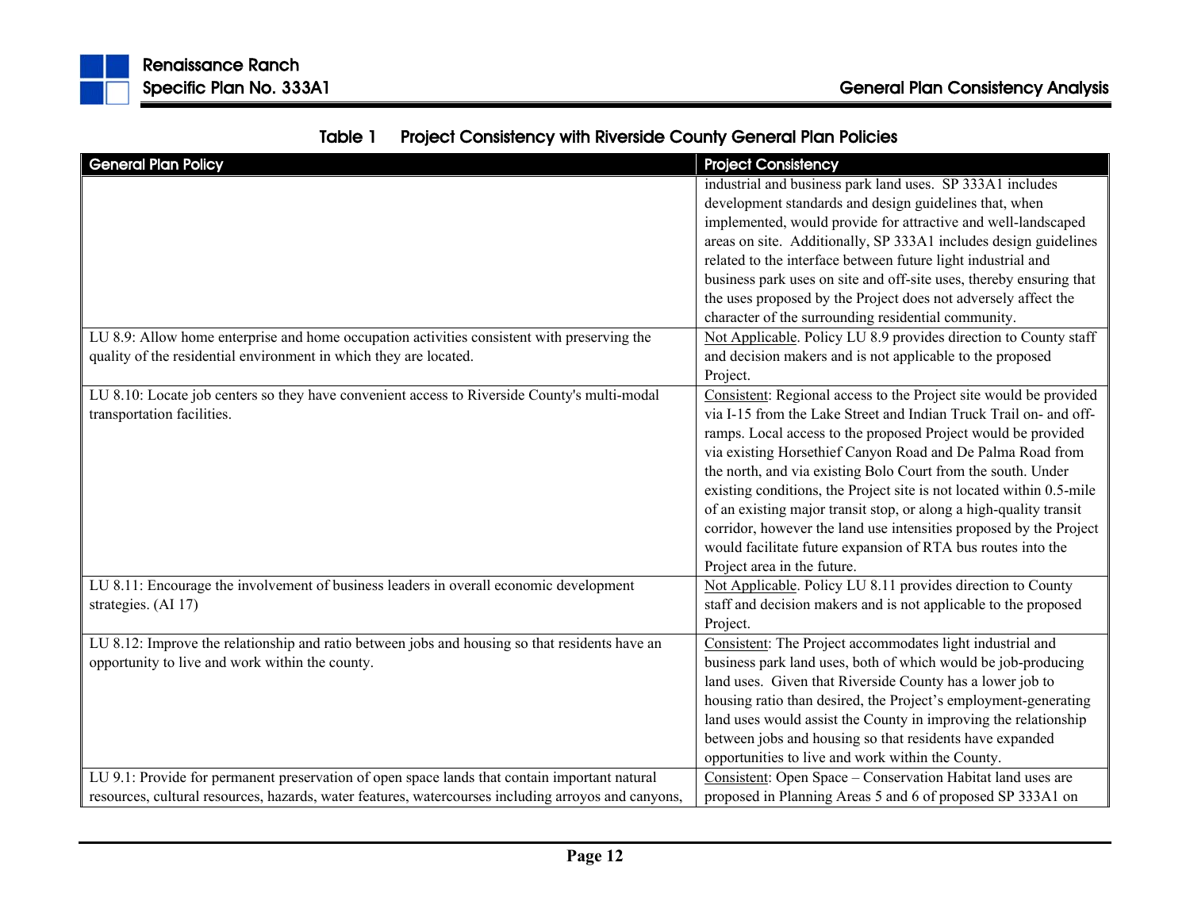**Table 1 Project Consistency with Riverside County General Plan Policies**

| General Plan Policy | Project Consistency |
|---|---|
| | industrial and business park land uses. SP 333A1 includes development standards and design guidelines that, when implemented, would provide for attractive and well-landscaped areas on site. Additionally, SP 333A1 includes design guidelines related to the interface between future light industrial and business park uses on site and off-site uses, thereby ensuring that the uses proposed by the Project does not adversely affect the character of the surrounding residential community. |
| LU 8.9: Allow home enterprise and home occupation activities consistent with preserving the quality of the residential environment in which they are located. | Not Applicable. Policy LU 8.9 provides direction to County staff and decision makers and is not applicable to the proposed Project. |
| LU 8.10: Locate job centers so they have convenient access to Riverside County's multi-modal transportation facilities. | Consistent: Regional access to the Project site would be provided via I-15 from the Lake Street and Indian Truck Trail on- and off-ramps. Local access to the proposed Project would be provided via existing Horsethief Canyon Road and De Palma Road from the north, and via existing Bolo Court from the south. Under existing conditions, the Project site is not located within 0.5-mile of an existing major transit stop, or along a high-quality transit corridor, however the land use intensities proposed by the Project would facilitate future expansion of RTA bus routes into the Project area in the future. |
| LU 8.11: Encourage the involvement of business leaders in overall economic development strategies. (AI 17) | Not Applicable. Policy LU 8.11 provides direction to County staff and decision makers and is not applicable to the proposed Project. |
| LU 8.12: Improve the relationship and ratio between jobs and housing so that residents have an opportunity to live and work within the county. | Consistent: The Project accommodates light industrial and business park land uses, both of which would be job-producing land uses. Given that Riverside County has a lower job to housing ratio than desired, the Project's employment-generating land uses would assist the County in improving the relationship between jobs and housing so that residents have expanded opportunities to live and work within the County. |
| LU 9.1: Provide for permanent preservation of open space lands that contain important natural resources, cultural resources, hazards, water features, watercourses including arroyos and canyons, | Consistent: Open Space – Conservation Habitat land uses are proposed in Planning Areas 5 and 6 of proposed SP 333A1 on |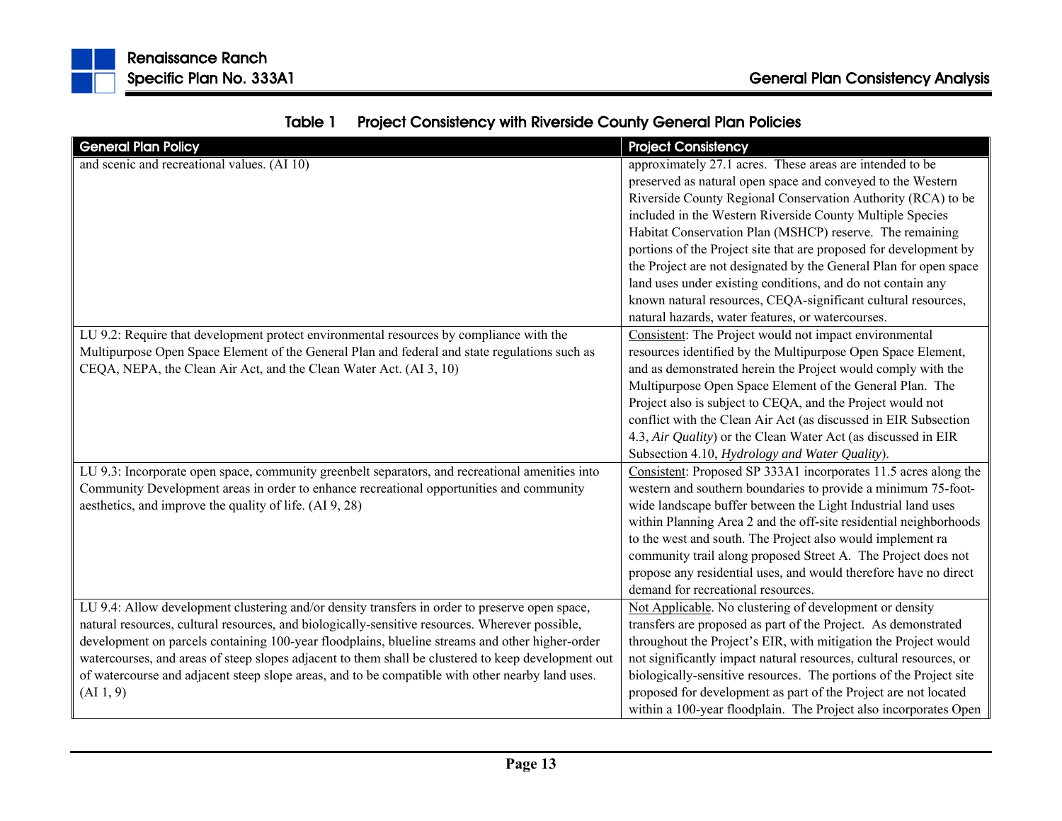**Table 1 Project Consistency with Riverside County General Plan Policies**

| General Plan Policy | Project Consistency |
|---|---|
| and scenic and recreational values. (AI 10) | approximately 27.1 acres. These areas are intended to be preserved as natural open space and conveyed to the Western Riverside County Regional Conservation Authority (RCA) to be included in the Western Riverside County Multiple Species Habitat Conservation Plan (MSHCP) reserve. The remaining portions of the Project site that are proposed for development by the Project are not designated by the General Plan for open space land uses under existing conditions, and do not contain any known natural resources, CEQA-significant cultural resources, natural hazards, water features, or watercourses. |
| LU 9.2: Require that development protect environmental resources by compliance with the Multipurpose Open Space Element of the General Plan and federal and state regulations such as CEQA, NEPA, the Clean Air Act, and the Clean Water Act. (AI 3, 10) | Consistent: The Project would not impact environmental resources identified by the Multipurpose Open Space Element, and as demonstrated herein the Project would comply with the Multipurpose Open Space Element of the General Plan. The Project also is subject to CEQA, and the Project would not conflict with the Clean Air Act (as discussed in EIR Subsection 4.3, *Air Quality*) or the Clean Water Act (as discussed in EIR Subsection 4.10, *Hydrology and Water Quality*). |
| LU 9.3: Incorporate open space, community greenbelt separators, and recreational amenities into Community Development areas in order to enhance recreational opportunities and community aesthetics, and improve the quality of life. (AI 9, 28) | Consistent: Proposed SP 333A1 incorporates 11.5 acres along the western and southern boundaries to provide a minimum 75-foot-wide landscape buffer between the Light Industrial land uses within Planning Area 2 and the off-site residential neighborhoods to the west and south. The Project also would implement ra community trail along proposed Street A. The Project does not propose any residential uses, and would therefore have no direct demand for recreational resources. |
| LU 9.4: Allow development clustering and/or density transfers in order to preserve open space, natural resources, cultural resources, and biologically-sensitive resources. Wherever possible, development on parcels containing 100-year floodplains, blueline streams and other higher-order watercourses, and areas of steep slopes adjacent to them shall be clustered to keep development out of watercourse and adjacent steep slope areas, and to be compatible with other nearby land uses. (AI 1, 9) | Not Applicable. No clustering of development or density transfers are proposed as part of the Project. As demonstrated throughout the Project's EIR, with mitigation the Project would not significantly impact natural resources, cultural resources, or biologically-sensitive resources. The portions of the Project site proposed for development as part of the Project are not located within a 100-year floodplain. The Project also incorporates Open |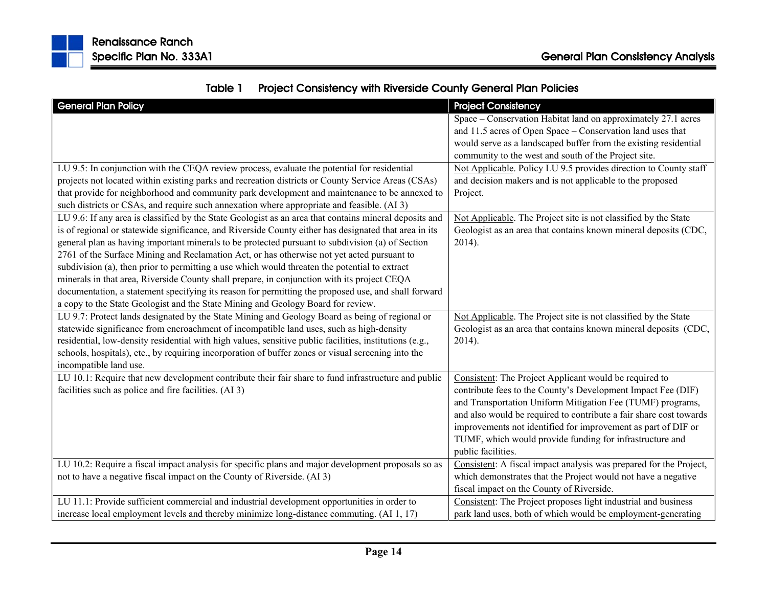**Table 1 Project Consistency with Riverside County General Plan Policies**

| General Plan Policy | Project Consistency |
|---|---|
| | Space – Conservation Habitat land on approximately 27.1 acres and 11.5 acres of Open Space – Conservation land uses that would serve as a landscaped buffer from the existing residential community to the west and south of the Project site. |
| LU 9.5: In conjunction with the CEQA review process, evaluate the potential for residential projects not located within existing parks and recreation districts or County Service Areas (CSAs) that provide for neighborhood and community park development and maintenance to be annexed to such districts or CSAs, and require such annexation where appropriate and feasible. (AI 3) | Not Applicable. Policy LU 9.5 provides direction to County staff and decision makers and is not applicable to the proposed Project. |
| LU 9.6: If any area is classified by the State Geologist as an area that contains mineral deposits and is of regional or statewide significance, and Riverside County either has designated that area in its general plan as having important minerals to be protected pursuant to subdivision (a) of Section 2761 of the Surface Mining and Reclamation Act, or has otherwise not yet acted pursuant to subdivision (a), then prior to permitting a use which would threaten the potential to extract minerals in that area, Riverside County shall prepare, in conjunction with its project CEQA documentation, a statement specifying its reason for permitting the proposed use, and shall forward a copy to the State Geologist and the State Mining and Geology Board for review. | Not Applicable. The Project site is not classified by the State Geologist as an area that contains known mineral deposits (CDC, 2014). |
| LU 9.7: Protect lands designated by the State Mining and Geology Board as being of regional or statewide significance from encroachment of incompatible land uses, such as high-density residential, low-density residential with high values, sensitive public facilities, institutions (e.g., schools, hospitals), etc., by requiring incorporation of buffer zones or visual screening into the incompatible land use. | Not Applicable. The Project site is not classified by the State Geologist as an area that contains known mineral deposits (CDC, 2014). |
| LU 10.1: Require that new development contribute their fair share to fund infrastructure and public facilities such as police and fire facilities. (AI 3) | Consistent: The Project Applicant would be required to contribute fees to the County's Development Impact Fee (DIF) and Transportation Uniform Mitigation Fee (TUMF) programs, and also would be required to contribute a fair share cost towards improvements not identified for improvement as part of DIF or TUMF, which would provide funding for infrastructure and public facilities. |
| LU 10.2: Require a fiscal impact analysis for specific plans and major development proposals so as not to have a negative fiscal impact on the County of Riverside. (AI 3) | Consistent: A fiscal impact analysis was prepared for the Project, which demonstrates that the Project would not have a negative fiscal impact on the County of Riverside. |
| LU 11.1: Provide sufficient commercial and industrial development opportunities in order to increase local employment levels and thereby minimize long-distance commuting. (AI 1, 17) | Consistent: The Project proposes light industrial and business park land uses, both of which would be employment-generating |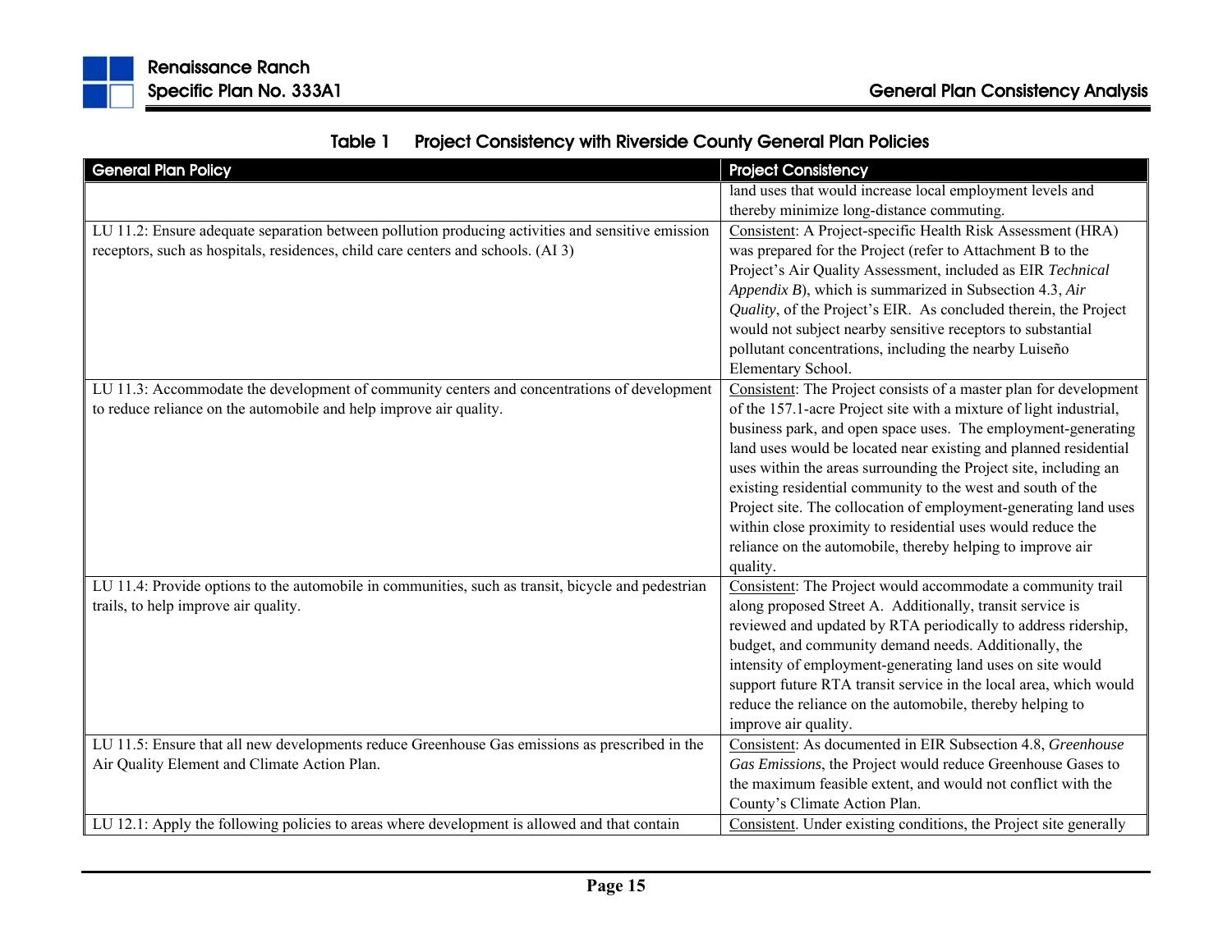**Table 1 Project Consistency with Riverside County General Plan Policies**

| General Plan Policy | Project Consistency |
|---|---|
| | land uses that would increase local employment levels and thereby minimize long-distance commuting. |
| LU 11.2: Ensure adequate separation between pollution producing activities and sensitive emission receptors, such as hospitals, residences, child care centers and schools. (AI 3) | Consistent: A Project-specific Health Risk Assessment (HRA) was prepared for the Project (refer to Attachment B to the Project's Air Quality Assessment, included as EIR *Technical Appendix B*), which is summarized in Subsection 4.3, *Air Quality*, of the Project's EIR. As concluded therein, the Project would not subject nearby sensitive receptors to substantial pollutant concentrations, including the nearby Luiseño Elementary School. |
| LU 11.3: Accommodate the development of community centers and concentrations of development to reduce reliance on the automobile and help improve air quality. | Consistent: The Project consists of a master plan for development of the 157.1-acre Project site with a mixture of light industrial, business park, and open space uses. The employment-generating land uses would be located near existing and planned residential uses within the areas surrounding the Project site, including an existing residential community to the west and south of the Project site. The collocation of employment-generating land uses within close proximity to residential uses would reduce the reliance on the automobile, thereby helping to improve air quality. |
| LU 11.4: Provide options to the automobile in communities, such as transit, bicycle and pedestrian trails, to help improve air quality. | Consistent: The Project would accommodate a community trail along proposed Street A. Additionally, transit service is reviewed and updated by RTA periodically to address ridership, budget, and community demand needs. Additionally, the intensity of employment-generating land uses on site would support future RTA transit service in the local area, which would reduce the reliance on the automobile, thereby helping to improve air quality. |
| LU 11.5: Ensure that all new developments reduce Greenhouse Gas emissions as prescribed in the Air Quality Element and Climate Action Plan. | Consistent: As documented in EIR Subsection 4.8, *Greenhouse Gas Emissions*, the Project would reduce Greenhouse Gases to the maximum feasible extent, and would not conflict with the County's Climate Action Plan. |
| LU 12.1: Apply the following policies to areas where development is allowed and that contain | Consistent. Under existing conditions, the Project site generally |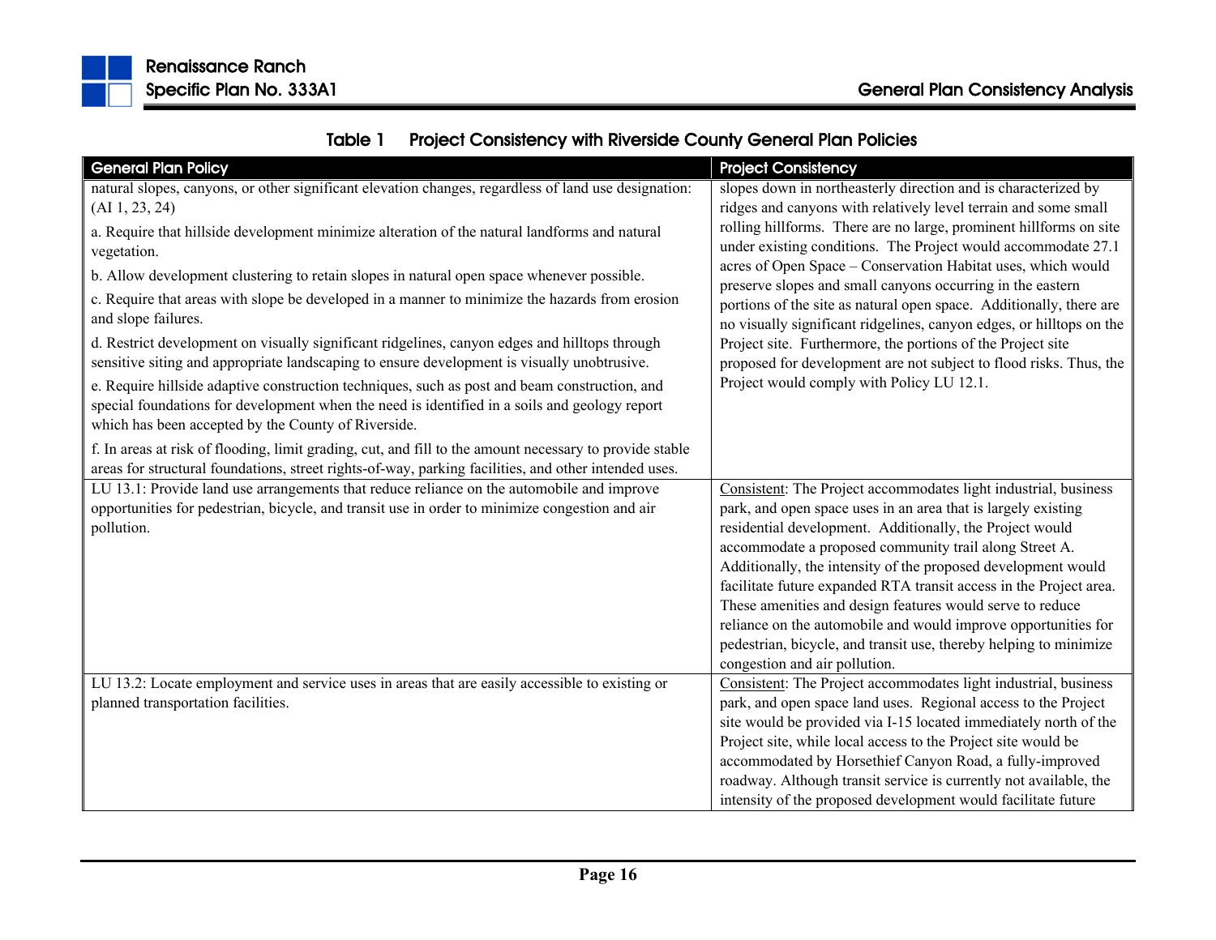**Table 1 Project Consistency with Riverside County General Plan Policies**

| General Plan Policy | Project Consistency |
|---|---|
| natural slopes, canyons, or other significant elevation changes, regardless of land use designation: (AI 1, 23, 24)<br><br>a. Require that hillside development minimize alteration of the natural landforms and natural vegetation.<br><br>b. Allow development clustering to retain slopes in natural open space whenever possible.<br><br>c. Require that areas with slope be developed in a manner to minimize the hazards from erosion and slope failures.<br><br>d. Restrict development on visually significant ridgelines, canyon edges and hilltops through sensitive siting and appropriate landscaping to ensure development is visually unobtrusive.<br><br>e. Require hillside adaptive construction techniques, such as post and beam construction, and special foundations for development when the need is identified in a soils and geology report which has been accepted by the County of Riverside.<br><br>f. In areas at risk of flooding, limit grading, cut, and fill to the amount necessary to provide stable areas for structural foundations, street rights-of-way, parking facilities, and other intended uses. | slopes down in northeasterly direction and is characterized by ridges and canyons with relatively level terrain and some small rolling hillforms. There are no large, prominent hillforms on site under existing conditions. The Project would accommodate 27.1 acres of Open Space – Conservation Habitat uses, which would preserve slopes and small canyons occurring in the eastern portions of the site as natural open space. Additionally, there are no visually significant ridgelines, canyon edges, or hilltops on the Project site. Furthermore, the portions of the Project site proposed for development are not subject to flood risks. Thus, the Project would comply with Policy LU 12.1. |
| LU 13.1: Provide land use arrangements that reduce reliance on the automobile and improve opportunities for pedestrian, bicycle, and transit use in order to minimize congestion and air pollution. | Consistent: The Project accommodates light industrial, business park, and open space uses in an area that is largely existing residential development. Additionally, the Project would accommodate a proposed community trail along Street A. Additionally, the intensity of the proposed development would facilitate future expanded RTA transit access in the Project area. These amenities and design features would serve to reduce reliance on the automobile and would improve opportunities for pedestrian, bicycle, and transit use, thereby helping to minimize congestion and air pollution. |
| LU 13.2: Locate employment and service uses in areas that are easily accessible to existing or planned transportation facilities. | Consistent: The Project accommodates light industrial, business park, and open space land uses. Regional access to the Project site would be provided via I-15 located immediately north of the Project site, while local access to the Project site would be accommodated by Horsethief Canyon Road, a fully-improved roadway. Although transit service is currently not available, the intensity of the proposed development would facilitate future |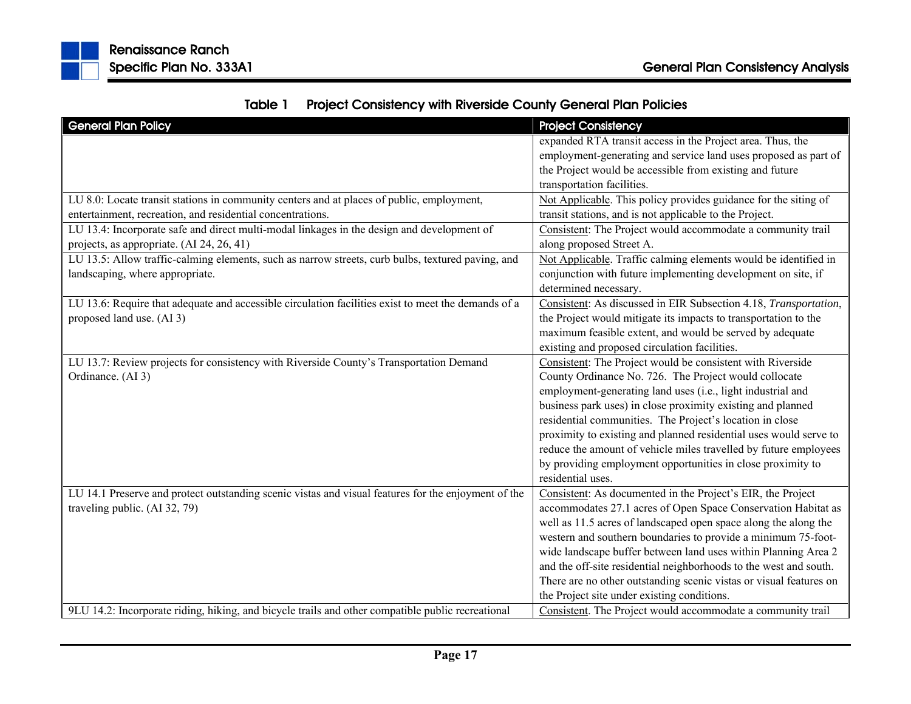Table 1 Project Consistency with Riverside County General Plan Policies

| General Plan Policy | Project Consistency |
|---|---|
| | expanded RTA transit access in the Project area. Thus, the employment-generating and service land uses proposed as part of the Project would be accessible from existing and future transportation facilities. |
| LU 8.0: Locate transit stations in community centers and at places of public, employment, entertainment, recreation, and residential concentrations. | Not Applicable. This policy provides guidance for the siting of transit stations, and is not applicable to the Project. |
| LU 13.4: Incorporate safe and direct multi-modal linkages in the design and development of projects, as appropriate. (AI 24, 26, 41) | Consistent: The Project would accommodate a community trail along proposed Street A. |
| LU 13.5: Allow traffic-calming elements, such as narrow streets, curb bulbs, textured paving, and landscaping, where appropriate. | Not Applicable. Traffic calming elements would be identified in conjunction with future implementing development on site, if determined necessary. |
| LU 13.6: Require that adequate and accessible circulation facilities exist to meet the demands of a proposed land use. (AI 3) | Consistent: As discussed in EIR Subsection 4.18, *Transportation*, the Project would mitigate its impacts to transportation to the maximum feasible extent, and would be served by adequate existing and proposed circulation facilities. |
| LU 13.7: Review projects for consistency with Riverside County's Transportation Demand Ordinance. (AI 3) | Consistent: The Project would be consistent with Riverside County Ordinance No. 726. The Project would collocate employment-generating land uses (i.e., light industrial and business park uses) in close proximity existing and planned residential communities. The Project's location in close proximity to existing and planned residential uses would serve to reduce the amount of vehicle miles travelled by future employees by providing employment opportunities in close proximity to residential uses. |
| LU 14.1 Preserve and protect outstanding scenic vistas and visual features for the enjoyment of the traveling public. (AI 32, 79) | Consistent: As documented in the Project's EIR, the Project accommodates 27.1 acres of Open Space Conservation Habitat as well as 11.5 acres of landscaped open space along the along the western and southern boundaries to provide a minimum 75-foot-wide landscape buffer between land uses within Planning Area 2 and the off-site residential neighborhoods to the west and south. There are no other outstanding scenic vistas or visual features on the Project site under existing conditions. |
| 9LU 14.2: Incorporate riding, hiking, and bicycle trails and other compatible public recreational | Consistent. The Project would accommodate a community trail |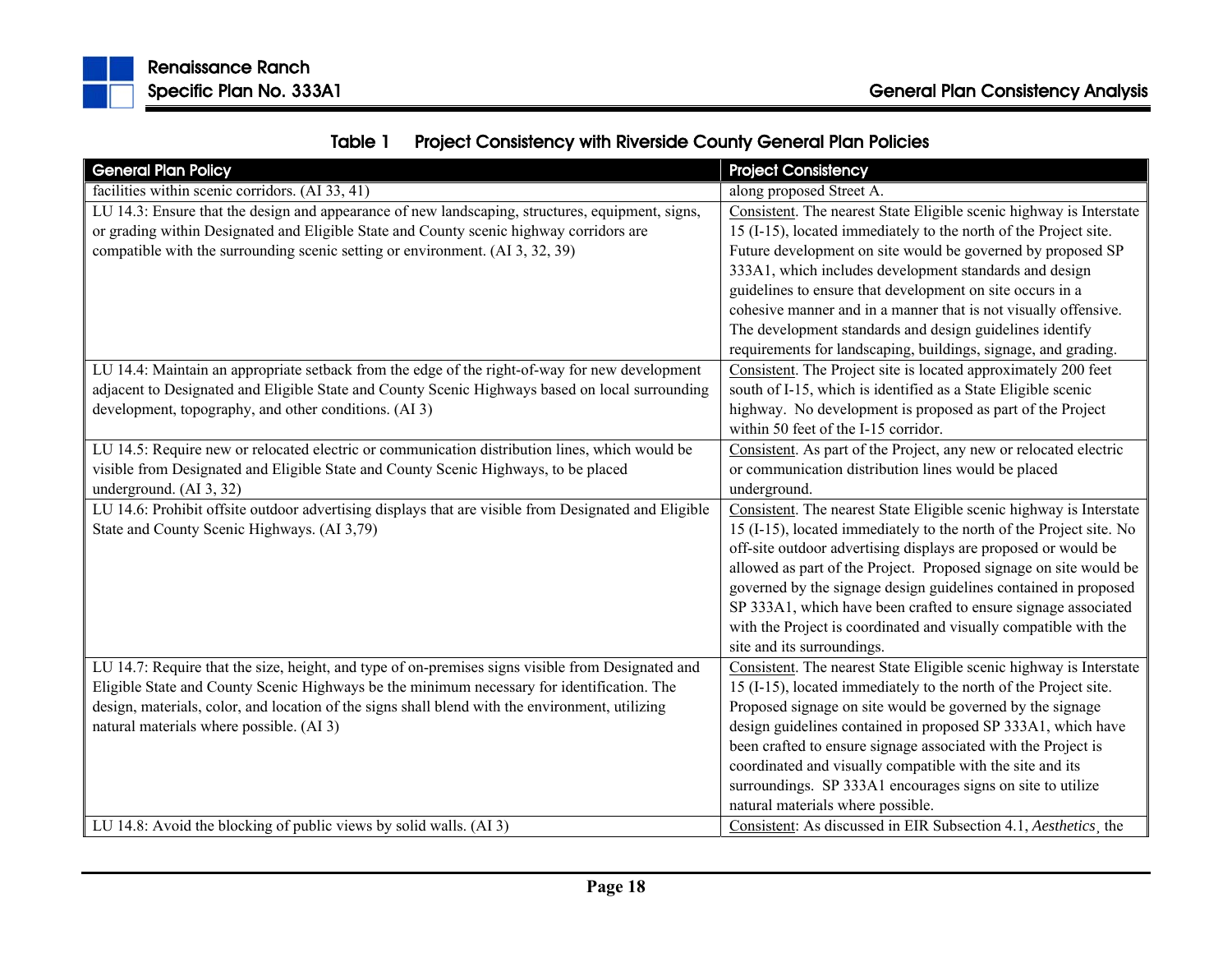**Table 1 Project Consistency with Riverside County General Plan Policies**

| General Plan Policy | Project Consistency |
|---|---|
| facilities within scenic corridors. (AI 33, 41) | along proposed Street A. |
| LU 14.3: Ensure that the design and appearance of new landscaping, structures, equipment, signs, or grading within Designated and Eligible State and County scenic highway corridors are compatible with the surrounding scenic setting or environment. (AI 3, 32, 39) | Consistent. The nearest State Eligible scenic highway is Interstate 15 (I-15), located immediately to the north of the Project site. Future development on site would be governed by proposed SP 333A1, which includes development standards and design guidelines to ensure that development on site occurs in a cohesive manner and in a manner that is not visually offensive. The development standards and design guidelines identify requirements for landscaping, buildings, signage, and grading. |
| LU 14.4: Maintain an appropriate setback from the edge of the right-of-way for new development adjacent to Designated and Eligible State and County Scenic Highways based on local surrounding development, topography, and other conditions. (AI 3) | Consistent. The Project site is located approximately 200 feet south of I-15, which is identified as a State Eligible scenic highway. No development is proposed as part of the Project within 50 feet of the I-15 corridor. |
| LU 14.5: Require new or relocated electric or communication distribution lines, which would be visible from Designated and Eligible State and County Scenic Highways, to be placed underground. (AI 3, 32) | Consistent. As part of the Project, any new or relocated electric or communication distribution lines would be placed underground. |
| LU 14.6: Prohibit offsite outdoor advertising displays that are visible from Designated and Eligible State and County Scenic Highways. (AI 3,79) | Consistent. The nearest State Eligible scenic highway is Interstate 15 (I-15), located immediately to the north of the Project site. No off-site outdoor advertising displays are proposed or would be allowed as part of the Project. Proposed signage on site would be governed by the signage design guidelines contained in proposed SP 333A1, which have been crafted to ensure signage associated with the Project is coordinated and visually compatible with the site and its surroundings. |
| LU 14.7: Require that the size, height, and type of on-premises signs visible from Designated and Eligible State and County Scenic Highways be the minimum necessary for identification. The design, materials, color, and location of the signs shall blend with the environment, utilizing natural materials where possible. (AI 3) | Consistent. The nearest State Eligible scenic highway is Interstate 15 (I-15), located immediately to the north of the Project site. Proposed signage on site would be governed by the signage design guidelines contained in proposed SP 333A1, which have been crafted to ensure signage associated with the Project is coordinated and visually compatible with the site and its surroundings. SP 333A1 encourages signs on site to utilize natural materials where possible. |
| LU 14.8: Avoid the blocking of public views by solid walls. (AI 3) | Consistent: As discussed in EIR Subsection 4.1, *Aesthetics*, the |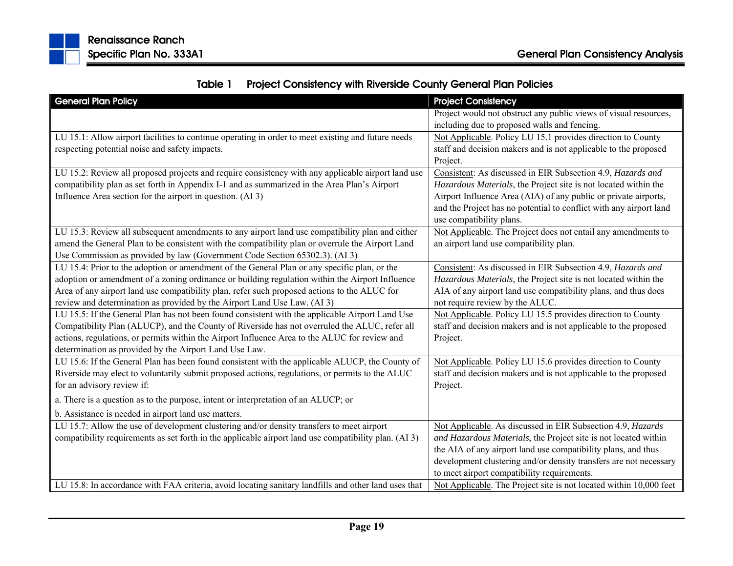**Table 1 Project Consistency with Riverside County General Plan Policies**

| General Plan Policy | Project Consistency |
|---|---|
| | Project would not obstruct any public views of visual resources, including due to proposed walls and fencing. |
| LU 15.1: Allow airport facilities to continue operating in order to meet existing and future needs respecting potential noise and safety impacts. | Not Applicable. Policy LU 15.1 provides direction to County staff and decision makers and is not applicable to the proposed Project. |
| LU 15.2: Review all proposed projects and require consistency with any applicable airport land use compatibility plan as set forth in Appendix I-1 and as summarized in the Area Plan's Airport Influence Area section for the airport in question. (AI 3) | Consistent: As discussed in EIR Subsection 4.9, *Hazards and Hazardous Materials*, the Project site is not located within the Airport Influence Area (AIA) of any public or private airports, and the Project has no potential to conflict with any airport land use compatibility plans. |
| LU 15.3: Review all subsequent amendments to any airport land use compatibility plan and either amend the General Plan to be consistent with the compatibility plan or overrule the Airport Land Use Commission as provided by law (Government Code Section 65302.3). (AI 3) | Not Applicable. The Project does not entail any amendments to an airport land use compatibility plan. |
| LU 15.4: Prior to the adoption or amendment of the General Plan or any specific plan, or the adoption or amendment of a zoning ordinance or building regulation within the Airport Influence Area of any airport land use compatibility plan, refer such proposed actions to the ALUC for review and determination as provided by the Airport Land Use Law. (AI 3) | Consistent: As discussed in EIR Subsection 4.9, *Hazards and Hazardous Materials*, the Project site is not located within the AIA of any airport land use compatibility plans, and thus does not require review by the ALUC. |
| LU 15.5: If the General Plan has not been found consistent with the applicable Airport Land Use Compatibility Plan (ALUCP), and the County of Riverside has not overruled the ALUC, refer all actions, regulations, or permits within the Airport Influence Area to the ALUC for review and determination as provided by the Airport Land Use Law. | Not Applicable. Policy LU 15.5 provides direction to County staff and decision makers and is not applicable to the proposed Project. |
| LU 15.6: If the General Plan has been found consistent with the applicable ALUCP, the County of Riverside may elect to voluntarily submit proposed actions, regulations, or permits to the ALUC for an advisory review if:<br><br>a. There is a question as to the purpose, intent or interpretation of an ALUCP; or<br><br>b. Assistance is needed in airport land use matters. | Not Applicable. Policy LU 15.6 provides direction to County staff and decision makers and is not applicable to the proposed Project. |
| LU 15.7: Allow the use of development clustering and/or density transfers to meet airport compatibility requirements as set forth in the applicable airport land use compatibility plan. (AI 3) | Not Applicable. As discussed in EIR Subsection 4.9, *Hazards and Hazardous Materials*, the Project site is not located within the AIA of any airport land use compatibility plans, and thus development clustering and/or density transfers are not necessary to meet airport compatibility requirements. |
| LU 15.8: In accordance with FAA criteria, avoid locating sanitary landfills and other land uses that | Not Applicable. The Project site is not located within 10,000 feet |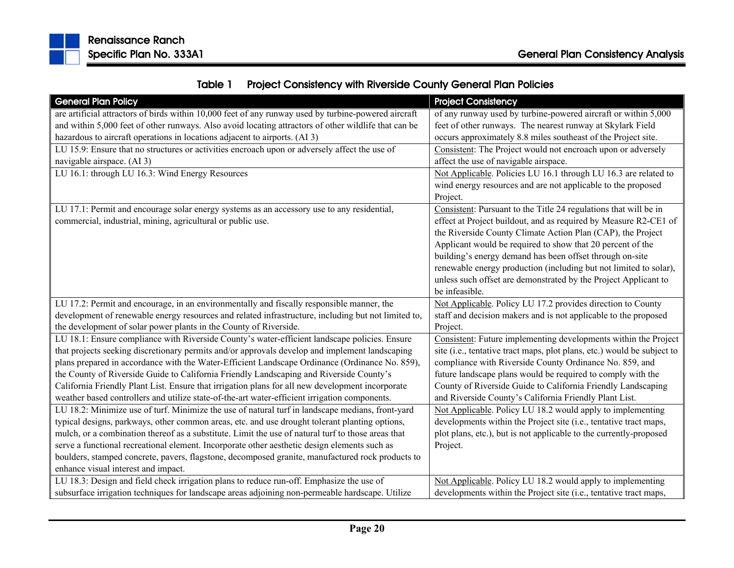**Table 1 Project Consistency with Riverside County General Plan Policies**

| General Plan Policy | Project Consistency |
|---|---|
| are artificial attractors of birds within 10,000 feet of any runway used by turbine-powered aircraft and within 5,000 feet of other runways. Also avoid locating attractors of other wildlife that can be hazardous to aircraft operations in locations adjacent to airports. (AI 3) | of any runway used by turbine-powered aircraft or within 5,000 feet of other runways. The nearest runway at Skylark Field occurs approximately 8.8 miles southeast of the Project site. |
| LU 15.9: Ensure that no structures or activities encroach upon or adversely affect the use of navigable airspace. (AI 3) | Consistent: The Project would not encroach upon or adversely affect the use of navigable airspace. |
| LU 16.1: through LU 16.3: Wind Energy Resources | Not Applicable. Policies LU 16.1 through LU 16.3 are related to wind energy resources and are not applicable to the proposed Project. |
| LU 17.1: Permit and encourage solar energy systems as an accessory use to any residential, commercial, industrial, mining, agricultural or public use. | Consistent: Pursuant to the Title 24 regulations that will be in effect at Project buildout, and as required by Measure R2-CE1 of the Riverside County Climate Action Plan (CAP), the Project Applicant would be required to show that 20 percent of the building's energy demand has been offset through on-site renewable energy production (including but not limited to solar), unless such offset are demonstrated by the Project Applicant to be infeasible. |
| LU 17.2: Permit and encourage, in an environmentally and fiscally responsible manner, the development of renewable energy resources and related infrastructure, including but not limited to, the development of solar power plants in the County of Riverside. | Not Applicable. Policy LU 17.2 provides direction to County staff and decision makers and is not applicable to the proposed Project. |
| LU 18.1: Ensure compliance with Riverside County's water-efficient landscape policies. Ensure that projects seeking discretionary permits and/or approvals develop and implement landscaping plans prepared in accordance with the Water-Efficient Landscape Ordinance (Ordinance No. 859), the County of Riverside Guide to California Friendly Landscaping and Riverside County's California Friendly Plant List. Ensure that irrigation plans for all new development incorporate weather based controllers and utilize state-of-the-art water-efficient irrigation components. | Consistent: Future implementing developments within the Project site (i.e., tentative tract maps, plot plans, etc.) would be subject to compliance with Riverside County Ordinance No. 859, and future landscape plans would be required to comply with the County of Riverside Guide to California Friendly Landscaping and Riverside County's California Friendly Plant List. |
| LU 18.2: Minimize use of turf. Minimize the use of natural turf in landscape medians, front-yard typical designs, parkways, other common areas, etc. and use drought tolerant planting options, mulch, or a combination thereof as a substitute. Limit the use of natural turf to those areas that serve a functional recreational element. Incorporate other aesthetic design elements such as boulders, stamped concrete, pavers, flagstone, decomposed granite, manufactured rock products to enhance visual interest and impact. | Not Applicable. Policy LU 18.2 would apply to implementing developments within the Project site (i.e., tentative tract maps, plot plans, etc.), but is not applicable to the currently-proposed Project. |
| LU 18.3: Design and field check irrigation plans to reduce run-off. Emphasize the use of subsurface irrigation techniques for landscape areas adjoining non-permeable hardscape. Utilize | Not Applicable. Policy LU 18.2 would apply to implementing developments within the Project site (i.e., tentative tract maps, |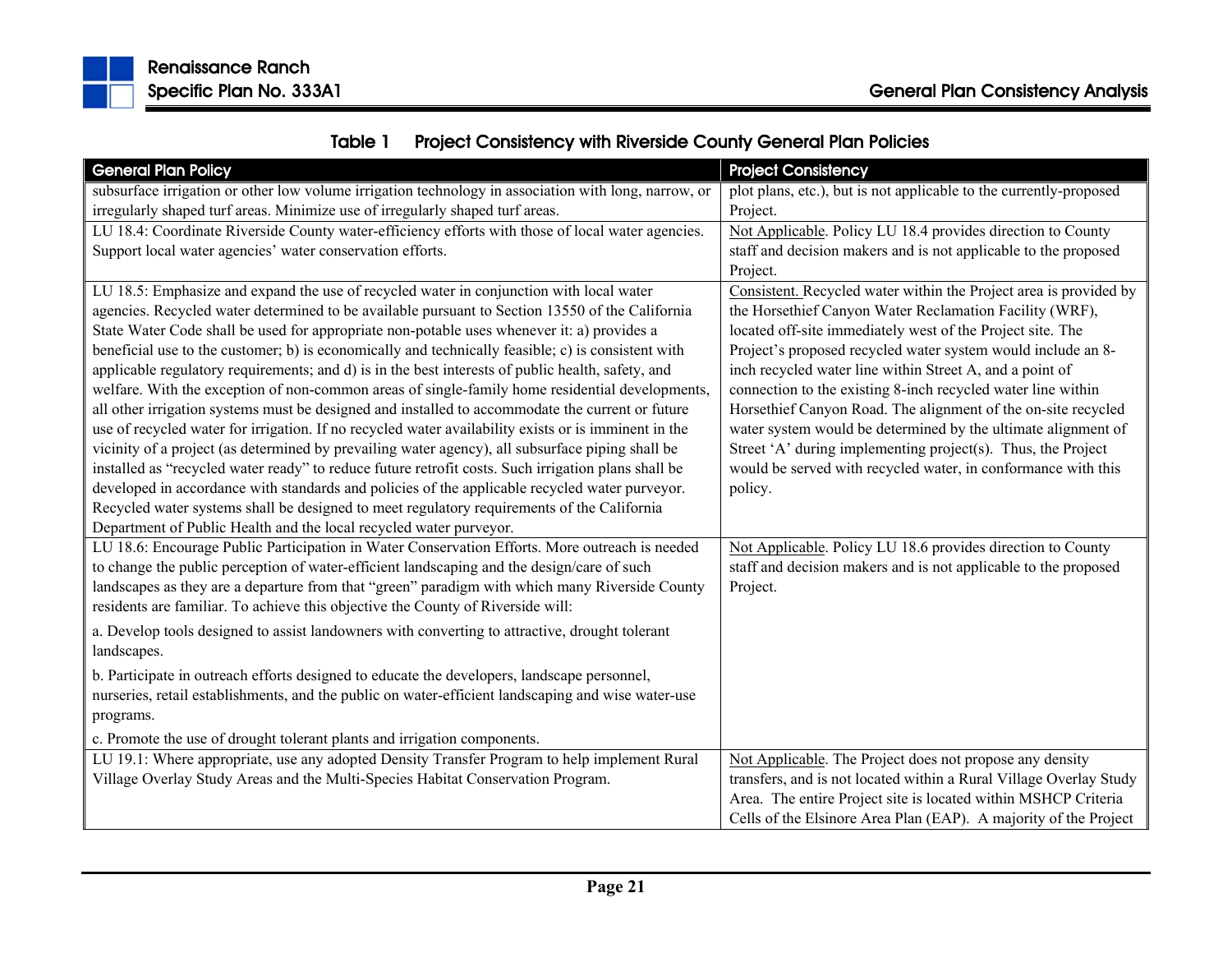Table 1 Project Consistency with Riverside County General Plan Policies

| General Plan Policy | Project Consistency |
|---|---|
| subsurface irrigation or other low volume irrigation technology in association with long, narrow, or irregularly shaped turf areas. Minimize use of irregularly shaped turf areas. | plot plans, etc.), but is not applicable to the currently-proposed Project. |
| LU 18.4: Coordinate Riverside County water-efficiency efforts with those of local water agencies. Support local water agencies' water conservation efforts. | Not Applicable. Policy LU 18.4 provides direction to County staff and decision makers and is not applicable to the proposed Project. |
| LU 18.5: Emphasize and expand the use of recycled water in conjunction with local water agencies. Recycled water determined to be available pursuant to Section 13550 of the California State Water Code shall be used for appropriate non-potable uses whenever it: a) provides a beneficial use to the customer; b) is economically and technically feasible; c) is consistent with applicable regulatory requirements; and d) is in the best interests of public health, safety, and welfare. With the exception of non-common areas of single-family home residential developments, all other irrigation systems must be designed and installed to accommodate the current or future use of recycled water for irrigation. If no recycled water availability exists or is imminent in the vicinity of a project (as determined by prevailing water agency), all subsurface piping shall be installed as "recycled water ready" to reduce future retrofit costs. Such irrigation plans shall be developed in accordance with standards and policies of the applicable recycled water purveyor. Recycled water systems shall be designed to meet regulatory requirements of the California Department of Public Health and the local recycled water purveyor. | Consistent. Recycled water within the Project area is provided by the Horsethief Canyon Water Reclamation Facility (WRF), located off-site immediately west of the Project site. The Project's proposed recycled water system would include an 8-inch recycled water line within Street A, and a point of connection to the existing 8-inch recycled water line within Horsethief Canyon Road. The alignment of the on-site recycled water system would be determined by the ultimate alignment of Street 'A' during implementing project(s). Thus, the Project would be served with recycled water, in conformance with this policy. |
| LU 18.6: Encourage Public Participation in Water Conservation Efforts. More outreach is needed to change the public perception of water-efficient landscaping and the design/care of such landscapes as they are a departure from that "green" paradigm with which many Riverside County residents are familiar. To achieve this objective the County of Riverside will:<br><br>a. Develop tools designed to assist landowners with converting to attractive, drought tolerant landscapes.<br><br>b. Participate in outreach efforts designed to educate the developers, landscape personnel, nurseries, retail establishments, and the public on water-efficient landscaping and wise water-use programs.<br><br>c. Promote the use of drought tolerant plants and irrigation components. | Not Applicable. Policy LU 18.6 provides direction to County staff and decision makers and is not applicable to the proposed Project. |
| LU 19.1: Where appropriate, use any adopted Density Transfer Program to help implement Rural Village Overlay Study Areas and the Multi-Species Habitat Conservation Program. | Not Applicable. The Project does not propose any density transfers, and is not located within a Rural Village Overlay Study Area. The entire Project site is located within MSHCP Criteria Cells of the Elsinore Area Plan (EAP). A majority of the Project |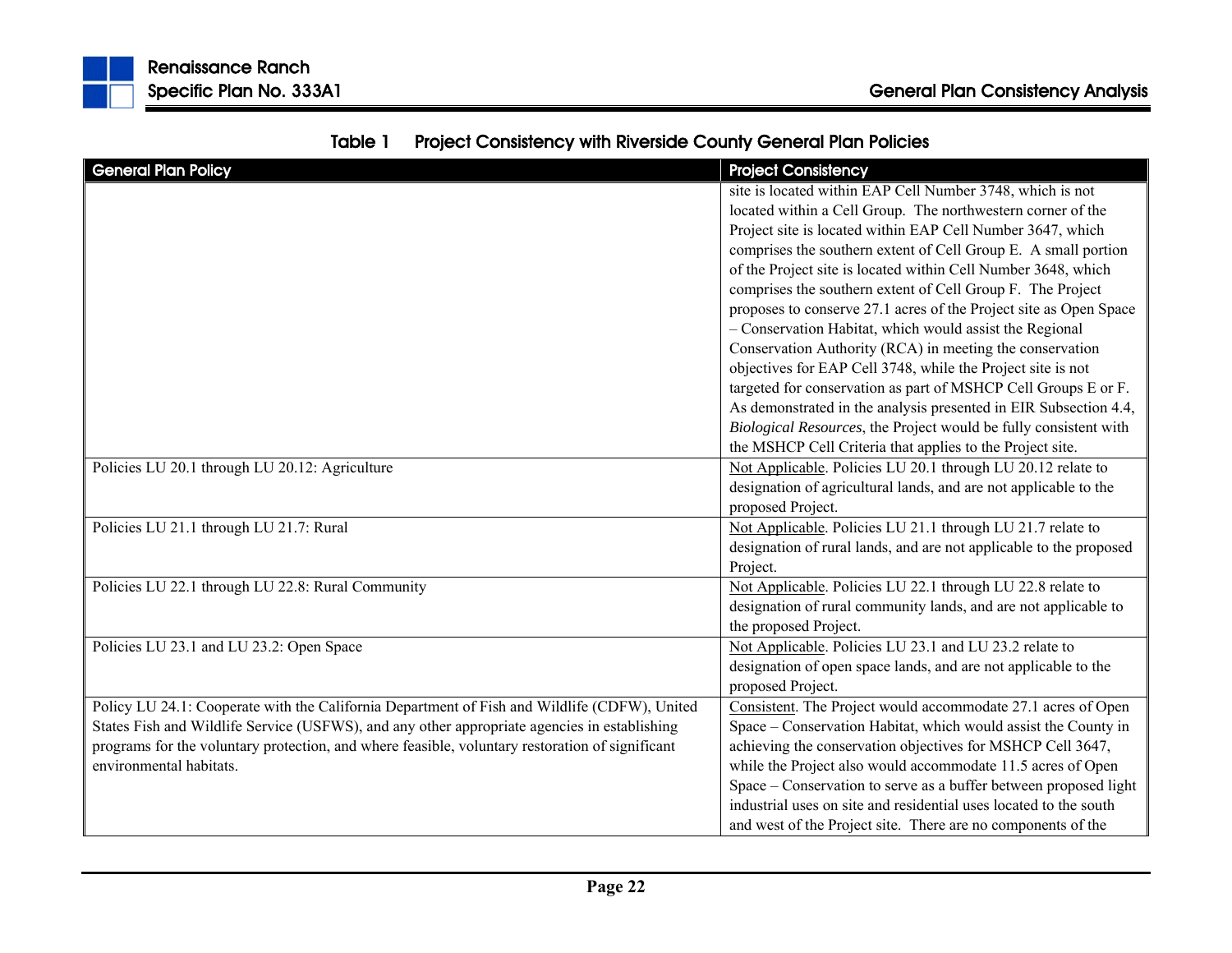Table 1 Project Consistency with Riverside County General Plan Policies

| General Plan Policy | Project Consistency |
| --- | --- |
| | site is located within EAP Cell Number 3748, which is not located within a Cell Group. The northwestern corner of the Project site is located within EAP Cell Number 3647, which comprises the southern extent of Cell Group E. A small portion of the Project site is located within Cell Number 3648, which comprises the southern extent of Cell Group F. The Project proposes to conserve 27.1 acres of the Project site as Open Space – Conservation Habitat, which would assist the Regional Conservation Authority (RCA) in meeting the conservation objectives for EAP Cell 3748, while the Project site is not targeted for conservation as part of MSHCP Cell Groups E or F. As demonstrated in the analysis presented in EIR Subsection 4.4, *Biological Resources*, the Project would be fully consistent with the MSHCP Cell Criteria that applies to the Project site. |
| Policies LU 20.1 through LU 20.12: Agriculture | Not Applicable. Policies LU 20.1 through LU 20.12 relate to designation of agricultural lands, and are not applicable to the proposed Project. |
| Policies LU 21.1 through LU 21.7: Rural | Not Applicable. Policies LU 21.1 through LU 21.7 relate to designation of rural lands, and are not applicable to the proposed Project. |
| Policies LU 22.1 through LU 22.8: Rural Community | Not Applicable. Policies LU 22.1 through LU 22.8 relate to designation of rural community lands, and are not applicable to the proposed Project. |
| Policies LU 23.1 and LU 23.2: Open Space | Not Applicable. Policies LU 23.1 and LU 23.2 relate to designation of open space lands, and are not applicable to the proposed Project. |
| Policy LU 24.1: Cooperate with the California Department of Fish and Wildlife (CDFW), United States Fish and Wildlife Service (USFWS), and any other appropriate agencies in establishing programs for the voluntary protection, and where feasible, voluntary restoration of significant environmental habitats. | Consistent. The Project would accommodate 27.1 acres of Open Space – Conservation Habitat, which would assist the County in achieving the conservation objectives for MSHCP Cell 3647, while the Project also would accommodate 11.5 acres of Open Space – Conservation to serve as a buffer between proposed light industrial uses on site and residential uses located to the south and west of the Project site. There are no components of the |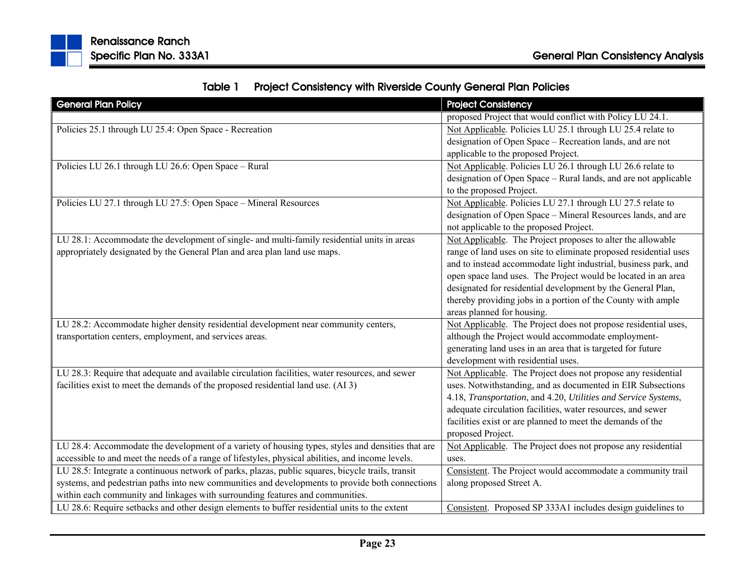**Table 1 Project Consistency with Riverside County General Plan Policies**

| General Plan Policy | Project Consistency |
|---|---|
| | proposed Project that would conflict with Policy LU 24.1. |
| Policies 25.1 through LU 25.4: Open Space - Recreation | Not Applicable. Policies LU 25.1 through LU 25.4 relate to designation of Open Space – Recreation lands, and are not applicable to the proposed Project. |
| Policies LU 26.1 through LU 26.6: Open Space – Rural | Not Applicable. Policies LU 26.1 through LU 26.6 relate to designation of Open Space – Rural lands, and are not applicable to the proposed Project. |
| Policies LU 27.1 through LU 27.5: Open Space – Mineral Resources | Not Applicable. Policies LU 27.1 through LU 27.5 relate to designation of Open Space – Mineral Resources lands, and are not applicable to the proposed Project. |
| LU 28.1: Accommodate the development of single- and multi-family residential units in areas appropriately designated by the General Plan and area plan land use maps. | Not Applicable. The Project proposes to alter the allowable range of land uses on site to eliminate proposed residential uses and to instead accommodate light industrial, business park, and open space land uses. The Project would be located in an area designated for residential development by the General Plan, thereby providing jobs in a portion of the County with ample areas planned for housing. |
| LU 28.2: Accommodate higher density residential development near community centers, transportation centers, employment, and services areas. | Not Applicable. The Project does not propose residential uses, although the Project would accommodate employment-generating land uses in an area that is targeted for future development with residential uses. |
| LU 28.3: Require that adequate and available circulation facilities, water resources, and sewer facilities exist to meet the demands of the proposed residential land use. (AI 3) | Not Applicable. The Project does not propose any residential uses. Notwithstanding, and as documented in EIR Subsections 4.18, *Transportation*, and 4.20, *Utilities and Service Systems*, adequate circulation facilities, water resources, and sewer facilities exist or are planned to meet the demands of the proposed Project. |
| LU 28.4: Accommodate the development of a variety of housing types, styles and densities that are accessible to and meet the needs of a range of lifestyles, physical abilities, and income levels. | Not Applicable. The Project does not propose any residential uses. |
| LU 28.5: Integrate a continuous network of parks, plazas, public squares, bicycle trails, transit systems, and pedestrian paths into new communities and developments to provide both connections within each community and linkages with surrounding features and communities. | Consistent. The Project would accommodate a community trail along proposed Street A. |
| LU 28.6: Require setbacks and other design elements to buffer residential units to the extent | Consistent. Proposed SP 333A1 includes design guidelines to |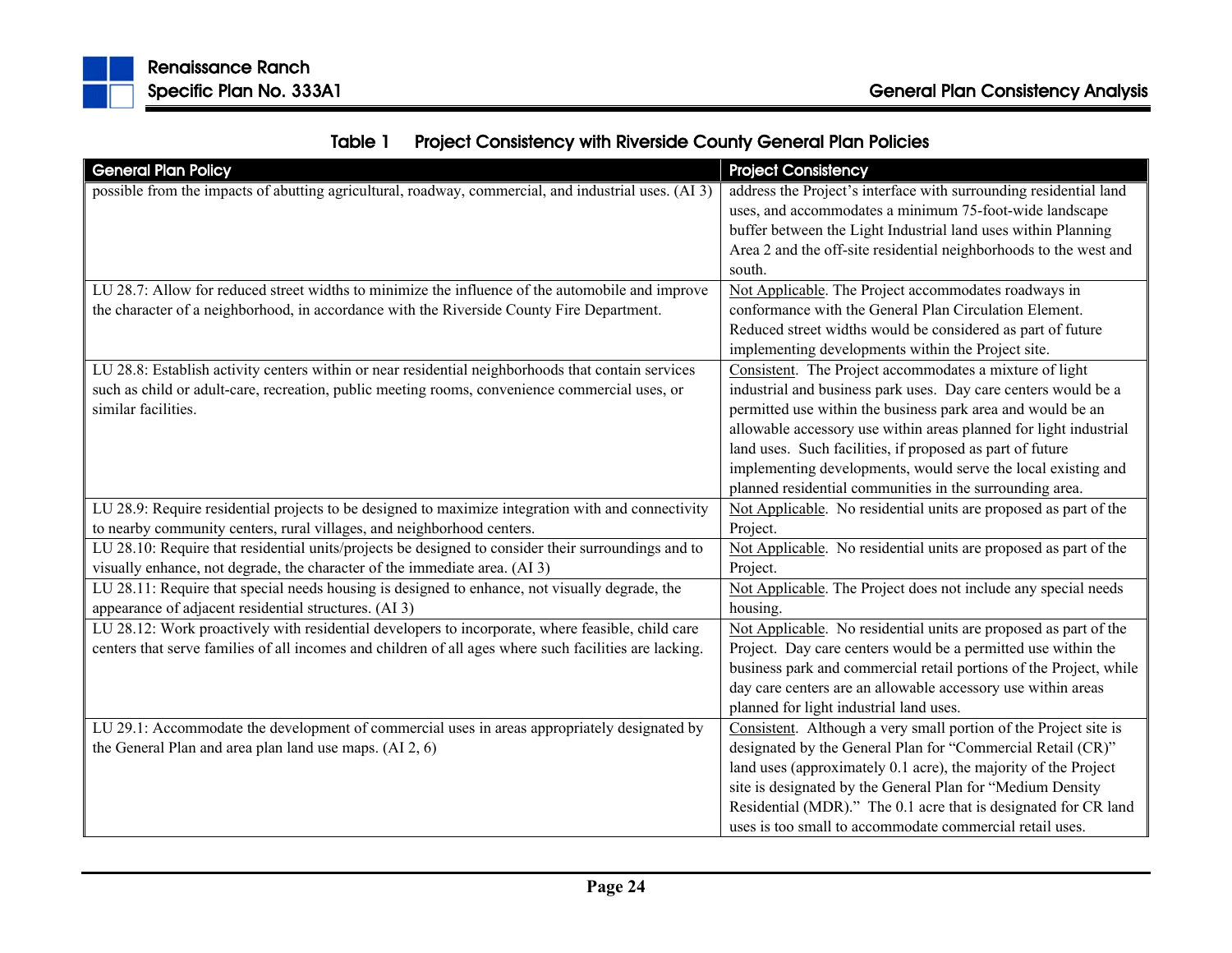**Table 1 Project Consistency with Riverside County General Plan Policies**

| General Plan Policy | Project Consistency |
|---|---|
| possible from the impacts of abutting agricultural, roadway, commercial, and industrial uses. (AI 3) | address the Project's interface with surrounding residential land uses, and accommodates a minimum 75-foot-wide landscape buffer between the Light Industrial land uses within Planning Area 2 and the off-site residential neighborhoods to the west and south. |
| LU 28.7: Allow for reduced street widths to minimize the influence of the automobile and improve the character of a neighborhood, in accordance with the Riverside County Fire Department. | Not Applicable. The Project accommodates roadways in conformance with the General Plan Circulation Element. Reduced street widths would be considered as part of future implementing developments within the Project site. |
| LU 28.8: Establish activity centers within or near residential neighborhoods that contain services such as child or adult-care, recreation, public meeting rooms, convenience commercial uses, or similar facilities. | Consistent. The Project accommodates a mixture of light industrial and business park uses. Day care centers would be a permitted use within the business park area and would be an allowable accessory use within areas planned for light industrial land uses. Such facilities, if proposed as part of future implementing developments, would serve the local existing and planned residential communities in the surrounding area. |
| LU 28.9: Require residential projects to be designed to maximize integration with and connectivity to nearby community centers, rural villages, and neighborhood centers. | Not Applicable. No residential units are proposed as part of the Project. |
| LU 28.10: Require that residential units/projects be designed to consider their surroundings and to visually enhance, not degrade, the character of the immediate area. (AI 3) | Not Applicable. No residential units are proposed as part of the Project. |
| LU 28.11: Require that special needs housing is designed to enhance, not visually degrade, the appearance of adjacent residential structures. (AI 3) | Not Applicable. The Project does not include any special needs housing. |
| LU 28.12: Work proactively with residential developers to incorporate, where feasible, child care centers that serve families of all incomes and children of all ages where such facilities are lacking. | Not Applicable. No residential units are proposed as part of the Project. Day care centers would be a permitted use within the business park and commercial retail portions of the Project, while day care centers are an allowable accessory use within areas planned for light industrial land uses. |
| LU 29.1: Accommodate the development of commercial uses in areas appropriately designated by the General Plan and area plan land use maps. (AI 2, 6) | Consistent. Although a very small portion of the Project site is designated by the General Plan for "Commercial Retail (CR)" land uses (approximately 0.1 acre), the majority of the Project site is designated by the General Plan for "Medium Density Residential (MDR)." The 0.1 acre that is designated for CR land uses is too small to accommodate commercial retail uses. |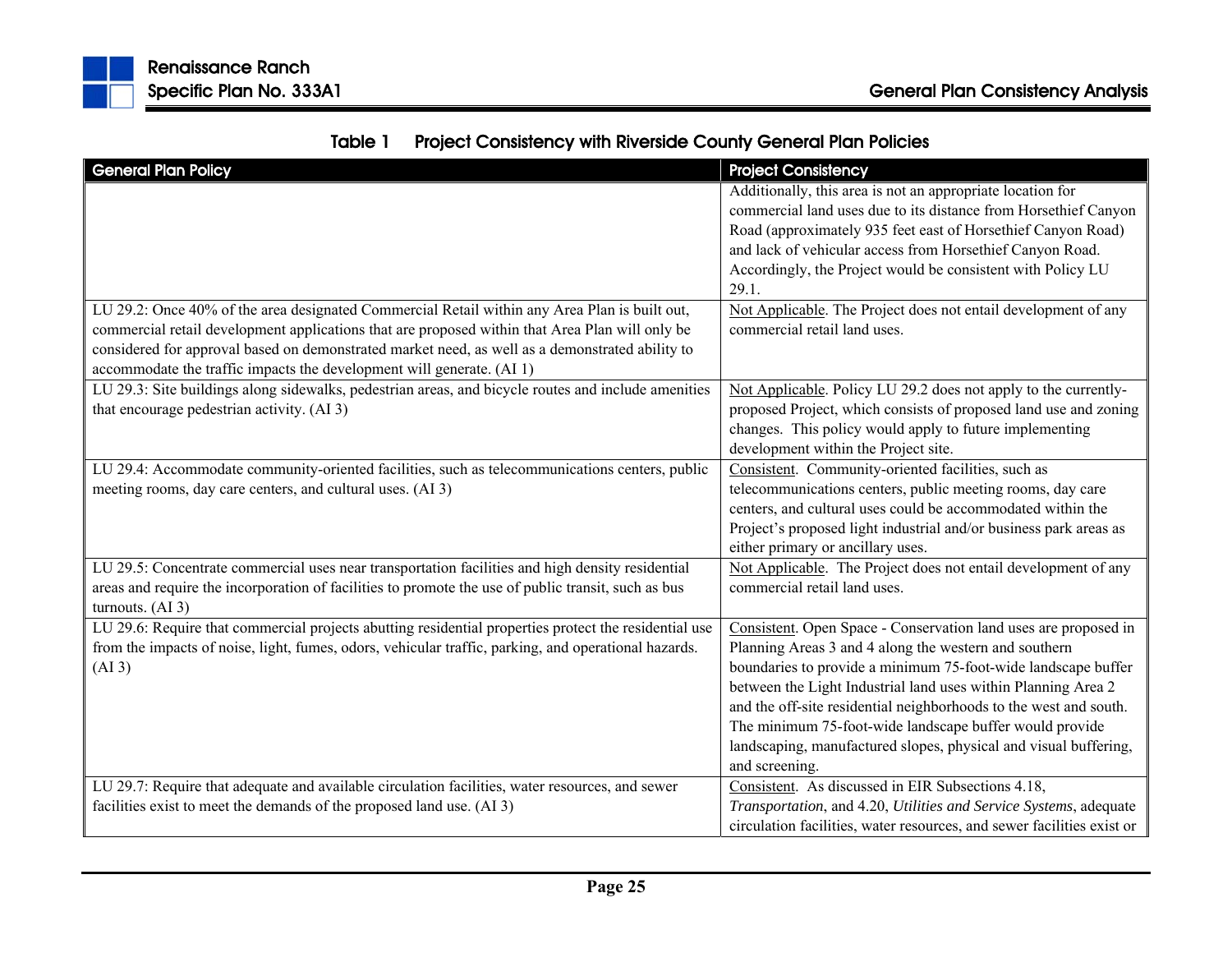**Table 1 Project Consistency with Riverside County General Plan Policies**

| General Plan Policy | Project Consistency |
|---|---|
| | Additionally, this area is not an appropriate location for commercial land uses due to its distance from Horsethief Canyon Road (approximately 935 feet east of Horsethief Canyon Road) and lack of vehicular access from Horsethief Canyon Road. Accordingly, the Project would be consistent with Policy LU 29.1. |
| LU 29.2: Once 40% of the area designated Commercial Retail within any Area Plan is built out, commercial retail development applications that are proposed within that Area Plan will only be considered for approval based on demonstrated market need, as well as a demonstrated ability to accommodate the traffic impacts the development will generate. (AI 1) | Not Applicable. The Project does not entail development of any commercial retail land uses. |
| LU 29.3: Site buildings along sidewalks, pedestrian areas, and bicycle routes and include amenities that encourage pedestrian activity. (AI 3) | Not Applicable. Policy LU 29.2 does not apply to the currently-proposed Project, which consists of proposed land use and zoning changes. This policy would apply to future implementing development within the Project site. |
| LU 29.4: Accommodate community-oriented facilities, such as telecommunications centers, public meeting rooms, day care centers, and cultural uses. (AI 3) | Consistent. Community-oriented facilities, such as telecommunications centers, public meeting rooms, day care centers, and cultural uses could be accommodated within the Project's proposed light industrial and/or business park areas as either primary or ancillary uses. |
| LU 29.5: Concentrate commercial uses near transportation facilities and high density residential areas and require the incorporation of facilities to promote the use of public transit, such as bus turnouts. (AI 3) | Not Applicable. The Project does not entail development of any commercial retail land uses. |
| LU 29.6: Require that commercial projects abutting residential properties protect the residential use from the impacts of noise, light, fumes, odors, vehicular traffic, parking, and operational hazards. (AI 3) | Consistent. Open Space - Conservation land uses are proposed in Planning Areas 3 and 4 along the western and southern boundaries to provide a minimum 75-foot-wide landscape buffer between the Light Industrial land uses within Planning Area 2 and the off-site residential neighborhoods to the west and south. The minimum 75-foot-wide landscape buffer would provide landscaping, manufactured slopes, physical and visual buffering, and screening. |
| LU 29.7: Require that adequate and available circulation facilities, water resources, and sewer facilities exist to meet the demands of the proposed land use. (AI 3) | Consistent. As discussed in EIR Subsections 4.18, *Transportation*, and 4.20, *Utilities and Service Systems*, adequate circulation facilities, water resources, and sewer facilities exist or |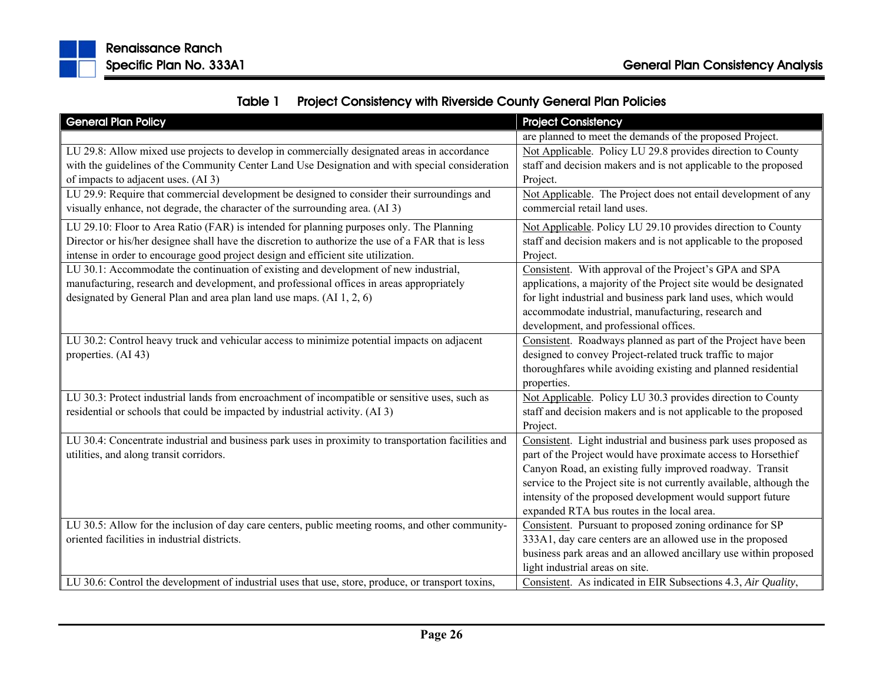**Table 1 Project Consistency with Riverside County General Plan Policies**

| General Plan Policy | Project Consistency |
|---|---|
| | are planned to meet the demands of the proposed Project. |
| LU 29.8: Allow mixed use projects to develop in commercially designated areas in accordance with the guidelines of the Community Center Land Use Designation and with special consideration of impacts to adjacent uses. (AI 3) | Not Applicable. Policy LU 29.8 provides direction to County staff and decision makers and is not applicable to the proposed Project. |
| LU 29.9: Require that commercial development be designed to consider their surroundings and visually enhance, not degrade, the character of the surrounding area. (AI 3) | Not Applicable. The Project does not entail development of any commercial retail land uses. |
| LU 29.10: Floor to Area Ratio (FAR) is intended for planning purposes only. The Planning Director or his/her designee shall have the discretion to authorize the use of a FAR that is less intense in order to encourage good project design and efficient site utilization. | Not Applicable. Policy LU 29.10 provides direction to County staff and decision makers and is not applicable to the proposed Project. |
| LU 30.1: Accommodate the continuation of existing and development of new industrial, manufacturing, research and development, and professional offices in areas appropriately designated by General Plan and area plan land use maps. (AI 1, 2, 6) | Consistent. With approval of the Project's GPA and SPA applications, a majority of the Project site would be designated for light industrial and business park land uses, which would accommodate industrial, manufacturing, research and development, and professional offices. |
| LU 30.2: Control heavy truck and vehicular access to minimize potential impacts on adjacent properties. (AI 43) | Consistent. Roadways planned as part of the Project have been designed to convey Project-related truck traffic to major thoroughfares while avoiding existing and planned residential properties. |
| LU 30.3: Protect industrial lands from encroachment of incompatible or sensitive uses, such as residential or schools that could be impacted by industrial activity. (AI 3) | Not Applicable. Policy LU 30.3 provides direction to County staff and decision makers and is not applicable to the proposed Project. |
| LU 30.4: Concentrate industrial and business park uses in proximity to transportation facilities and utilities, and along transit corridors. | Consistent. Light industrial and business park uses proposed as part of the Project would have proximate access to Horsethief Canyon Road, an existing fully improved roadway. Transit service to the Project site is not currently available, although the intensity of the proposed development would support future expanded RTA bus routes in the local area. |
| LU 30.5: Allow for the inclusion of day care centers, public meeting rooms, and other community-oriented facilities in industrial districts. | Consistent. Pursuant to proposed zoning ordinance for SP 333A1, day care centers are an allowed use in the proposed business park areas and an allowed ancillary use within proposed light industrial areas on site. |
| LU 30.6: Control the development of industrial uses that use, store, produce, or transport toxins, | Consistent. As indicated in EIR Subsections 4.3, *Air Quality*, |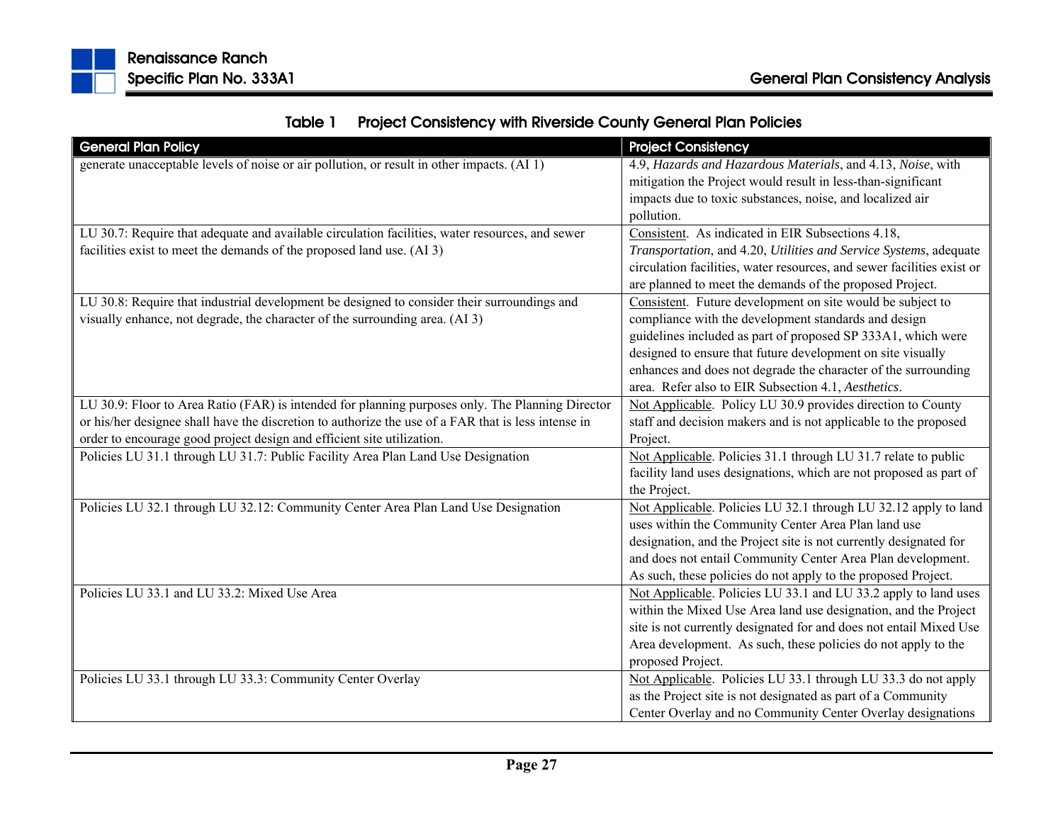**Table 1 Project Consistency with Riverside County General Plan Policies**

| General Plan Policy | Project Consistency |
|---|---|
| generate unacceptable levels of noise or air pollution, or result in other impacts. (AI 1) | 4.9, *Hazards and Hazardous Materials*, and 4.13, *Noise*, with mitigation the Project would result in less-than-significant impacts due to toxic substances, noise, and localized air pollution. |
| LU 30.7: Require that adequate and available circulation facilities, water resources, and sewer facilities exist to meet the demands of the proposed land use. (AI 3) | Consistent. As indicated in EIR Subsections 4.18, *Transportation*, and 4.20, *Utilities and Service Systems*, adequate circulation facilities, water resources, and sewer facilities exist or are planned to meet the demands of the proposed Project. |
| LU 30.8: Require that industrial development be designed to consider their surroundings and visually enhance, not degrade, the character of the surrounding area. (AI 3) | Consistent. Future development on site would be subject to compliance with the development standards and design guidelines included as part of proposed SP 333A1, which were designed to ensure that future development on site visually enhances and does not degrade the character of the surrounding area. Refer also to EIR Subsection 4.1, *Aesthetics*. |
| LU 30.9: Floor to Area Ratio (FAR) is intended for planning purposes only. The Planning Director or his/her designee shall have the discretion to authorize the use of a FAR that is less intense in order to encourage good project design and efficient site utilization. | Not Applicable. Policy LU 30.9 provides direction to County staff and decision makers and is not applicable to the proposed Project. |
| Policies LU 31.1 through LU 31.7: Public Facility Area Plan Land Use Designation | Not Applicable. Policies 31.1 through LU 31.7 relate to public facility land uses designations, which are not proposed as part of the Project. |
| Policies LU 32.1 through LU 32.12: Community Center Area Plan Land Use Designation | Not Applicable. Policies LU 32.1 through LU 32.12 apply to land uses within the Community Center Area Plan land use designation, and the Project site is not currently designated for and does not entail Community Center Area Plan development. As such, these policies do not apply to the proposed Project. |
| Policies LU 33.1 and LU 33.2: Mixed Use Area | Not Applicable. Policies LU 33.1 and LU 33.2 apply to land uses within the Mixed Use Area land use designation, and the Project site is not currently designated for and does not entail Mixed Use Area development. As such, these policies do not apply to the proposed Project. |
| Policies LU 33.1 through LU 33.3: Community Center Overlay | Not Applicable. Policies LU 33.1 through LU 33.3 do not apply as the Project site is not designated as part of a Community Center Overlay and no Community Center Overlay designations |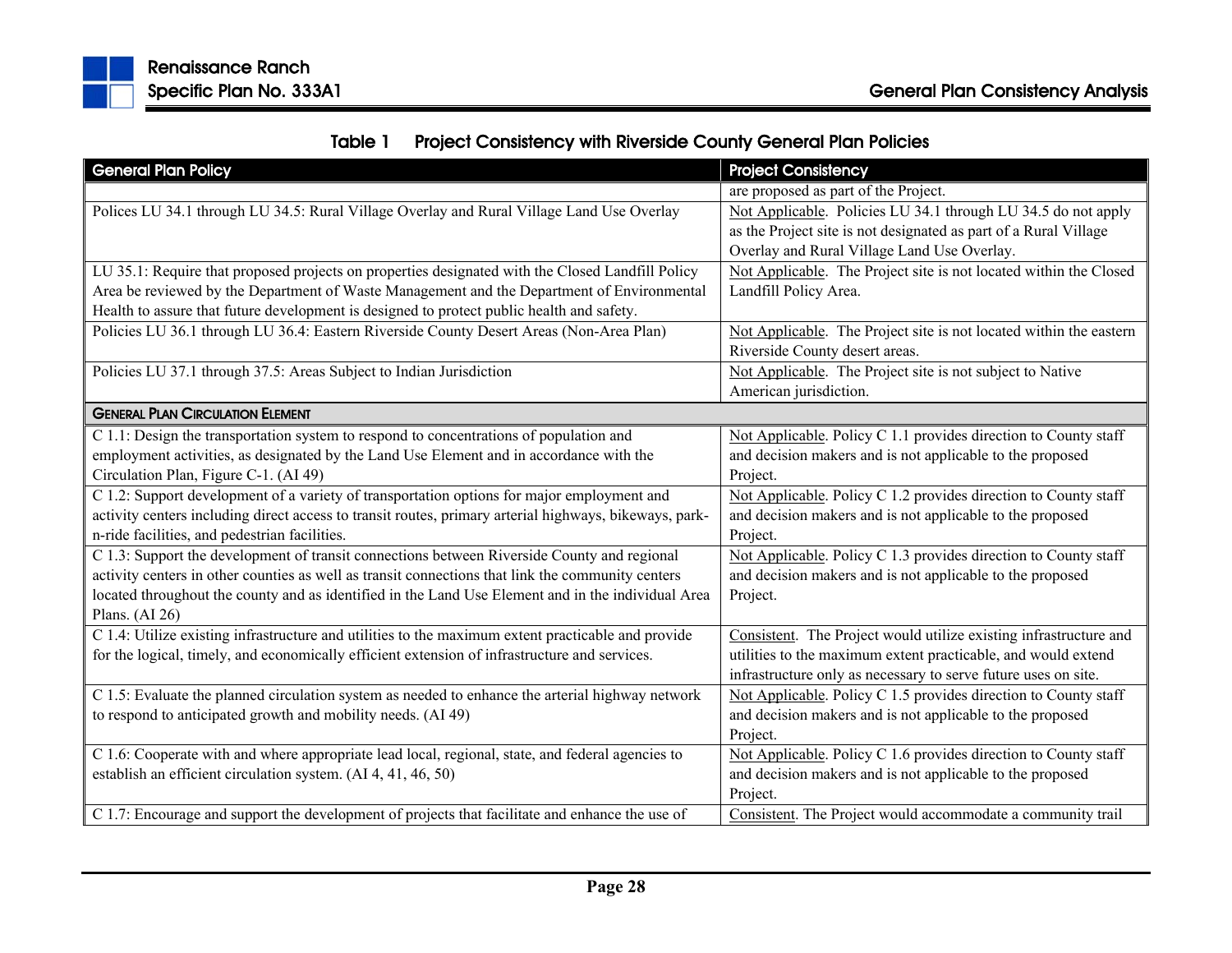**Table 1 Project Consistency with Riverside County General Plan Policies**

| General Plan Policy | Project Consistency |
|---|---|
| | are proposed as part of the Project. |
| Polices LU 34.1 through LU 34.5: Rural Village Overlay and Rural Village Land Use Overlay | Not Applicable. Policies LU 34.1 through LU 34.5 do not apply as the Project site is not designated as part of a Rural Village Overlay and Rural Village Land Use Overlay. |
| LU 35.1: Require that proposed projects on properties designated with the Closed Landfill Policy Area be reviewed by the Department of Waste Management and the Department of Environmental Health to assure that future development is designed to protect public health and safety. | Not Applicable. The Project site is not located within the Closed Landfill Policy Area. |
| Policies LU 36.1 through LU 36.4: Eastern Riverside County Desert Areas (Non-Area Plan) | Not Applicable. The Project site is not located within the eastern Riverside County desert areas. |
| Policies LU 37.1 through 37.5: Areas Subject to Indian Jurisdiction | Not Applicable. The Project site is not subject to Native American jurisdiction. |
| **GENERAL PLAN CIRCULATION ELEMENT** | |
| C 1.1: Design the transportation system to respond to concentrations of population and employment activities, as designated by the Land Use Element and in accordance with the Circulation Plan, Figure C-1. (AI 49) | Not Applicable. Policy C 1.1 provides direction to County staff and decision makers and is not applicable to the proposed Project. |
| C 1.2: Support development of a variety of transportation options for major employment and activity centers including direct access to transit routes, primary arterial highways, bikeways, park-n-ride facilities, and pedestrian facilities. | Not Applicable. Policy C 1.2 provides direction to County staff and decision makers and is not applicable to the proposed Project. |
| C 1.3: Support the development of transit connections between Riverside County and regional activity centers in other counties as well as transit connections that link the community centers located throughout the county and as identified in the Land Use Element and in the individual Area Plans. (AI 26) | Not Applicable. Policy C 1.3 provides direction to County staff and decision makers and is not applicable to the proposed Project. |
| C 1.4: Utilize existing infrastructure and utilities to the maximum extent practicable and provide for the logical, timely, and economically efficient extension of infrastructure and services. | Consistent. The Project would utilize existing infrastructure and utilities to the maximum extent practicable, and would extend infrastructure only as necessary to serve future uses on site. |
| C 1.5: Evaluate the planned circulation system as needed to enhance the arterial highway network to respond to anticipated growth and mobility needs. (AI 49) | Not Applicable. Policy C 1.5 provides direction to County staff and decision makers and is not applicable to the proposed Project. |
| C 1.6: Cooperate with and where appropriate lead local, regional, state, and federal agencies to establish an efficient circulation system. (AI 4, 41, 46, 50) | Not Applicable. Policy C 1.6 provides direction to County staff and decision makers and is not applicable to the proposed Project. |
| C 1.7: Encourage and support the development of projects that facilitate and enhance the use of | Consistent. The Project would accommodate a community trail |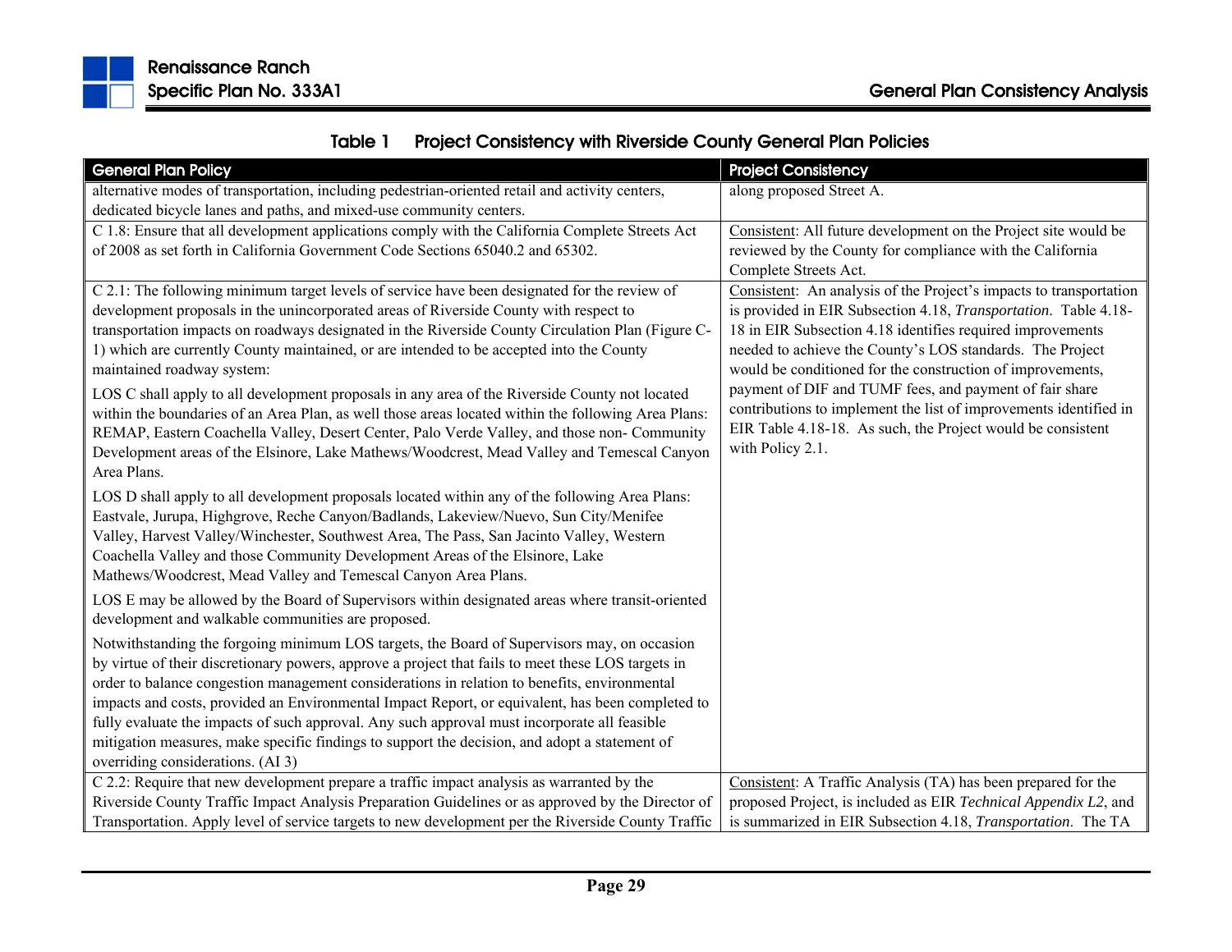**Table 1 Project Consistency with Riverside County General Plan Policies**

| General Plan Policy | Project Consistency |
|---|---|
| alternative modes of transportation, including pedestrian-oriented retail and activity centers, dedicated bicycle lanes and paths, and mixed-use community centers. | along proposed Street A. |
| C 1.8: Ensure that all development applications comply with the California Complete Streets Act of 2008 as set forth in California Government Code Sections 65040.2 and 65302. | Consistent: All future development on the Project site would be reviewed by the County for compliance with the California Complete Streets Act. |
| C 2.1: The following minimum target levels of service have been designated for the review of development proposals in the unincorporated areas of Riverside County with respect to transportation impacts on roadways designated in the Riverside County Circulation Plan (Figure C-1) which are currently County maintained, or are intended to be accepted into the County maintained roadway system:<br><br>LOS C shall apply to all development proposals in any area of the Riverside County not located within the boundaries of an Area Plan, as well those areas located within the following Area Plans: REMAP, Eastern Coachella Valley, Desert Center, Palo Verde Valley, and those non- Community Development areas of the Elsinore, Lake Mathews/Woodcrest, Mead Valley and Temescal Canyon Area Plans.<br><br>LOS D shall apply to all development proposals located within any of the following Area Plans: Eastvale, Jurupa, Highgrove, Reche Canyon/Badlands, Lakeview/Nuevo, Sun City/Menifee Valley, Harvest Valley/Winchester, Southwest Area, The Pass, San Jacinto Valley, Western Coachella Valley and those Community Development Areas of the Elsinore, Lake Mathews/Woodcrest, Mead Valley and Temescal Canyon Area Plans.<br><br>LOS E may be allowed by the Board of Supervisors within designated areas where transit-oriented development and walkable communities are proposed.<br><br>Notwithstanding the forgoing minimum LOS targets, the Board of Supervisors may, on occasion by virtue of their discretionary powers, approve a project that fails to meet these LOS targets in order to balance congestion management considerations in relation to benefits, environmental impacts and costs, provided an Environmental Impact Report, or equivalent, has been completed to fully evaluate the impacts of such approval. Any such approval must incorporate all feasible mitigation measures, make specific findings to support the decision, and adopt a statement of overriding considerations. (AI 3) | Consistent: An analysis of the Project's impacts to transportation is provided in EIR Subsection 4.18, *Transportation*. Table 4.18-18 in EIR Subsection 4.18 identifies required improvements needed to achieve the County's LOS standards. The Project would be conditioned for the construction of improvements, payment of DIF and TUMF fees, and payment of fair share contributions to implement the list of improvements identified in EIR Table 4.18-18. As such, the Project would be consistent with Policy 2.1. |
| C 2.2: Require that new development prepare a traffic impact analysis as warranted by the Riverside County Traffic Impact Analysis Preparation Guidelines or as approved by the Director of Transportation. Apply level of service targets to new development per the Riverside County Traffic | Consistent: A Traffic Analysis (TA) has been prepared for the proposed Project, is included as EIR *Technical Appendix L2*, and is summarized in EIR Subsection 4.18, *Transportation*. The TA |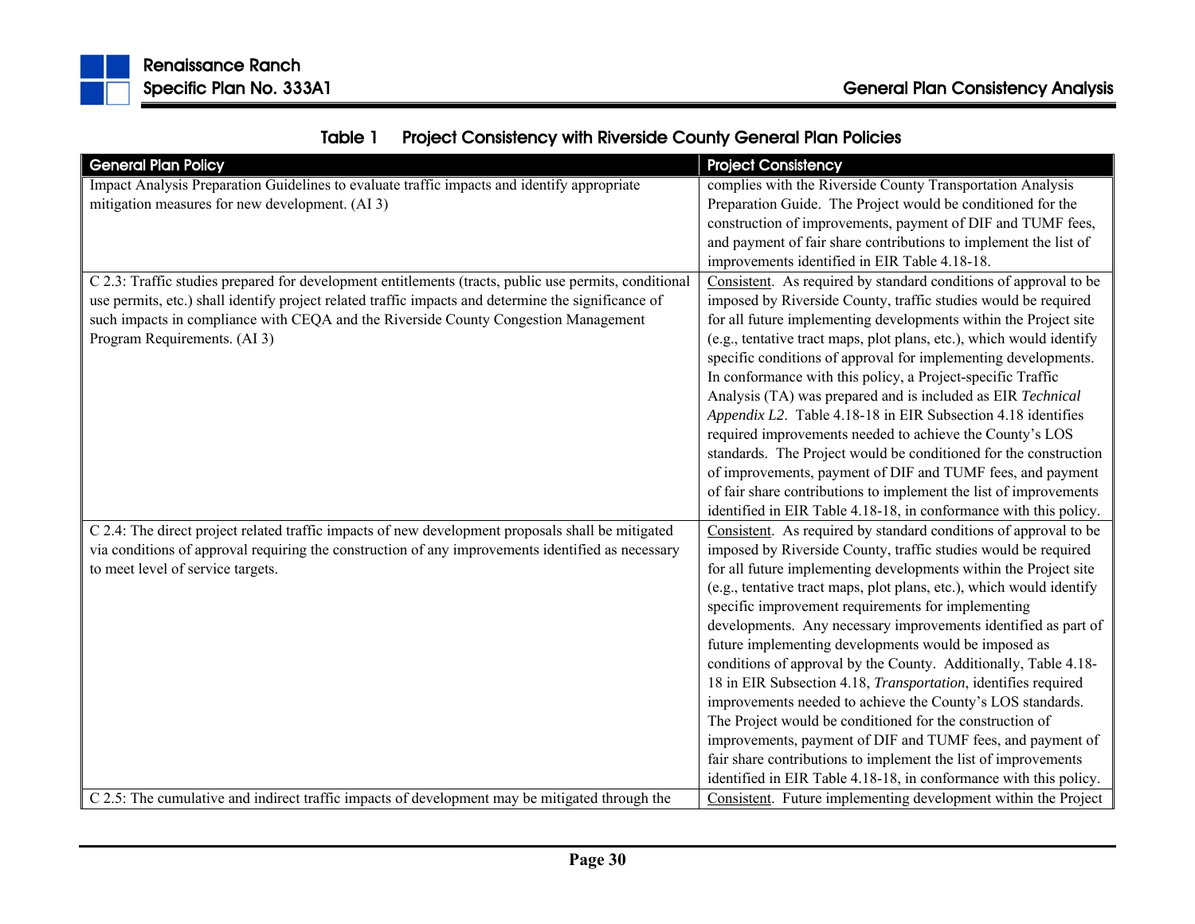**Table 1 Project Consistency with Riverside County General Plan Policies**

| General Plan Policy | Project Consistency |
|---|---|
| Impact Analysis Preparation Guidelines to evaluate traffic impacts and identify appropriate mitigation measures for new development. (AI 3) | complies with the Riverside County Transportation Analysis Preparation Guide. The Project would be conditioned for the construction of improvements, payment of DIF and TUMF fees, and payment of fair share contributions to implement the list of improvements identified in EIR Table 4.18-18. |
| C 2.3: Traffic studies prepared for development entitlements (tracts, public use permits, conditional use permits, etc.) shall identify project related traffic impacts and determine the significance of such impacts in compliance with CEQA and the Riverside County Congestion Management Program Requirements. (AI 3) | Consistent. As required by standard conditions of approval to be imposed by Riverside County, traffic studies would be required for all future implementing developments within the Project site (e.g., tentative tract maps, plot plans, etc.), which would identify specific conditions of approval for implementing developments. In conformance with this policy, a Project-specific Traffic Analysis (TA) was prepared and is included as EIR *Technical Appendix L2*. Table 4.18-18 in EIR Subsection 4.18 identifies required improvements needed to achieve the County's LOS standards. The Project would be conditioned for the construction of improvements, payment of DIF and TUMF fees, and payment of fair share contributions to implement the list of improvements identified in EIR Table 4.18-18, in conformance with this policy. |
| C 2.4: The direct project related traffic impacts of new development proposals shall be mitigated via conditions of approval requiring the construction of any improvements identified as necessary to meet level of service targets. | Consistent. As required by standard conditions of approval to be imposed by Riverside County, traffic studies would be required for all future implementing developments within the Project site (e.g., tentative tract maps, plot plans, etc.), which would identify specific improvement requirements for implementing developments. Any necessary improvements identified as part of future implementing developments would be imposed as conditions of approval by the County. Additionally, Table 4.18-18 in EIR Subsection 4.18, *Transportation*, identifies required improvements needed to achieve the County's LOS standards. The Project would be conditioned for the construction of improvements, payment of DIF and TUMF fees, and payment of fair share contributions to implement the list of improvements identified in EIR Table 4.18-18, in conformance with this policy. |
| C 2.5: The cumulative and indirect traffic impacts of development may be mitigated through the | Consistent. Future implementing development within the Project |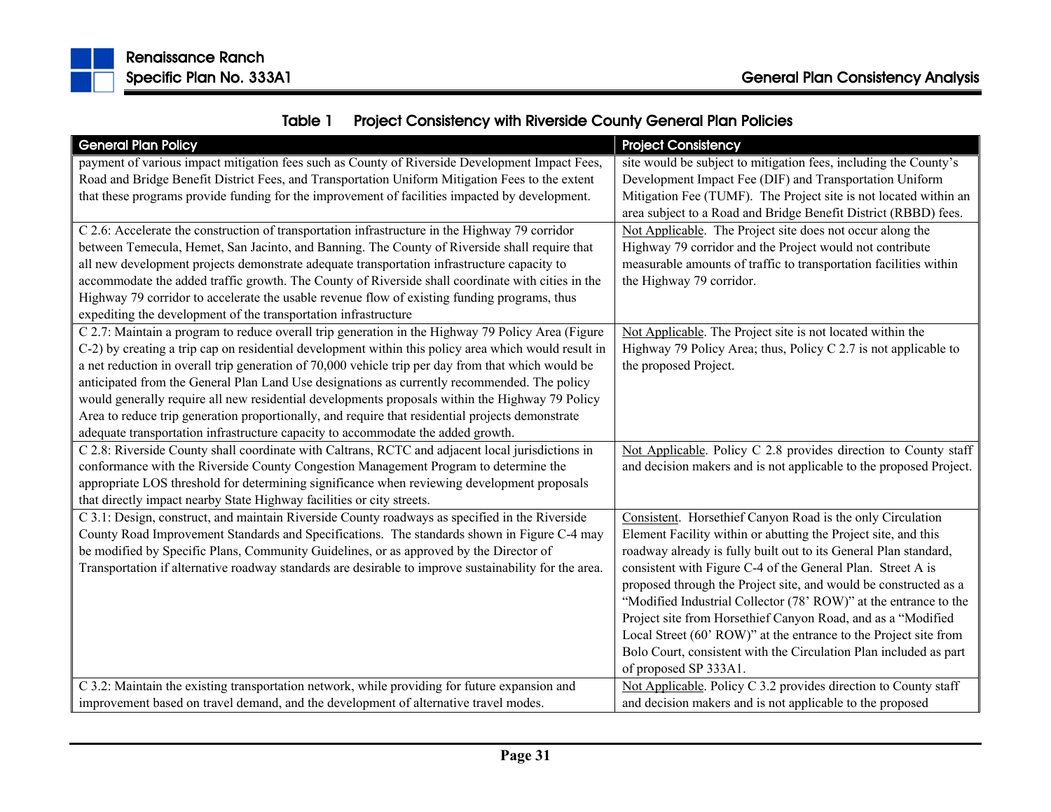**Table 1 Project Consistency with Riverside County General Plan Policies**

| General Plan Policy | Project Consistency |
|---|---|
| payment of various impact mitigation fees such as County of Riverside Development Impact Fees, Road and Bridge Benefit District Fees, and Transportation Uniform Mitigation Fees to the extent that these programs provide funding for the improvement of facilities impacted by development. | site would be subject to mitigation fees, including the County's Development Impact Fee (DIF) and Transportation Uniform Mitigation Fee (TUMF). The Project site is not located within an area subject to a Road and Bridge Benefit District (RBBD) fees. |
| C 2.6: Accelerate the construction of transportation infrastructure in the Highway 79 corridor between Temecula, Hemet, San Jacinto, and Banning. The County of Riverside shall require that all new development projects demonstrate adequate transportation infrastructure capacity to accommodate the added traffic growth. The County of Riverside shall coordinate with cities in the Highway 79 corridor to accelerate the usable revenue flow of existing funding programs, thus expediting the development of the transportation infrastructure | Not Applicable. The Project site does not occur along the Highway 79 corridor and the Project would not contribute measurable amounts of traffic to transportation facilities within the Highway 79 corridor. |
| C 2.7: Maintain a program to reduce overall trip generation in the Highway 79 Policy Area (Figure C-2) by creating a trip cap on residential development within this policy area which would result in a net reduction in overall trip generation of 70,000 vehicle trip per day from that which would be anticipated from the General Plan Land Use designations as currently recommended. The policy would generally require all new residential developments proposals within the Highway 79 Policy Area to reduce trip generation proportionally, and require that residential projects demonstrate adequate transportation infrastructure capacity to accommodate the added growth. | Not Applicable. The Project site is not located within the Highway 79 Policy Area; thus, Policy C 2.7 is not applicable to the proposed Project. |
| C 2.8: Riverside County shall coordinate with Caltrans, RCTC and adjacent local jurisdictions in conformance with the Riverside County Congestion Management Program to determine the appropriate LOS threshold for determining significance when reviewing development proposals that directly impact nearby State Highway facilities or city streets. | Not Applicable. Policy C 2.8 provides direction to County staff and decision makers and is not applicable to the proposed Project. |
| C 3.1: Design, construct, and maintain Riverside County roadways as specified in the Riverside County Road Improvement Standards and Specifications. The standards shown in Figure C-4 may be modified by Specific Plans, Community Guidelines, or as approved by the Director of Transportation if alternative roadway standards are desirable to improve sustainability for the area. | Consistent. Horsethief Canyon Road is the only Circulation Element Facility within or abutting the Project site, and this roadway already is fully built out to its General Plan standard, consistent with Figure C-4 of the General Plan. Street A is proposed through the Project site, and would be constructed as a "Modified Industrial Collector (78' ROW)" at the entrance to the Project site from Horsethief Canyon Road, and as a "Modified Local Street (60' ROW)" at the entrance to the Project site from Bolo Court, consistent with the Circulation Plan included as part of proposed SP 333A1. |
| C 3.2: Maintain the existing transportation network, while providing for future expansion and improvement based on travel demand, and the development of alternative travel modes. | Not Applicable. Policy C 3.2 provides direction to County staff and decision makers and is not applicable to the proposed |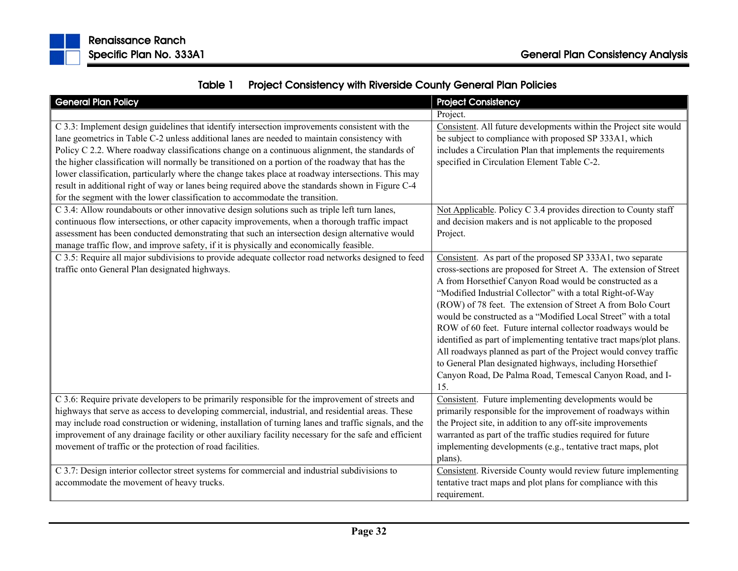**Table 1 Project Consistency with Riverside County General Plan Policies**

| General Plan Policy | Project Consistency |
|---|---|
| | Project. |
| C 3.3: Implement design guidelines that identify intersection improvements consistent with the lane geometrics in Table C-2 unless additional lanes are needed to maintain consistency with Policy C 2.2. Where roadway classifications change on a continuous alignment, the standards of the higher classification will normally be transitioned on a portion of the roadway that has the lower classification, particularly where the change takes place at roadway intersections. This may result in additional right of way or lanes being required above the standards shown in Figure C-4 for the segment with the lower classification to accommodate the transition. | Consistent. All future developments within the Project site would be subject to compliance with proposed SP 333A1, which includes a Circulation Plan that implements the requirements specified in Circulation Element Table C-2. |
| C 3.4: Allow roundabouts or other innovative design solutions such as triple left turn lanes, continuous flow intersections, or other capacity improvements, when a thorough traffic impact assessment has been conducted demonstrating that such an intersection design alternative would manage traffic flow, and improve safety, if it is physically and economically feasible. | Not Applicable. Policy C 3.4 provides direction to County staff and decision makers and is not applicable to the proposed Project. |
| C 3.5: Require all major subdivisions to provide adequate collector road networks designed to feed traffic onto General Plan designated highways. | Consistent. As part of the proposed SP 333A1, two separate cross-sections are proposed for Street A. The extension of Street A from Horsethief Canyon Road would be constructed as a "Modified Industrial Collector" with a total Right-of-Way (ROW) of 78 feet. The extension of Street A from Bolo Court would be constructed as a "Modified Local Street" with a total ROW of 60 feet. Future internal collector roadways would be identified as part of implementing tentative tract maps/plot plans. All roadways planned as part of the Project would convey traffic to General Plan designated highways, including Horsethief Canyon Road, De Palma Road, Temescal Canyon Road, and I-15. |
| C 3.6: Require private developers to be primarily responsible for the improvement of streets and highways that serve as access to developing commercial, industrial, and residential areas. These may include road construction or widening, installation of turning lanes and traffic signals, and the improvement of any drainage facility or other auxiliary facility necessary for the safe and efficient movement of traffic or the protection of road facilities. | Consistent. Future implementing developments would be primarily responsible for the improvement of roadways within the Project site, in addition to any off-site improvements warranted as part of the traffic studies required for future implementing developments (e.g., tentative tract maps, plot plans). |
| C 3.7: Design interior collector street systems for commercial and industrial subdivisions to accommodate the movement of heavy trucks. | Consistent. Riverside County would review future implementing tentative tract maps and plot plans for compliance with this requirement. |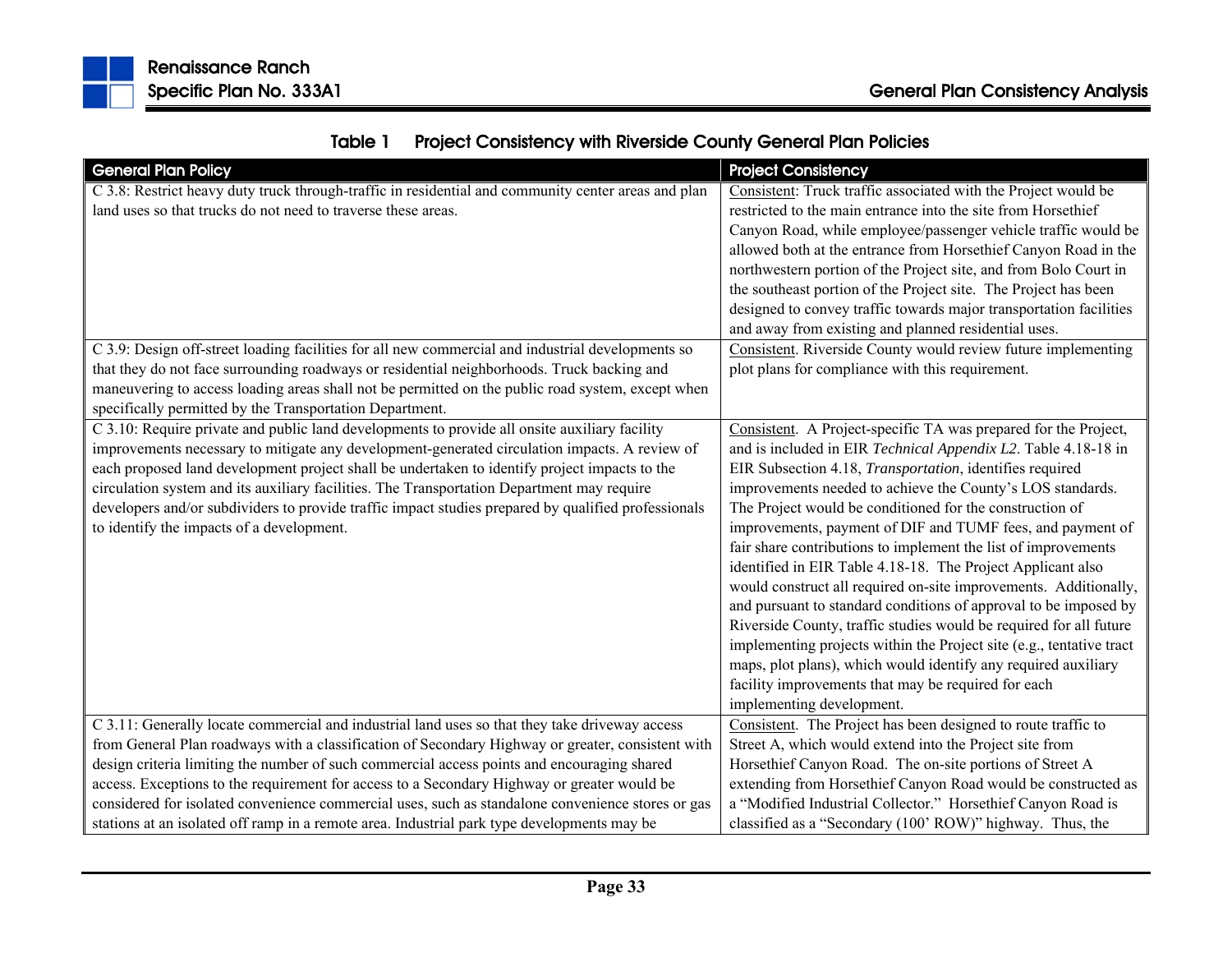### Table 1 Project Consistency with Riverside County General Plan Policies

| General Plan Policy | Project Consistency |
|---|---|
| C 3.8: Restrict heavy duty truck through-traffic in residential and community center areas and plan land uses so that trucks do not need to traverse these areas. | Consistent: Truck traffic associated with the Project would be restricted to the main entrance into the site from Horsethief Canyon Road, while employee/passenger vehicle traffic would be allowed both at the entrance from Horsethief Canyon Road in the northwestern portion of the Project site, and from Bolo Court in the southeast portion of the Project site. The Project has been designed to convey traffic towards major transportation facilities and away from existing and planned residential uses. |
| C 3.9: Design off-street loading facilities for all new commercial and industrial developments so that they do not face surrounding roadways or residential neighborhoods. Truck backing and maneuvering to access loading areas shall not be permitted on the public road system, except when specifically permitted by the Transportation Department. | Consistent. Riverside County would review future implementing plot plans for compliance with this requirement. |
| C 3.10: Require private and public land developments to provide all onsite auxiliary facility improvements necessary to mitigate any development-generated circulation impacts. A review of each proposed land development project shall be undertaken to identify project impacts to the circulation system and its auxiliary facilities. The Transportation Department may require developers and/or subdividers to provide traffic impact studies prepared by qualified professionals to identify the impacts of a development. | Consistent. A Project-specific TA was prepared for the Project, and is included in EIR *Technical Appendix L2*. Table 4.18-18 in EIR Subsection 4.18, *Transportation*, identifies required improvements needed to achieve the County's LOS standards. The Project would be conditioned for the construction of improvements, payment of DIF and TUMF fees, and payment of fair share contributions to implement the list of improvements identified in EIR Table 4.18-18. The Project Applicant also would construct all required on-site improvements. Additionally, and pursuant to standard conditions of approval to be imposed by Riverside County, traffic studies would be required for all future implementing projects within the Project site (e.g., tentative tract maps, plot plans), which would identify any required auxiliary facility improvements that may be required for each implementing development. |
| C 3.11: Generally locate commercial and industrial land uses so that they take driveway access from General Plan roadways with a classification of Secondary Highway or greater, consistent with design criteria limiting the number of such commercial access points and encouraging shared access. Exceptions to the requirement for access to a Secondary Highway or greater would be considered for isolated convenience commercial uses, such as standalone convenience stores or gas stations at an isolated off ramp in a remote area. Industrial park type developments may be | Consistent. The Project has been designed to route traffic to Street A, which would extend into the Project site from Horsethief Canyon Road. The on-site portions of Street A extending from Horsethief Canyon Road would be constructed as a "Modified Industrial Collector." Horsethief Canyon Road is classified as a "Secondary (100' ROW)" highway. Thus, the |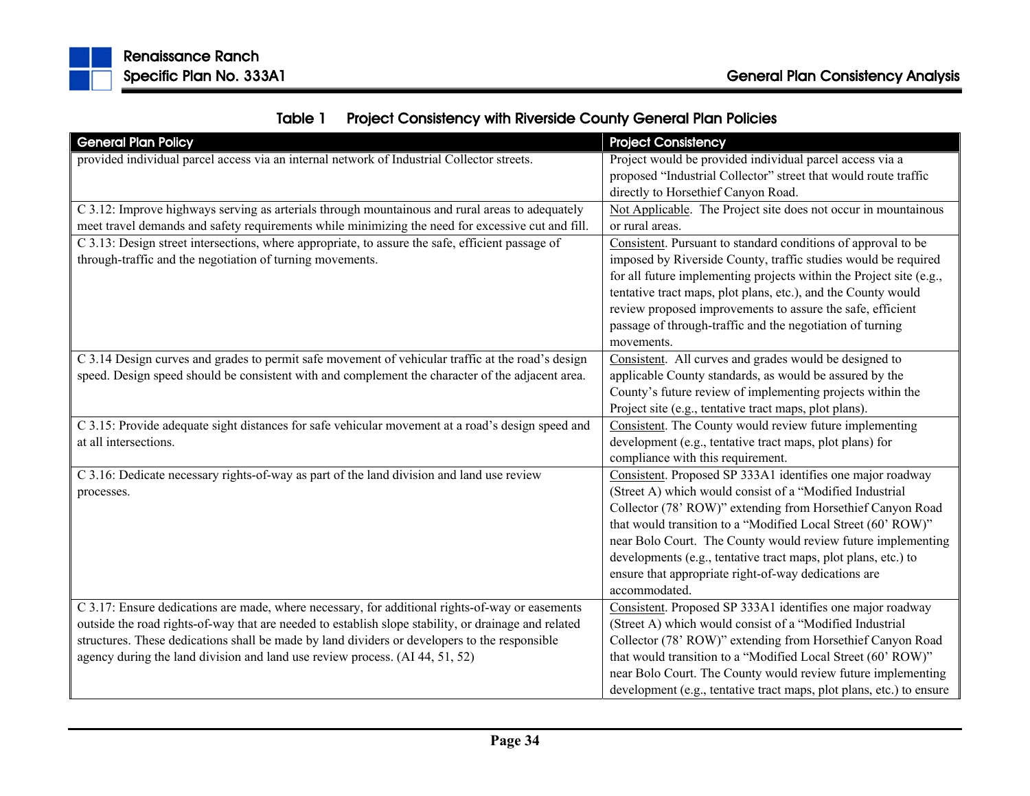**Table 1 Project Consistency with Riverside County General Plan Policies**

| General Plan Policy | Project Consistency |
|---|---|
| provided individual parcel access via an internal network of Industrial Collector streets. | Project would be provided individual parcel access via a proposed "Industrial Collector" street that would route traffic directly to Horsethief Canyon Road. |
| C 3.12: Improve highways serving as arterials through mountainous and rural areas to adequately meet travel demands and safety requirements while minimizing the need for excessive cut and fill. | Not Applicable. The Project site does not occur in mountainous or rural areas. |
| C 3.13: Design street intersections, where appropriate, to assure the safe, efficient passage of through-traffic and the negotiation of turning movements. | Consistent. Pursuant to standard conditions of approval to be imposed by Riverside County, traffic studies would be required for all future implementing projects within the Project site (e.g., tentative tract maps, plot plans, etc.), and the County would review proposed improvements to assure the safe, efficient passage of through-traffic and the negotiation of turning movements. |
| C 3.14 Design curves and grades to permit safe movement of vehicular traffic at the road's design speed. Design speed should be consistent with and complement the character of the adjacent area. | Consistent. All curves and grades would be designed to applicable County standards, as would be assured by the County's future review of implementing projects within the Project site (e.g., tentative tract maps, plot plans). |
| C 3.15: Provide adequate sight distances for safe vehicular movement at a road's design speed and at all intersections. | Consistent. The County would review future implementing development (e.g., tentative tract maps, plot plans) for compliance with this requirement. |
| C 3.16: Dedicate necessary rights-of-way as part of the land division and land use review processes. | Consistent. Proposed SP 333A1 identifies one major roadway (Street A) which would consist of a "Modified Industrial Collector (78' ROW)" extending from Horsethief Canyon Road that would transition to a "Modified Local Street (60' ROW)" near Bolo Court. The County would review future implementing developments (e.g., tentative tract maps, plot plans, etc.) to ensure that appropriate right-of-way dedications are accommodated. |
| C 3.17: Ensure dedications are made, where necessary, for additional rights-of-way or easements outside the road rights-of-way that are needed to establish slope stability, or drainage and related structures. These dedications shall be made by land dividers or developers to the responsible agency during the land division and land use review process. (AI 44, 51, 52) | Consistent. Proposed SP 333A1 identifies one major roadway (Street A) which would consist of a "Modified Industrial Collector (78' ROW)" extending from Horsethief Canyon Road that would transition to a "Modified Local Street (60' ROW)" near Bolo Court. The County would review future implementing development (e.g., tentative tract maps, plot plans, etc.) to ensure |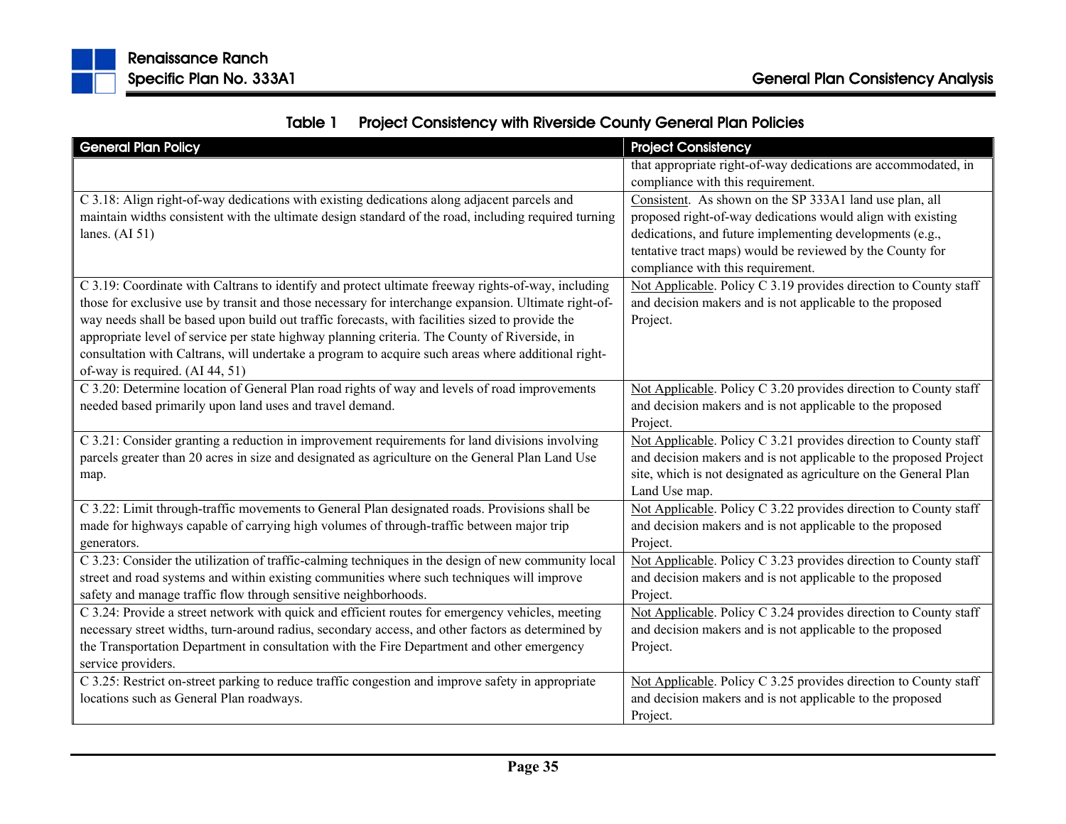Table 1 Project Consistency with Riverside County General Plan Policies

| General Plan Policy | Project Consistency |
|---|---|
| | that appropriate right-of-way dedications are accommodated, in compliance with this requirement. |
| C 3.18: Align right-of-way dedications with existing dedications along adjacent parcels and maintain widths consistent with the ultimate design standard of the road, including required turning lanes. (AI 51) | Consistent. As shown on the SP 333A1 land use plan, all proposed right-of-way dedications would align with existing dedications, and future implementing developments (e.g., tentative tract maps) would be reviewed by the County for compliance with this requirement. |
| C 3.19: Coordinate with Caltrans to identify and protect ultimate freeway rights-of-way, including those for exclusive use by transit and those necessary for interchange expansion. Ultimate right-of-way needs shall be based upon build out traffic forecasts, with facilities sized to provide the appropriate level of service per state highway planning criteria. The County of Riverside, in consultation with Caltrans, will undertake a program to acquire such areas where additional right-of-way is required. (AI 44, 51) | Not Applicable. Policy C 3.19 provides direction to County staff and decision makers and is not applicable to the proposed Project. |
| C 3.20: Determine location of General Plan road rights of way and levels of road improvements needed based primarily upon land uses and travel demand. | Not Applicable. Policy C 3.20 provides direction to County staff and decision makers and is not applicable to the proposed Project. |
| C 3.21: Consider granting a reduction in improvement requirements for land divisions involving parcels greater than 20 acres in size and designated as agriculture on the General Plan Land Use map. | Not Applicable. Policy C 3.21 provides direction to County staff and decision makers and is not applicable to the proposed Project site, which is not designated as agriculture on the General Plan Land Use map. |
| C 3.22: Limit through-traffic movements to General Plan designated roads. Provisions shall be made for highways capable of carrying high volumes of through-traffic between major trip generators. | Not Applicable. Policy C 3.22 provides direction to County staff and decision makers and is not applicable to the proposed Project. |
| C 3.23: Consider the utilization of traffic-calming techniques in the design of new community local street and road systems and within existing communities where such techniques will improve safety and manage traffic flow through sensitive neighborhoods. | Not Applicable. Policy C 3.23 provides direction to County staff and decision makers and is not applicable to the proposed Project. |
| C 3.24: Provide a street network with quick and efficient routes for emergency vehicles, meeting necessary street widths, turn-around radius, secondary access, and other factors as determined by the Transportation Department in consultation with the Fire Department and other emergency service providers. | Not Applicable. Policy C 3.24 provides direction to County staff and decision makers and is not applicable to the proposed Project. |
| C 3.25: Restrict on-street parking to reduce traffic congestion and improve safety in appropriate locations such as General Plan roadways. | Not Applicable. Policy C 3.25 provides direction to County staff and decision makers and is not applicable to the proposed Project. |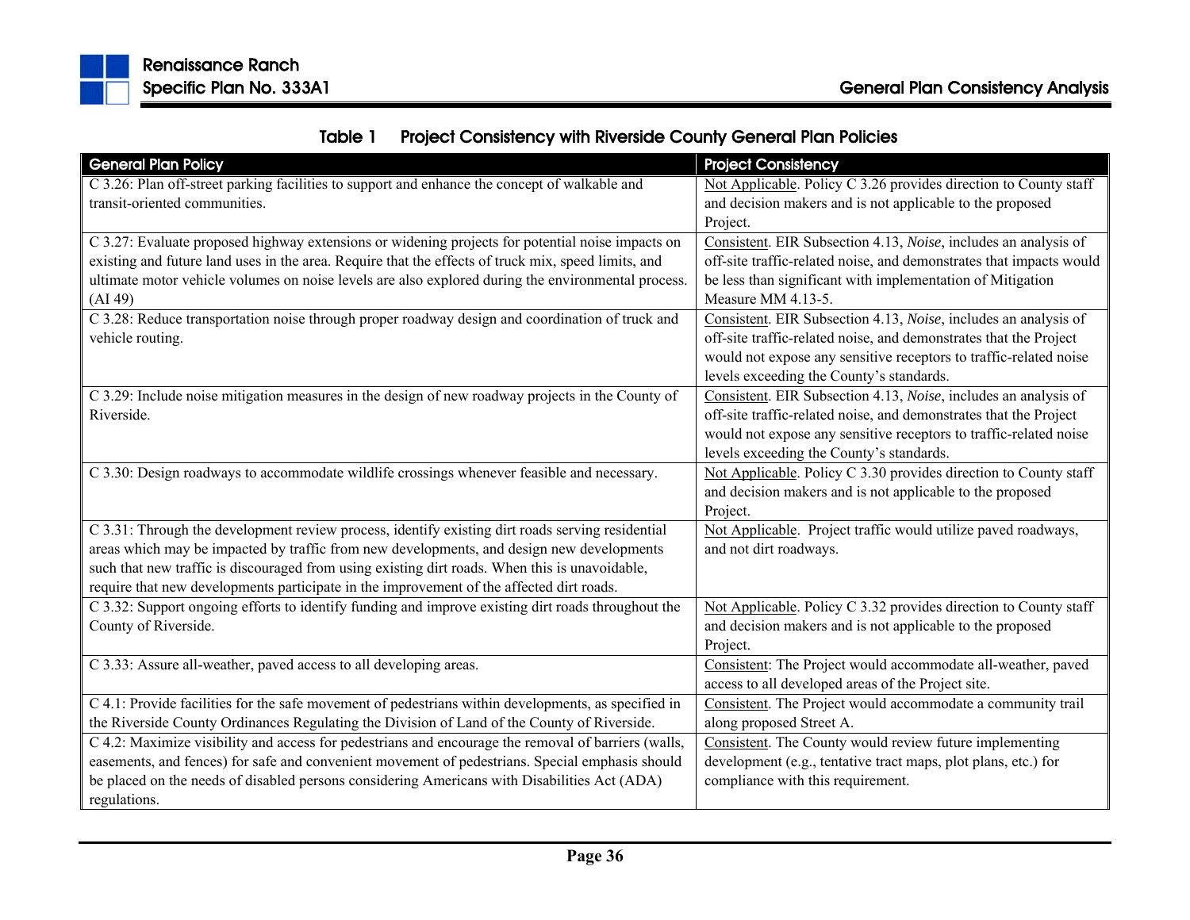### Table 1 Project Consistency with Riverside County General Plan Policies

| General Plan Policy | Project Consistency |
|---|---|
| C 3.26: Plan off-street parking facilities to support and enhance the concept of walkable and transit-oriented communities. | Not Applicable. Policy C 3.26 provides direction to County staff and decision makers and is not applicable to the proposed Project. |
| C 3.27: Evaluate proposed highway extensions or widening projects for potential noise impacts on existing and future land uses in the area. Require that the effects of truck mix, speed limits, and ultimate motor vehicle volumes on noise levels are also explored during the environmental process. (AI 49) | Consistent. EIR Subsection 4.13, *Noise*, includes an analysis of off-site traffic-related noise, and demonstrates that impacts would be less than significant with implementation of Mitigation Measure MM 4.13-5. |
| C 3.28: Reduce transportation noise through proper roadway design and coordination of truck and vehicle routing. | Consistent. EIR Subsection 4.13, *Noise*, includes an analysis of off-site traffic-related noise, and demonstrates that the Project would not expose any sensitive receptors to traffic-related noise levels exceeding the County's standards. |
| C 3.29: Include noise mitigation measures in the design of new roadway projects in the County of Riverside. | Consistent. EIR Subsection 4.13, *Noise*, includes an analysis of off-site traffic-related noise, and demonstrates that the Project would not expose any sensitive receptors to traffic-related noise levels exceeding the County's standards. |
| C 3.30: Design roadways to accommodate wildlife crossings whenever feasible and necessary. | Not Applicable. Policy C 3.30 provides direction to County staff and decision makers and is not applicable to the proposed Project. |
| C 3.31: Through the development review process, identify existing dirt roads serving residential areas which may be impacted by traffic from new developments, and design new developments such that new traffic is discouraged from using existing dirt roads. When this is unavoidable, require that new developments participate in the improvement of the affected dirt roads. | Not Applicable. Project traffic would utilize paved roadways, and not dirt roadways. |
| C 3.32: Support ongoing efforts to identify funding and improve existing dirt roads throughout the County of Riverside. | Not Applicable. Policy C 3.32 provides direction to County staff and decision makers and is not applicable to the proposed Project. |
| C 3.33: Assure all-weather, paved access to all developing areas. | Consistent: The Project would accommodate all-weather, paved access to all developed areas of the Project site. |
| C 4.1: Provide facilities for the safe movement of pedestrians within developments, as specified in the Riverside County Ordinances Regulating the Division of Land of the County of Riverside. | Consistent. The Project would accommodate a community trail along proposed Street A. |
| C 4.2: Maximize visibility and access for pedestrians and encourage the removal of barriers (walls, easements, and fences) for safe and convenient movement of pedestrians. Special emphasis should be placed on the needs of disabled persons considering Americans with Disabilities Act (ADA) regulations. | Consistent. The County would review future implementing development (e.g., tentative tract maps, plot plans, etc.) for compliance with this requirement. |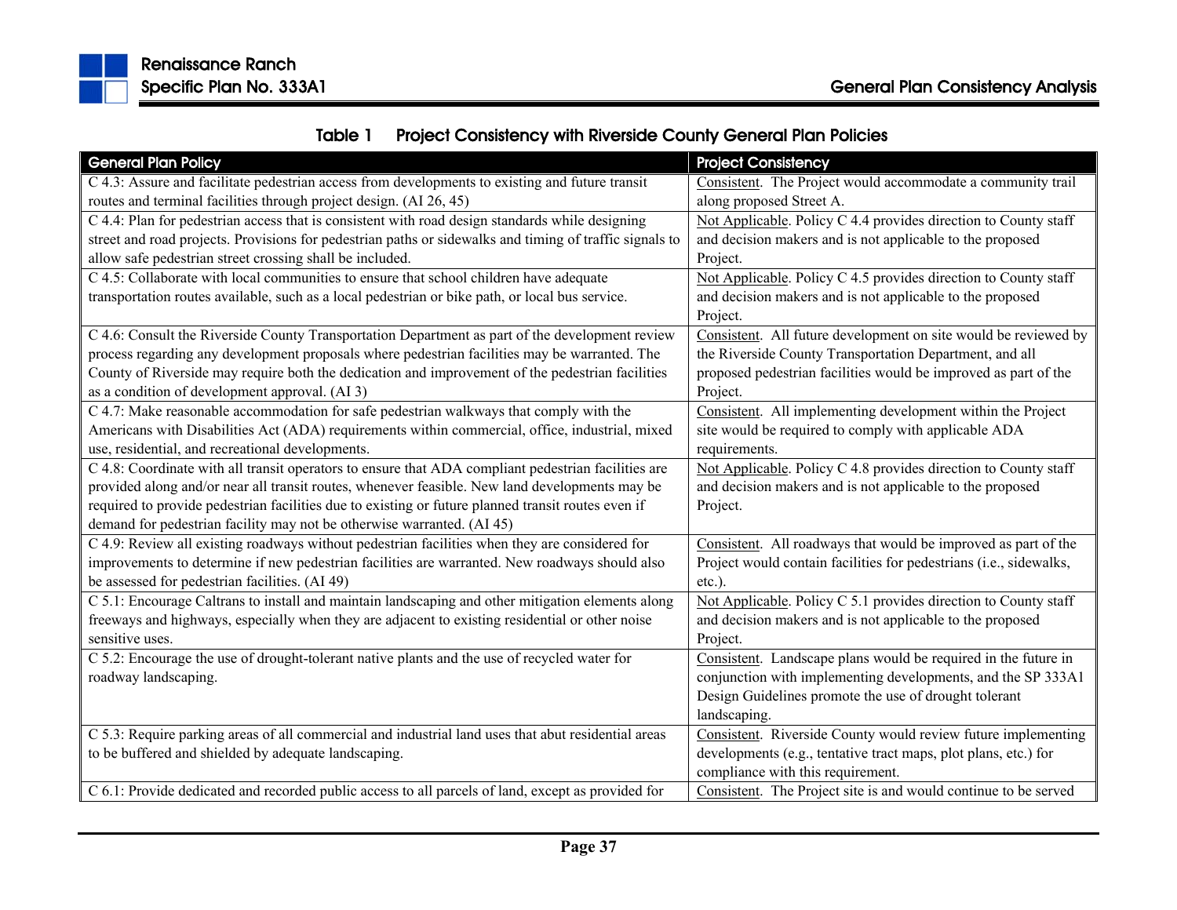**Table 1 Project Consistency with Riverside County General Plan Policies**

| General Plan Policy | Project Consistency |
|---|---|
| C 4.3: Assure and facilitate pedestrian access from developments to existing and future transit routes and terminal facilities through project design. (AI 26, 45) | Consistent. The Project would accommodate a community trail along proposed Street A. |
| C 4.4: Plan for pedestrian access that is consistent with road design standards while designing street and road projects. Provisions for pedestrian paths or sidewalks and timing of traffic signals to allow safe pedestrian street crossing shall be included. | Not Applicable. Policy C 4.4 provides direction to County staff and decision makers and is not applicable to the proposed Project. |
| C 4.5: Collaborate with local communities to ensure that school children have adequate transportation routes available, such as a local pedestrian or bike path, or local bus service. | Not Applicable. Policy C 4.5 provides direction to County staff and decision makers and is not applicable to the proposed Project. |
| C 4.6: Consult the Riverside County Transportation Department as part of the development review process regarding any development proposals where pedestrian facilities may be warranted. The County of Riverside may require both the dedication and improvement of the pedestrian facilities as a condition of development approval. (AI 3) | Consistent. All future development on site would be reviewed by the Riverside County Transportation Department, and all proposed pedestrian facilities would be improved as part of the Project. |
| C 4.7: Make reasonable accommodation for safe pedestrian walkways that comply with the Americans with Disabilities Act (ADA) requirements within commercial, office, industrial, mixed use, residential, and recreational developments. | Consistent. All implementing development within the Project site would be required to comply with applicable ADA requirements. |
| C 4.8: Coordinate with all transit operators to ensure that ADA compliant pedestrian facilities are provided along and/or near all transit routes, whenever feasible. New land developments may be required to provide pedestrian facilities due to existing or future planned transit routes even if demand for pedestrian facility may not be otherwise warranted. (AI 45) | Not Applicable. Policy C 4.8 provides direction to County staff and decision makers and is not applicable to the proposed Project. |
| C 4.9: Review all existing roadways without pedestrian facilities when they are considered for improvements to determine if new pedestrian facilities are warranted. New roadways should also be assessed for pedestrian facilities. (AI 49) | Consistent. All roadways that would be improved as part of the Project would contain facilities for pedestrians (i.e., sidewalks, etc.). |
| C 5.1: Encourage Caltrans to install and maintain landscaping and other mitigation elements along freeways and highways, especially when they are adjacent to existing residential or other noise sensitive uses. | Not Applicable. Policy C 5.1 provides direction to County staff and decision makers and is not applicable to the proposed Project. |
| C 5.2: Encourage the use of drought-tolerant native plants and the use of recycled water for roadway landscaping. | Consistent. Landscape plans would be required in the future in conjunction with implementing developments, and the SP 333A1 Design Guidelines promote the use of drought tolerant landscaping. |
| C 5.3: Require parking areas of all commercial and industrial land uses that abut residential areas to be buffered and shielded by adequate landscaping. | Consistent. Riverside County would review future implementing developments (e.g., tentative tract maps, plot plans, etc.) for compliance with this requirement. |
| C 6.1: Provide dedicated and recorded public access to all parcels of land, except as provided for | Consistent. The Project site is and would continue to be served |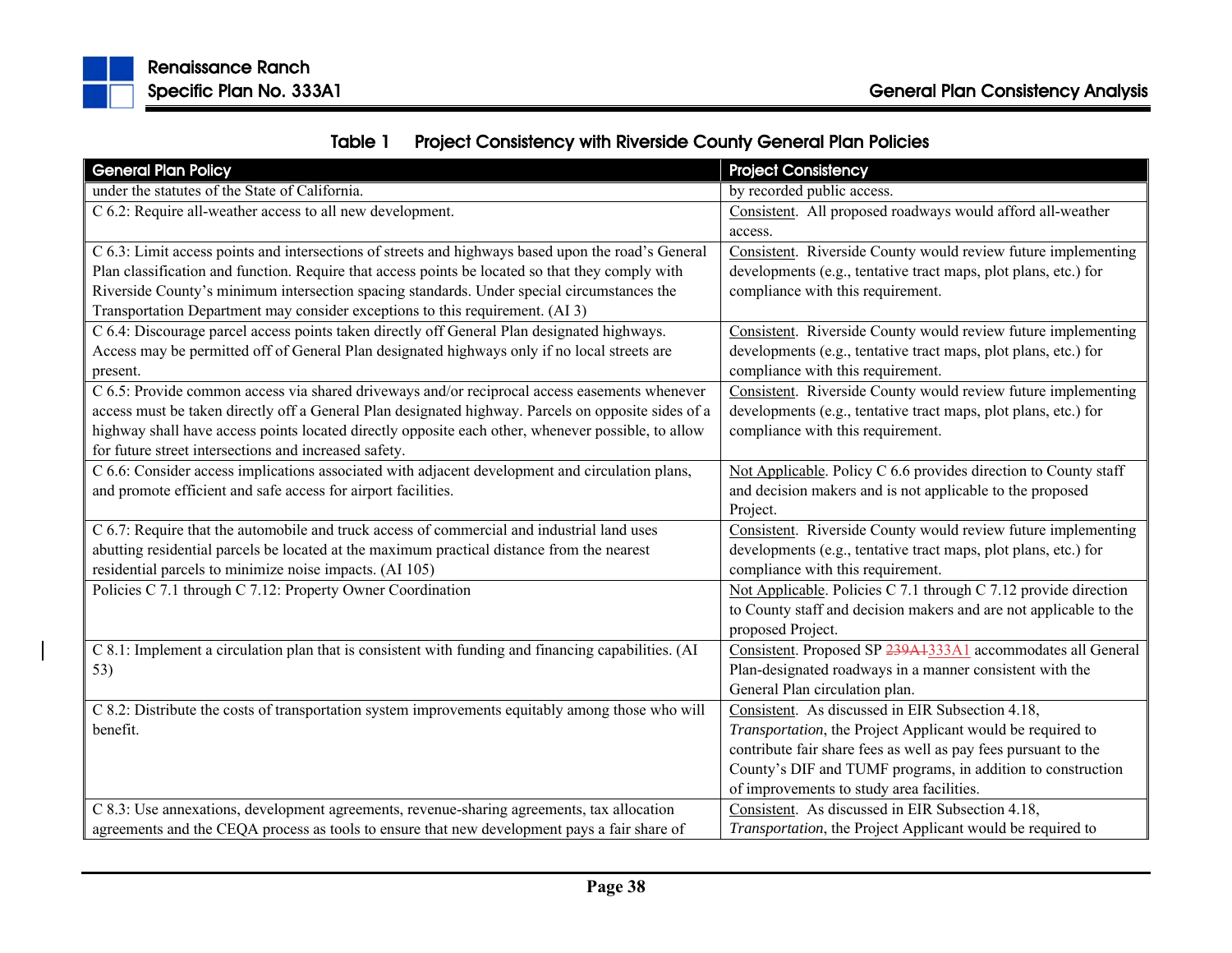### Table 1 Project Consistency with Riverside County General Plan Policies

| General Plan Policy | Project Consistency |
|---|---|
| under the statutes of the State of California. | by recorded public access. |
| C 6.2: Require all-weather access to all new development. | Consistent. All proposed roadways would afford all-weather access. |
| C 6.3: Limit access points and intersections of streets and highways based upon the road's General Plan classification and function. Require that access points be located so that they comply with Riverside County's minimum intersection spacing standards. Under special circumstances the Transportation Department may consider exceptions to this requirement. (AI 3) | Consistent. Riverside County would review future implementing developments (e.g., tentative tract maps, plot plans, etc.) for compliance with this requirement. |
| C 6.4: Discourage parcel access points taken directly off General Plan designated highways. Access may be permitted off of General Plan designated highways only if no local streets are present. | Consistent. Riverside County would review future implementing developments (e.g., tentative tract maps, plot plans, etc.) for compliance with this requirement. |
| C 6.5: Provide common access via shared driveways and/or reciprocal access easements whenever access must be taken directly off a General Plan designated highway. Parcels on opposite sides of a highway shall have access points located directly opposite each other, whenever possible, to allow for future street intersections and increased safety. | Consistent. Riverside County would review future implementing developments (e.g., tentative tract maps, plot plans, etc.) for compliance with this requirement. |
| C 6.6: Consider access implications associated with adjacent development and circulation plans, and promote efficient and safe access for airport facilities. | Not Applicable. Policy C 6.6 provides direction to County staff and decision makers and is not applicable to the proposed Project. |
| C 6.7: Require that the automobile and truck access of commercial and industrial land uses abutting residential parcels be located at the maximum practical distance from the nearest residential parcels to minimize noise impacts. (AI 105) | Consistent. Riverside County would review future implementing developments (e.g., tentative tract maps, plot plans, etc.) for compliance with this requirement. |
| Policies C 7.1 through C 7.12: Property Owner Coordination | Not Applicable. Policies C 7.1 through C 7.12 provide direction to County staff and decision makers and are not applicable to the proposed Project. |
| C 8.1: Implement a circulation plan that is consistent with funding and financing capabilities. (AI 53) | Consistent. Proposed SP ~~239A1~~333A1 accommodates all General Plan-designated roadways in a manner consistent with the General Plan circulation plan. |
| C 8.2: Distribute the costs of transportation system improvements equitably among those who will benefit. | Consistent. As discussed in EIR Subsection 4.18, *Transportation*, the Project Applicant would be required to contribute fair share fees as well as pay fees pursuant to the County's DIF and TUMF programs, in addition to construction of improvements to study area facilities. |
| C 8.3: Use annexations, development agreements, revenue-sharing agreements, tax allocation agreements and the CEQA process as tools to ensure that new development pays a fair share of | Consistent. As discussed in EIR Subsection 4.18, *Transportation*, the Project Applicant would be required to |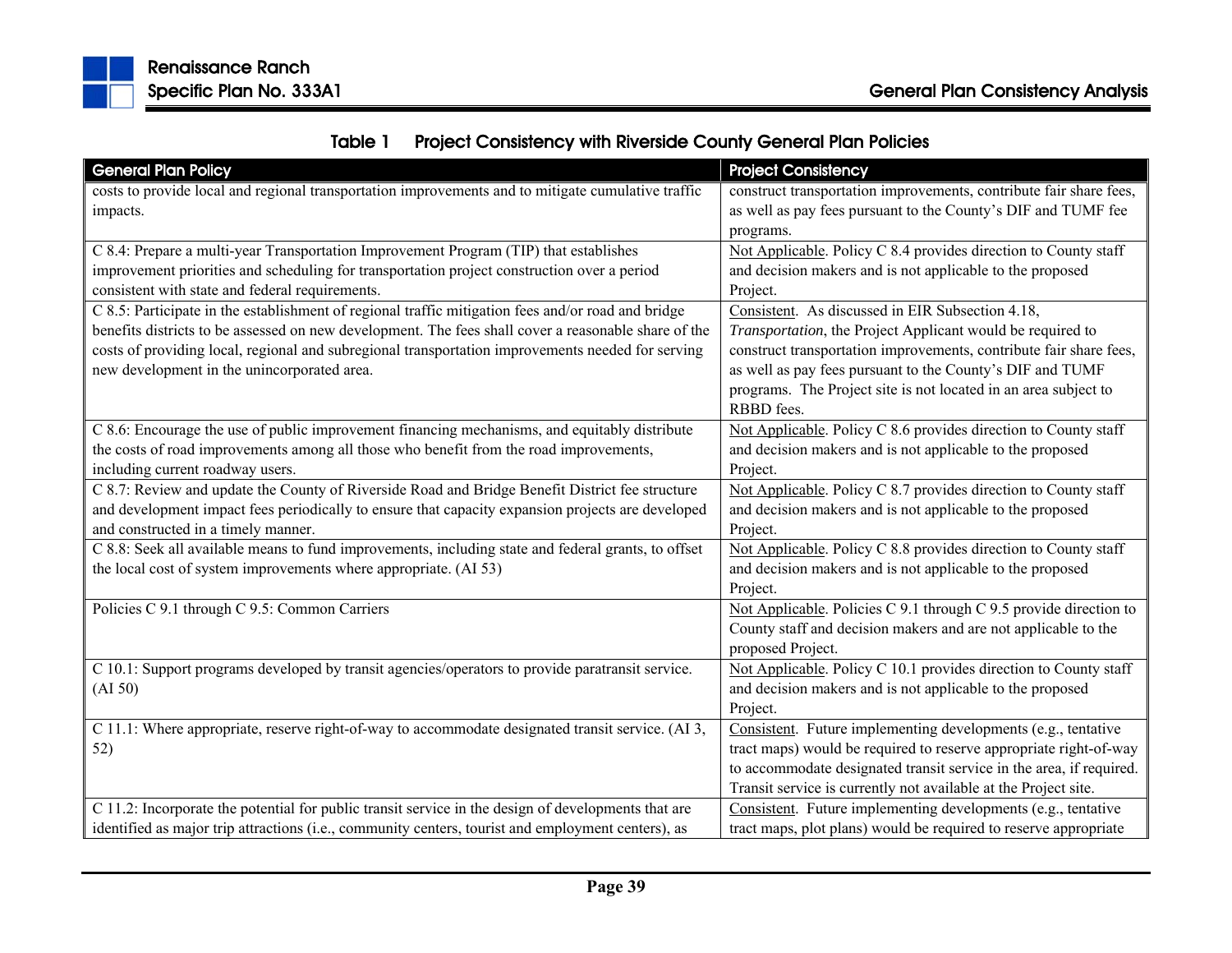### Table 1 Project Consistency with Riverside County General Plan Policies

| General Plan Policy | Project Consistency |
|---|---|
| costs to provide local and regional transportation improvements and to mitigate cumulative traffic impacts. | construct transportation improvements, contribute fair share fees, as well as pay fees pursuant to the County's DIF and TUMF fee programs. |
| C 8.4: Prepare a multi-year Transportation Improvement Program (TIP) that establishes improvement priorities and scheduling for transportation project construction over a period consistent with state and federal requirements. | Not Applicable. Policy C 8.4 provides direction to County staff and decision makers and is not applicable to the proposed Project. |
| C 8.5: Participate in the establishment of regional traffic mitigation fees and/or road and bridge benefits districts to be assessed on new development. The fees shall cover a reasonable share of the costs of providing local, regional and subregional transportation improvements needed for serving new development in the unincorporated area. | Consistent. As discussed in EIR Subsection 4.18, *Transportation*, the Project Applicant would be required to construct transportation improvements, contribute fair share fees, as well as pay fees pursuant to the County's DIF and TUMF programs. The Project site is not located in an area subject to RBBD fees. |
| C 8.6: Encourage the use of public improvement financing mechanisms, and equitably distribute the costs of road improvements among all those who benefit from the road improvements, including current roadway users. | Not Applicable. Policy C 8.6 provides direction to County staff and decision makers and is not applicable to the proposed Project. |
| C 8.7: Review and update the County of Riverside Road and Bridge Benefit District fee structure and development impact fees periodically to ensure that capacity expansion projects are developed and constructed in a timely manner. | Not Applicable. Policy C 8.7 provides direction to County staff and decision makers and is not applicable to the proposed Project. |
| C 8.8: Seek all available means to fund improvements, including state and federal grants, to offset the local cost of system improvements where appropriate. (AI 53) | Not Applicable. Policy C 8.8 provides direction to County staff and decision makers and is not applicable to the proposed Project. |
| Policies C 9.1 through C 9.5: Common Carriers | Not Applicable. Policies C 9.1 through C 9.5 provide direction to County staff and decision makers and are not applicable to the proposed Project. |
| C 10.1: Support programs developed by transit agencies/operators to provide paratransit service. (AI 50) | Not Applicable. Policy C 10.1 provides direction to County staff and decision makers and is not applicable to the proposed Project. |
| C 11.1: Where appropriate, reserve right-of-way to accommodate designated transit service. (AI 3, 52) | Consistent. Future implementing developments (e.g., tentative tract maps) would be required to reserve appropriate right-of-way to accommodate designated transit service in the area, if required. Transit service is currently not available at the Project site. |
| C 11.2: Incorporate the potential for public transit service in the design of developments that are identified as major trip attractions (i.e., community centers, tourist and employment centers), as | Consistent. Future implementing developments (e.g., tentative tract maps, plot plans) would be required to reserve appropriate |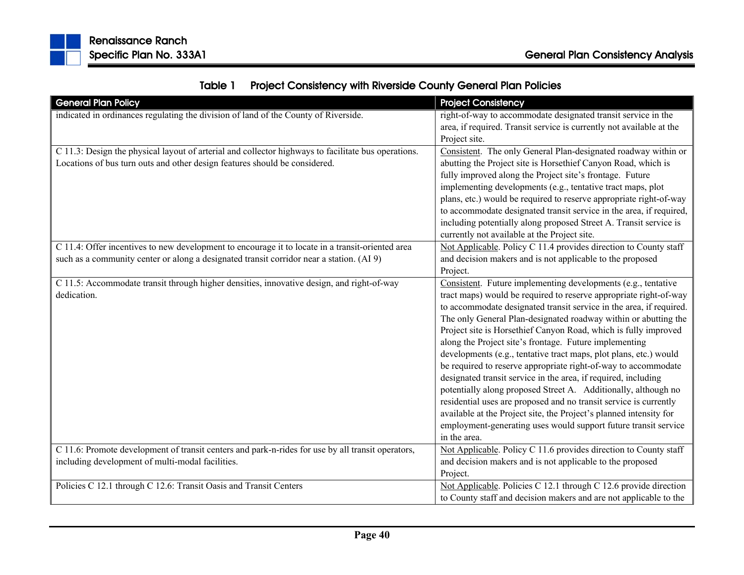**Table 1 Project Consistency with Riverside County General Plan Policies**

| General Plan Policy | Project Consistency |
|---|---|
| indicated in ordinances regulating the division of land of the County of Riverside. | right-of-way to accommodate designated transit service in the area, if required. Transit service is currently not available at the Project site. |
| C 11.3: Design the physical layout of arterial and collector highways to facilitate bus operations. Locations of bus turn outs and other design features should be considered. | Consistent. The only General Plan-designated roadway within or abutting the Project site is Horsethief Canyon Road, which is fully improved along the Project site's frontage. Future implementing developments (e.g., tentative tract maps, plot plans, etc.) would be required to reserve appropriate right-of-way to accommodate designated transit service in the area, if required, including potentially along proposed Street A. Transit service is currently not available at the Project site. |
| C 11.4: Offer incentives to new development to encourage it to locate in a transit-oriented area such as a community center or along a designated transit corridor near a station. (AI 9) | Not Applicable. Policy C 11.4 provides direction to County staff and decision makers and is not applicable to the proposed Project. |
| C 11.5: Accommodate transit through higher densities, innovative design, and right-of-way dedication. | Consistent. Future implementing developments (e.g., tentative tract maps) would be required to reserve appropriate right-of-way to accommodate designated transit service in the area, if required. The only General Plan-designated roadway within or abutting the Project site is Horsethief Canyon Road, which is fully improved along the Project site's frontage. Future implementing developments (e.g., tentative tract maps, plot plans, etc.) would be required to reserve appropriate right-of-way to accommodate designated transit service in the area, if required, including potentially along proposed Street A. Additionally, although no residential uses are proposed and no transit service is currently available at the Project site, the Project's planned intensity for employment-generating uses would support future transit service in the area. |
| C 11.6: Promote development of transit centers and park-n-rides for use by all transit operators, including development of multi-modal facilities. | Not Applicable. Policy C 11.6 provides direction to County staff and decision makers and is not applicable to the proposed Project. |
| Policies C 12.1 through C 12.6: Transit Oasis and Transit Centers | Not Applicable. Policies C 12.1 through C 12.6 provide direction to County staff and decision makers and are not applicable to the |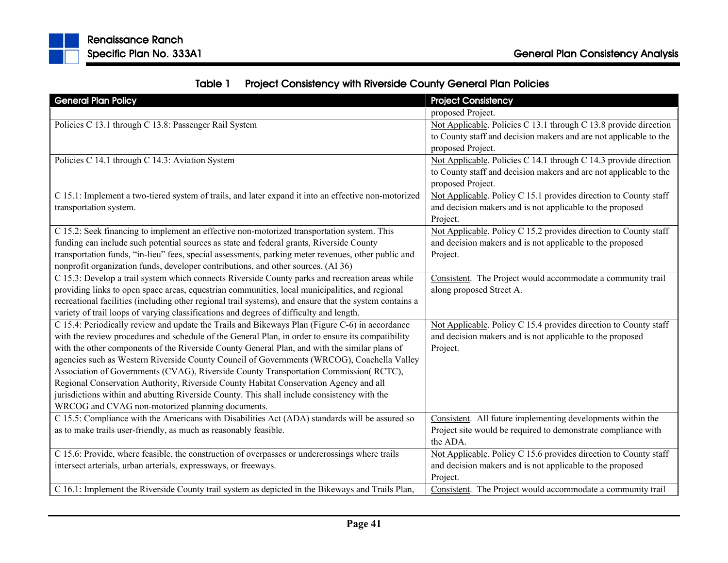**Table 1 Project Consistency with Riverside County General Plan Policies**

| General Plan Policy | Project Consistency |
|---|---|
| | proposed Project. |
| Policies C 13.1 through C 13.8: Passenger Rail System | Not Applicable. Policies C 13.1 through C 13.8 provide direction to County staff and decision makers and are not applicable to the proposed Project. |
| Policies C 14.1 through C 14.3: Aviation System | Not Applicable. Policies C 14.1 through C 14.3 provide direction to County staff and decision makers and are not applicable to the proposed Project. |
| C 15.1: Implement a two-tiered system of trails, and later expand it into an effective non-motorized transportation system. | Not Applicable. Policy C 15.1 provides direction to County staff and decision makers and is not applicable to the proposed Project. |
| C 15.2: Seek financing to implement an effective non-motorized transportation system. This funding can include such potential sources as state and federal grants, Riverside County transportation funds, "in-lieu" fees, special assessments, parking meter revenues, other public and nonprofit organization funds, developer contributions, and other sources. (AI 36) | Not Applicable. Policy C 15.2 provides direction to County staff and decision makers and is not applicable to the proposed Project. |
| C 15.3: Develop a trail system which connects Riverside County parks and recreation areas while providing links to open space areas, equestrian communities, local municipalities, and regional recreational facilities (including other regional trail systems), and ensure that the system contains a variety of trail loops of varying classifications and degrees of difficulty and length. | Consistent. The Project would accommodate a community trail along proposed Street A. |
| C 15.4: Periodically review and update the Trails and Bikeways Plan (Figure C-6) in accordance with the review procedures and schedule of the General Plan, in order to ensure its compatibility with the other components of the Riverside County General Plan, and with the similar plans of agencies such as Western Riverside County Council of Governments (WRCOG), Coachella Valley Association of Governments (CVAG), Riverside County Transportation Commission( RCTC), Regional Conservation Authority, Riverside County Habitat Conservation Agency and all jurisdictions within and abutting Riverside County. This shall include consistency with the WRCOG and CVAG non-motorized planning documents. | Not Applicable. Policy C 15.4 provides direction to County staff and decision makers and is not applicable to the proposed Project. |
| C 15.5: Compliance with the Americans with Disabilities Act (ADA) standards will be assured so as to make trails user-friendly, as much as reasonably feasible. | Consistent. All future implementing developments within the Project site would be required to demonstrate compliance with the ADA. |
| C 15.6: Provide, where feasible, the construction of overpasses or undercrossings where trails intersect arterials, urban arterials, expressways, or freeways. | Not Applicable. Policy C 15.6 provides direction to County staff and decision makers and is not applicable to the proposed Project. |
| C 16.1: Implement the Riverside County trail system as depicted in the Bikeways and Trails Plan, | Consistent. The Project would accommodate a community trail |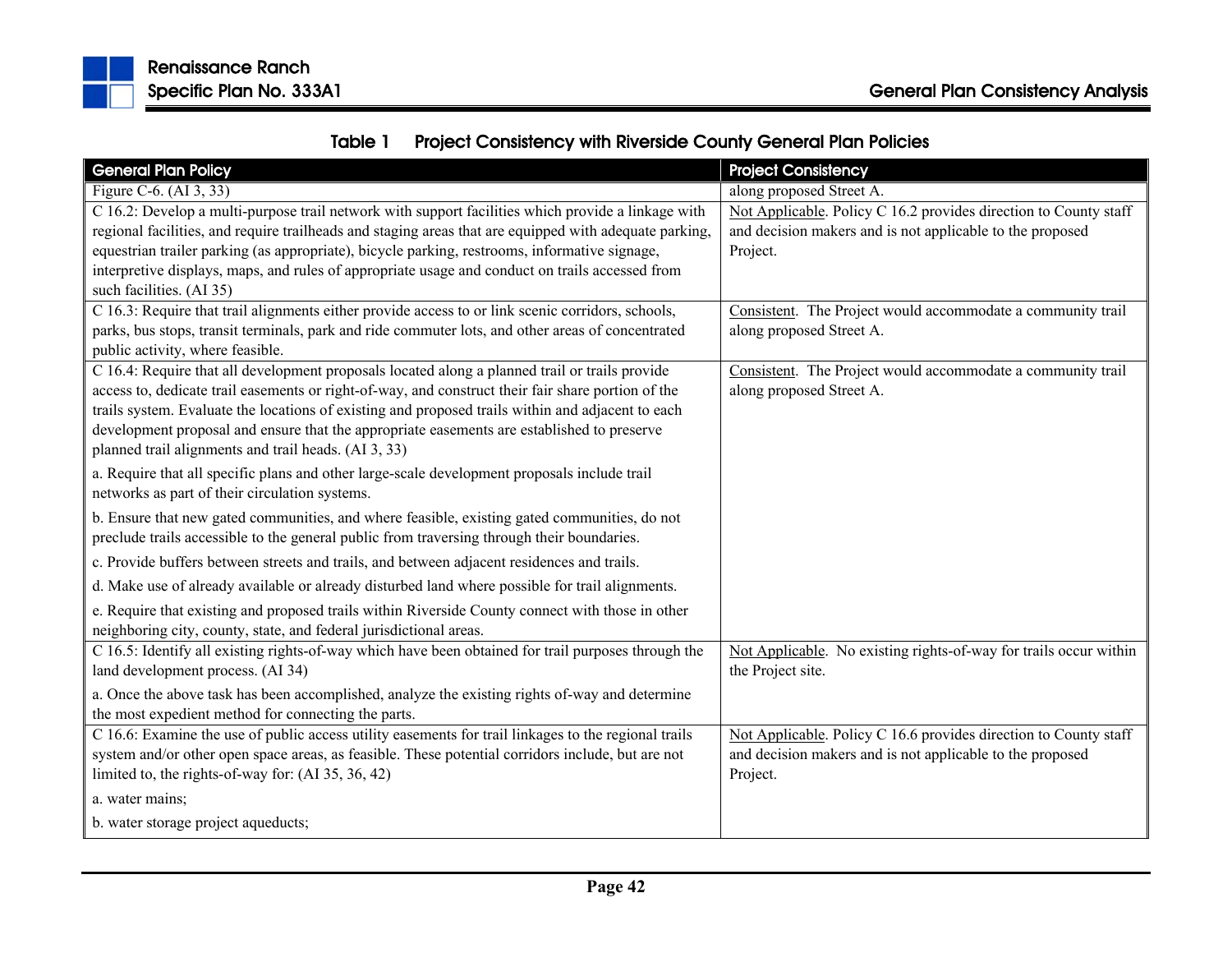**Table 1 Project Consistency with Riverside County General Plan Policies**

| General Plan Policy | Project Consistency |
|---|---|
| Figure C-6. (AI 3, 33) | along proposed Street A. |
| C 16.2: Develop a multi-purpose trail network with support facilities which provide a linkage with regional facilities, and require trailheads and staging areas that are equipped with adequate parking, equestrian trailer parking (as appropriate), bicycle parking, restrooms, informative signage, interpretive displays, maps, and rules of appropriate usage and conduct on trails accessed from such facilities. (AI 35) | Not Applicable. Policy C 16.2 provides direction to County staff and decision makers and is not applicable to the proposed Project. |
| C 16.3: Require that trail alignments either provide access to or link scenic corridors, schools, parks, bus stops, transit terminals, park and ride commuter lots, and other areas of concentrated public activity, where feasible. | Consistent. The Project would accommodate a community trail along proposed Street A. |
| C 16.4: Require that all development proposals located along a planned trail or trails provide access to, dedicate trail easements or right-of-way, and construct their fair share portion of the trails system. Evaluate the locations of existing and proposed trails within and adjacent to each development proposal and ensure that the appropriate easements are established to preserve planned trail alignments and trail heads. (AI 3, 33)<br><br>a. Require that all specific plans and other large-scale development proposals include trail networks as part of their circulation systems.<br><br>b. Ensure that new gated communities, and where feasible, existing gated communities, do not preclude trails accessible to the general public from traversing through their boundaries.<br><br>c. Provide buffers between streets and trails, and between adjacent residences and trails.<br><br>d. Make use of already available or already disturbed land where possible for trail alignments.<br><br>e. Require that existing and proposed trails within Riverside County connect with those in other neighboring city, county, state, and federal jurisdictional areas. | Consistent. The Project would accommodate a community trail along proposed Street A. |
| C 16.5: Identify all existing rights-of-way which have been obtained for trail purposes through the land development process. (AI 34)<br><br>a. Once the above task has been accomplished, analyze the existing rights of-way and determine the most expedient method for connecting the parts. | Not Applicable. No existing rights-of-way for trails occur within the Project site. |
| C 16.6: Examine the use of public access utility easements for trail linkages to the regional trails system and/or other open space areas, as feasible. These potential corridors include, but are not limited to, the rights-of-way for: (AI 35, 36, 42)<br><br>a. water mains;<br><br>b. water storage project aqueducts; | Not Applicable. Policy C 16.6 provides direction to County staff and decision makers and is not applicable to the proposed Project. |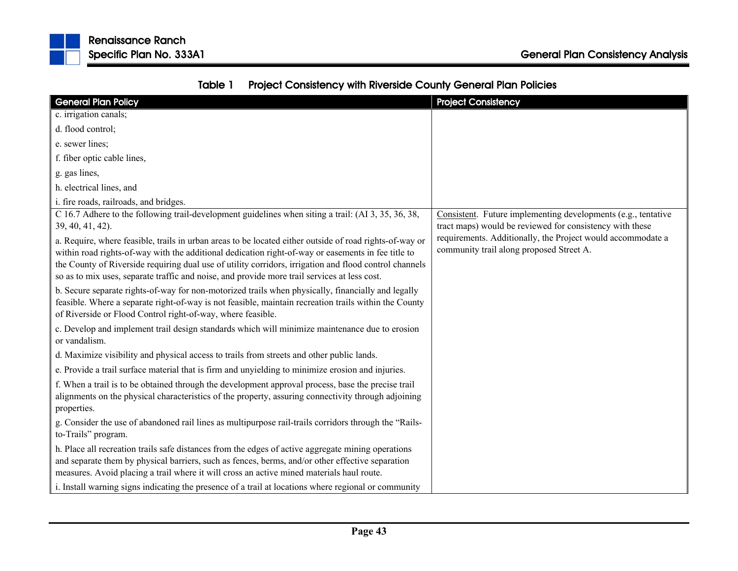**Table 1 Project Consistency with Riverside County General Plan Policies**

| General Plan Policy | Project Consistency |
|---|---|
| c. irrigation canals;<br>d. flood control;<br>e. sewer lines;<br>f. fiber optic cable lines,<br>g. gas lines,<br>h. electrical lines, and<br>i. fire roads, railroads, and bridges. | |
| C 16.7 Adhere to the following trail-development guidelines when siting a trail: (AI 3, 35, 36, 38, 39, 40, 41, 42).<br>a. Require, where feasible, trails in urban areas to be located either outside of road rights-of-way or within road rights-of-way with the additional dedication right-of-way or easements in fee title to the County of Riverside requiring dual use of utility corridors, irrigation and flood control channels so as to mix uses, separate traffic and noise, and provide more trail services at less cost.<br>b. Secure separate rights-of-way for non-motorized trails when physically, financially and legally feasible. Where a separate right-of-way is not feasible, maintain recreation trails within the County of Riverside or Flood Control right-of-way, where feasible.<br>c. Develop and implement trail design standards which will minimize maintenance due to erosion or vandalism.<br>d. Maximize visibility and physical access to trails from streets and other public lands.<br>e. Provide a trail surface material that is firm and unyielding to minimize erosion and injuries.<br>f. When a trail is to be obtained through the development approval process, base the precise trail alignments on the physical characteristics of the property, assuring connectivity through adjoining properties.<br>g. Consider the use of abandoned rail lines as multipurpose rail-trails corridors through the "Rails-to-Trails" program.<br>h. Place all recreation trails safe distances from the edges of active aggregate mining operations and separate them by physical barriers, such as fences, berms, and/or other effective separation measures. Avoid placing a trail where it will cross an active mined materials haul route.<br>i. Install warning signs indicating the presence of a trail at locations where regional or community | Consistent. Future implementing developments (e.g., tentative tract maps) would be reviewed for consistency with these requirements. Additionally, the Project would accommodate a community trail along proposed Street A. |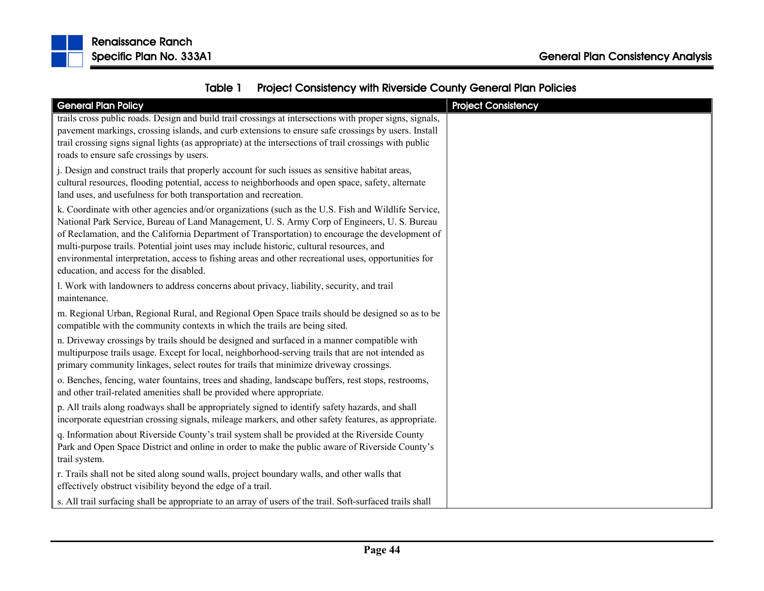**Table 1 Project Consistency with Riverside County General Plan Policies**

| General Plan Policy | Project Consistency |
|---|---|
| trails cross public roads. Design and build trail crossings at intersections with proper signs, signals, pavement markings, crossing islands, and curb extensions to ensure safe crossings by users. Install trail crossing signs signal lights (as appropriate) at the intersections of trail crossings with public roads to ensure safe crossings by users.<br><br>j. Design and construct trails that properly account for such issues as sensitive habitat areas, cultural resources, flooding potential, access to neighborhoods and open space, safety, alternate land uses, and usefulness for both transportation and recreation.<br><br>k. Coordinate with other agencies and/or organizations (such as the U.S. Fish and Wildlife Service, National Park Service, Bureau of Land Management, U. S. Army Corp of Engineers, U. S. Bureau of Reclamation, and the California Department of Transportation) to encourage the development of multi-purpose trails. Potential joint uses may include historic, cultural resources, and environmental interpretation, access to fishing areas and other recreational uses, opportunities for education, and access for the disabled.<br><br>l. Work with landowners to address concerns about privacy, liability, security, and trail maintenance.<br><br>m. Regional Urban, Regional Rural, and Regional Open Space trails should be designed so as to be compatible with the community contexts in which the trails are being sited.<br><br>n. Driveway crossings by trails should be designed and surfaced in a manner compatible with multipurpose trails usage. Except for local, neighborhood-serving trails that are not intended as primary community linkages, select routes for trails that minimize driveway crossings.<br><br>o. Benches, fencing, water fountains, trees and shading, landscape buffers, rest stops, restrooms, and other trail-related amenities shall be provided where appropriate.<br><br>p. All trails along roadways shall be appropriately signed to identify safety hazards, and shall incorporate equestrian crossing signals, mileage markers, and other safety features, as appropriate.<br><br>q. Information about Riverside County's trail system shall be provided at the Riverside County Park and Open Space District and online in order to make the public aware of Riverside County's trail system.<br><br>r. Trails shall not be sited along sound walls, project boundary walls, and other walls that effectively obstruct visibility beyond the edge of a trail.<br><br>s. All trail surfacing shall be appropriate to an array of users of the trail. Soft-surfaced trails shall | |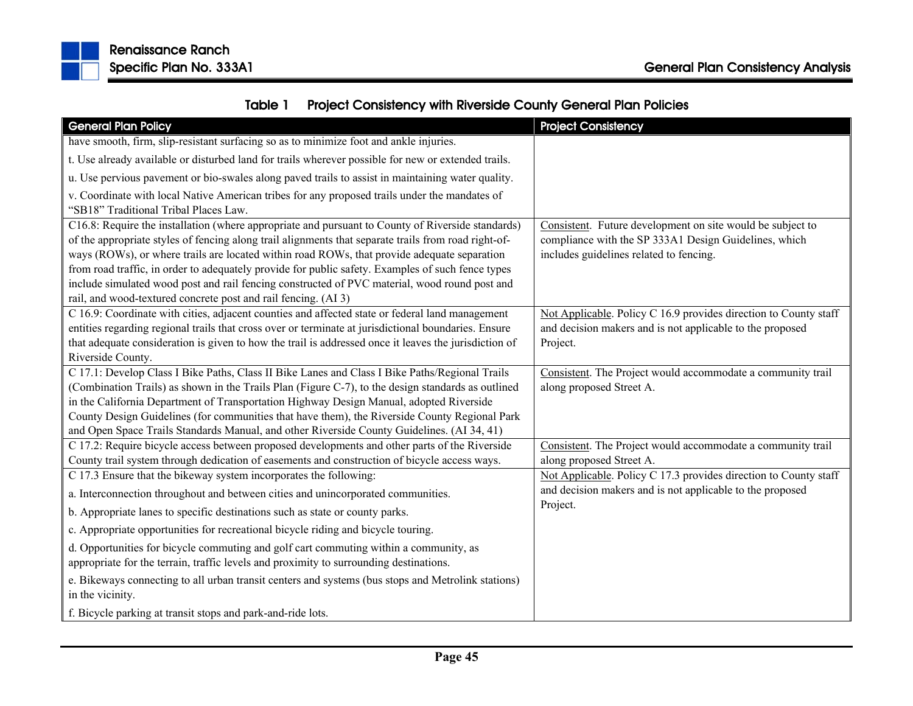**Table 1 Project Consistency with Riverside County General Plan Policies**

| General Plan Policy | Project Consistency |
|---|---|
| have smooth, firm, slip-resistant surfacing so as to minimize foot and ankle injuries.<br><br>t. Use already available or disturbed land for trails wherever possible for new or extended trails.<br><br>u. Use pervious pavement or bio-swales along paved trails to assist in maintaining water quality.<br><br>v. Coordinate with local Native American tribes for any proposed trails under the mandates of "SB18" Traditional Tribal Places Law. | |
| C16.8: Require the installation (where appropriate and pursuant to County of Riverside standards) of the appropriate styles of fencing along trail alignments that separate trails from road right-of-ways (ROWs), or where trails are located within road ROWs, that provide adequate separation from road traffic, in order to adequately provide for public safety. Examples of such fence types include simulated wood post and rail fencing constructed of PVC material, wood round post and rail, and wood-textured concrete post and rail fencing. (AI 3) | Consistent. Future development on site would be subject to compliance with the SP 333A1 Design Guidelines, which includes guidelines related to fencing. |
| C 16.9: Coordinate with cities, adjacent counties and affected state or federal land management entities regarding regional trails that cross over or terminate at jurisdictional boundaries. Ensure that adequate consideration is given to how the trail is addressed once it leaves the jurisdiction of Riverside County. | Not Applicable. Policy C 16.9 provides direction to County staff and decision makers and is not applicable to the proposed Project. |
| C 17.1: Develop Class I Bike Paths, Class II Bike Lanes and Class I Bike Paths/Regional Trails (Combination Trails) as shown in the Trails Plan (Figure C-7), to the design standards as outlined in the California Department of Transportation Highway Design Manual, adopted Riverside County Design Guidelines (for communities that have them), the Riverside County Regional Park and Open Space Trails Standards Manual, and other Riverside County Guidelines. (AI 34, 41) | Consistent. The Project would accommodate a community trail along proposed Street A. |
| C 17.2: Require bicycle access between proposed developments and other parts of the Riverside County trail system through dedication of easements and construction of bicycle access ways. | Consistent. The Project would accommodate a community trail along proposed Street A. |
| C 17.3 Ensure that the bikeway system incorporates the following:<br><br>a. Interconnection throughout and between cities and unincorporated communities.<br><br>b. Appropriate lanes to specific destinations such as state or county parks.<br><br>c. Appropriate opportunities for recreational bicycle riding and bicycle touring.<br><br>d. Opportunities for bicycle commuting and golf cart commuting within a community, as appropriate for the terrain, traffic levels and proximity to surrounding destinations.<br><br>e. Bikeways connecting to all urban transit centers and systems (bus stops and Metrolink stations) in the vicinity.<br><br>f. Bicycle parking at transit stops and park-and-ride lots. | Not Applicable. Policy C 17.3 provides direction to County staff and decision makers and is not applicable to the proposed Project. |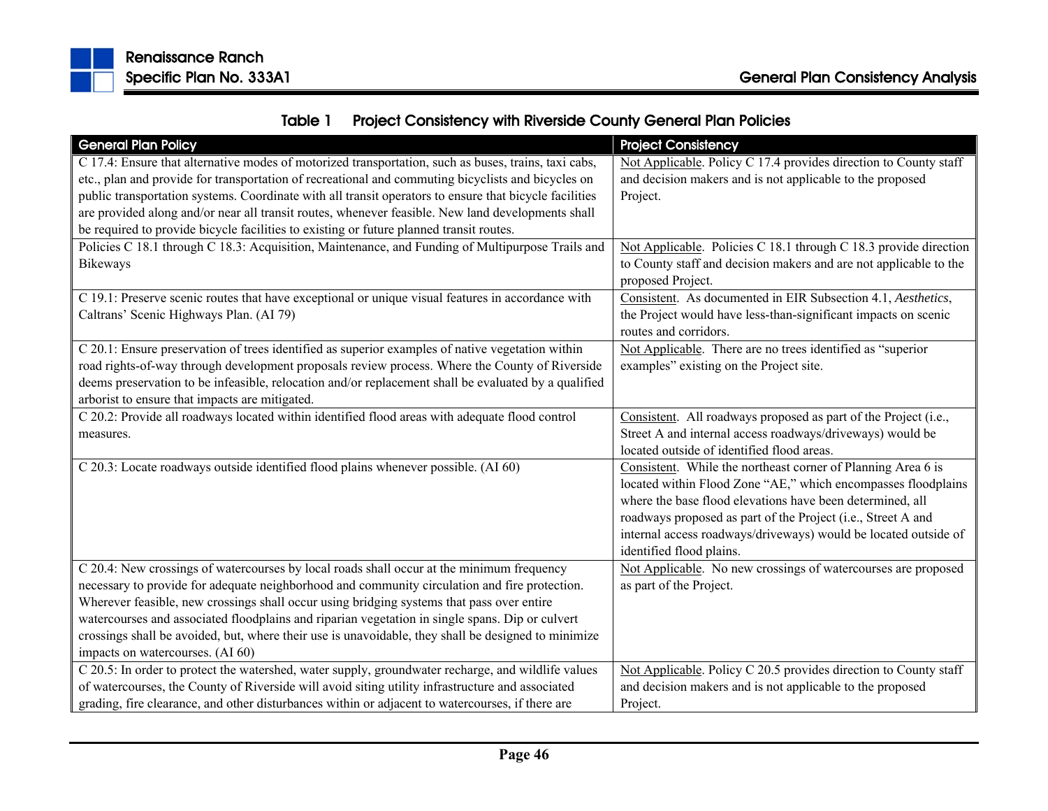**Table 1 Project Consistency with Riverside County General Plan Policies**

| General Plan Policy | Project Consistency |
|---|---|
| C 17.4: Ensure that alternative modes of motorized transportation, such as buses, trains, taxi cabs, etc., plan and provide for transportation of recreational and commuting bicyclists and bicycles on public transportation systems. Coordinate with all transit operators to ensure that bicycle facilities are provided along and/or near all transit routes, whenever feasible. New land developments shall be required to provide bicycle facilities to existing or future planned transit routes. | Not Applicable. Policy C 17.4 provides direction to County staff and decision makers and is not applicable to the proposed Project. |
| Policies C 18.1 through C 18.3: Acquisition, Maintenance, and Funding of Multipurpose Trails and Bikeways | Not Applicable. Policies C 18.1 through C 18.3 provide direction to County staff and decision makers and are not applicable to the proposed Project. |
| C 19.1: Preserve scenic routes that have exceptional or unique visual features in accordance with Caltrans' Scenic Highways Plan. (AI 79) | Consistent. As documented in EIR Subsection 4.1, *Aesthetics*, the Project would have less-than-significant impacts on scenic routes and corridors. |
| C 20.1: Ensure preservation of trees identified as superior examples of native vegetation within road rights-of-way through development proposals review process. Where the County of Riverside deems preservation to be infeasible, relocation and/or replacement shall be evaluated by a qualified arborist to ensure that impacts are mitigated. | Not Applicable. There are no trees identified as "superior examples" existing on the Project site. |
| C 20.2: Provide all roadways located within identified flood areas with adequate flood control measures. | Consistent. All roadways proposed as part of the Project (i.e., Street A and internal access roadways/driveways) would be located outside of identified flood areas. |
| C 20.3: Locate roadways outside identified flood plains whenever possible. (AI 60) | Consistent. While the northeast corner of Planning Area 6 is located within Flood Zone "AE," which encompasses floodplains where the base flood elevations have been determined, all roadways proposed as part of the Project (i.e., Street A and internal access roadways/driveways) would be located outside of identified flood plains. |
| C 20.4: New crossings of watercourses by local roads shall occur at the minimum frequency necessary to provide for adequate neighborhood and community circulation and fire protection. Wherever feasible, new crossings shall occur using bridging systems that pass over entire watercourses and associated floodplains and riparian vegetation in single spans. Dip or culvert crossings shall be avoided, but, where their use is unavoidable, they shall be designed to minimize impacts on watercourses. (AI 60) | Not Applicable. No new crossings of watercourses are proposed as part of the Project. |
| C 20.5: In order to protect the watershed, water supply, groundwater recharge, and wildlife values of watercourses, the County of Riverside will avoid siting utility infrastructure and associated grading, fire clearance, and other disturbances within or adjacent to watercourses, if there are | Not Applicable. Policy C 20.5 provides direction to County staff and decision makers and is not applicable to the proposed Project. |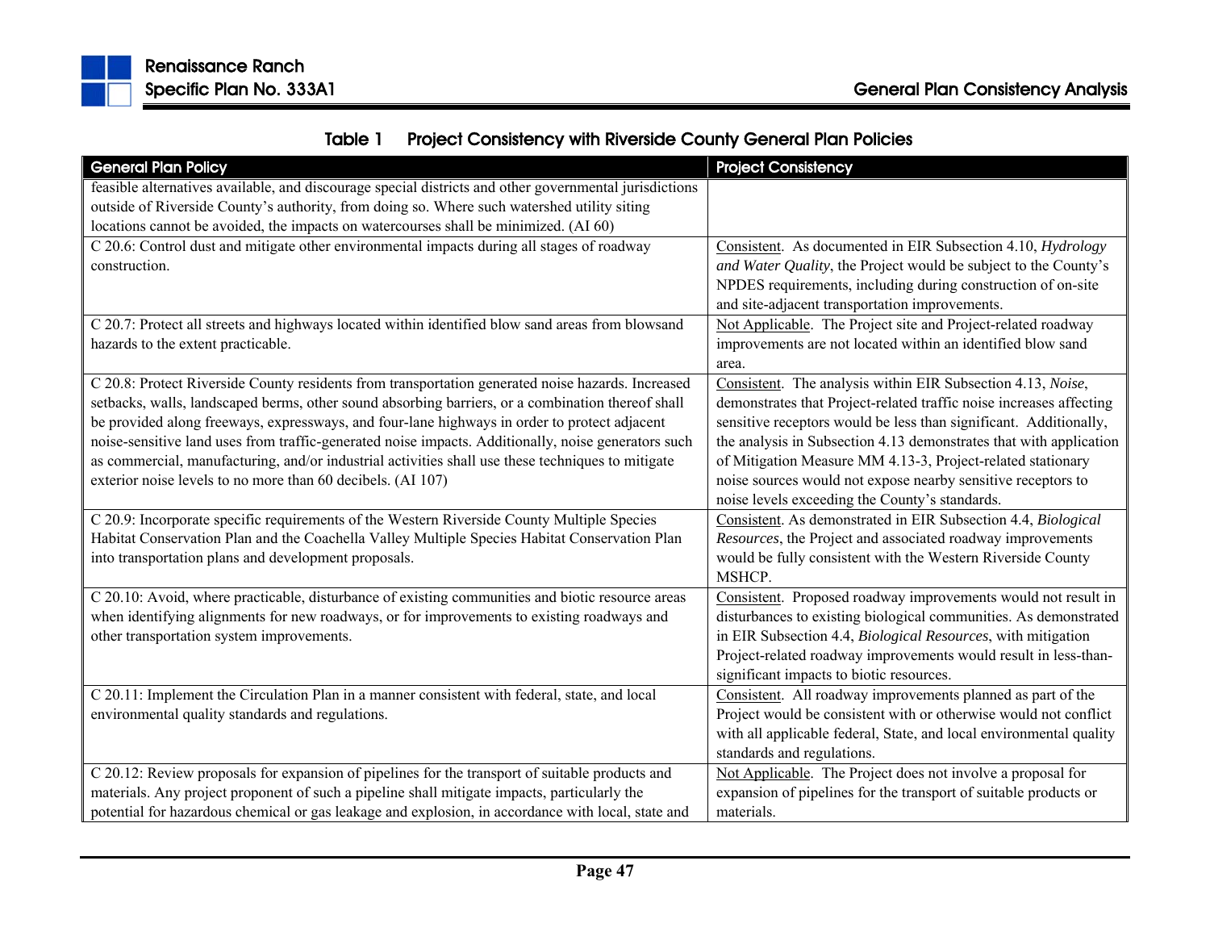**Table 1 Project Consistency with Riverside County General Plan Policies**

| General Plan Policy | Project Consistency |
|---|---|
| feasible alternatives available, and discourage special districts and other governmental jurisdictions outside of Riverside County's authority, from doing so. Where such watershed utility siting locations cannot be avoided, the impacts on watercourses shall be minimized. (AI 60) | |
| C 20.6: Control dust and mitigate other environmental impacts during all stages of roadway construction. | Consistent. As documented in EIR Subsection 4.10, *Hydrology and Water Quality*, the Project would be subject to the County's NPDES requirements, including during construction of on-site and site-adjacent transportation improvements. |
| C 20.7: Protect all streets and highways located within identified blow sand areas from blowsand hazards to the extent practicable. | Not Applicable. The Project site and Project-related roadway improvements are not located within an identified blow sand area. |
| C 20.8: Protect Riverside County residents from transportation generated noise hazards. Increased setbacks, walls, landscaped berms, other sound absorbing barriers, or a combination thereof shall be provided along freeways, expressways, and four-lane highways in order to protect adjacent noise-sensitive land uses from traffic-generated noise impacts. Additionally, noise generators such as commercial, manufacturing, and/or industrial activities shall use these techniques to mitigate exterior noise levels to no more than 60 decibels. (AI 107) | Consistent. The analysis within EIR Subsection 4.13, *Noise*, demonstrates that Project-related traffic noise increases affecting sensitive receptors would be less than significant. Additionally, the analysis in Subsection 4.13 demonstrates that with application of Mitigation Measure MM 4.13-3, Project-related stationary noise sources would not expose nearby sensitive receptors to noise levels exceeding the County's standards. |
| C 20.9: Incorporate specific requirements of the Western Riverside County Multiple Species Habitat Conservation Plan and the Coachella Valley Multiple Species Habitat Conservation Plan into transportation plans and development proposals. | Consistent. As demonstrated in EIR Subsection 4.4, *Biological Resources*, the Project and associated roadway improvements would be fully consistent with the Western Riverside County MSHCP. |
| C 20.10: Avoid, where practicable, disturbance of existing communities and biotic resource areas when identifying alignments for new roadways, or for improvements to existing roadways and other transportation system improvements. | Consistent. Proposed roadway improvements would not result in disturbances to existing biological communities. As demonstrated in EIR Subsection 4.4, *Biological Resources*, with mitigation Project-related roadway improvements would result in less-than-significant impacts to biotic resources. |
| C 20.11: Implement the Circulation Plan in a manner consistent with federal, state, and local environmental quality standards and regulations. | Consistent. All roadway improvements planned as part of the Project would be consistent with or otherwise would not conflict with all applicable federal, State, and local environmental quality standards and regulations. |
| C 20.12: Review proposals for expansion of pipelines for the transport of suitable products and materials. Any project proponent of such a pipeline shall mitigate impacts, particularly the potential for hazardous chemical or gas leakage and explosion, in accordance with local, state and | Not Applicable. The Project does not involve a proposal for expansion of pipelines for the transport of suitable products or materials. |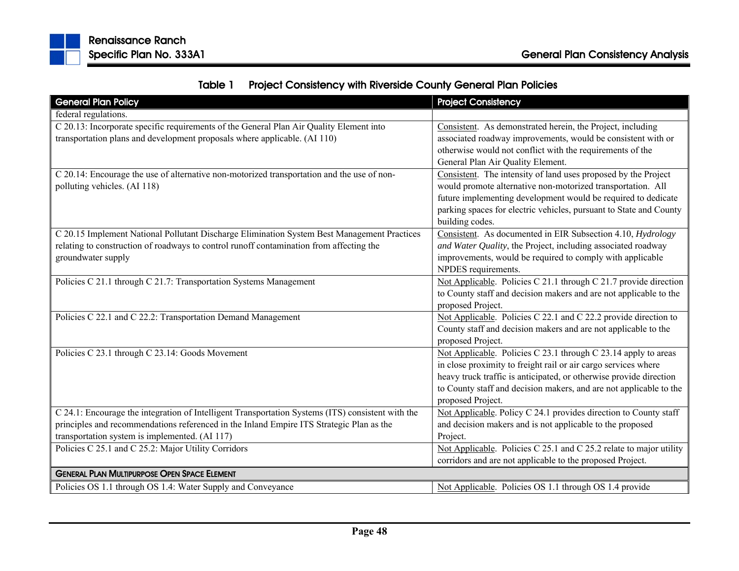**Table 1 Project Consistency with Riverside County General Plan Policies**

| General Plan Policy | Project Consistency |
|---|---|
| federal regulations. | |
| C 20.13: Incorporate specific requirements of the General Plan Air Quality Element into transportation plans and development proposals where applicable. (AI 110) | Consistent. As demonstrated herein, the Project, including associated roadway improvements, would be consistent with or otherwise would not conflict with the requirements of the General Plan Air Quality Element. |
| C 20.14: Encourage the use of alternative non-motorized transportation and the use of non-polluting vehicles. (AI 118) | Consistent. The intensity of land uses proposed by the Project would promote alternative non-motorized transportation. All future implementing development would be required to dedicate parking spaces for electric vehicles, pursuant to State and County building codes. |
| C 20.15 Implement National Pollutant Discharge Elimination System Best Management Practices relating to construction of roadways to control runoff contamination from affecting the groundwater supply | Consistent. As documented in EIR Subsection 4.10, *Hydrology and Water Quality*, the Project, including associated roadway improvements, would be required to comply with applicable NPDES requirements. |
| Policies C 21.1 through C 21.7: Transportation Systems Management | Not Applicable. Policies C 21.1 through C 21.7 provide direction to County staff and decision makers and are not applicable to the proposed Project. |
| Policies C 22.1 and C 22.2: Transportation Demand Management | Not Applicable. Policies C 22.1 and C 22.2 provide direction to County staff and decision makers and are not applicable to the proposed Project. |
| Policies C 23.1 through C 23.14: Goods Movement | Not Applicable. Policies C 23.1 through C 23.14 apply to areas in close proximity to freight rail or air cargo services where heavy truck traffic is anticipated, or otherwise provide direction to County staff and decision makers, and are not applicable to the proposed Project. |
| C 24.1: Encourage the integration of Intelligent Transportation Systems (ITS) consistent with the principles and recommendations referenced in the Inland Empire ITS Strategic Plan as the transportation system is implemented. (AI 117) | Not Applicable. Policy C 24.1 provides direction to County staff and decision makers and is not applicable to the proposed Project. |
| Policies C 25.1 and C 25.2: Major Utility Corridors | Not Applicable. Policies C 25.1 and C 25.2 relate to major utility corridors and are not applicable to the proposed Project. |
| **GENERAL PLAN MULTIPURPOSE OPEN SPACE ELEMENT** | |
| Policies OS 1.1 through OS 1.4: Water Supply and Conveyance | Not Applicable. Policies OS 1.1 through OS 1.4 provide |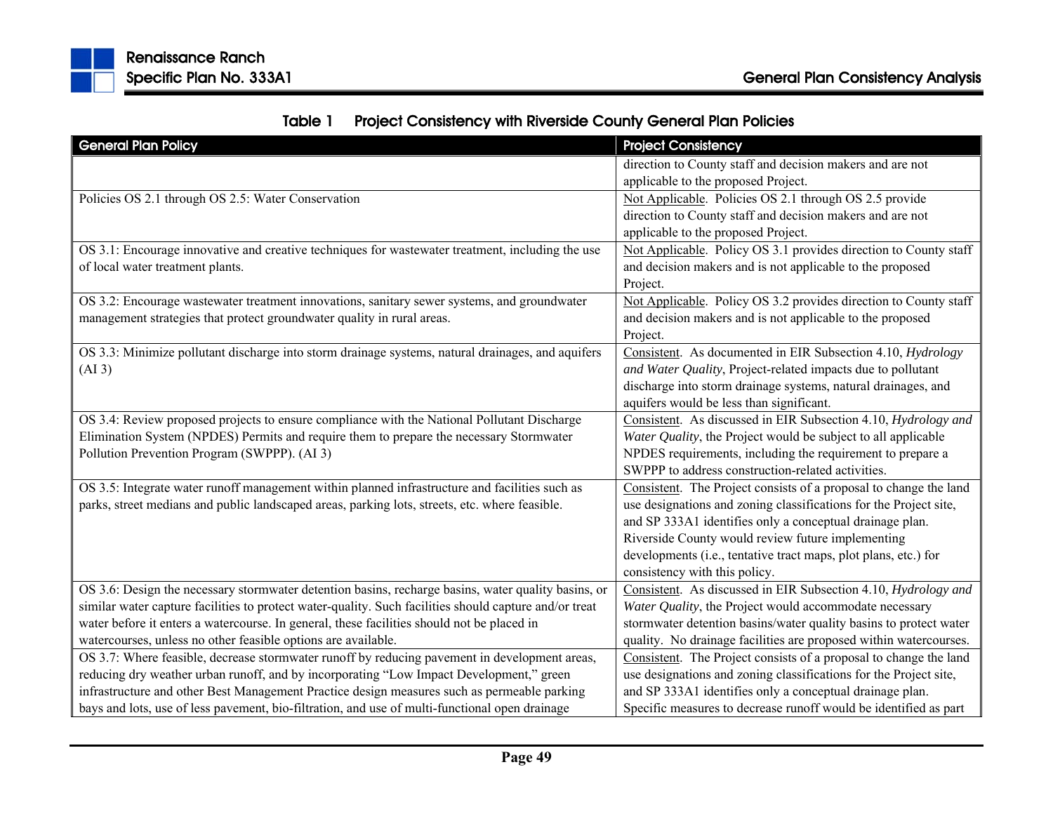Table 1 Project Consistency with Riverside County General Plan Policies

| General Plan Policy | Project Consistency |
|---|---|
| | direction to County staff and decision makers and are not applicable to the proposed Project. |
| Policies OS 2.1 through OS 2.5: Water Conservation | Not Applicable. Policies OS 2.1 through OS 2.5 provide direction to County staff and decision makers and are not applicable to the proposed Project. |
| OS 3.1: Encourage innovative and creative techniques for wastewater treatment, including the use of local water treatment plants. | Not Applicable. Policy OS 3.1 provides direction to County staff and decision makers and is not applicable to the proposed Project. |
| OS 3.2: Encourage wastewater treatment innovations, sanitary sewer systems, and groundwater management strategies that protect groundwater quality in rural areas. | Not Applicable. Policy OS 3.2 provides direction to County staff and decision makers and is not applicable to the proposed Project. |
| OS 3.3: Minimize pollutant discharge into storm drainage systems, natural drainages, and aquifers (AI 3) | Consistent. As documented in EIR Subsection 4.10, *Hydrology and Water Quality*, Project-related impacts due to pollutant discharge into storm drainage systems, natural drainages, and aquifers would be less than significant. |
| OS 3.4: Review proposed projects to ensure compliance with the National Pollutant Discharge Elimination System (NPDES) Permits and require them to prepare the necessary Stormwater Pollution Prevention Program (SWPPP). (AI 3) | Consistent. As discussed in EIR Subsection 4.10, *Hydrology and Water Quality*, the Project would be subject to all applicable NPDES requirements, including the requirement to prepare a SWPPP to address construction-related activities. |
| OS 3.5: Integrate water runoff management within planned infrastructure and facilities such as parks, street medians and public landscaped areas, parking lots, streets, etc. where feasible. | Consistent. The Project consists of a proposal to change the land use designations and zoning classifications for the Project site, and SP 333A1 identifies only a conceptual drainage plan. Riverside County would review future implementing developments (i.e., tentative tract maps, plot plans, etc.) for consistency with this policy. |
| OS 3.6: Design the necessary stormwater detention basins, recharge basins, water quality basins, or similar water capture facilities to protect water-quality. Such facilities should capture and/or treat water before it enters a watercourse. In general, these facilities should not be placed in watercourses, unless no other feasible options are available. | Consistent. As discussed in EIR Subsection 4.10, *Hydrology and Water Quality*, the Project would accommodate necessary stormwater detention basins/water quality basins to protect water quality. No drainage facilities are proposed within watercourses. |
| OS 3.7: Where feasible, decrease stormwater runoff by reducing pavement in development areas, reducing dry weather urban runoff, and by incorporating "Low Impact Development," green infrastructure and other Best Management Practice design measures such as permeable parking bays and lots, use of less pavement, bio-filtration, and use of multi-functional open drainage | Consistent. The Project consists of a proposal to change the land use designations and zoning classifications for the Project site, and SP 333A1 identifies only a conceptual drainage plan. Specific measures to decrease runoff would be identified as part |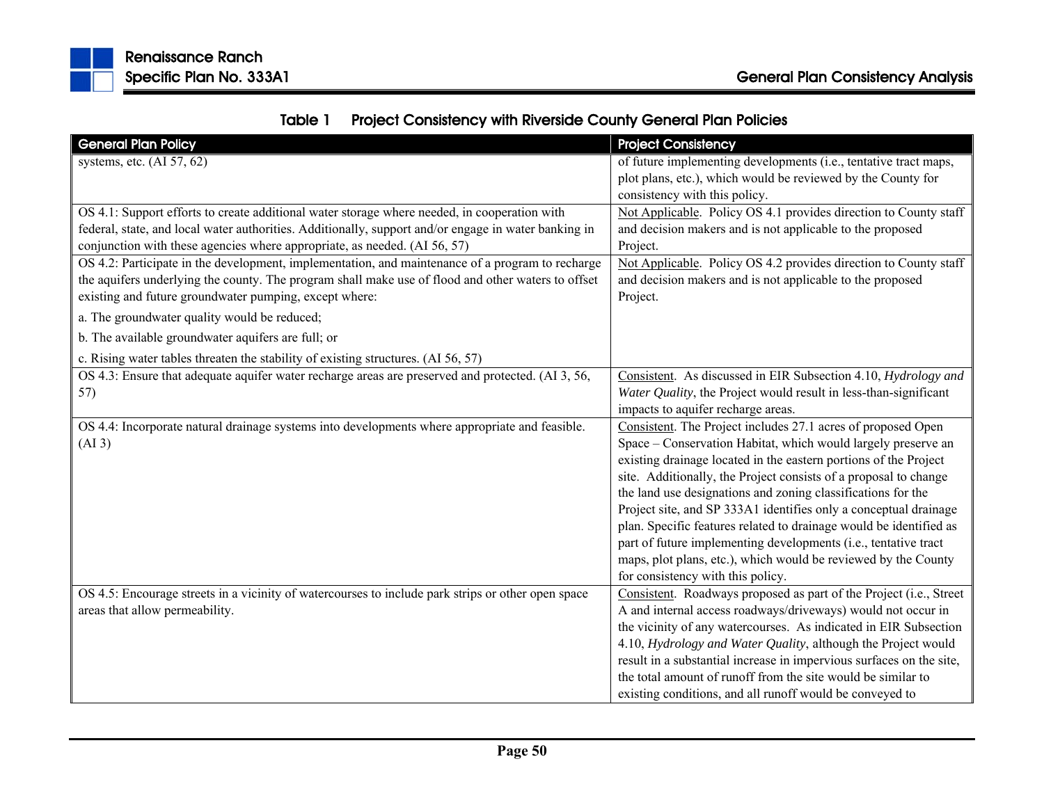Table 1 Project Consistency with Riverside County General Plan Policies

| General Plan Policy | Project Consistency |
|---|---|
| systems, etc. (AI 57, 62) | of future implementing developments (i.e., tentative tract maps, plot plans, etc.), which would be reviewed by the County for consistency with this policy. |
| OS 4.1: Support efforts to create additional water storage where needed, in cooperation with federal, state, and local water authorities. Additionally, support and/or engage in water banking in conjunction with these agencies where appropriate, as needed. (AI 56, 57) | Not Applicable. Policy OS 4.1 provides direction to County staff and decision makers and is not applicable to the proposed Project. |
| OS 4.2: Participate in the development, implementation, and maintenance of a program to recharge the aquifers underlying the county. The program shall make use of flood and other waters to offset existing and future groundwater pumping, except where:<br>a. The groundwater quality would be reduced;<br>b. The available groundwater aquifers are full; or<br>c. Rising water tables threaten the stability of existing structures. (AI 56, 57) | Not Applicable. Policy OS 4.2 provides direction to County staff and decision makers and is not applicable to the proposed Project. |
| OS 4.3: Ensure that adequate aquifer water recharge areas are preserved and protected. (AI 3, 56, 57) | Consistent. As discussed in EIR Subsection 4.10, *Hydrology and Water Quality*, the Project would result in less-than-significant impacts to aquifer recharge areas. |
| OS 4.4: Incorporate natural drainage systems into developments where appropriate and feasible. (AI 3) | Consistent. The Project includes 27.1 acres of proposed Open Space – Conservation Habitat, which would largely preserve an existing drainage located in the eastern portions of the Project site. Additionally, the Project consists of a proposal to change the land use designations and zoning classifications for the Project site, and SP 333A1 identifies only a conceptual drainage plan. Specific features related to drainage would be identified as part of future implementing developments (i.e., tentative tract maps, plot plans, etc.), which would be reviewed by the County for consistency with this policy. |
| OS 4.5: Encourage streets in a vicinity of watercourses to include park strips or other open space areas that allow permeability. | Consistent. Roadways proposed as part of the Project (i.e., Street A and internal access roadways/driveways) would not occur in the vicinity of any watercourses. As indicated in EIR Subsection 4.10, *Hydrology and Water Quality*, although the Project would result in a substantial increase in impervious surfaces on the site, the total amount of runoff from the site would be similar to existing conditions, and all runoff would be conveyed to |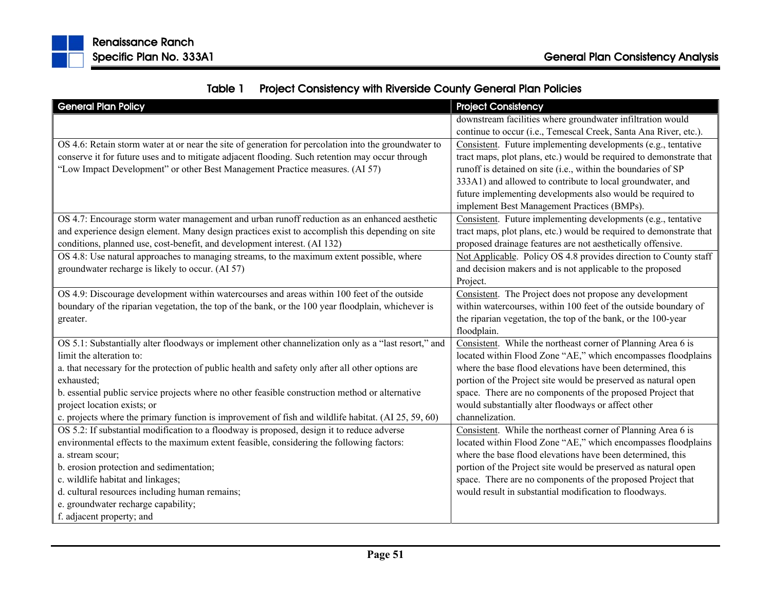Table 1 Project Consistency with Riverside County General Plan Policies

| General Plan Policy | Project Consistency |
|---|---|
| | downstream facilities where groundwater infiltration would continue to occur (i.e., Temescal Creek, Santa Ana River, etc.). |
| OS 4.6: Retain storm water at or near the site of generation for percolation into the groundwater to conserve it for future uses and to mitigate adjacent flooding. Such retention may occur through "Low Impact Development" or other Best Management Practice measures. (AI 57) | Consistent. Future implementing developments (e.g., tentative tract maps, plot plans, etc.) would be required to demonstrate that runoff is detained on site (i.e., within the boundaries of SP 333A1) and allowed to contribute to local groundwater, and future implementing developments also would be required to implement Best Management Practices (BMPs). |
| OS 4.7: Encourage storm water management and urban runoff reduction as an enhanced aesthetic and experience design element. Many design practices exist to accomplish this depending on site conditions, planned use, cost-benefit, and development interest. (AI 132) | Consistent. Future implementing developments (e.g., tentative tract maps, plot plans, etc.) would be required to demonstrate that proposed drainage features are not aesthetically offensive. |
| OS 4.8: Use natural approaches to managing streams, to the maximum extent possible, where groundwater recharge is likely to occur. (AI 57) | Not Applicable. Policy OS 4.8 provides direction to County staff and decision makers and is not applicable to the proposed Project. |
| OS 4.9: Discourage development within watercourses and areas within 100 feet of the outside boundary of the riparian vegetation, the top of the bank, or the 100 year floodplain, whichever is greater. | Consistent. The Project does not propose any development within watercourses, within 100 feet of the outside boundary of the riparian vegetation, the top of the bank, or the 100-year floodplain. |
| OS 5.1: Substantially alter floodways or implement other channelization only as a "last resort," and limit the alteration to:<br>a. that necessary for the protection of public health and safety only after all other options are exhausted;<br>b. essential public service projects where no other feasible construction method or alternative project location exists; or<br>c. projects where the primary function is improvement of fish and wildlife habitat. (AI 25, 59, 60) | Consistent. While the northeast corner of Planning Area 6 is located within Flood Zone "AE," which encompasses floodplains where the base flood elevations have been determined, this portion of the Project site would be preserved as natural open space. There are no components of the proposed Project that would substantially alter floodways or affect other channelization. |
| OS 5.2: If substantial modification to a floodway is proposed, design it to reduce adverse environmental effects to the maximum extent feasible, considering the following factors:<br>a. stream scour;<br>b. erosion protection and sedimentation;<br>c. wildlife habitat and linkages;<br>d. cultural resources including human remains;<br>e. groundwater recharge capability;<br>f. adjacent property; and | Consistent. While the northeast corner of Planning Area 6 is located within Flood Zone "AE," which encompasses floodplains where the base flood elevations have been determined, this portion of the Project site would be preserved as natural open space. There are no components of the proposed Project that would result in substantial modification to floodways. |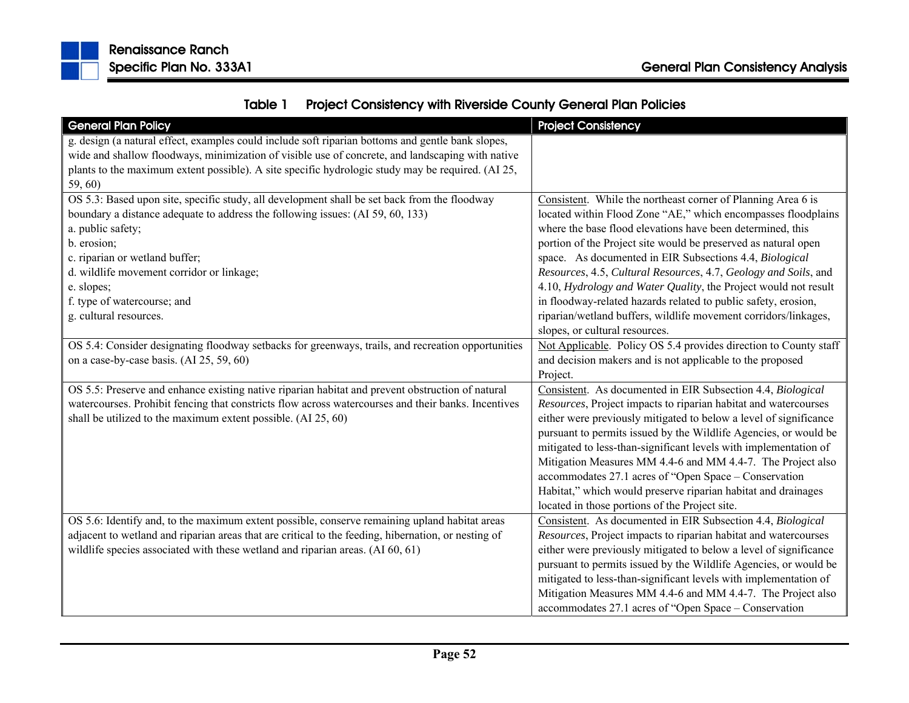**Table 1 Project Consistency with Riverside County General Plan Policies**

| General Plan Policy | Project Consistency |
|---|---|
| g. design (a natural effect, examples could include soft riparian bottoms and gentle bank slopes, wide and shallow floodways, minimization of visible use of concrete, and landscaping with native plants to the maximum extent possible). A site specific hydrologic study may be required. (AI 25, 59, 60) | |
| OS 5.3: Based upon site, specific study, all development shall be set back from the floodway boundary a distance adequate to address the following issues: (AI 59, 60, 133)<br>a. public safety;<br>b. erosion;<br>c. riparian or wetland buffer;<br>d. wildlife movement corridor or linkage;<br>e. slopes;<br>f. type of watercourse; and<br>g. cultural resources. | Consistent. While the northeast corner of Planning Area 6 is located within Flood Zone "AE," which encompasses floodplains where the base flood elevations have been determined, this portion of the Project site would be preserved as natural open space. As documented in EIR Subsections 4.4, *Biological Resources*, 4.5, *Cultural Resources*, 4.7, *Geology and Soils*, and 4.10, *Hydrology and Water Quality*, the Project would not result in floodway-related hazards related to public safety, erosion, riparian/wetland buffers, wildlife movement corridors/linkages, slopes, or cultural resources. |
| OS 5.4: Consider designating floodway setbacks for greenways, trails, and recreation opportunities on a case-by-case basis. (AI 25, 59, 60) | Not Applicable. Policy OS 5.4 provides direction to County staff and decision makers and is not applicable to the proposed Project. |
| OS 5.5: Preserve and enhance existing native riparian habitat and prevent obstruction of natural watercourses. Prohibit fencing that constricts flow across watercourses and their banks. Incentives shall be utilized to the maximum extent possible. (AI 25, 60) | Consistent. As documented in EIR Subsection 4.4, *Biological Resources*, Project impacts to riparian habitat and watercourses either were previously mitigated to below a level of significance pursuant to permits issued by the Wildlife Agencies, or would be mitigated to less-than-significant levels with implementation of Mitigation Measures MM 4.4-6 and MM 4.4-7. The Project also accommodates 27.1 acres of "Open Space – Conservation Habitat," which would preserve riparian habitat and drainages located in those portions of the Project site. |
| OS 5.6: Identify and, to the maximum extent possible, conserve remaining upland habitat areas adjacent to wetland and riparian areas that are critical to the feeding, hibernation, or nesting of wildlife species associated with these wetland and riparian areas. (AI 60, 61) | Consistent. As documented in EIR Subsection 4.4, *Biological Resources*, Project impacts to riparian habitat and watercourses either were previously mitigated to below a level of significance pursuant to permits issued by the Wildlife Agencies, or would be mitigated to less-than-significant levels with implementation of Mitigation Measures MM 4.4-6 and MM 4.4-7. The Project also accommodates 27.1 acres of "Open Space – Conservation |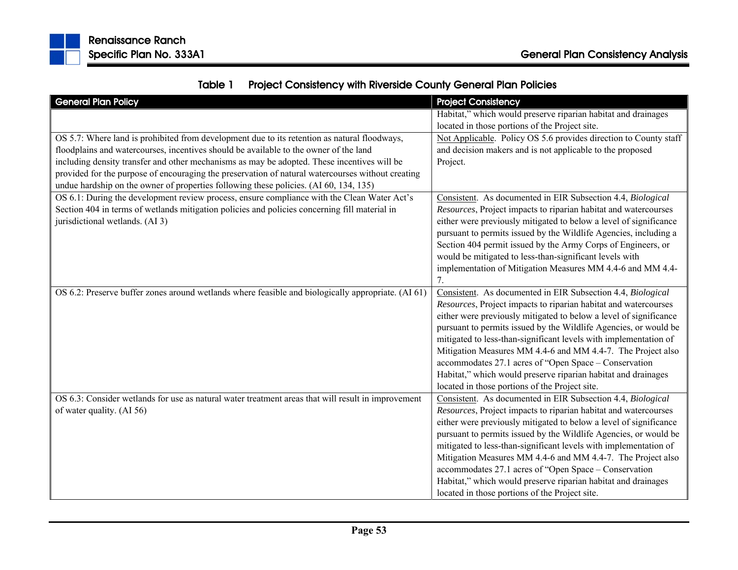**Table 1 Project Consistency with Riverside County General Plan Policies**

| General Plan Policy | Project Consistency |
|---|---|
| | Habitat," which would preserve riparian habitat and drainages located in those portions of the Project site. |
| OS 5.7: Where land is prohibited from development due to its retention as natural floodways, floodplains and watercourses, incentives should be available to the owner of the land including density transfer and other mechanisms as may be adopted. These incentives will be provided for the purpose of encouraging the preservation of natural watercourses without creating undue hardship on the owner of properties following these policies. (AI 60, 134, 135) | Not Applicable. Policy OS 5.6 provides direction to County staff and decision makers and is not applicable to the proposed Project. |
| OS 6.1: During the development review process, ensure compliance with the Clean Water Act's Section 404 in terms of wetlands mitigation policies and policies concerning fill material in jurisdictional wetlands. (AI 3) | Consistent. As documented in EIR Subsection 4.4, *Biological Resources*, Project impacts to riparian habitat and watercourses either were previously mitigated to below a level of significance pursuant to permits issued by the Wildlife Agencies, including a Section 404 permit issued by the Army Corps of Engineers, or would be mitigated to less-than-significant levels with implementation of Mitigation Measures MM 4.4-6 and MM 4.4-7. |
| OS 6.2: Preserve buffer zones around wetlands where feasible and biologically appropriate. (AI 61) | Consistent. As documented in EIR Subsection 4.4, *Biological Resources*, Project impacts to riparian habitat and watercourses either were previously mitigated to below a level of significance pursuant to permits issued by the Wildlife Agencies, or would be mitigated to less-than-significant levels with implementation of Mitigation Measures MM 4.4-6 and MM 4.4-7. The Project also accommodates 27.1 acres of "Open Space – Conservation Habitat," which would preserve riparian habitat and drainages located in those portions of the Project site. |
| OS 6.3: Consider wetlands for use as natural water treatment areas that will result in improvement of water quality. (AI 56) | Consistent. As documented in EIR Subsection 4.4, *Biological Resources*, Project impacts to riparian habitat and watercourses either were previously mitigated to below a level of significance pursuant to permits issued by the Wildlife Agencies, or would be mitigated to less-than-significant levels with implementation of Mitigation Measures MM 4.4-6 and MM 4.4-7. The Project also accommodates 27.1 acres of "Open Space – Conservation Habitat," which would preserve riparian habitat and drainages located in those portions of the Project site. |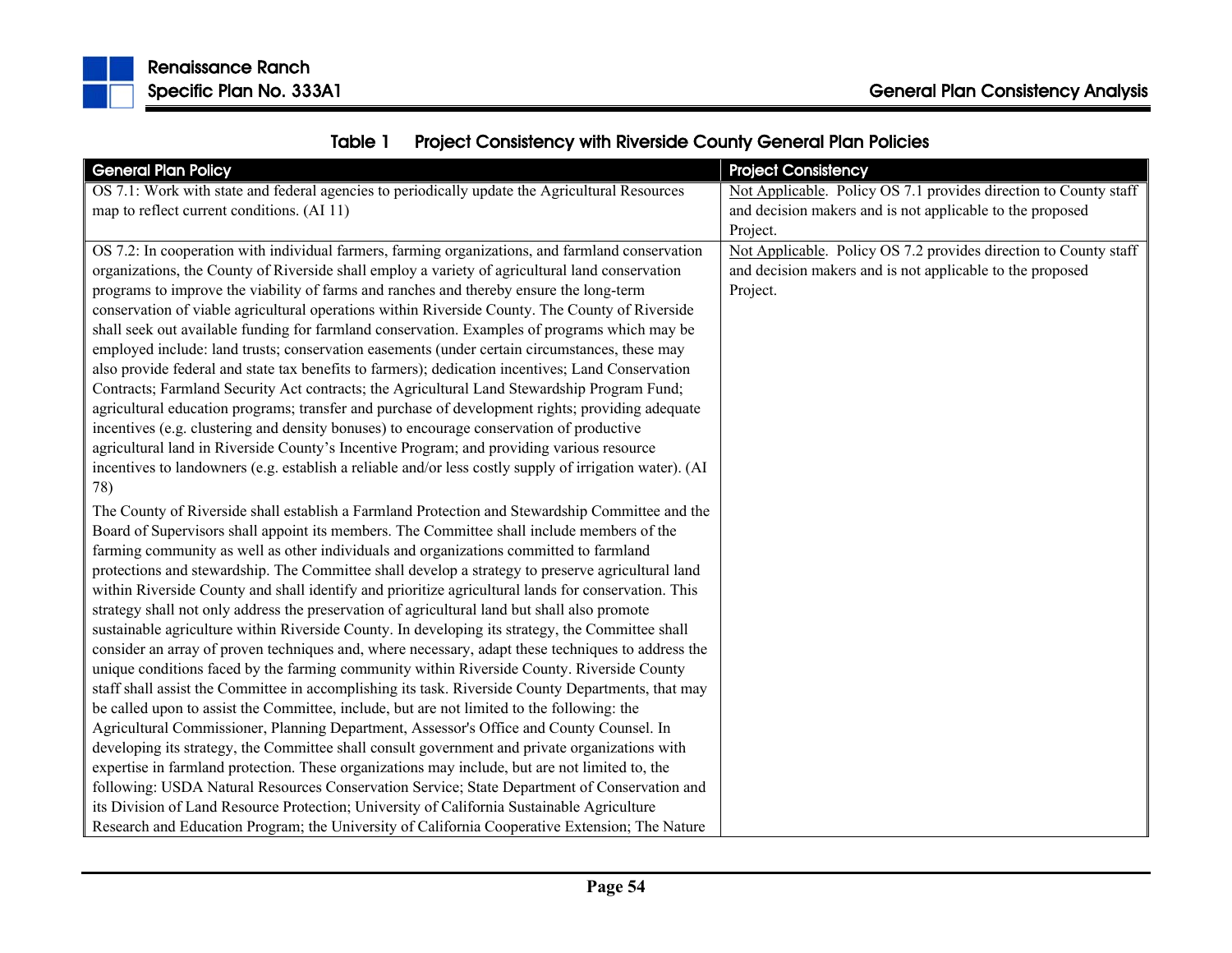**Table 1 Project Consistency with Riverside County General Plan Policies**

| General Plan Policy | Project Consistency |
|---|---|
| OS 7.1: Work with state and federal agencies to periodically update the Agricultural Resources map to reflect current conditions. (AI 11) | Not Applicable. Policy OS 7.1 provides direction to County staff and decision makers and is not applicable to the proposed Project. |
| OS 7.2: In cooperation with individual farmers, farming organizations, and farmland conservation organizations, the County of Riverside shall employ a variety of agricultural land conservation programs to improve the viability of farms and ranches and thereby ensure the long-term conservation of viable agricultural operations within Riverside County. The County of Riverside shall seek out available funding for farmland conservation. Examples of programs which may be employed include: land trusts; conservation easements (under certain circumstances, these may also provide federal and state tax benefits to farmers); dedication incentives; Land Conservation Contracts; Farmland Security Act contracts; the Agricultural Land Stewardship Program Fund; agricultural education programs; transfer and purchase of development rights; providing adequate incentives (e.g. clustering and density bonuses) to encourage conservation of productive agricultural land in Riverside County's Incentive Program; and providing various resource incentives to landowners (e.g. establish a reliable and/or less costly supply of irrigation water). (AI 78)<br><br>The County of Riverside shall establish a Farmland Protection and Stewardship Committee and the Board of Supervisors shall appoint its members. The Committee shall include members of the farming community as well as other individuals and organizations committed to farmland protections and stewardship. The Committee shall develop a strategy to preserve agricultural land within Riverside County and shall identify and prioritize agricultural lands for conservation. This strategy shall not only address the preservation of agricultural land but shall also promote sustainable agriculture within Riverside County. In developing its strategy, the Committee shall consider an array of proven techniques and, where necessary, adapt these techniques to address the unique conditions faced by the farming community within Riverside County. Riverside County staff shall assist the Committee in accomplishing its task. Riverside County Departments, that may be called upon to assist the Committee, include, but are not limited to the following: the Agricultural Commissioner, Planning Department, Assessor's Office and County Counsel. In developing its strategy, the Committee shall consult government and private organizations with expertise in farmland protection. These organizations may include, but are not limited to, the following: USDA Natural Resources Conservation Service; State Department of Conservation and its Division of Land Resource Protection; University of California Sustainable Agriculture Research and Education Program; the University of California Cooperative Extension; The Nature | Not Applicable. Policy OS 7.2 provides direction to County staff and decision makers and is not applicable to the proposed Project. |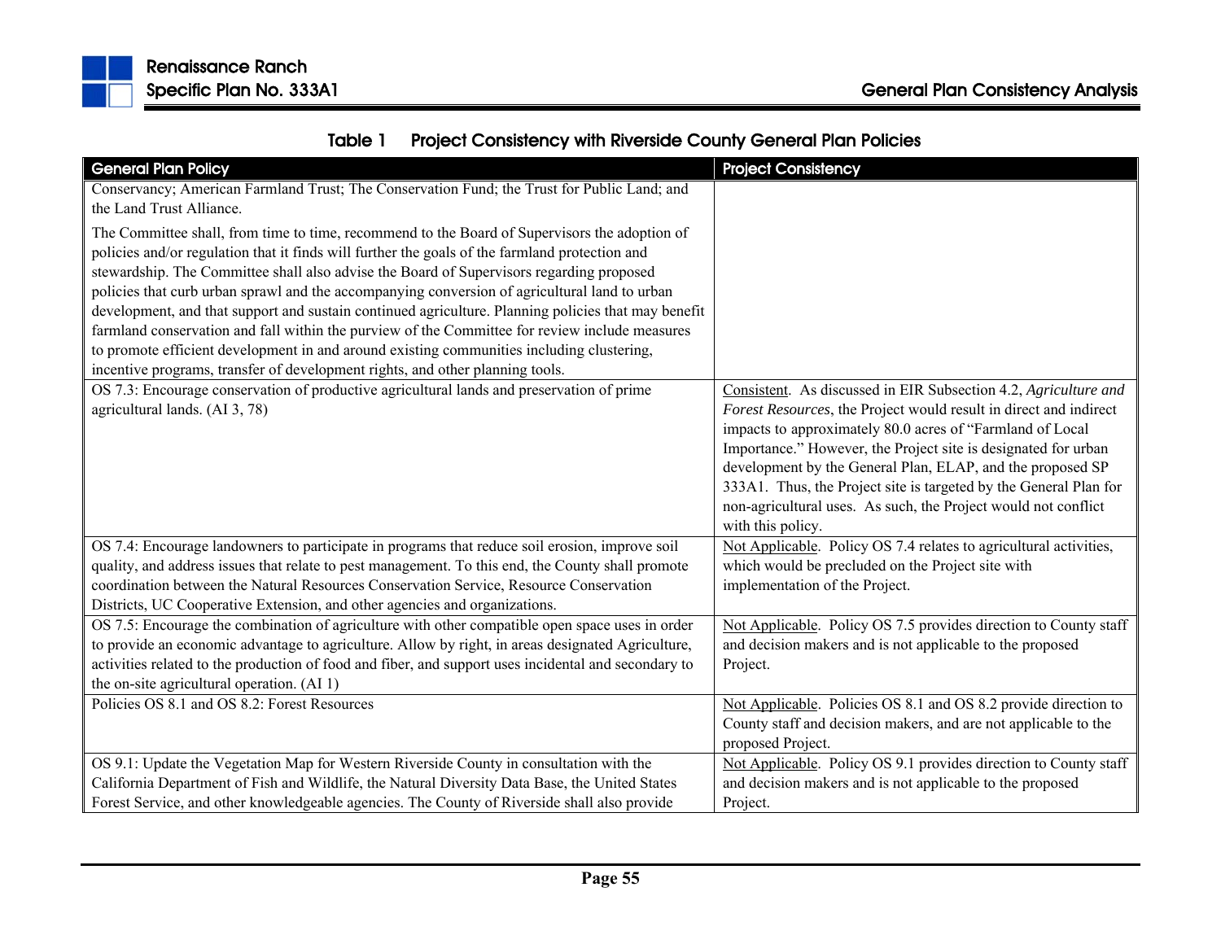**Table 1 Project Consistency with Riverside County General Plan Policies**

| General Plan Policy | Project Consistency |
|---|---|
| Conservancy; American Farmland Trust; The Conservation Fund; the Trust for Public Land; and the Land Trust Alliance.<br><br>The Committee shall, from time to time, recommend to the Board of Supervisors the adoption of policies and/or regulation that it finds will further the goals of the farmland protection and stewardship. The Committee shall also advise the Board of Supervisors regarding proposed policies that curb urban sprawl and the accompanying conversion of agricultural land to urban development, and that support and sustain continued agriculture. Planning policies that may benefit farmland conservation and fall within the purview of the Committee for review include measures to promote efficient development in and around existing communities including clustering, incentive programs, transfer of development rights, and other planning tools. | |
| OS 7.3: Encourage conservation of productive agricultural lands and preservation of prime agricultural lands. (AI 3, 78) | <u>Consistent</u>. As discussed in EIR Subsection 4.2, *Agriculture and Forest Resources*, the Project would result in direct and indirect impacts to approximately 80.0 acres of "Farmland of Local Importance." However, the Project site is designated for urban development by the General Plan, ELAP, and the proposed SP 333A1. Thus, the Project site is targeted by the General Plan for non-agricultural uses. As such, the Project would not conflict with this policy. |
| OS 7.4: Encourage landowners to participate in programs that reduce soil erosion, improve soil quality, and address issues that relate to pest management. To this end, the County shall promote coordination between the Natural Resources Conservation Service, Resource Conservation Districts, UC Cooperative Extension, and other agencies and organizations. | <u>Not Applicable</u>. Policy OS 7.4 relates to agricultural activities, which would be precluded on the Project site with implementation of the Project. |
| OS 7.5: Encourage the combination of agriculture with other compatible open space uses in order to provide an economic advantage to agriculture. Allow by right, in areas designated Agriculture, activities related to the production of food and fiber, and support uses incidental and secondary to the on-site agricultural operation. (AI 1) | <u>Not Applicable</u>. Policy OS 7.5 provides direction to County staff and decision makers and is not applicable to the proposed Project. |
| Policies OS 8.1 and OS 8.2: Forest Resources | <u>Not Applicable</u>. Policies OS 8.1 and OS 8.2 provide direction to County staff and decision makers, and are not applicable to the proposed Project. |
| OS 9.1: Update the Vegetation Map for Western Riverside County in consultation with the California Department of Fish and Wildlife, the Natural Diversity Data Base, the United States Forest Service, and other knowledgeable agencies. The County of Riverside shall also provide | <u>Not Applicable</u>. Policy OS 9.1 provides direction to County staff and decision makers and is not applicable to the proposed Project. |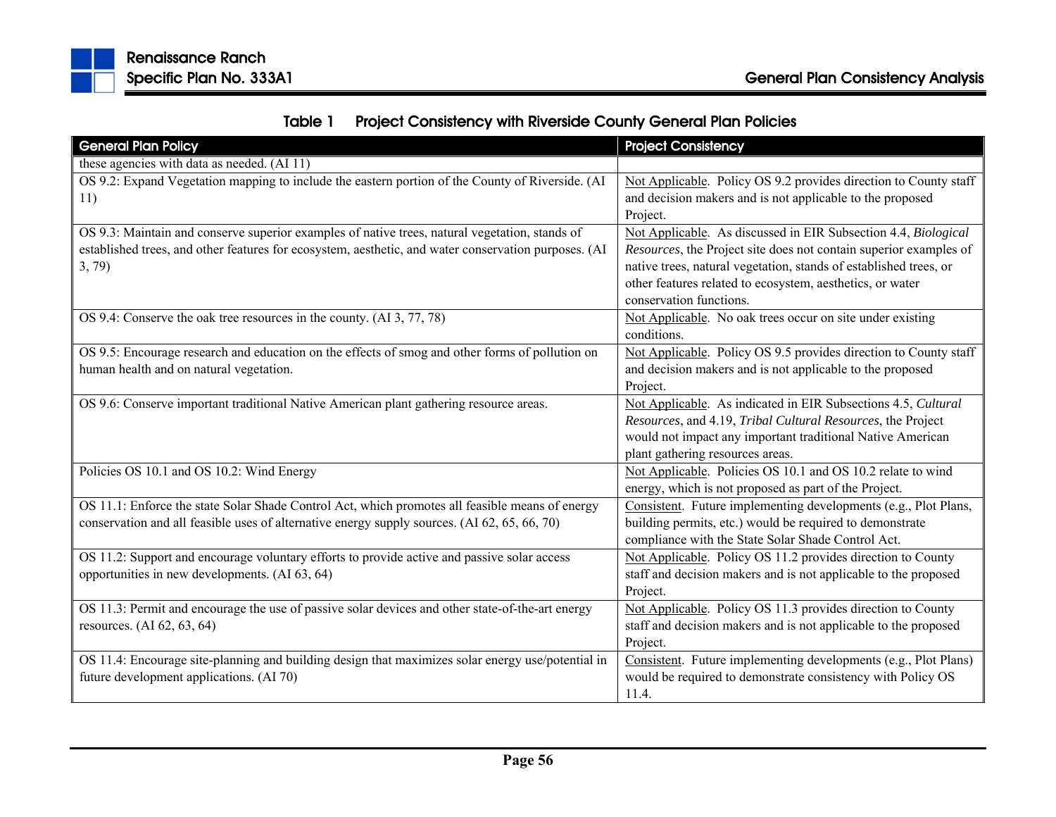**Table 1 Project Consistency with Riverside County General Plan Policies**

| General Plan Policy | Project Consistency |
|---|---|
| these agencies with data as needed. (AI 11) | |
| OS 9.2: Expand Vegetation mapping to include the eastern portion of the County of Riverside. (AI 11) | Not Applicable. Policy OS 9.2 provides direction to County staff and decision makers and is not applicable to the proposed Project. |
| OS 9.3: Maintain and conserve superior examples of native trees, natural vegetation, stands of established trees, and other features for ecosystem, aesthetic, and water conservation purposes. (AI 3, 79) | Not Applicable. As discussed in EIR Subsection 4.4, *Biological Resources*, the Project site does not contain superior examples of native trees, natural vegetation, stands of established trees, or other features related to ecosystem, aesthetics, or water conservation functions. |
| OS 9.4: Conserve the oak tree resources in the county. (AI 3, 77, 78) | Not Applicable. No oak trees occur on site under existing conditions. |
| OS 9.5: Encourage research and education on the effects of smog and other forms of pollution on human health and on natural vegetation. | Not Applicable. Policy OS 9.5 provides direction to County staff and decision makers and is not applicable to the proposed Project. |
| OS 9.6: Conserve important traditional Native American plant gathering resource areas. | Not Applicable. As indicated in EIR Subsections 4.5, *Cultural Resources*, and 4.19, *Tribal Cultural Resources*, the Project would not impact any important traditional Native American plant gathering resources areas. |
| Policies OS 10.1 and OS 10.2: Wind Energy | Not Applicable. Policies OS 10.1 and OS 10.2 relate to wind energy, which is not proposed as part of the Project. |
| OS 11.1: Enforce the state Solar Shade Control Act, which promotes all feasible means of energy conservation and all feasible uses of alternative energy supply sources. (AI 62, 65, 66, 70) | Consistent. Future implementing developments (e.g., Plot Plans, building permits, etc.) would be required to demonstrate compliance with the State Solar Shade Control Act. |
| OS 11.2: Support and encourage voluntary efforts to provide active and passive solar access opportunities in new developments. (AI 63, 64) | Not Applicable. Policy OS 11.2 provides direction to County staff and decision makers and is not applicable to the proposed Project. |
| OS 11.3: Permit and encourage the use of passive solar devices and other state-of-the-art energy resources. (AI 62, 63, 64) | Not Applicable. Policy OS 11.3 provides direction to County staff and decision makers and is not applicable to the proposed Project. |
| OS 11.4: Encourage site-planning and building design that maximizes solar energy use/potential in future development applications. (AI 70) | Consistent. Future implementing developments (e.g., Plot Plans) would be required to demonstrate consistency with Policy OS 11.4. |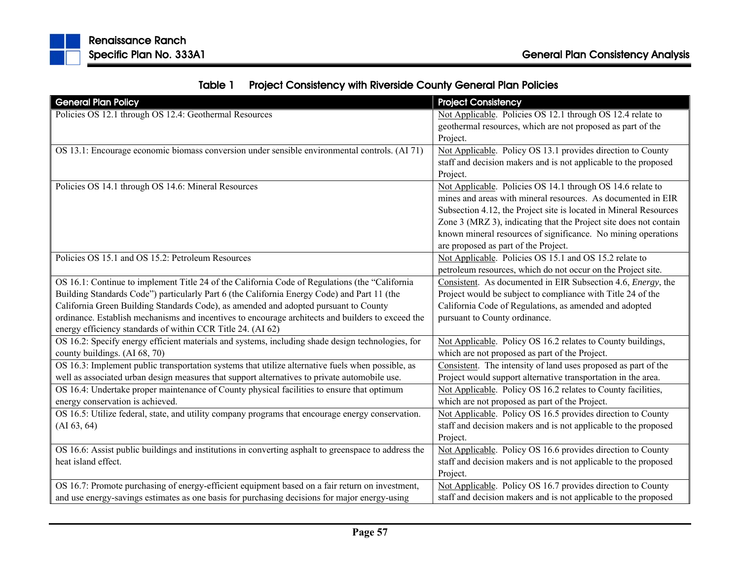**Table 1 Project Consistency with Riverside County General Plan Policies**

| General Plan Policy | Project Consistency |
| --- | --- |
| Policies OS 12.1 through OS 12.4: Geothermal Resources | Not Applicable. Policies OS 12.1 through OS 12.4 relate to geothermal resources, which are not proposed as part of the Project. |
| OS 13.1: Encourage economic biomass conversion under sensible environmental controls. (AI 71) | Not Applicable. Policy OS 13.1 provides direction to County staff and decision makers and is not applicable to the proposed Project. |
| Policies OS 14.1 through OS 14.6: Mineral Resources | Not Applicable. Policies OS 14.1 through OS 14.6 relate to mines and areas with mineral resources. As documented in EIR Subsection 4.12, the Project site is located in Mineral Resources Zone 3 (MRZ 3), indicating that the Project site does not contain known mineral resources of significance. No mining operations are proposed as part of the Project. |
| Policies OS 15.1 and OS 15.2: Petroleum Resources | Not Applicable. Policies OS 15.1 and OS 15.2 relate to petroleum resources, which do not occur on the Project site. |
| OS 16.1: Continue to implement Title 24 of the California Code of Regulations (the "California Building Standards Code") particularly Part 6 (the California Energy Code) and Part 11 (the California Green Building Standards Code), as amended and adopted pursuant to County ordinance. Establish mechanisms and incentives to encourage architects and builders to exceed the energy efficiency standards of within CCR Title 24. (AI 62) | Consistent. As documented in EIR Subsection 4.6, *Energy*, the Project would be subject to compliance with Title 24 of the California Code of Regulations, as amended and adopted pursuant to County ordinance. |
| OS 16.2: Specify energy efficient materials and systems, including shade design technologies, for county buildings. (AI 68, 70) | Not Applicable. Policy OS 16.2 relates to County buildings, which are not proposed as part of the Project. |
| OS 16.3: Implement public transportation systems that utilize alternative fuels when possible, as well as associated urban design measures that support alternatives to private automobile use. | Consistent. The intensity of land uses proposed as part of the Project would support alternative transportation in the area. |
| OS 16.4: Undertake proper maintenance of County physical facilities to ensure that optimum energy conservation is achieved. | Not Applicable. Policy OS 16.2 relates to County facilities, which are not proposed as part of the Project. |
| OS 16.5: Utilize federal, state, and utility company programs that encourage energy conservation. (AI 63, 64) | Not Applicable. Policy OS 16.5 provides direction to County staff and decision makers and is not applicable to the proposed Project. |
| OS 16.6: Assist public buildings and institutions in converting asphalt to greenspace to address the heat island effect. | Not Applicable. Policy OS 16.6 provides direction to County staff and decision makers and is not applicable to the proposed Project. |
| OS 16.7: Promote purchasing of energy-efficient equipment based on a fair return on investment, and use energy-savings estimates as one basis for purchasing decisions for major energy-using | Not Applicable. Policy OS 16.7 provides direction to County staff and decision makers and is not applicable to the proposed |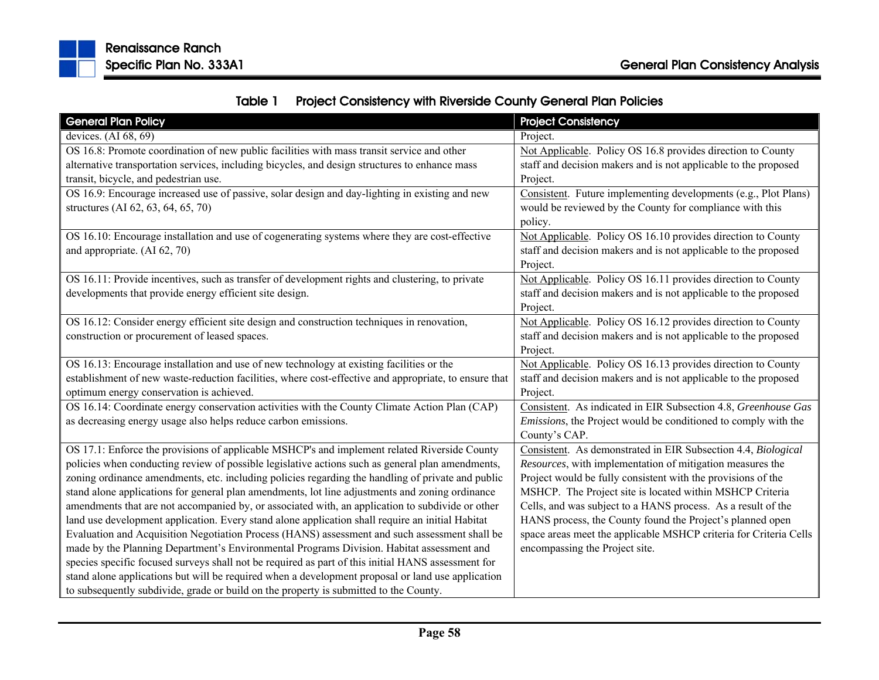**Table 1 Project Consistency with Riverside County General Plan Policies**

| General Plan Policy | Project Consistency |
| --- | --- |
| devices. (AI 68, 69) | Project. |
| OS 16.8: Promote coordination of new public facilities with mass transit service and other alternative transportation services, including bicycles, and design structures to enhance mass transit, bicycle, and pedestrian use. | Not Applicable. Policy OS 16.8 provides direction to County staff and decision makers and is not applicable to the proposed Project. |
| OS 16.9: Encourage increased use of passive, solar design and day-lighting in existing and new structures (AI 62, 63, 64, 65, 70) | Consistent. Future implementing developments (e.g., Plot Plans) would be reviewed by the County for compliance with this policy. |
| OS 16.10: Encourage installation and use of cogenerating systems where they are cost-effective and appropriate. (AI 62, 70) | Not Applicable. Policy OS 16.10 provides direction to County staff and decision makers and is not applicable to the proposed Project. |
| OS 16.11: Provide incentives, such as transfer of development rights and clustering, to private developments that provide energy efficient site design. | Not Applicable. Policy OS 16.11 provides direction to County staff and decision makers and is not applicable to the proposed Project. |
| OS 16.12: Consider energy efficient site design and construction techniques in renovation, construction or procurement of leased spaces. | Not Applicable. Policy OS 16.12 provides direction to County staff and decision makers and is not applicable to the proposed Project. |
| OS 16.13: Encourage installation and use of new technology at existing facilities or the establishment of new waste-reduction facilities, where cost-effective and appropriate, to ensure that optimum energy conservation is achieved. | Not Applicable. Policy OS 16.13 provides direction to County staff and decision makers and is not applicable to the proposed Project. |
| OS 16.14: Coordinate energy conservation activities with the County Climate Action Plan (CAP) as decreasing energy usage also helps reduce carbon emissions. | Consistent. As indicated in EIR Subsection 4.8, *Greenhouse Gas Emissions*, the Project would be conditioned to comply with the County's CAP. |
| OS 17.1: Enforce the provisions of applicable MSHCP's and implement related Riverside County policies when conducting review of possible legislative actions such as general plan amendments, zoning ordinance amendments, etc. including policies regarding the handling of private and public stand alone applications for general plan amendments, lot line adjustments and zoning ordinance amendments that are not accompanied by, or associated with, an application to subdivide or other land use development application. Every stand alone application shall require an initial Habitat Evaluation and Acquisition Negotiation Process (HANS) assessment and such assessment shall be made by the Planning Department's Environmental Programs Division. Habitat assessment and species specific focused surveys shall not be required as part of this initial HANS assessment for stand alone applications but will be required when a development proposal or land use application to subsequently subdivide, grade or build on the property is submitted to the County. | Consistent. As demonstrated in EIR Subsection 4.4, *Biological Resources*, with implementation of mitigation measures the Project would be fully consistent with the provisions of the MSHCP. The Project site is located within MSHCP Criteria Cells, and was subject to a HANS process. As a result of the HANS process, the County found the Project's planned open space areas meet the applicable MSHCP criteria for Criteria Cells encompassing the Project site. |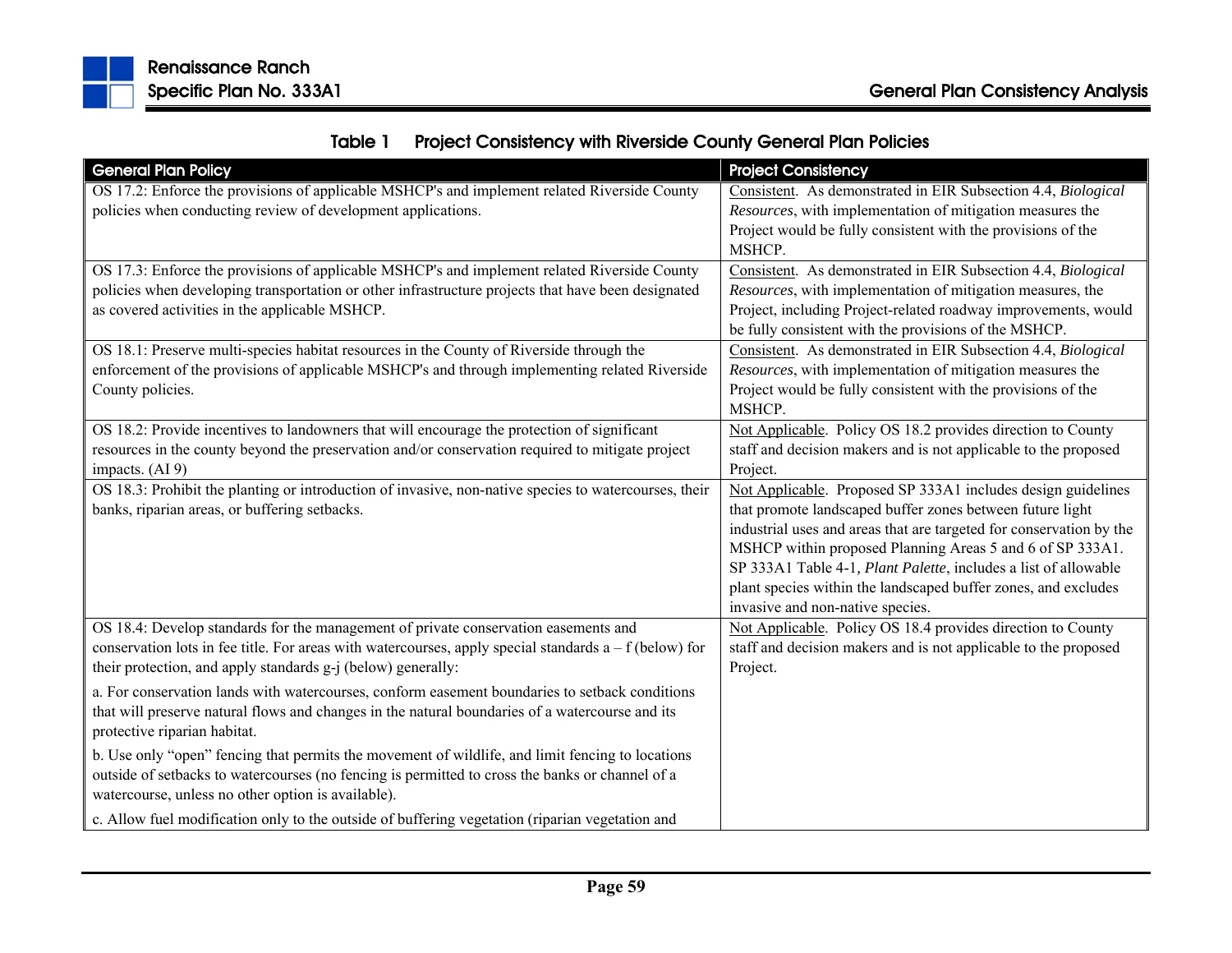**Table 1 Project Consistency with Riverside County General Plan Policies**

| General Plan Policy | Project Consistency |
|---|---|
| OS 17.2: Enforce the provisions of applicable MSHCP's and implement related Riverside County policies when conducting review of development applications. | Consistent. As demonstrated in EIR Subsection 4.4, *Biological Resources*, with implementation of mitigation measures the Project would be fully consistent with the provisions of the MSHCP. |
| OS 17.3: Enforce the provisions of applicable MSHCP's and implement related Riverside County policies when developing transportation or other infrastructure projects that have been designated as covered activities in the applicable MSHCP. | Consistent. As demonstrated in EIR Subsection 4.4, *Biological Resources*, with implementation of mitigation measures, the Project, including Project-related roadway improvements, would be fully consistent with the provisions of the MSHCP. |
| OS 18.1: Preserve multi-species habitat resources in the County of Riverside through the enforcement of the provisions of applicable MSHCP's and through implementing related Riverside County policies. | Consistent. As demonstrated in EIR Subsection 4.4, *Biological Resources*, with implementation of mitigation measures the Project would be fully consistent with the provisions of the MSHCP. |
| OS 18.2: Provide incentives to landowners that will encourage the protection of significant resources in the county beyond the preservation and/or conservation required to mitigate project impacts. (AI 9) | Not Applicable. Policy OS 18.2 provides direction to County staff and decision makers and is not applicable to the proposed Project. |
| OS 18.3: Prohibit the planting or introduction of invasive, non-native species to watercourses, their banks, riparian areas, or buffering setbacks. | Not Applicable. Proposed SP 333A1 includes design guidelines that promote landscaped buffer zones between future light industrial uses and areas that are targeted for conservation by the MSHCP within proposed Planning Areas 5 and 6 of SP 333A1. SP 333A1 Table 4-1, *Plant Palette*, includes a list of allowable plant species within the landscaped buffer zones, and excludes invasive and non-native species. |
| OS 18.4: Develop standards for the management of private conservation easements and conservation lots in fee title. For areas with watercourses, apply special standards a – f (below) for their protection, and apply standards g-j (below) generally:<br><br>a. For conservation lands with watercourses, conform easement boundaries to setback conditions that will preserve natural flows and changes in the natural boundaries of a watercourse and its protective riparian habitat.<br><br>b. Use only "open" fencing that permits the movement of wildlife, and limit fencing to locations outside of setbacks to watercourses (no fencing is permitted to cross the banks or channel of a watercourse, unless no other option is available).<br><br>c. Allow fuel modification only to the outside of buffering vegetation (riparian vegetation and | Not Applicable. Policy OS 18.4 provides direction to County staff and decision makers and is not applicable to the proposed Project. |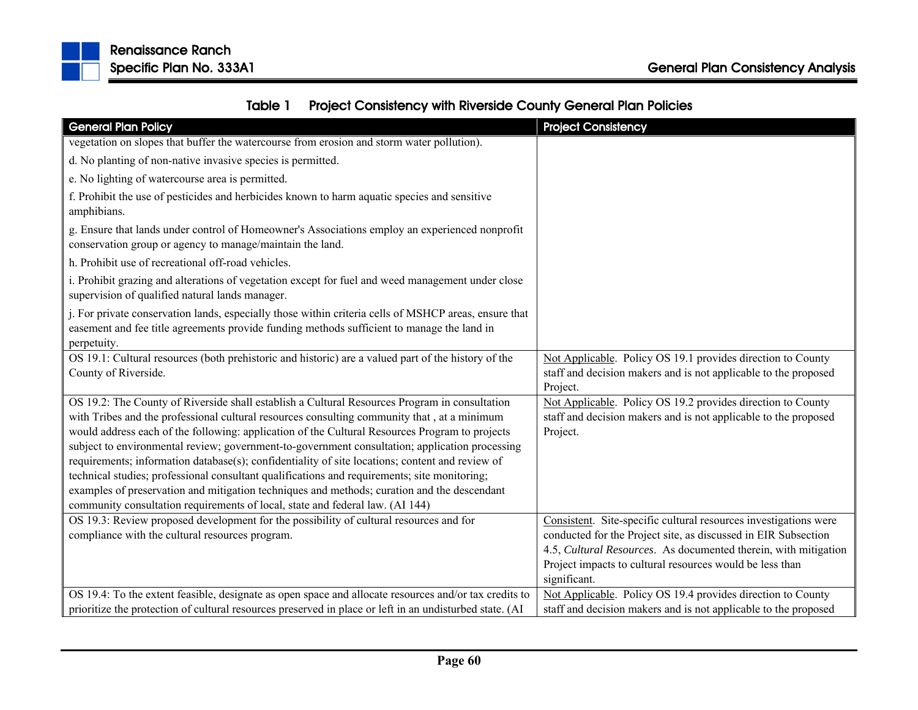**Table 1 Project Consistency with Riverside County General Plan Policies**

| General Plan Policy | Project Consistency |
|---|---|
| vegetation on slopes that buffer the watercourse from erosion and storm water pollution).<br>d. No planting of non-native invasive species is permitted.<br>e. No lighting of watercourse area is permitted.<br>f. Prohibit the use of pesticides and herbicides known to harm aquatic species and sensitive amphibians.<br>g. Ensure that lands under control of Homeowner's Associations employ an experienced nonprofit conservation group or agency to manage/maintain the land.<br>h. Prohibit use of recreational off-road vehicles.<br>i. Prohibit grazing and alterations of vegetation except for fuel and weed management under close supervision of qualified natural lands manager.<br>j. For private conservation lands, especially those within criteria cells of MSHCP areas, ensure that easement and fee title agreements provide funding methods sufficient to manage the land in perpetuity. | |
| OS 19.1: Cultural resources (both prehistoric and historic) are a valued part of the history of the County of Riverside. | Not Applicable. Policy OS 19.1 provides direction to County staff and decision makers and is not applicable to the proposed Project. |
| OS 19.2: The County of Riverside shall establish a Cultural Resources Program in consultation with Tribes and the professional cultural resources consulting community that , at a minimum would address each of the following: application of the Cultural Resources Program to projects subject to environmental review; government-to-government consultation; application processing requirements; information database(s); confidentiality of site locations; content and review of technical studies; professional consultant qualifications and requirements; site monitoring; examples of preservation and mitigation techniques and methods; curation and the descendant community consultation requirements of local, state and federal law. (AI 144) | Not Applicable. Policy OS 19.2 provides direction to County staff and decision makers and is not applicable to the proposed Project. |
| OS 19.3: Review proposed development for the possibility of cultural resources and for compliance with the cultural resources program. | Consistent. Site-specific cultural resources investigations were conducted for the Project site, as discussed in EIR Subsection 4.5, *Cultural Resources*. As documented therein, with mitigation Project impacts to cultural resources would be less than significant. |
| OS 19.4: To the extent feasible, designate as open space and allocate resources and/or tax credits to prioritize the protection of cultural resources preserved in place or left in an undisturbed state. (AI | Not Applicable. Policy OS 19.4 provides direction to County staff and decision makers and is not applicable to the proposed |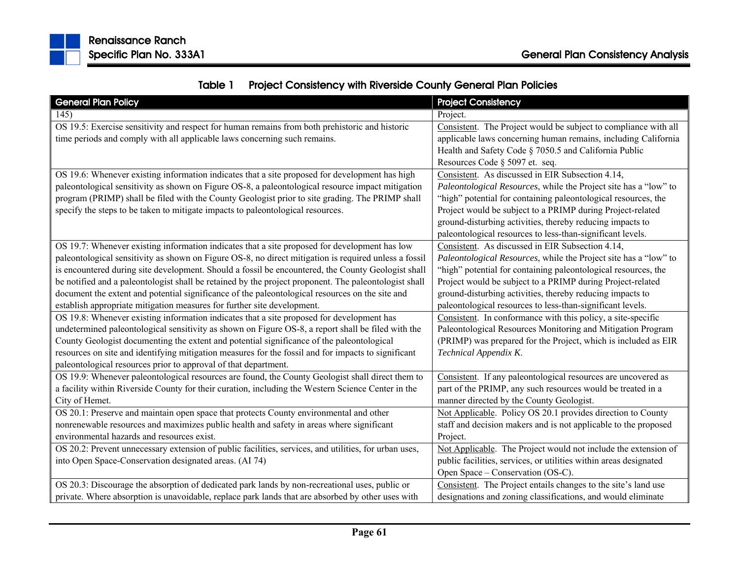**Table 1 Project Consistency with Riverside County General Plan Policies**

| General Plan Policy | Project Consistency |
|---|---|
| 145) | Project. |
| OS 19.5: Exercise sensitivity and respect for human remains from both prehistoric and historic time periods and comply with all applicable laws concerning such remains. | Consistent. The Project would be subject to compliance with all applicable laws concerning human remains, including California Health and Safety Code § 7050.5 and California Public Resources Code § 5097 et. seq. |
| OS 19.6: Whenever existing information indicates that a site proposed for development has high paleontological sensitivity as shown on Figure OS-8, a paleontological resource impact mitigation program (PRIMP) shall be filed with the County Geologist prior to site grading. The PRIMP shall specify the steps to be taken to mitigate impacts to paleontological resources. | Consistent. As discussed in EIR Subsection 4.14, *Paleontological Resources*, while the Project site has a "low" to "high" potential for containing paleontological resources, the Project would be subject to a PRIMP during Project-related ground-disturbing activities, thereby reducing impacts to paleontological resources to less-than-significant levels. |
| OS 19.7: Whenever existing information indicates that a site proposed for development has low paleontological sensitivity as shown on Figure OS-8, no direct mitigation is required unless a fossil is encountered during site development. Should a fossil be encountered, the County Geologist shall be notified and a paleontologist shall be retained by the project proponent. The paleontologist shall document the extent and potential significance of the paleontological resources on the site and establish appropriate mitigation measures for further site development. | Consistent. As discussed in EIR Subsection 4.14, *Paleontological Resources*, while the Project site has a "low" to "high" potential for containing paleontological resources, the Project would be subject to a PRIMP during Project-related ground-disturbing activities, thereby reducing impacts to paleontological resources to less-than-significant levels. |
| OS 19.8: Whenever existing information indicates that a site proposed for development has undetermined paleontological sensitivity as shown on Figure OS-8, a report shall be filed with the County Geologist documenting the extent and potential significance of the paleontological resources on site and identifying mitigation measures for the fossil and for impacts to significant paleontological resources prior to approval of that department. | Consistent. In conformance with this policy, a site-specific Paleontological Resources Monitoring and Mitigation Program (PRIMP) was prepared for the Project, which is included as EIR *Technical Appendix K*. |
| OS 19.9: Whenever paleontological resources are found, the County Geologist shall direct them to a facility within Riverside County for their curation, including the Western Science Center in the City of Hemet. | Consistent. If any paleontological resources are uncovered as part of the PRIMP, any such resources would be treated in a manner directed by the County Geologist. |
| OS 20.1: Preserve and maintain open space that protects County environmental and other nonrenewable resources and maximizes public health and safety in areas where significant environmental hazards and resources exist. | Not Applicable. Policy OS 20.1 provides direction to County staff and decision makers and is not applicable to the proposed Project. |
| OS 20.2: Prevent unnecessary extension of public facilities, services, and utilities, for urban uses, into Open Space-Conservation designated areas. (AI 74) | Not Applicable. The Project would not include the extension of public facilities, services, or utilities within areas designated Open Space – Conservation (OS-C). |
| OS 20.3: Discourage the absorption of dedicated park lands by non-recreational uses, public or private. Where absorption is unavoidable, replace park lands that are absorbed by other uses with | Consistent. The Project entails changes to the site's land use designations and zoning classifications, and would eliminate |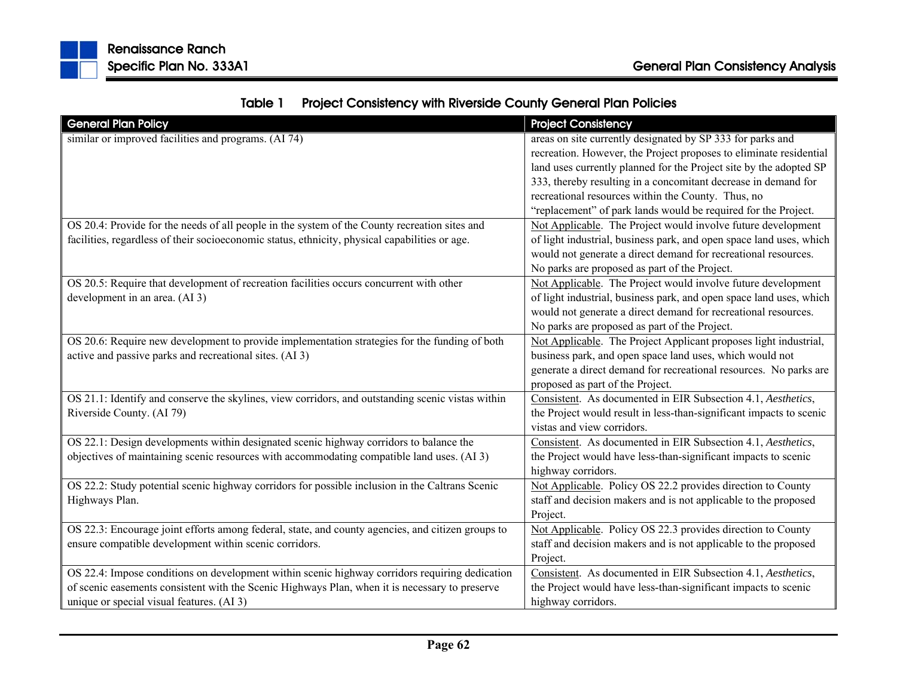**Table 1 Project Consistency with Riverside County General Plan Policies**

| General Plan Policy | Project Consistency |
|---|---|
| similar or improved facilities and programs. (AI 74) | areas on site currently designated by SP 333 for parks and recreation. However, the Project proposes to eliminate residential land uses currently planned for the Project site by the adopted SP 333, thereby resulting in a concomitant decrease in demand for recreational resources within the County. Thus, no "replacement" of park lands would be required for the Project. |
| OS 20.4: Provide for the needs of all people in the system of the County recreation sites and facilities, regardless of their socioeconomic status, ethnicity, physical capabilities or age. | Not Applicable. The Project would involve future development of light industrial, business park, and open space land uses, which would not generate a direct demand for recreational resources. No parks are proposed as part of the Project. |
| OS 20.5: Require that development of recreation facilities occurs concurrent with other development in an area. (AI 3) | Not Applicable. The Project would involve future development of light industrial, business park, and open space land uses, which would not generate a direct demand for recreational resources. No parks are proposed as part of the Project. |
| OS 20.6: Require new development to provide implementation strategies for the funding of both active and passive parks and recreational sites. (AI 3) | Not Applicable. The Project Applicant proposes light industrial, business park, and open space land uses, which would not generate a direct demand for recreational resources. No parks are proposed as part of the Project. |
| OS 21.1: Identify and conserve the skylines, view corridors, and outstanding scenic vistas within Riverside County. (AI 79) | Consistent. As documented in EIR Subsection 4.1, *Aesthetics*, the Project would result in less-than-significant impacts to scenic vistas and view corridors. |
| OS 22.1: Design developments within designated scenic highway corridors to balance the objectives of maintaining scenic resources with accommodating compatible land uses. (AI 3) | Consistent. As documented in EIR Subsection 4.1, *Aesthetics*, the Project would have less-than-significant impacts to scenic highway corridors. |
| OS 22.2: Study potential scenic highway corridors for possible inclusion in the Caltrans Scenic Highways Plan. | Not Applicable. Policy OS 22.2 provides direction to County staff and decision makers and is not applicable to the proposed Project. |
| OS 22.3: Encourage joint efforts among federal, state, and county agencies, and citizen groups to ensure compatible development within scenic corridors. | Not Applicable. Policy OS 22.3 provides direction to County staff and decision makers and is not applicable to the proposed Project. |
| OS 22.4: Impose conditions on development within scenic highway corridors requiring dedication of scenic easements consistent with the Scenic Highways Plan, when it is necessary to preserve unique or special visual features. (AI 3) | Consistent. As documented in EIR Subsection 4.1, *Aesthetics*, the Project would have less-than-significant impacts to scenic highway corridors. |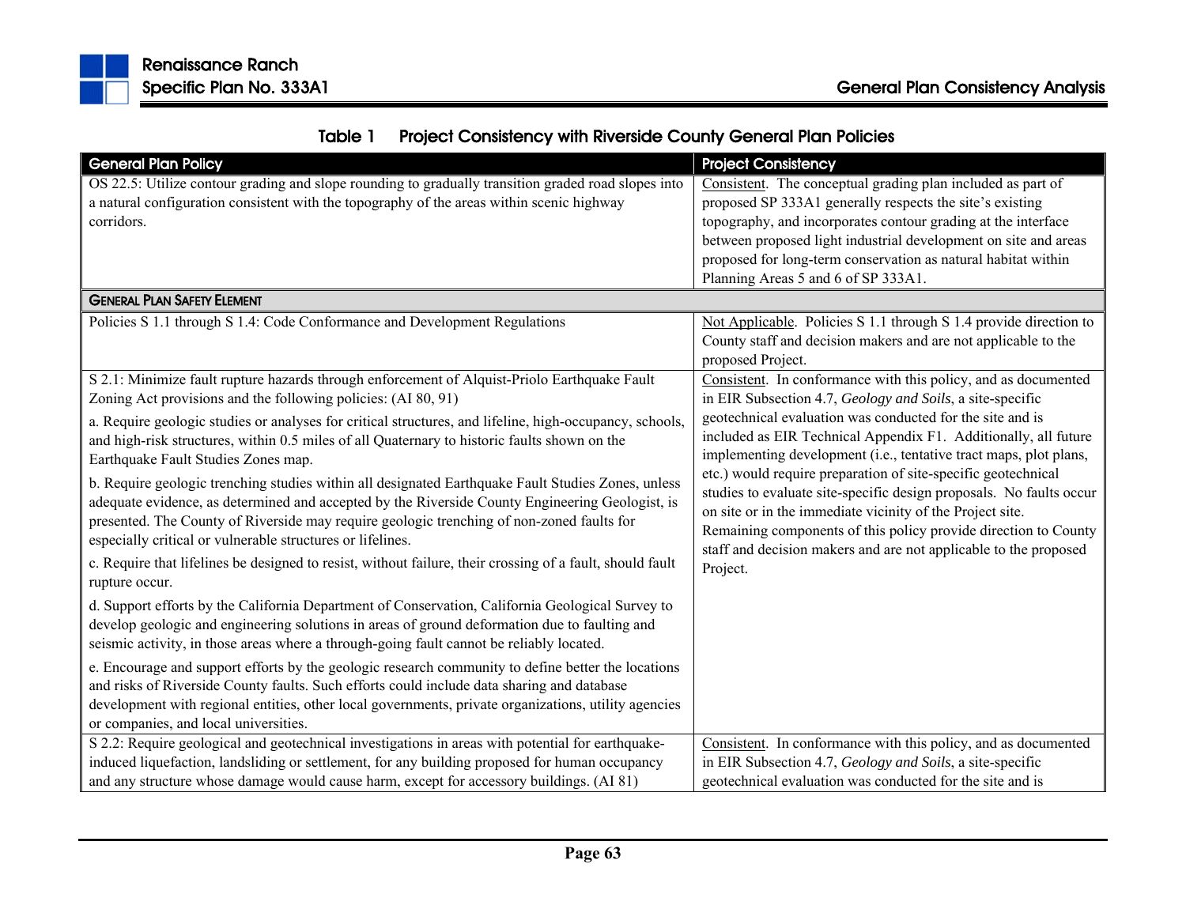**Table 1 Project Consistency with Riverside County General Plan Policies**

| General Plan Policy | Project Consistency |
|---|---|
| OS 22.5: Utilize contour grading and slope rounding to gradually transition graded road slopes into a natural configuration consistent with the topography of the areas within scenic highway corridors. | Consistent. The conceptual grading plan included as part of proposed SP 333A1 generally respects the site's existing topography, and incorporates contour grading at the interface between proposed light industrial development on site and areas proposed for long-term conservation as natural habitat within Planning Areas 5 and 6 of SP 333A1. |
| **GENERAL PLAN SAFETY ELEMENT** | |
| Policies S 1.1 through S 1.4: Code Conformance and Development Regulations | Not Applicable. Policies S 1.1 through S 1.4 provide direction to County staff and decision makers and are not applicable to the proposed Project. |
| S 2.1: Minimize fault rupture hazards through enforcement of Alquist-Priolo Earthquake Fault Zoning Act provisions and the following policies: (AI 80, 91)<br><br>a. Require geologic studies or analyses for critical structures, and lifeline, high-occupancy, schools, and high-risk structures, within 0.5 miles of all Quaternary to historic faults shown on the Earthquake Fault Studies Zones map.<br><br>b. Require geologic trenching studies within all designated Earthquake Fault Studies Zones, unless adequate evidence, as determined and accepted by the Riverside County Engineering Geologist, is presented. The County of Riverside may require geologic trenching of non-zoned faults for especially critical or vulnerable structures or lifelines.<br><br>c. Require that lifelines be designed to resist, without failure, their crossing of a fault, should fault rupture occur.<br><br>d. Support efforts by the California Department of Conservation, California Geological Survey to develop geologic and engineering solutions in areas of ground deformation due to faulting and seismic activity, in those areas where a through-going fault cannot be reliably located.<br><br>e. Encourage and support efforts by the geologic research community to define better the locations and risks of Riverside County faults. Such efforts could include data sharing and database development with regional entities, other local governments, private organizations, utility agencies or companies, and local universities. | Consistent. In conformance with this policy, and as documented in EIR Subsection 4.7, *Geology and Soils*, a site-specific geotechnical evaluation was conducted for the site and is included as EIR Technical Appendix F1. Additionally, all future implementing development (i.e., tentative tract maps, plot plans, etc.) would require preparation of site-specific geotechnical studies to evaluate site-specific design proposals. No faults occur on site or in the immediate vicinity of the Project site. Remaining components of this policy provide direction to County staff and decision makers and are not applicable to the proposed Project. |
| S 2.2: Require geological and geotechnical investigations in areas with potential for earthquake-induced liquefaction, landsliding or settlement, for any building proposed for human occupancy and any structure whose damage would cause harm, except for accessory buildings. (AI 81) | Consistent. In conformance with this policy, and as documented in EIR Subsection 4.7, *Geology and Soils*, a site-specific geotechnical evaluation was conducted for the site and is |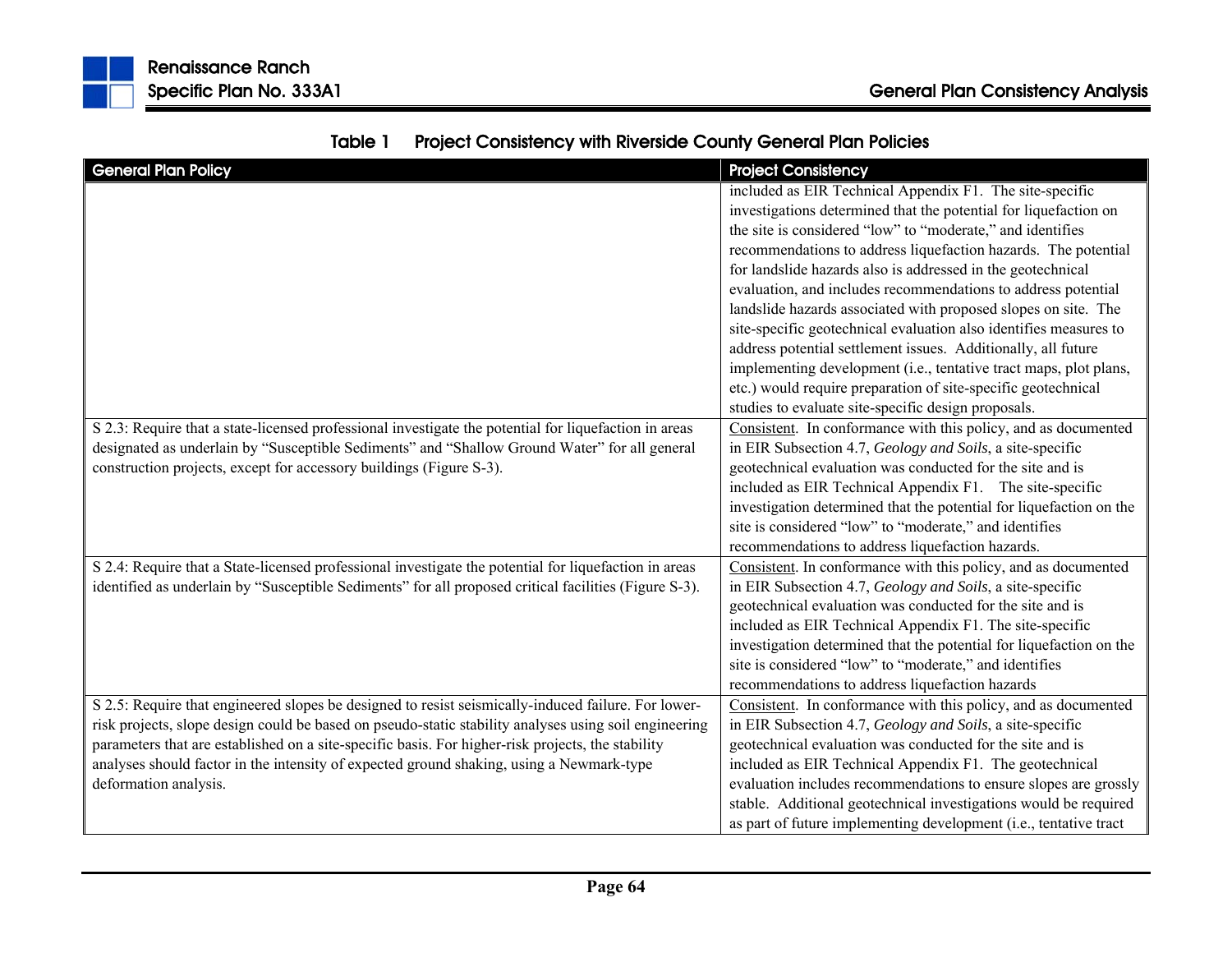**Table 1 Project Consistency with Riverside County General Plan Policies**

| General Plan Policy | Project Consistency |
|---|---|
| | included as EIR Technical Appendix F1. The site-specific investigations determined that the potential for liquefaction on the site is considered "low" to "moderate," and identifies recommendations to address liquefaction hazards. The potential for landslide hazards also is addressed in the geotechnical evaluation, and includes recommendations to address potential landslide hazards associated with proposed slopes on site. The site-specific geotechnical evaluation also identifies measures to address potential settlement issues. Additionally, all future implementing development (i.e., tentative tract maps, plot plans, etc.) would require preparation of site-specific geotechnical studies to evaluate site-specific design proposals. |
| S 2.3: Require that a state-licensed professional investigate the potential for liquefaction in areas designated as underlain by "Susceptible Sediments" and "Shallow Ground Water" for all general construction projects, except for accessory buildings (Figure S-3). | Consistent. In conformance with this policy, and as documented in EIR Subsection 4.7, *Geology and Soils*, a site-specific geotechnical evaluation was conducted for the site and is included as EIR Technical Appendix F1. The site-specific investigation determined that the potential for liquefaction on the site is considered "low" to "moderate," and identifies recommendations to address liquefaction hazards. |
| S 2.4: Require that a State-licensed professional investigate the potential for liquefaction in areas identified as underlain by "Susceptible Sediments" for all proposed critical facilities (Figure S-3). | Consistent. In conformance with this policy, and as documented in EIR Subsection 4.7, *Geology and Soils*, a site-specific geotechnical evaluation was conducted for the site and is included as EIR Technical Appendix F1. The site-specific investigation determined that the potential for liquefaction on the site is considered "low" to "moderate," and identifies recommendations to address liquefaction hazards |
| S 2.5: Require that engineered slopes be designed to resist seismically-induced failure. For lower-risk projects, slope design could be based on pseudo-static stability analyses using soil engineering parameters that are established on a site-specific basis. For higher-risk projects, the stability analyses should factor in the intensity of expected ground shaking, using a Newmark-type deformation analysis. | Consistent. In conformance with this policy, and as documented in EIR Subsection 4.7, *Geology and Soils*, a site-specific geotechnical evaluation was conducted for the site and is included as EIR Technical Appendix F1. The geotechnical evaluation includes recommendations to ensure slopes are grossly stable. Additional geotechnical investigations would be required as part of future implementing development (i.e., tentative tract |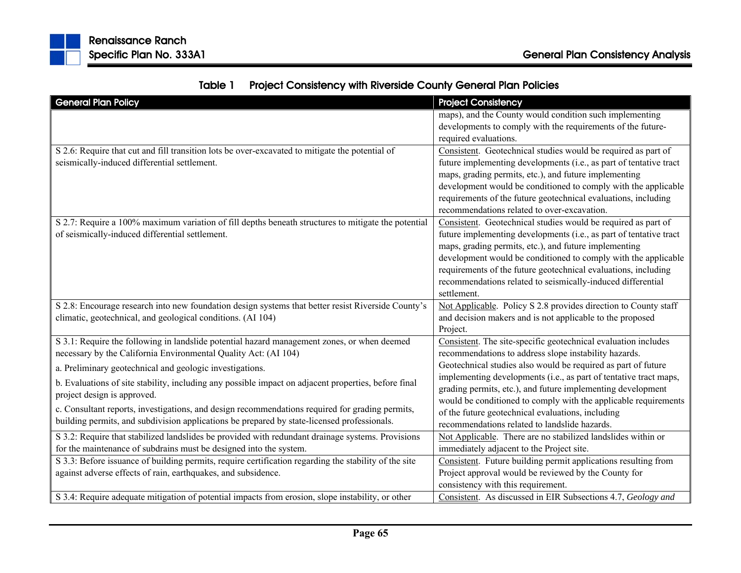**Table 1 Project Consistency with Riverside County General Plan Policies**

| General Plan Policy | Project Consistency |
|---|---|
| | maps), and the County would condition such implementing developments to comply with the requirements of the future-required evaluations. |
| S 2.6: Require that cut and fill transition lots be over-excavated to mitigate the potential of seismically-induced differential settlement. | Consistent. Geotechnical studies would be required as part of future implementing developments (i.e., as part of tentative tract maps, grading permits, etc.), and future implementing development would be conditioned to comply with the applicable requirements of the future geotechnical evaluations, including recommendations related to over-excavation. |
| S 2.7: Require a 100% maximum variation of fill depths beneath structures to mitigate the potential of seismically-induced differential settlement. | Consistent. Geotechnical studies would be required as part of future implementing developments (i.e., as part of tentative tract maps, grading permits, etc.), and future implementing development would be conditioned to comply with the applicable requirements of the future geotechnical evaluations, including recommendations related to seismically-induced differential settlement. |
| S 2.8: Encourage research into new foundation design systems that better resist Riverside County's climatic, geotechnical, and geological conditions. (AI 104) | Not Applicable. Policy S 2.8 provides direction to County staff and decision makers and is not applicable to the proposed Project. |
| S 3.1: Require the following in landslide potential hazard management zones, or when deemed necessary by the California Environmental Quality Act: (AI 104)<br>a. Preliminary geotechnical and geologic investigations.<br>b. Evaluations of site stability, including any possible impact on adjacent properties, before final project design is approved.<br>c. Consultant reports, investigations, and design recommendations required for grading permits, building permits, and subdivision applications be prepared by state-licensed professionals. | Consistent. The site-specific geotechnical evaluation includes recommendations to address slope instability hazards. Geotechnical studies also would be required as part of future implementing developments (i.e., as part of tentative tract maps, grading permits, etc.), and future implementing development would be conditioned to comply with the applicable requirements of the future geotechnical evaluations, including recommendations related to landslide hazards. |
| S 3.2: Require that stabilized landslides be provided with redundant drainage systems. Provisions for the maintenance of subdrains must be designed into the system. | Not Applicable. There are no stabilized landslides within or immediately adjacent to the Project site. |
| S 3.3: Before issuance of building permits, require certification regarding the stability of the site against adverse effects of rain, earthquakes, and subsidence. | Consistent. Future building permit applications resulting from Project approval would be reviewed by the County for consistency with this requirement. |
| S 3.4: Require adequate mitigation of potential impacts from erosion, slope instability, or other | Consistent. As discussed in EIR Subsections 4.7, *Geology and* |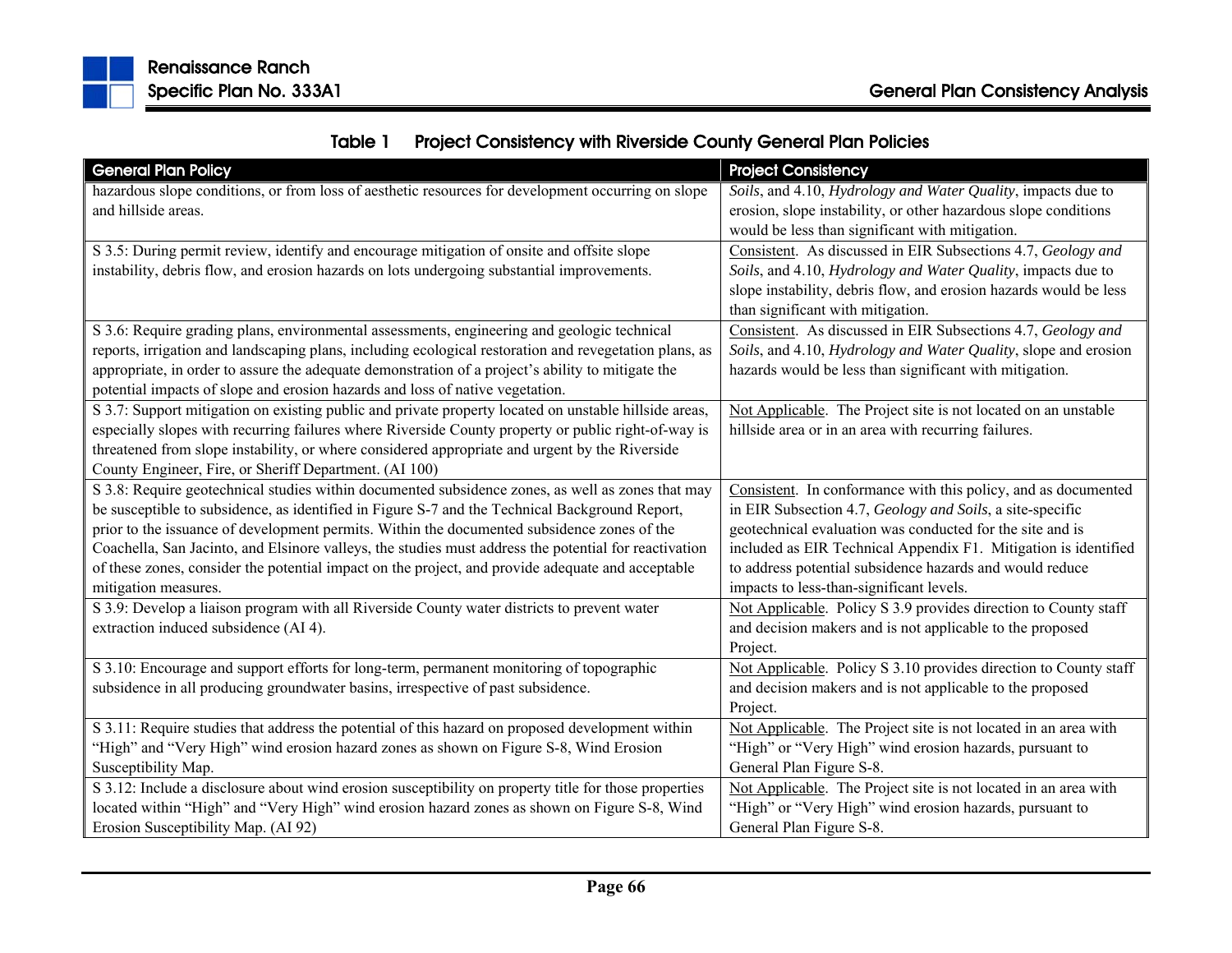**Table 1 Project Consistency with Riverside County General Plan Policies**

| General Plan Policy | Project Consistency |
|---|---|
| hazardous slope conditions, or from loss of aesthetic resources for development occurring on slope and hillside areas. | *Soils*, and 4.10, *Hydrology and Water Quality*, impacts due to erosion, slope instability, or other hazardous slope conditions would be less than significant with mitigation. |
| S 3.5: During permit review, identify and encourage mitigation of onsite and offsite slope instability, debris flow, and erosion hazards on lots undergoing substantial improvements. | Consistent. As discussed in EIR Subsections 4.7, *Geology and Soils*, and 4.10, *Hydrology and Water Quality*, impacts due to slope instability, debris flow, and erosion hazards would be less than significant with mitigation. |
| S 3.6: Require grading plans, environmental assessments, engineering and geologic technical reports, irrigation and landscaping plans, including ecological restoration and revegetation plans, as appropriate, in order to assure the adequate demonstration of a project's ability to mitigate the potential impacts of slope and erosion hazards and loss of native vegetation. | Consistent. As discussed in EIR Subsections 4.7, *Geology and Soils*, and 4.10, *Hydrology and Water Quality*, slope and erosion hazards would be less than significant with mitigation. |
| S 3.7: Support mitigation on existing public and private property located on unstable hillside areas, especially slopes with recurring failures where Riverside County property or public right-of-way is threatened from slope instability, or where considered appropriate and urgent by the Riverside County Engineer, Fire, or Sheriff Department. (AI 100) | Not Applicable. The Project site is not located on an unstable hillside area or in an area with recurring failures. |
| S 3.8: Require geotechnical studies within documented subsidence zones, as well as zones that may be susceptible to subsidence, as identified in Figure S-7 and the Technical Background Report, prior to the issuance of development permits. Within the documented subsidence zones of the Coachella, San Jacinto, and Elsinore valleys, the studies must address the potential for reactivation of these zones, consider the potential impact on the project, and provide adequate and acceptable mitigation measures. | Consistent. In conformance with this policy, and as documented in EIR Subsection 4.7, *Geology and Soils*, a site-specific geotechnical evaluation was conducted for the site and is included as EIR Technical Appendix F1. Mitigation is identified to address potential subsidence hazards and would reduce impacts to less-than-significant levels. |
| S 3.9: Develop a liaison program with all Riverside County water districts to prevent water extraction induced subsidence (AI 4). | Not Applicable. Policy S 3.9 provides direction to County staff and decision makers and is not applicable to the proposed Project. |
| S 3.10: Encourage and support efforts for long-term, permanent monitoring of topographic subsidence in all producing groundwater basins, irrespective of past subsidence. | Not Applicable. Policy S 3.10 provides direction to County staff and decision makers and is not applicable to the proposed Project. |
| S 3.11: Require studies that address the potential of this hazard on proposed development within "High" and "Very High" wind erosion hazard zones as shown on Figure S-8, Wind Erosion Susceptibility Map. | Not Applicable. The Project site is not located in an area with "High" or "Very High" wind erosion hazards, pursuant to General Plan Figure S-8. |
| S 3.12: Include a disclosure about wind erosion susceptibility on property title for those properties located within "High" and "Very High" wind erosion hazard zones as shown on Figure S-8, Wind Erosion Susceptibility Map. (AI 92) | Not Applicable. The Project site is not located in an area with "High" or "Very High" wind erosion hazards, pursuant to General Plan Figure S-8. |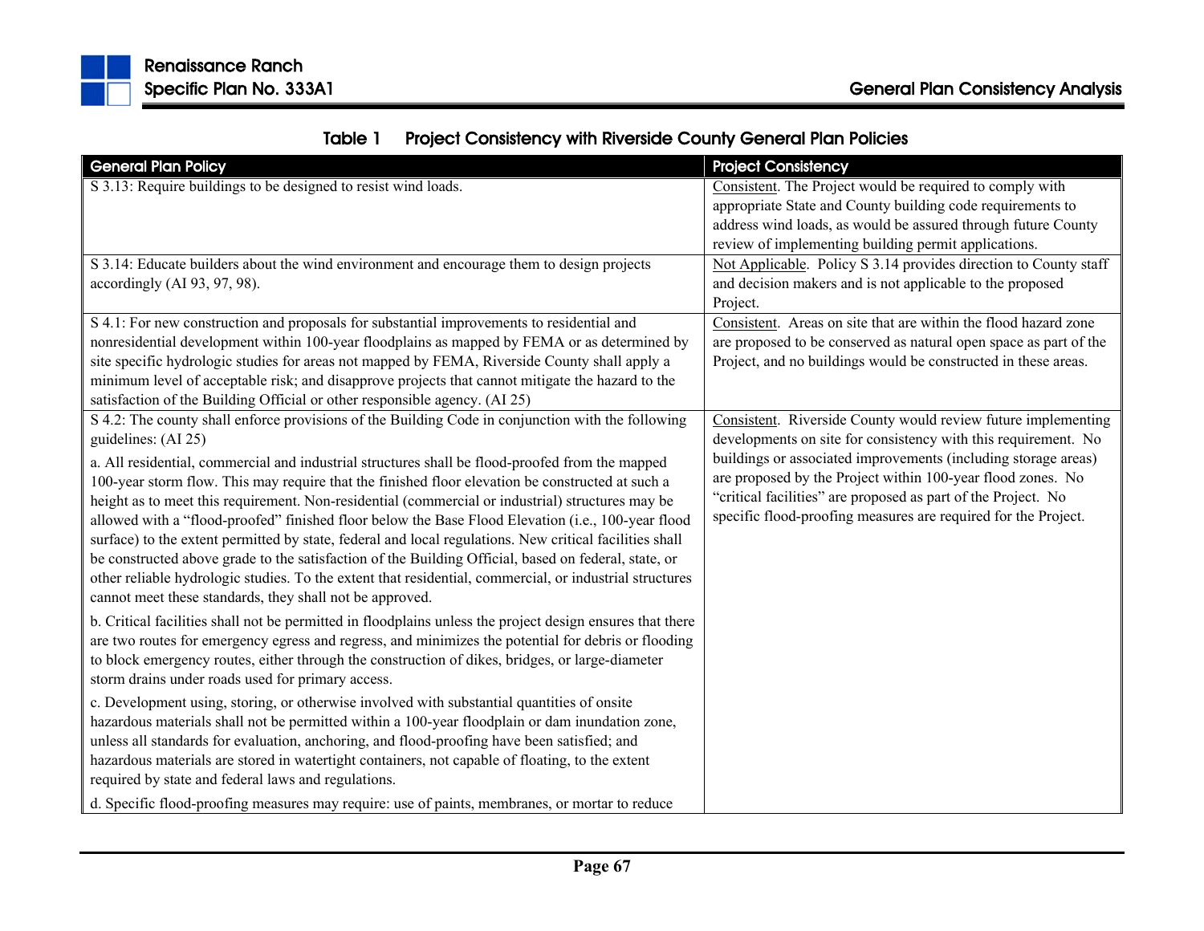**Table 1 Project Consistency with Riverside County General Plan Policies**

| General Plan Policy | Project Consistency |
|---|---|
| S 3.13: Require buildings to be designed to resist wind loads. | Consistent. The Project would be required to comply with appropriate State and County building code requirements to address wind loads, as would be assured through future County review of implementing building permit applications. |
| S 3.14: Educate builders about the wind environment and encourage them to design projects accordingly (AI 93, 97, 98). | Not Applicable. Policy S 3.14 provides direction to County staff and decision makers and is not applicable to the proposed Project. |
| S 4.1: For new construction and proposals for substantial improvements to residential and nonresidential development within 100-year floodplains as mapped by FEMA or as determined by site specific hydrologic studies for areas not mapped by FEMA, Riverside County shall apply a minimum level of acceptable risk; and disapprove projects that cannot mitigate the hazard to the satisfaction of the Building Official or other responsible agency. (AI 25) | Consistent. Areas on site that are within the flood hazard zone are proposed to be conserved as natural open space as part of the Project, and no buildings would be constructed in these areas. |
| S 4.2: The county shall enforce provisions of the Building Code in conjunction with the following guidelines: (AI 25)<br><br>a. All residential, commercial and industrial structures shall be flood-proofed from the mapped 100-year storm flow. This may require that the finished floor elevation be constructed at such a height as to meet this requirement. Non-residential (commercial or industrial) structures may be allowed with a "flood-proofed" finished floor below the Base Flood Elevation (i.e., 100-year flood surface) to the extent permitted by state, federal and local regulations. New critical facilities shall be constructed above grade to the satisfaction of the Building Official, based on federal, state, or other reliable hydrologic studies. To the extent that residential, commercial, or industrial structures cannot meet these standards, they shall not be approved.<br><br>b. Critical facilities shall not be permitted in floodplains unless the project design ensures that there are two routes for emergency egress and regress, and minimizes the potential for debris or flooding to block emergency routes, either through the construction of dikes, bridges, or large-diameter storm drains under roads used for primary access.<br><br>c. Development using, storing, or otherwise involved with substantial quantities of onsite hazardous materials shall not be permitted within a 100-year floodplain or dam inundation zone, unless all standards for evaluation, anchoring, and flood-proofing have been satisfied; and hazardous materials are stored in watertight containers, not capable of floating, to the extent required by state and federal laws and regulations.<br><br>d. Specific flood-proofing measures may require: use of paints, membranes, or mortar to reduce | Consistent. Riverside County would review future implementing developments on site for consistency with this requirement. No buildings or associated improvements (including storage areas) are proposed by the Project within 100-year flood zones. No "critical facilities" are proposed as part of the Project. No specific flood-proofing measures are required for the Project. |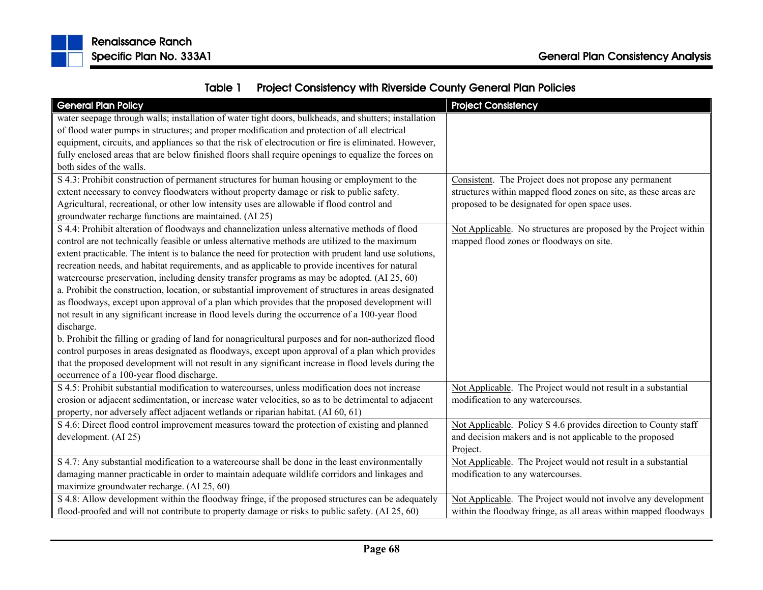**Table 1 Project Consistency with Riverside County General Plan Policies**

| General Plan Policy | Project Consistency |
|---|---|
| water seepage through walls; installation of water tight doors, bulkheads, and shutters; installation of flood water pumps in structures; and proper modification and protection of all electrical equipment, circuits, and appliances so that the risk of electrocution or fire is eliminated. However, fully enclosed areas that are below finished floors shall require openings to equalize the forces on both sides of the walls. | |
| S 4.3: Prohibit construction of permanent structures for human housing or employment to the extent necessary to convey floodwaters without property damage or risk to public safety. Agricultural, recreational, or other low intensity uses are allowable if flood control and groundwater recharge functions are maintained. (AI 25) | Consistent. The Project does not propose any permanent structures within mapped flood zones on site, as these areas are proposed to be designated for open space uses. |
| S 4.4: Prohibit alteration of floodways and channelization unless alternative methods of flood control are not technically feasible or unless alternative methods are utilized to the maximum extent practicable. The intent is to balance the need for protection with prudent land use solutions, recreation needs, and habitat requirements, and as applicable to provide incentives for natural watercourse preservation, including density transfer programs as may be adopted. (AI 25, 60)<br>a. Prohibit the construction, location, or substantial improvement of structures in areas designated as floodways, except upon approval of a plan which provides that the proposed development will not result in any significant increase in flood levels during the occurrence of a 100-year flood discharge.<br>b. Prohibit the filling or grading of land for nonagricultural purposes and for non-authorized flood control purposes in areas designated as floodways, except upon approval of a plan which provides that the proposed development will not result in any significant increase in flood levels during the occurrence of a 100-year flood discharge. | Not Applicable. No structures are proposed by the Project within mapped flood zones or floodways on site. |
| S 4.5: Prohibit substantial modification to watercourses, unless modification does not increase erosion or adjacent sedimentation, or increase water velocities, so as to be detrimental to adjacent property, nor adversely affect adjacent wetlands or riparian habitat. (AI 60, 61) | Not Applicable. The Project would not result in a substantial modification to any watercourses. |
| S 4.6: Direct flood control improvement measures toward the protection of existing and planned development. (AI 25) | Not Applicable. Policy S 4.6 provides direction to County staff and decision makers and is not applicable to the proposed Project. |
| S 4.7: Any substantial modification to a watercourse shall be done in the least environmentally damaging manner practicable in order to maintain adequate wildlife corridors and linkages and maximize groundwater recharge. (AI 25, 60) | Not Applicable. The Project would not result in a substantial modification to any watercourses. |
| S 4.8: Allow development within the floodway fringe, if the proposed structures can be adequately flood-proofed and will not contribute to property damage or risks to public safety. (AI 25, 60) | Not Applicable. The Project would not involve any development within the floodway fringe, as all areas within mapped floodways |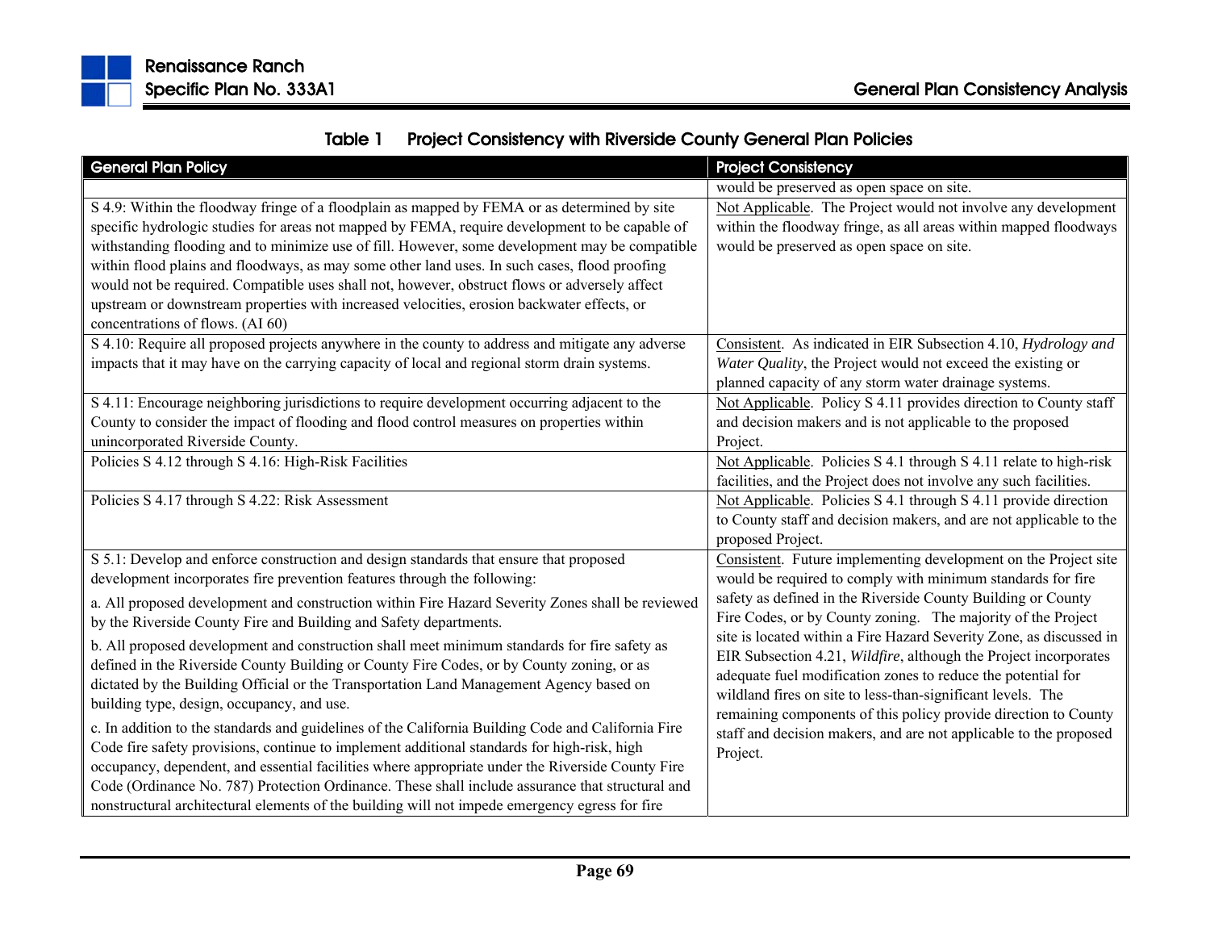### Table 1 Project Consistency with Riverside County General Plan Policies

| General Plan Policy | Project Consistency |
|---|---|
| | would be preserved as open space on site. |
| S 4.9: Within the floodway fringe of a floodplain as mapped by FEMA or as determined by site specific hydrologic studies for areas not mapped by FEMA, require development to be capable of withstanding flooding and to minimize use of fill. However, some development may be compatible within flood plains and floodways, as may some other land uses. In such cases, flood proofing would not be required. Compatible uses shall not, however, obstruct flows or adversely affect upstream or downstream properties with increased velocities, erosion backwater effects, or concentrations of flows. (AI 60) | Not Applicable. The Project would not involve any development within the floodway fringe, as all areas within mapped floodways would be preserved as open space on site. |
| S 4.10: Require all proposed projects anywhere in the county to address and mitigate any adverse impacts that it may have on the carrying capacity of local and regional storm drain systems. | Consistent. As indicated in EIR Subsection 4.10, *Hydrology and Water Quality*, the Project would not exceed the existing or planned capacity of any storm water drainage systems. |
| S 4.11: Encourage neighboring jurisdictions to require development occurring adjacent to the County to consider the impact of flooding and flood control measures on properties within unincorporated Riverside County. | Not Applicable. Policy S 4.11 provides direction to County staff and decision makers and is not applicable to the proposed Project. |
| Policies S 4.12 through S 4.16: High-Risk Facilities | Not Applicable. Policies S 4.1 through S 4.11 relate to high-risk facilities, and the Project does not involve any such facilities. |
| Policies S 4.17 through S 4.22: Risk Assessment | Not Applicable. Policies S 4.1 through S 4.11 provide direction to County staff and decision makers, and are not applicable to the proposed Project. |
| S 5.1: Develop and enforce construction and design standards that ensure that proposed development incorporates fire prevention features through the following:<br><br>a. All proposed development and construction within Fire Hazard Severity Zones shall be reviewed by the Riverside County Fire and Building and Safety departments.<br><br>b. All proposed development and construction shall meet minimum standards for fire safety as defined in the Riverside County Building or County Fire Codes, or by County zoning, or as dictated by the Building Official or the Transportation Land Management Agency based on building type, design, occupancy, and use.<br><br>c. In addition to the standards and guidelines of the California Building Code and California Fire Code fire safety provisions, continue to implement additional standards for high-risk, high occupancy, dependent, and essential facilities where appropriate under the Riverside County Fire Code (Ordinance No. 787) Protection Ordinance. These shall include assurance that structural and nonstructural architectural elements of the building will not impede emergency egress for fire | Consistent. Future implementing development on the Project site would be required to comply with minimum standards for fire safety as defined in the Riverside County Building or County Fire Codes, or by County zoning. The majority of the Project site is located within a Fire Hazard Severity Zone, as discussed in EIR Subsection 4.21, *Wildfire*, although the Project incorporates adequate fuel modification zones to reduce the potential for wildland fires on site to less-than-significant levels. The remaining components of this policy provide direction to County staff and decision makers, and are not applicable to the proposed Project. |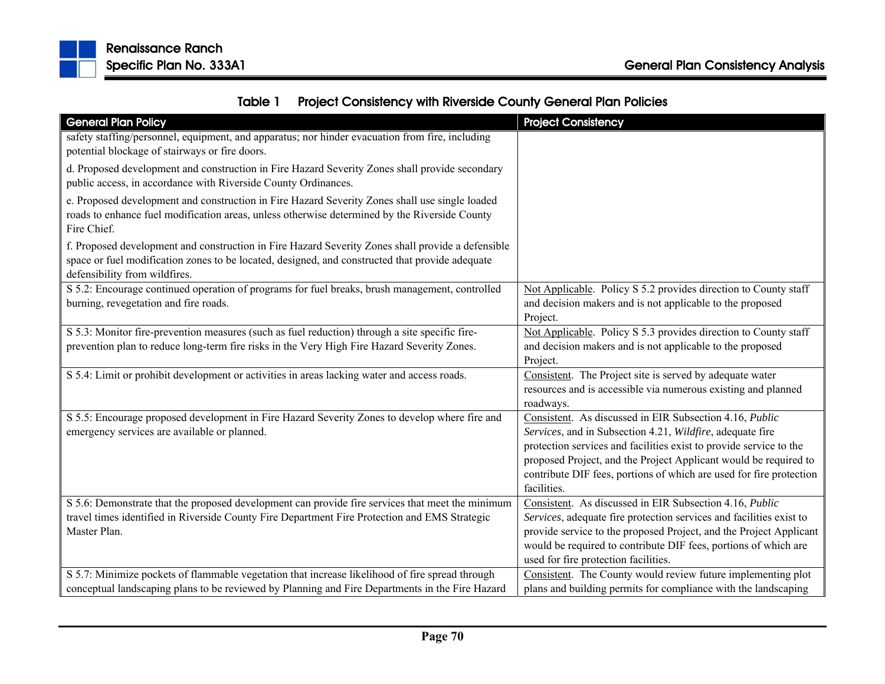**Table 1 Project Consistency with Riverside County General Plan Policies**

| General Plan Policy | Project Consistency |
|---|---|
| safety staffing/personnel, equipment, and apparatus; nor hinder evacuation from fire, including potential blockage of stairways or fire doors.<br><br>d. Proposed development and construction in Fire Hazard Severity Zones shall provide secondary public access, in accordance with Riverside County Ordinances.<br><br>e. Proposed development and construction in Fire Hazard Severity Zones shall use single loaded roads to enhance fuel modification areas, unless otherwise determined by the Riverside County Fire Chief.<br><br>f. Proposed development and construction in Fire Hazard Severity Zones shall provide a defensible space or fuel modification zones to be located, designed, and constructed that provide adequate defensibility from wildfires. | |
| S 5.2: Encourage continued operation of programs for fuel breaks, brush management, controlled burning, revegetation and fire roads. | Not Applicable. Policy S 5.2 provides direction to County staff and decision makers and is not applicable to the proposed Project. |
| S 5.3: Monitor fire-prevention measures (such as fuel reduction) through a site specific fire-prevention plan to reduce long-term fire risks in the Very High Fire Hazard Severity Zones. | Not Applicable. Policy S 5.3 provides direction to County staff and decision makers and is not applicable to the proposed Project. |
| S 5.4: Limit or prohibit development or activities in areas lacking water and access roads. | Consistent. The Project site is served by adequate water resources and is accessible via numerous existing and planned roadways. |
| S 5.5: Encourage proposed development in Fire Hazard Severity Zones to develop where fire and emergency services are available or planned. | Consistent. As discussed in EIR Subsection 4.16, *Public Services*, and in Subsection 4.21, *Wildfire*, adequate fire protection services and facilities exist to provide service to the proposed Project, and the Project Applicant would be required to contribute DIF fees, portions of which are used for fire protection facilities. |
| S 5.6: Demonstrate that the proposed development can provide fire services that meet the minimum travel times identified in Riverside County Fire Department Fire Protection and EMS Strategic Master Plan. | Consistent. As discussed in EIR Subsection 4.16, *Public Services*, adequate fire protection services and facilities exist to provide service to the proposed Project, and the Project Applicant would be required to contribute DIF fees, portions of which are used for fire protection facilities. |
| S 5.7: Minimize pockets of flammable vegetation that increase likelihood of fire spread through conceptual landscaping plans to be reviewed by Planning and Fire Departments in the Fire Hazard | Consistent. The County would review future implementing plot plans and building permits for compliance with the landscaping |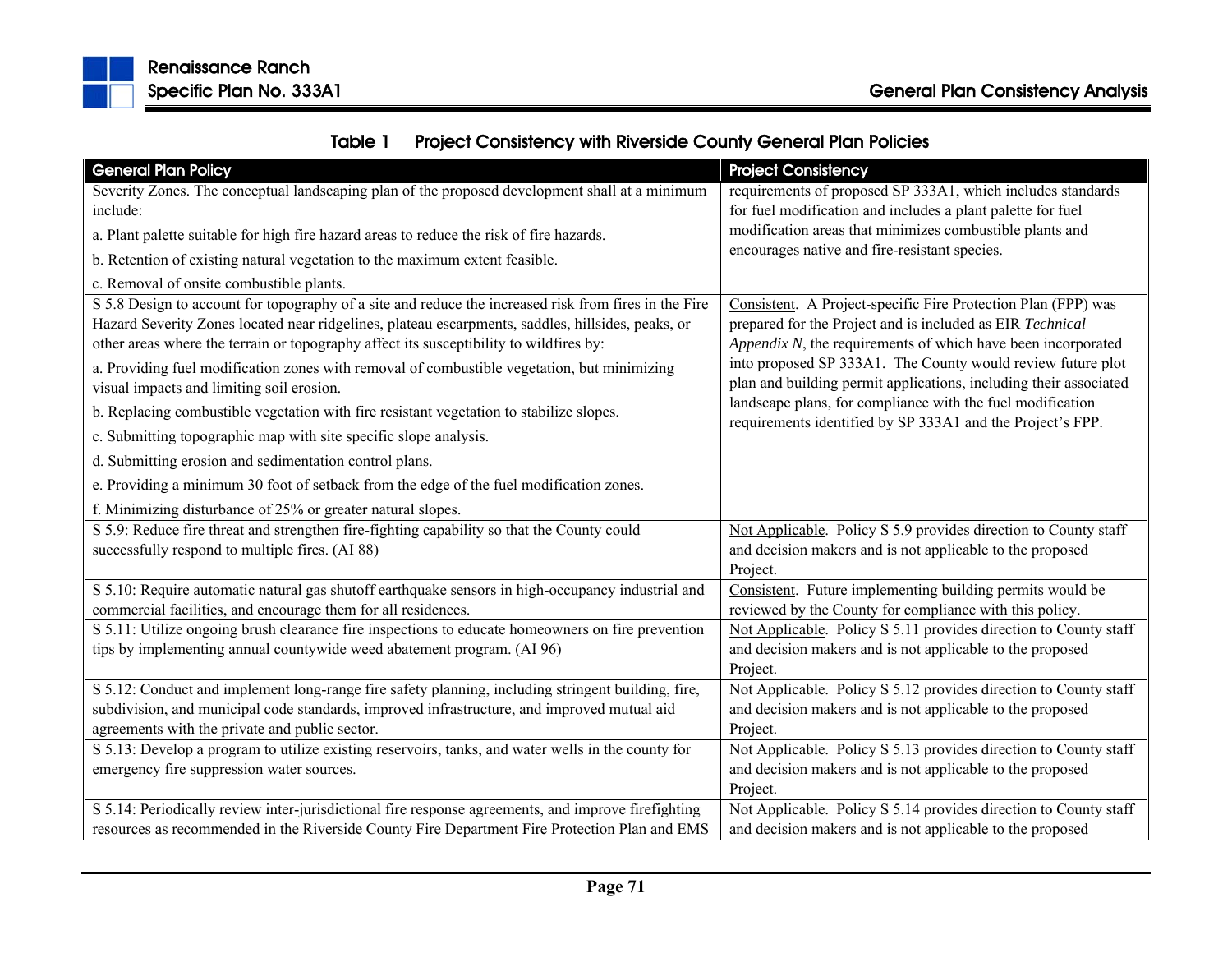Table 1 Project Consistency with Riverside County General Plan Policies

| General Plan Policy | Project Consistency |
|---|---|
| Severity Zones. The conceptual landscaping plan of the proposed development shall at a minimum include:<br>a. Plant palette suitable for high fire hazard areas to reduce the risk of fire hazards.<br>b. Retention of existing natural vegetation to the maximum extent feasible.<br>c. Removal of onsite combustible plants. | requirements of proposed SP 333A1, which includes standards for fuel modification and includes a plant palette for fuel modification areas that minimizes combustible plants and encourages native and fire-resistant species. |
| S 5.8 Design to account for topography of a site and reduce the increased risk from fires in the Fire Hazard Severity Zones located near ridgelines, plateau escarpments, saddles, hillsides, peaks, or other areas where the terrain or topography affect its susceptibility to wildfires by:<br>a. Providing fuel modification zones with removal of combustible vegetation, but minimizing visual impacts and limiting soil erosion.<br>b. Replacing combustible vegetation with fire resistant vegetation to stabilize slopes.<br>c. Submitting topographic map with site specific slope analysis.<br>d. Submitting erosion and sedimentation control plans.<br>e. Providing a minimum 30 foot of setback from the edge of the fuel modification zones.<br>f. Minimizing disturbance of 25% or greater natural slopes. | Consistent. A Project-specific Fire Protection Plan (FPP) was prepared for the Project and is included as EIR *Technical Appendix N*, the requirements of which have been incorporated into proposed SP 333A1. The County would review future plot plan and building permit applications, including their associated landscape plans, for compliance with the fuel modification requirements identified by SP 333A1 and the Project's FPP. |
| S 5.9: Reduce fire threat and strengthen fire-fighting capability so that the County could successfully respond to multiple fires. (AI 88) | Not Applicable. Policy S 5.9 provides direction to County staff and decision makers and is not applicable to the proposed Project. |
| S 5.10: Require automatic natural gas shutoff earthquake sensors in high-occupancy industrial and commercial facilities, and encourage them for all residences. | Consistent. Future implementing building permits would be reviewed by the County for compliance with this policy. |
| S 5.11: Utilize ongoing brush clearance fire inspections to educate homeowners on fire prevention tips by implementing annual countywide weed abatement program. (AI 96) | Not Applicable. Policy S 5.11 provides direction to County staff and decision makers and is not applicable to the proposed Project. |
| S 5.12: Conduct and implement long-range fire safety planning, including stringent building, fire, subdivision, and municipal code standards, improved infrastructure, and improved mutual aid agreements with the private and public sector. | Not Applicable. Policy S 5.12 provides direction to County staff and decision makers and is not applicable to the proposed Project. |
| S 5.13: Develop a program to utilize existing reservoirs, tanks, and water wells in the county for emergency fire suppression water sources. | Not Applicable. Policy S 5.13 provides direction to County staff and decision makers and is not applicable to the proposed Project. |
| S 5.14: Periodically review inter-jurisdictional fire response agreements, and improve firefighting resources as recommended in the Riverside County Fire Department Fire Protection Plan and EMS | Not Applicable. Policy S 5.14 provides direction to County staff and decision makers and is not applicable to the proposed |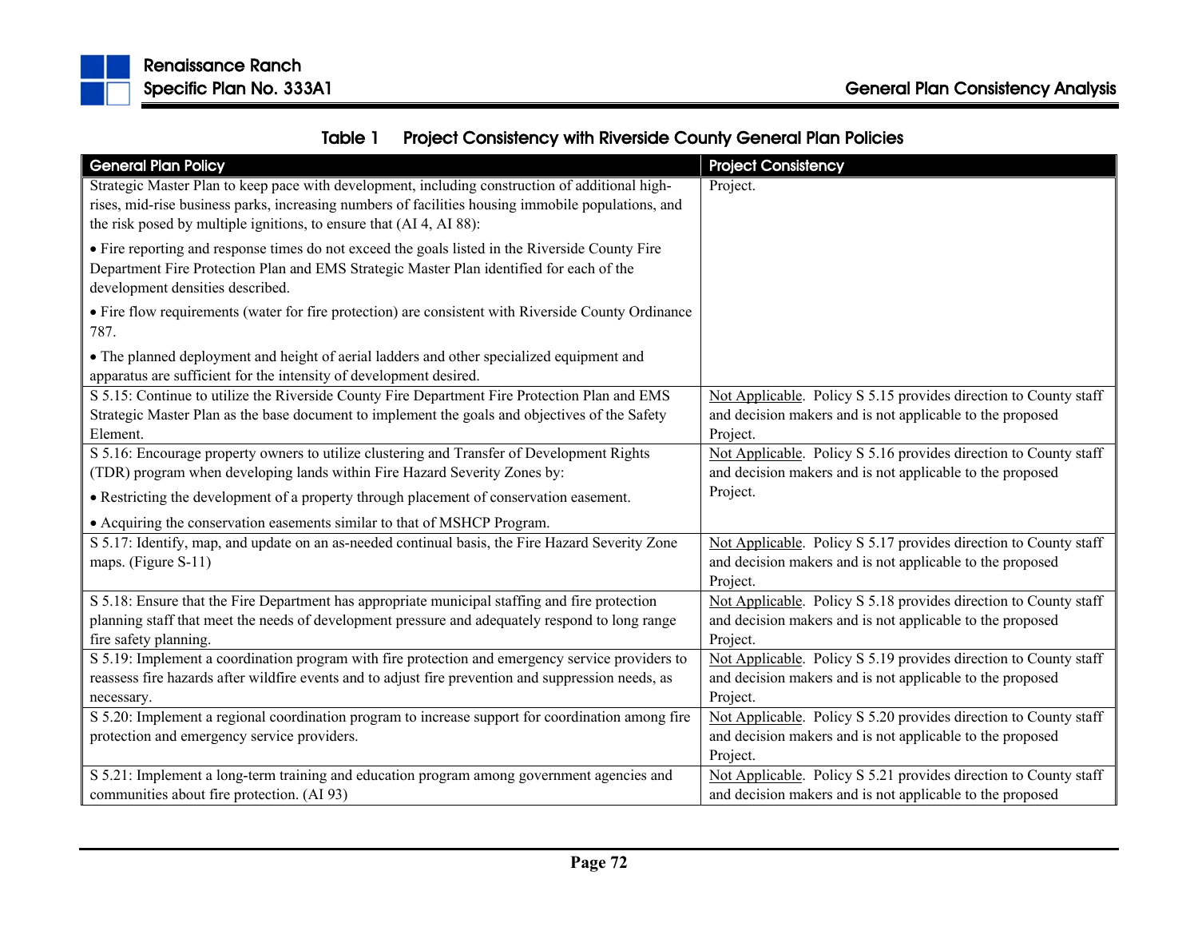**Table 1 Project Consistency with Riverside County General Plan Policies**

| General Plan Policy | Project Consistency |
|---|---|
| Strategic Master Plan to keep pace with development, including construction of additional high-rises, mid-rise business parks, increasing numbers of facilities housing immobile populations, and the risk posed by multiple ignitions, to ensure that (AI 4, AI 88):<br><br>• Fire reporting and response times do not exceed the goals listed in the Riverside County Fire Department Fire Protection Plan and EMS Strategic Master Plan identified for each of the development densities described.<br><br>• Fire flow requirements (water for fire protection) are consistent with Riverside County Ordinance 787.<br><br>• The planned deployment and height of aerial ladders and other specialized equipment and apparatus are sufficient for the intensity of development desired. | Project. |
| S 5.15: Continue to utilize the Riverside County Fire Department Fire Protection Plan and EMS Strategic Master Plan as the base document to implement the goals and objectives of the Safety Element. | Not Applicable. Policy S 5.15 provides direction to County staff and decision makers and is not applicable to the proposed Project. |
| S 5.16: Encourage property owners to utilize clustering and Transfer of Development Rights (TDR) program when developing lands within Fire Hazard Severity Zones by:<br><br>• Restricting the development of a property through placement of conservation easement.<br><br>• Acquiring the conservation easements similar to that of MSHCP Program. | Not Applicable. Policy S 5.16 provides direction to County staff and decision makers and is not applicable to the proposed Project. |
| S 5.17: Identify, map, and update on an as-needed continual basis, the Fire Hazard Severity Zone maps. (Figure S-11) | Not Applicable. Policy S 5.17 provides direction to County staff and decision makers and is not applicable to the proposed Project. |
| S 5.18: Ensure that the Fire Department has appropriate municipal staffing and fire protection planning staff that meet the needs of development pressure and adequately respond to long range fire safety planning. | Not Applicable. Policy S 5.18 provides direction to County staff and decision makers and is not applicable to the proposed Project. |
| S 5.19: Implement a coordination program with fire protection and emergency service providers to reassess fire hazards after wildfire events and to adjust fire prevention and suppression needs, as necessary. | Not Applicable. Policy S 5.19 provides direction to County staff and decision makers and is not applicable to the proposed Project. |
| S 5.20: Implement a regional coordination program to increase support for coordination among fire protection and emergency service providers. | Not Applicable. Policy S 5.20 provides direction to County staff and decision makers and is not applicable to the proposed Project. |
| S 5.21: Implement a long-term training and education program among government agencies and communities about fire protection. (AI 93) | Not Applicable. Policy S 5.21 provides direction to County staff and decision makers and is not applicable to the proposed |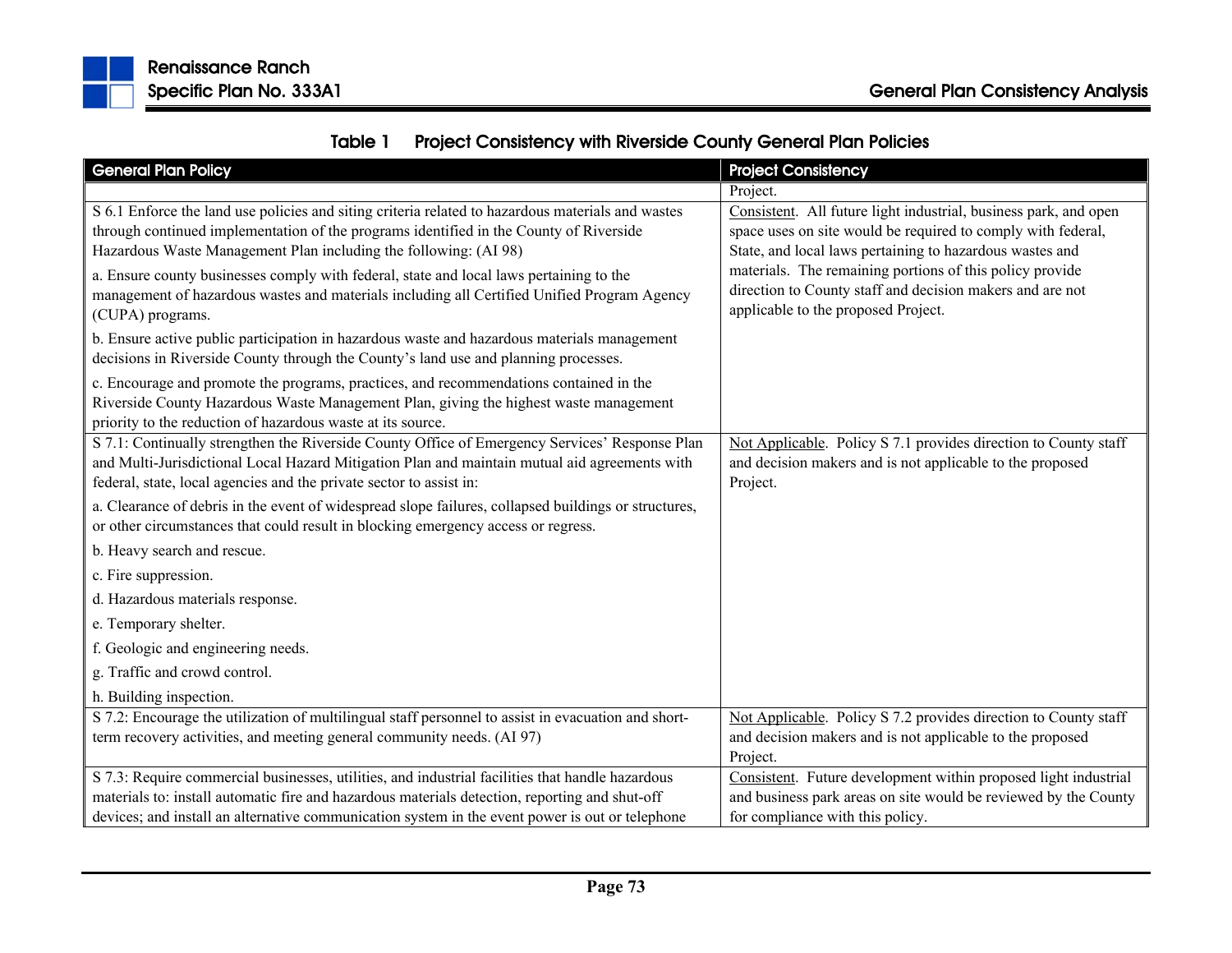**Table 1 Project Consistency with Riverside County General Plan Policies**

| General Plan Policy | Project Consistency |
|---|---|
| | Project. |
| S 6.1 Enforce the land use policies and siting criteria related to hazardous materials and wastes through continued implementation of the programs identified in the County of Riverside Hazardous Waste Management Plan including the following: (AI 98)<br><br>a. Ensure county businesses comply with federal, state and local laws pertaining to the management of hazardous wastes and materials including all Certified Unified Program Agency (CUPA) programs.<br><br>b. Ensure active public participation in hazardous waste and hazardous materials management decisions in Riverside County through the County's land use and planning processes.<br><br>c. Encourage and promote the programs, practices, and recommendations contained in the Riverside County Hazardous Waste Management Plan, giving the highest waste management priority to the reduction of hazardous waste at its source. | Consistent. All future light industrial, business park, and open space uses on site would be required to comply with federal, State, and local laws pertaining to hazardous wastes and materials. The remaining portions of this policy provide direction to County staff and decision makers and are not applicable to the proposed Project. |
| S 7.1: Continually strengthen the Riverside County Office of Emergency Services' Response Plan and Multi-Jurisdictional Local Hazard Mitigation Plan and maintain mutual aid agreements with federal, state, local agencies and the private sector to assist in:<br><br>a. Clearance of debris in the event of widespread slope failures, collapsed buildings or structures, or other circumstances that could result in blocking emergency access or regress.<br><br>b. Heavy search and rescue.<br><br>c. Fire suppression.<br><br>d. Hazardous materials response.<br><br>e. Temporary shelter.<br><br>f. Geologic and engineering needs.<br><br>g. Traffic and crowd control.<br><br>h. Building inspection. | Not Applicable. Policy S 7.1 provides direction to County staff and decision makers and is not applicable to the proposed Project. |
| S 7.2: Encourage the utilization of multilingual staff personnel to assist in evacuation and short-term recovery activities, and meeting general community needs. (AI 97) | Not Applicable. Policy S 7.2 provides direction to County staff and decision makers and is not applicable to the proposed Project. |
| S 7.3: Require commercial businesses, utilities, and industrial facilities that handle hazardous materials to: install automatic fire and hazardous materials detection, reporting and shut-off devices; and install an alternative communication system in the event power is out or telephone | Consistent. Future development within proposed light industrial and business park areas on site would be reviewed by the County for compliance with this policy. |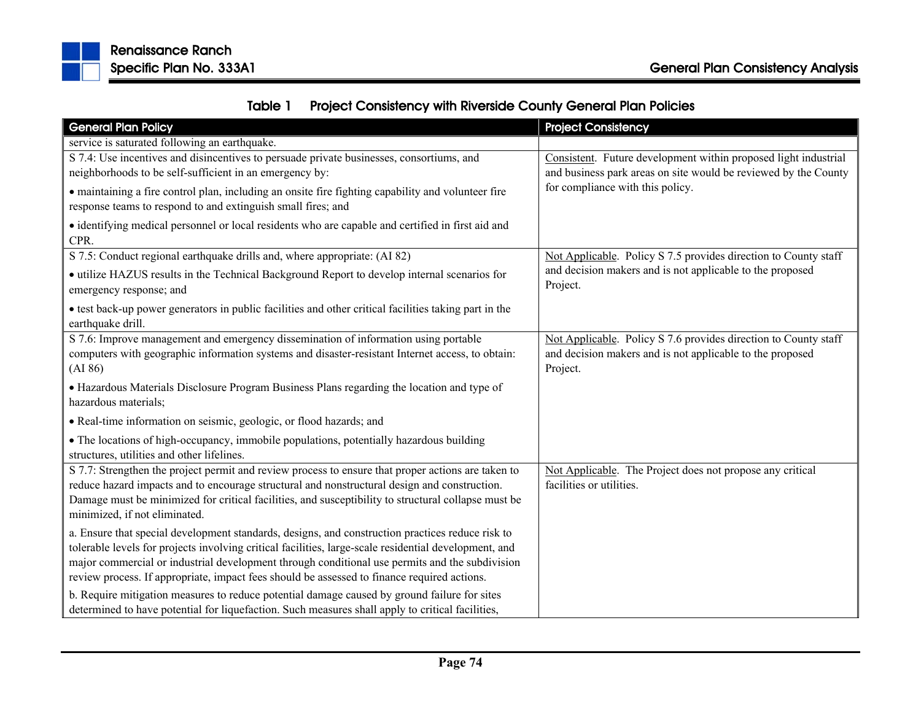**Table 1 Project Consistency with Riverside County General Plan Policies**

| General Plan Policy | Project Consistency |
|---|---|
| service is saturated following an earthquake. | |
| S 7.4: Use incentives and disincentives to persuade private businesses, consortiums, and neighborhoods to be self-sufficient in an emergency by:<br><br>• maintaining a fire control plan, including an onsite fire fighting capability and volunteer fire response teams to respond to and extinguish small fires; and<br><br>• identifying medical personnel or local residents who are capable and certified in first aid and CPR. | Consistent. Future development within proposed light industrial and business park areas on site would be reviewed by the County for compliance with this policy. |
| S 7.5: Conduct regional earthquake drills and, where appropriate: (AI 82)<br><br>• utilize HAZUS results in the Technical Background Report to develop internal scenarios for emergency response; and<br><br>• test back-up power generators in public facilities and other critical facilities taking part in the earthquake drill. | Not Applicable. Policy S 7.5 provides direction to County staff and decision makers and is not applicable to the proposed Project. |
| S 7.6: Improve management and emergency dissemination of information using portable computers with geographic information systems and disaster-resistant Internet access, to obtain: (AI 86)<br><br>• Hazardous Materials Disclosure Program Business Plans regarding the location and type of hazardous materials;<br><br>• Real-time information on seismic, geologic, or flood hazards; and<br><br>• The locations of high-occupancy, immobile populations, potentially hazardous building structures, utilities and other lifelines. | Not Applicable. Policy S 7.6 provides direction to County staff and decision makers and is not applicable to the proposed Project. |
| S 7.7: Strengthen the project permit and review process to ensure that proper actions are taken to reduce hazard impacts and to encourage structural and nonstructural design and construction. Damage must be minimized for critical facilities, and susceptibility to structural collapse must be minimized, if not eliminated.<br><br>a. Ensure that special development standards, designs, and construction practices reduce risk to tolerable levels for projects involving critical facilities, large-scale residential development, and major commercial or industrial development through conditional use permits and the subdivision review process. If appropriate, impact fees should be assessed to finance required actions.<br><br>b. Require mitigation measures to reduce potential damage caused by ground failure for sites determined to have potential for liquefaction. Such measures shall apply to critical facilities, | Not Applicable. The Project does not propose any critical facilities or utilities. |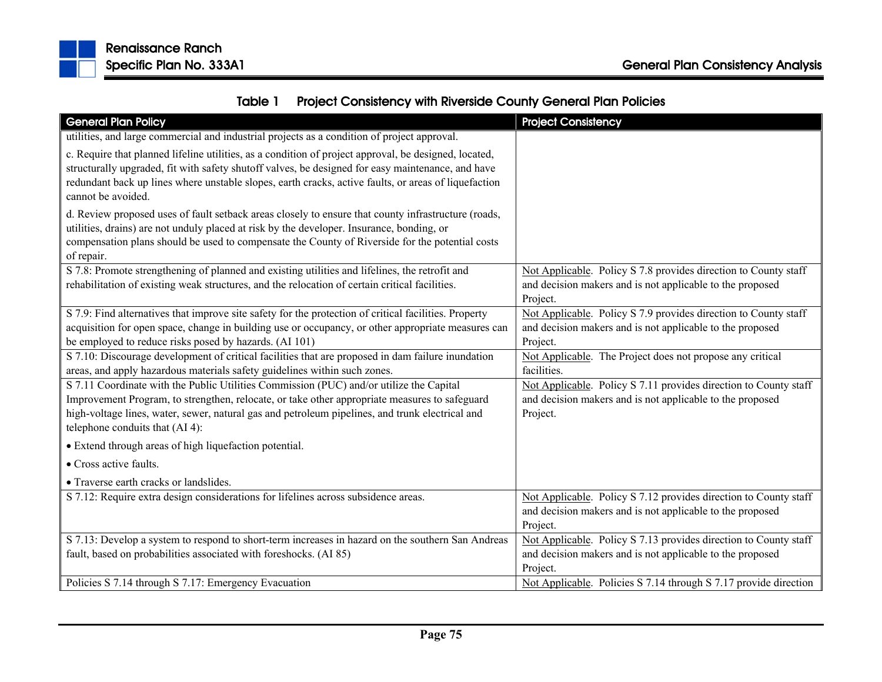Table 1 Project Consistency with Riverside County General Plan Policies

| General Plan Policy | Project Consistency |
|---|---|
| utilities, and large commercial and industrial projects as a condition of project approval.<br><br>c. Require that planned lifeline utilities, as a condition of project approval, be designed, located, structurally upgraded, fit with safety shutoff valves, be designed for easy maintenance, and have redundant back up lines where unstable slopes, earth cracks, active faults, or areas of liquefaction cannot be avoided.<br><br>d. Review proposed uses of fault setback areas closely to ensure that county infrastructure (roads, utilities, drains) are not unduly placed at risk by the developer. Insurance, bonding, or compensation plans should be used to compensate the County of Riverside for the potential costs of repair. | |
| S 7.8: Promote strengthening of planned and existing utilities and lifelines, the retrofit and rehabilitation of existing weak structures, and the relocation of certain critical facilities. | Not Applicable. Policy S 7.8 provides direction to County staff and decision makers and is not applicable to the proposed Project. |
| S 7.9: Find alternatives that improve site safety for the protection of critical facilities. Property acquisition for open space, change in building use or occupancy, or other appropriate measures can be employed to reduce risks posed by hazards. (AI 101) | Not Applicable. Policy S 7.9 provides direction to County staff and decision makers and is not applicable to the proposed Project. |
| S 7.10: Discourage development of critical facilities that are proposed in dam failure inundation areas, and apply hazardous materials safety guidelines within such zones. | Not Applicable. The Project does not propose any critical facilities. |
| S 7.11 Coordinate with the Public Utilities Commission (PUC) and/or utilize the Capital Improvement Program, to strengthen, relocate, or take other appropriate measures to safeguard high-voltage lines, water, sewer, natural gas and petroleum pipelines, and trunk electrical and telephone conduits that (AI 4):<br><br>• Extend through areas of high liquefaction potential.<br><br>• Cross active faults.<br><br>• Traverse earth cracks or landslides. | Not Applicable. Policy S 7.11 provides direction to County staff and decision makers and is not applicable to the proposed Project. |
| S 7.12: Require extra design considerations for lifelines across subsidence areas. | Not Applicable. Policy S 7.12 provides direction to County staff and decision makers and is not applicable to the proposed Project. |
| S 7.13: Develop a system to respond to short-term increases in hazard on the southern San Andreas fault, based on probabilities associated with foreshocks. (AI 85) | Not Applicable. Policy S 7.13 provides direction to County staff and decision makers and is not applicable to the proposed Project. |
| Policies S 7.14 through S 7.17: Emergency Evacuation | Not Applicable. Policies S 7.14 through S 7.17 provide direction |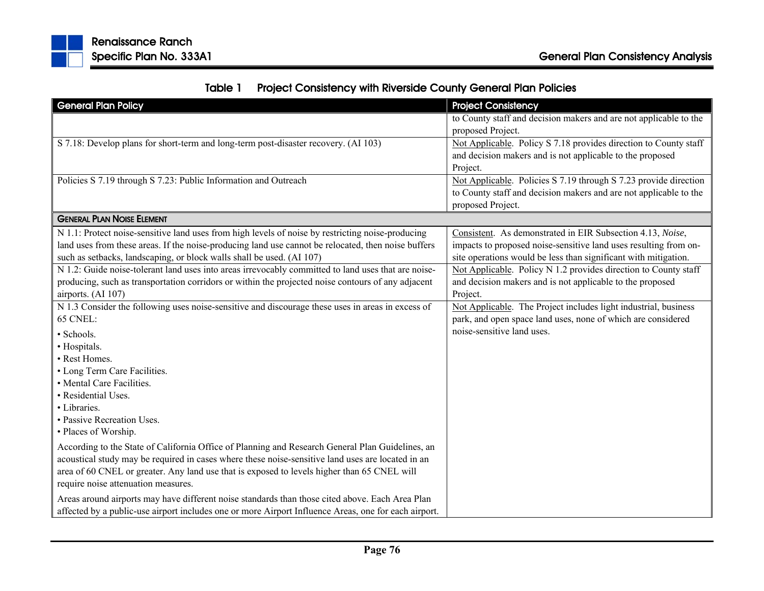**Table 1 Project Consistency with Riverside County General Plan Policies**

| General Plan Policy | Project Consistency |
|---|---|
| | to County staff and decision makers and are not applicable to the proposed Project. |
| S 7.18: Develop plans for short-term and long-term post-disaster recovery. (AI 103) | Not Applicable. Policy S 7.18 provides direction to County staff and decision makers and is not applicable to the proposed Project. |
| Policies S 7.19 through S 7.23: Public Information and Outreach | Not Applicable. Policies S 7.19 through S 7.23 provide direction to County staff and decision makers and are not applicable to the proposed Project. |
| **GENERAL PLAN NOISE ELEMENT** | |
| N 1.1: Protect noise-sensitive land uses from high levels of noise by restricting noise-producing land uses from these areas. If the noise-producing land use cannot be relocated, then noise buffers such as setbacks, landscaping, or block walls shall be used. (AI 107) | Consistent. As demonstrated in EIR Subsection 4.13, *Noise*, impacts to proposed noise-sensitive land uses resulting from on-site operations would be less than significant with mitigation. |
| N 1.2: Guide noise-tolerant land uses into areas irrevocably committed to land uses that are noise-producing, such as transportation corridors or within the projected noise contours of any adjacent airports. (AI 107) | Not Applicable. Policy N 1.2 provides direction to County staff and decision makers and is not applicable to the proposed Project. |
| N 1.3 Consider the following uses noise-sensitive and discourage these uses in areas in excess of 65 CNEL:<br>• Schools.<br>• Hospitals.<br>• Rest Homes.<br>• Long Term Care Facilities.<br>• Mental Care Facilities.<br>• Residential Uses.<br>• Libraries.<br>• Passive Recreation Uses.<br>• Places of Worship.<br>According to the State of California Office of Planning and Research General Plan Guidelines, an acoustical study may be required in cases where these noise-sensitive land uses are located in an area of 60 CNEL or greater. Any land use that is exposed to levels higher than 65 CNEL will require noise attenuation measures.<br>Areas around airports may have different noise standards than those cited above. Each Area Plan affected by a public-use airport includes one or more Airport Influence Areas, one for each airport. | Not Applicable. The Project includes light industrial, business park, and open space land uses, none of which are considered noise-sensitive land uses. |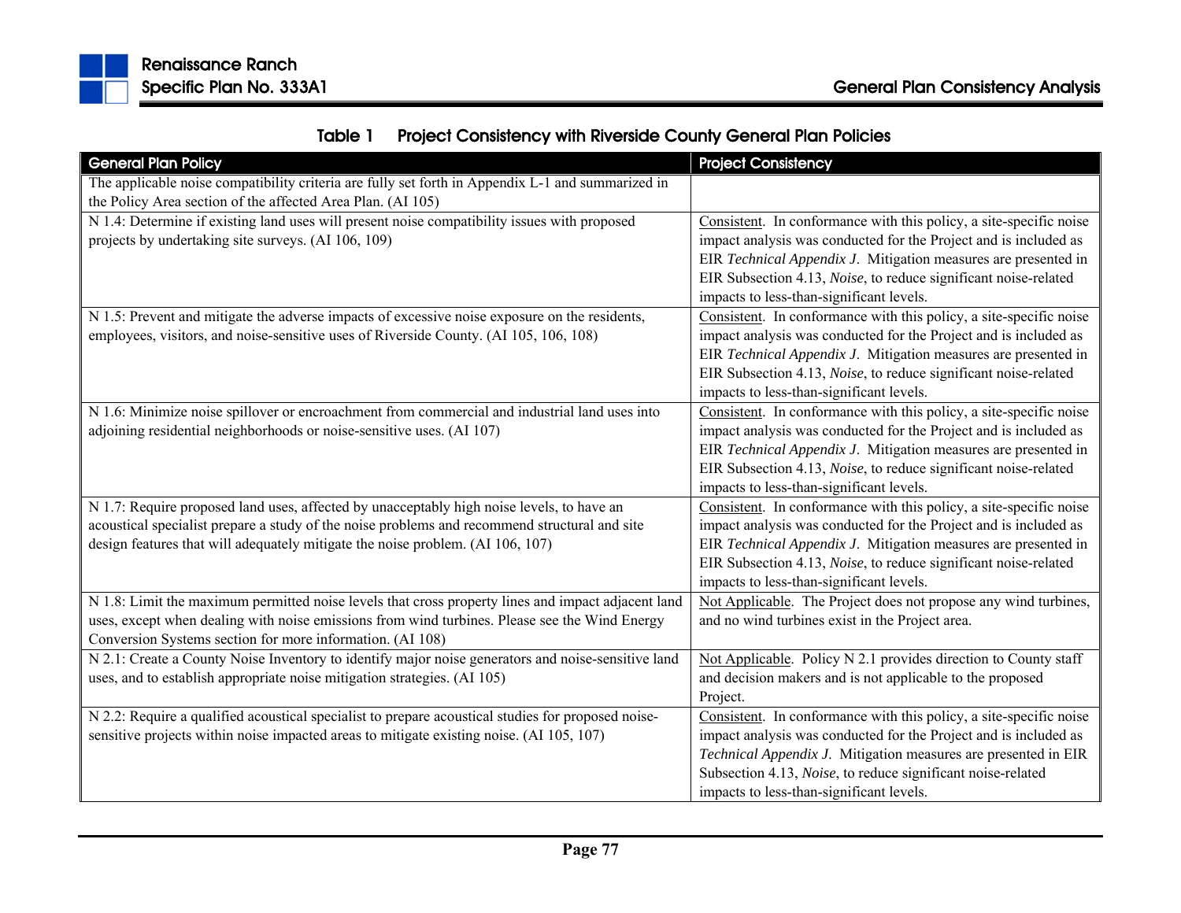### Table 1 Project Consistency with Riverside County General Plan Policies

| General Plan Policy | Project Consistency |
|---|---|
| The applicable noise compatibility criteria are fully set forth in Appendix L-1 and summarized in the Policy Area section of the affected Area Plan. (AI 105) | |
| N 1.4: Determine if existing land uses will present noise compatibility issues with proposed projects by undertaking site surveys. (AI 106, 109) | Consistent. In conformance with this policy, a site-specific noise impact analysis was conducted for the Project and is included as EIR *Technical Appendix J*. Mitigation measures are presented in EIR Subsection 4.13, *Noise*, to reduce significant noise-related impacts to less-than-significant levels. |
| N 1.5: Prevent and mitigate the adverse impacts of excessive noise exposure on the residents, employees, visitors, and noise-sensitive uses of Riverside County. (AI 105, 106, 108) | Consistent. In conformance with this policy, a site-specific noise impact analysis was conducted for the Project and is included as EIR *Technical Appendix J*. Mitigation measures are presented in EIR Subsection 4.13, *Noise*, to reduce significant noise-related impacts to less-than-significant levels. |
| N 1.6: Minimize noise spillover or encroachment from commercial and industrial land uses into adjoining residential neighborhoods or noise-sensitive uses. (AI 107) | Consistent. In conformance with this policy, a site-specific noise impact analysis was conducted for the Project and is included as EIR *Technical Appendix J*. Mitigation measures are presented in EIR Subsection 4.13, *Noise*, to reduce significant noise-related impacts to less-than-significant levels. |
| N 1.7: Require proposed land uses, affected by unacceptably high noise levels, to have an acoustical specialist prepare a study of the noise problems and recommend structural and site design features that will adequately mitigate the noise problem. (AI 106, 107) | Consistent. In conformance with this policy, a site-specific noise impact analysis was conducted for the Project and is included as EIR *Technical Appendix J*. Mitigation measures are presented in EIR Subsection 4.13, *Noise*, to reduce significant noise-related impacts to less-than-significant levels. |
| N 1.8: Limit the maximum permitted noise levels that cross property lines and impact adjacent land uses, except when dealing with noise emissions from wind turbines. Please see the Wind Energy Conversion Systems section for more information. (AI 108) | Not Applicable. The Project does not propose any wind turbines, and no wind turbines exist in the Project area. |
| N 2.1: Create a County Noise Inventory to identify major noise generators and noise-sensitive land uses, and to establish appropriate noise mitigation strategies. (AI 105) | Not Applicable. Policy N 2.1 provides direction to County staff and decision makers and is not applicable to the proposed Project. |
| N 2.2: Require a qualified acoustical specialist to prepare acoustical studies for proposed noise-sensitive projects within noise impacted areas to mitigate existing noise. (AI 105, 107) | Consistent. In conformance with this policy, a site-specific noise impact analysis was conducted for the Project and is included as *Technical Appendix J*. Mitigation measures are presented in EIR Subsection 4.13, *Noise*, to reduce significant noise-related impacts to less-than-significant levels. |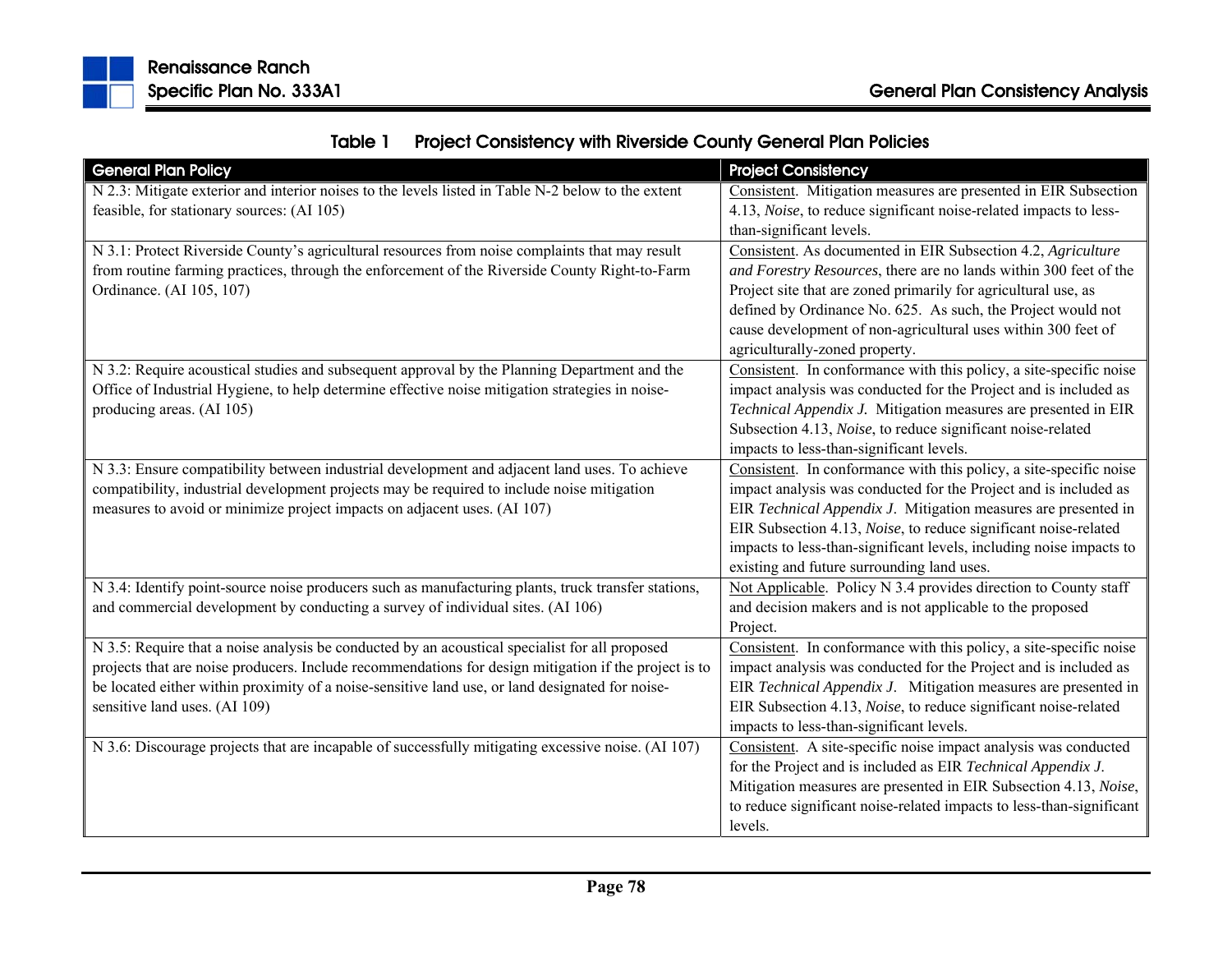Table 1 Project Consistency with Riverside County General Plan Policies

| General Plan Policy | Project Consistency |
|---|---|
| N 2.3: Mitigate exterior and interior noises to the levels listed in Table N-2 below to the extent feasible, for stationary sources: (AI 105) | Consistent. Mitigation measures are presented in EIR Subsection 4.13, *Noise*, to reduce significant noise-related impacts to less-than-significant levels. |
| N 3.1: Protect Riverside County's agricultural resources from noise complaints that may result from routine farming practices, through the enforcement of the Riverside County Right-to-Farm Ordinance. (AI 105, 107) | Consistent. As documented in EIR Subsection 4.2, *Agriculture and Forestry Resources*, there are no lands within 300 feet of the Project site that are zoned primarily for agricultural use, as defined by Ordinance No. 625. As such, the Project would not cause development of non-agricultural uses within 300 feet of agriculturally-zoned property. |
| N 3.2: Require acoustical studies and subsequent approval by the Planning Department and the Office of Industrial Hygiene, to help determine effective noise mitigation strategies in noise-producing areas. (AI 105) | Consistent. In conformance with this policy, a site-specific noise impact analysis was conducted for the Project and is included as *Technical Appendix J*. Mitigation measures are presented in EIR Subsection 4.13, *Noise*, to reduce significant noise-related impacts to less-than-significant levels. |
| N 3.3: Ensure compatibility between industrial development and adjacent land uses. To achieve compatibility, industrial development projects may be required to include noise mitigation measures to avoid or minimize project impacts on adjacent uses. (AI 107) | Consistent. In conformance with this policy, a site-specific noise impact analysis was conducted for the Project and is included as EIR *Technical Appendix J*. Mitigation measures are presented in EIR Subsection 4.13, *Noise*, to reduce significant noise-related impacts to less-than-significant levels, including noise impacts to existing and future surrounding land uses. |
| N 3.4: Identify point-source noise producers such as manufacturing plants, truck transfer stations, and commercial development by conducting a survey of individual sites. (AI 106) | Not Applicable. Policy N 3.4 provides direction to County staff and decision makers and is not applicable to the proposed Project. |
| N 3.5: Require that a noise analysis be conducted by an acoustical specialist for all proposed projects that are noise producers. Include recommendations for design mitigation if the project is to be located either within proximity of a noise-sensitive land use, or land designated for noise-sensitive land uses. (AI 109) | Consistent. In conformance with this policy, a site-specific noise impact analysis was conducted for the Project and is included as EIR *Technical Appendix J*. Mitigation measures are presented in EIR Subsection 4.13, *Noise*, to reduce significant noise-related impacts to less-than-significant levels. |
| N 3.6: Discourage projects that are incapable of successfully mitigating excessive noise. (AI 107) | Consistent. A site-specific noise impact analysis was conducted for the Project and is included as EIR *Technical Appendix J*. Mitigation measures are presented in EIR Subsection 4.13, *Noise*, to reduce significant noise-related impacts to less-than-significant levels. |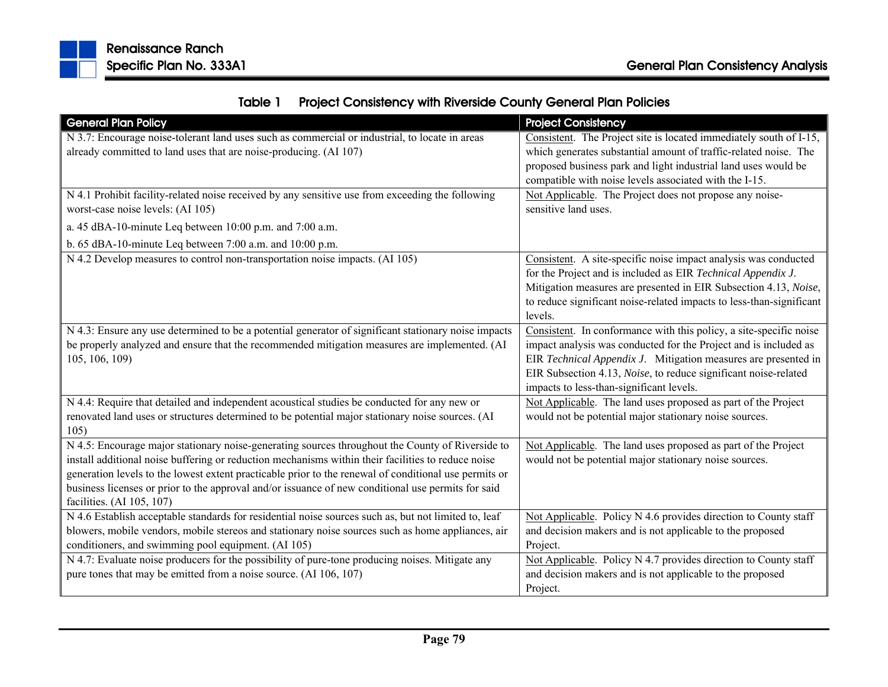**Table 1 Project Consistency with Riverside County General Plan Policies**

| General Plan Policy | Project Consistency |
|---|---|
| N 3.7: Encourage noise-tolerant land uses such as commercial or industrial, to locate in areas already committed to land uses that are noise-producing. (AI 107) | Consistent. The Project site is located immediately south of I-15, which generates substantial amount of traffic-related noise. The proposed business park and light industrial land uses would be compatible with noise levels associated with the I-15. |
| N 4.1 Prohibit facility-related noise received by any sensitive use from exceeding the following worst-case noise levels: (AI 105)<br>a. 45 dBA-10-minute Leq between 10:00 p.m. and 7:00 a.m.<br>b. 65 dBA-10-minute Leq between 7:00 a.m. and 10:00 p.m. | Not Applicable. The Project does not propose any noise-sensitive land uses. |
| N 4.2 Develop measures to control non-transportation noise impacts. (AI 105) | Consistent. A site-specific noise impact analysis was conducted for the Project and is included as EIR *Technical Appendix J*. Mitigation measures are presented in EIR Subsection 4.13, *Noise*, to reduce significant noise-related impacts to less-than-significant levels. |
| N 4.3: Ensure any use determined to be a potential generator of significant stationary noise impacts be properly analyzed and ensure that the recommended mitigation measures are implemented. (AI 105, 106, 109) | Consistent. In conformance with this policy, a site-specific noise impact analysis was conducted for the Project and is included as EIR *Technical Appendix J*. Mitigation measures are presented in EIR Subsection 4.13, *Noise*, to reduce significant noise-related impacts to less-than-significant levels. |
| N 4.4: Require that detailed and independent acoustical studies be conducted for any new or renovated land uses or structures determined to be potential major stationary noise sources. (AI 105) | Not Applicable. The land uses proposed as part of the Project would not be potential major stationary noise sources. |
| N 4.5: Encourage major stationary noise-generating sources throughout the County of Riverside to install additional noise buffering or reduction mechanisms within their facilities to reduce noise generation levels to the lowest extent practicable prior to the renewal of conditional use permits or business licenses or prior to the approval and/or issuance of new conditional use permits for said facilities. (AI 105, 107) | Not Applicable. The land uses proposed as part of the Project would not be potential major stationary noise sources. |
| N 4.6 Establish acceptable standards for residential noise sources such as, but not limited to, leaf blowers, mobile vendors, mobile stereos and stationary noise sources such as home appliances, air conditioners, and swimming pool equipment. (AI 105) | Not Applicable. Policy N 4.6 provides direction to County staff and decision makers and is not applicable to the proposed Project. |
| N 4.7: Evaluate noise producers for the possibility of pure-tone producing noises. Mitigate any pure tones that may be emitted from a noise source. (AI 106, 107) | Not Applicable. Policy N 4.7 provides direction to County staff and decision makers and is not applicable to the proposed Project. |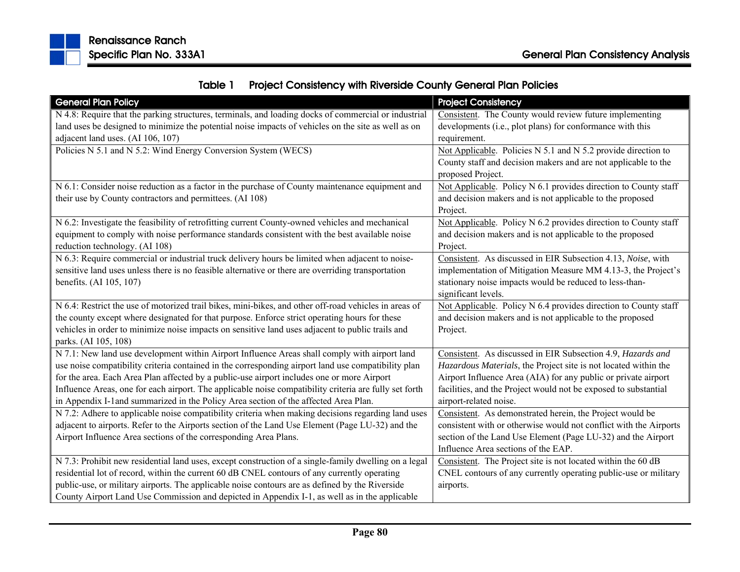### Table 1 Project Consistency with Riverside County General Plan Policies

| General Plan Policy | Project Consistency |
|---|---|
| N 4.8: Require that the parking structures, terminals, and loading docks of commercial or industrial land uses be designed to minimize the potential noise impacts of vehicles on the site as well as on adjacent land uses. (AI 106, 107) | Consistent. The County would review future implementing developments (i.e., plot plans) for conformance with this requirement. |
| Policies N 5.1 and N 5.2: Wind Energy Conversion System (WECS) | Not Applicable. Policies N 5.1 and N 5.2 provide direction to County staff and decision makers and are not applicable to the proposed Project. |
| N 6.1: Consider noise reduction as a factor in the purchase of County maintenance equipment and their use by County contractors and permittees. (AI 108) | Not Applicable. Policy N 6.1 provides direction to County staff and decision makers and is not applicable to the proposed Project. |
| N 6.2: Investigate the feasibility of retrofitting current County-owned vehicles and mechanical equipment to comply with noise performance standards consistent with the best available noise reduction technology. (AI 108) | Not Applicable. Policy N 6.2 provides direction to County staff and decision makers and is not applicable to the proposed Project. |
| N 6.3: Require commercial or industrial truck delivery hours be limited when adjacent to noise-sensitive land uses unless there is no feasible alternative or there are overriding transportation benefits. (AI 105, 107) | Consistent. As discussed in EIR Subsection 4.13, *Noise*, with implementation of Mitigation Measure MM 4.13-3, the Project's stationary noise impacts would be reduced to less-than-significant levels. |
| N 6.4: Restrict the use of motorized trail bikes, mini-bikes, and other off-road vehicles in areas of the county except where designated for that purpose. Enforce strict operating hours for these vehicles in order to minimize noise impacts on sensitive land uses adjacent to public trails and parks. (AI 105, 108) | Not Applicable. Policy N 6.4 provides direction to County staff and decision makers and is not applicable to the proposed Project. |
| N 7.1: New land use development within Airport Influence Areas shall comply with airport land use noise compatibility criteria contained in the corresponding airport land use compatibility plan for the area. Each Area Plan affected by a public-use airport includes one or more Airport Influence Areas, one for each airport. The applicable noise compatibility criteria are fully set forth in Appendix I-1and summarized in the Policy Area section of the affected Area Plan. | Consistent. As discussed in EIR Subsection 4.9, *Hazards and Hazardous Materials*, the Project site is not located within the Airport Influence Area (AIA) for any public or private airport facilities, and the Project would not be exposed to substantial airport-related noise. |
| N 7.2: Adhere to applicable noise compatibility criteria when making decisions regarding land uses adjacent to airports. Refer to the Airports section of the Land Use Element (Page LU-32) and the Airport Influence Area sections of the corresponding Area Plans. | Consistent. As demonstrated herein, the Project would be consistent with or otherwise would not conflict with the Airports section of the Land Use Element (Page LU-32) and the Airport Influence Area sections of the EAP. |
| N 7.3: Prohibit new residential land uses, except construction of a single-family dwelling on a legal residential lot of record, within the current 60 dB CNEL contours of any currently operating public-use, or military airports. The applicable noise contours are as defined by the Riverside County Airport Land Use Commission and depicted in Appendix I-1, as well as in the applicable | Consistent. The Project site is not located within the 60 dB CNEL contours of any currently operating public-use or military airports. |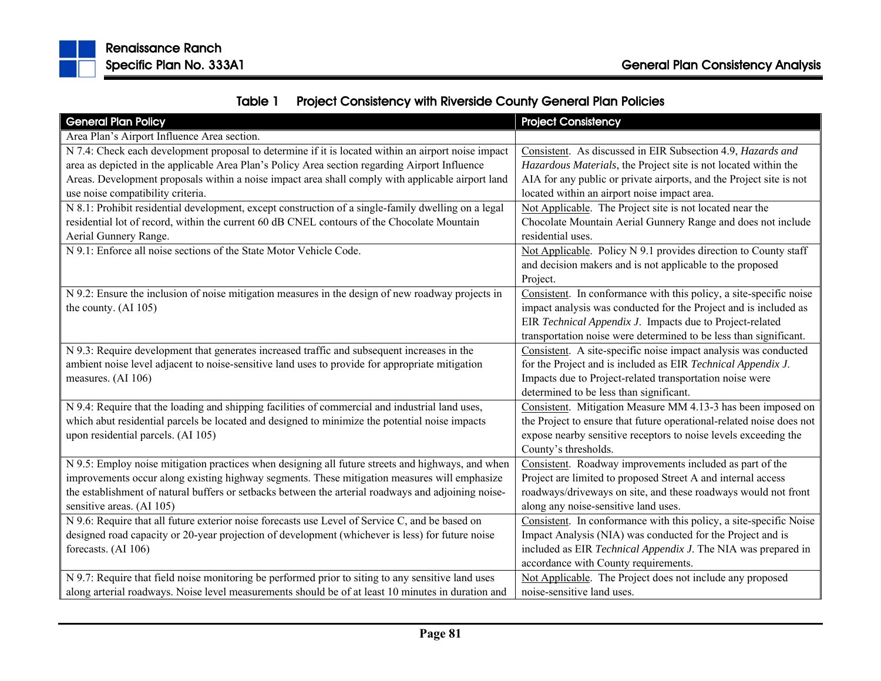**Table 1 Project Consistency with Riverside County General Plan Policies**

| General Plan Policy | Project Consistency |
|---|---|
| Area Plan's Airport Influence Area section. | |
| N 7.4: Check each development proposal to determine if it is located within an airport noise impact area as depicted in the applicable Area Plan's Policy Area section regarding Airport Influence Areas. Development proposals within a noise impact area shall comply with applicable airport land use noise compatibility criteria. | Consistent. As discussed in EIR Subsection 4.9, *Hazards and Hazardous Materials*, the Project site is not located within the AIA for any public or private airports, and the Project site is not located within an airport noise impact area. |
| N 8.1: Prohibit residential development, except construction of a single-family dwelling on a legal residential lot of record, within the current 60 dB CNEL contours of the Chocolate Mountain Aerial Gunnery Range. | Not Applicable. The Project site is not located near the Chocolate Mountain Aerial Gunnery Range and does not include residential uses. |
| N 9.1: Enforce all noise sections of the State Motor Vehicle Code. | Not Applicable. Policy N 9.1 provides direction to County staff and decision makers and is not applicable to the proposed Project. |
| N 9.2: Ensure the inclusion of noise mitigation measures in the design of new roadway projects in the county. (AI 105) | Consistent. In conformance with this policy, a site-specific noise impact analysis was conducted for the Project and is included as EIR *Technical Appendix J*. Impacts due to Project-related transportation noise were determined to be less than significant. |
| N 9.3: Require development that generates increased traffic and subsequent increases in the ambient noise level adjacent to noise-sensitive land uses to provide for appropriate mitigation measures. (AI 106) | Consistent. A site-specific noise impact analysis was conducted for the Project and is included as EIR *Technical Appendix J*. Impacts due to Project-related transportation noise were determined to be less than significant. |
| N 9.4: Require that the loading and shipping facilities of commercial and industrial land uses, which abut residential parcels be located and designed to minimize the potential noise impacts upon residential parcels. (AI 105) | Consistent. Mitigation Measure MM 4.13-3 has been imposed on the Project to ensure that future operational-related noise does not expose nearby sensitive receptors to noise levels exceeding the County's thresholds. |
| N 9.5: Employ noise mitigation practices when designing all future streets and highways, and when improvements occur along existing highway segments. These mitigation measures will emphasize the establishment of natural buffers or setbacks between the arterial roadways and adjoining noise-sensitive areas. (AI 105) | Consistent. Roadway improvements included as part of the Project are limited to proposed Street A and internal access roadways/driveways on site, and these roadways would not front along any noise-sensitive land uses. |
| N 9.6: Require that all future exterior noise forecasts use Level of Service C, and be based on designed road capacity or 20-year projection of development (whichever is less) for future noise forecasts. (AI 106) | Consistent. In conformance with this policy, a site-specific Noise Impact Analysis (NIA) was conducted for the Project and is included as EIR *Technical Appendix J*. The NIA was prepared in accordance with County requirements. |
| N 9.7: Require that field noise monitoring be performed prior to siting to any sensitive land uses along arterial roadways. Noise level measurements should be of at least 10 minutes in duration and | Not Applicable. The Project does not include any proposed noise-sensitive land uses. |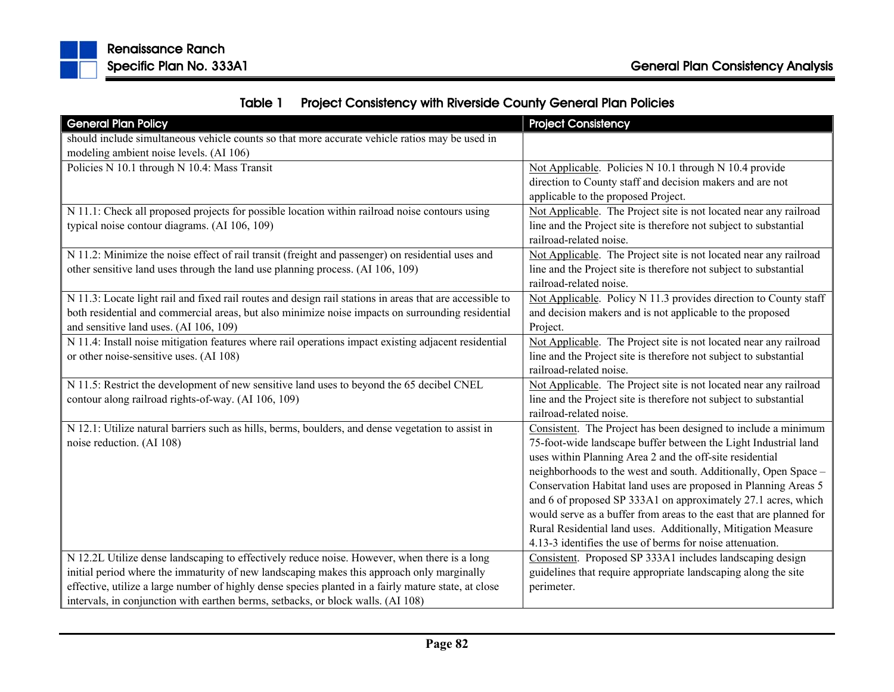**Table 1 Project Consistency with Riverside County General Plan Policies**

| General Plan Policy | Project Consistency |
| --- | --- |
| should include simultaneous vehicle counts so that more accurate vehicle ratios may be used in modeling ambient noise levels. (AI 106) | |
| Policies N 10.1 through N 10.4: Mass Transit | Not Applicable. Policies N 10.1 through N 10.4 provide direction to County staff and decision makers and are not applicable to the proposed Project. |
| N 11.1: Check all proposed projects for possible location within railroad noise contours using typical noise contour diagrams. (AI 106, 109) | Not Applicable. The Project site is not located near any railroad line and the Project site is therefore not subject to substantial railroad-related noise. |
| N 11.2: Minimize the noise effect of rail transit (freight and passenger) on residential uses and other sensitive land uses through the land use planning process. (AI 106, 109) | Not Applicable. The Project site is not located near any railroad line and the Project site is therefore not subject to substantial railroad-related noise. |
| N 11.3: Locate light rail and fixed rail routes and design rail stations in areas that are accessible to both residential and commercial areas, but also minimize noise impacts on surrounding residential and sensitive land uses. (AI 106, 109) | Not Applicable. Policy N 11.3 provides direction to County staff and decision makers and is not applicable to the proposed Project. |
| N 11.4: Install noise mitigation features where rail operations impact existing adjacent residential or other noise-sensitive uses. (AI 108) | Not Applicable. The Project site is not located near any railroad line and the Project site is therefore not subject to substantial railroad-related noise. |
| N 11.5: Restrict the development of new sensitive land uses to beyond the 65 decibel CNEL contour along railroad rights-of-way. (AI 106, 109) | Not Applicable. The Project site is not located near any railroad line and the Project site is therefore not subject to substantial railroad-related noise. |
| N 12.1: Utilize natural barriers such as hills, berms, boulders, and dense vegetation to assist in noise reduction. (AI 108) | Consistent. The Project has been designed to include a minimum 75-foot-wide landscape buffer between the Light Industrial land uses within Planning Area 2 and the off-site residential neighborhoods to the west and south. Additionally, Open Space – Conservation Habitat land uses are proposed in Planning Areas 5 and 6 of proposed SP 333A1 on approximately 27.1 acres, which would serve as a buffer from areas to the east that are planned for Rural Residential land uses. Additionally, Mitigation Measure 4.13-3 identifies the use of berms for noise attenuation. |
| N 12.2L Utilize dense landscaping to effectively reduce noise. However, when there is a long initial period where the immaturity of new landscaping makes this approach only marginally effective, utilize a large number of highly dense species planted in a fairly mature state, at close intervals, in conjunction with earthen berms, setbacks, or block walls. (AI 108) | Consistent. Proposed SP 333A1 includes landscaping design guidelines that require appropriate landscaping along the site perimeter. |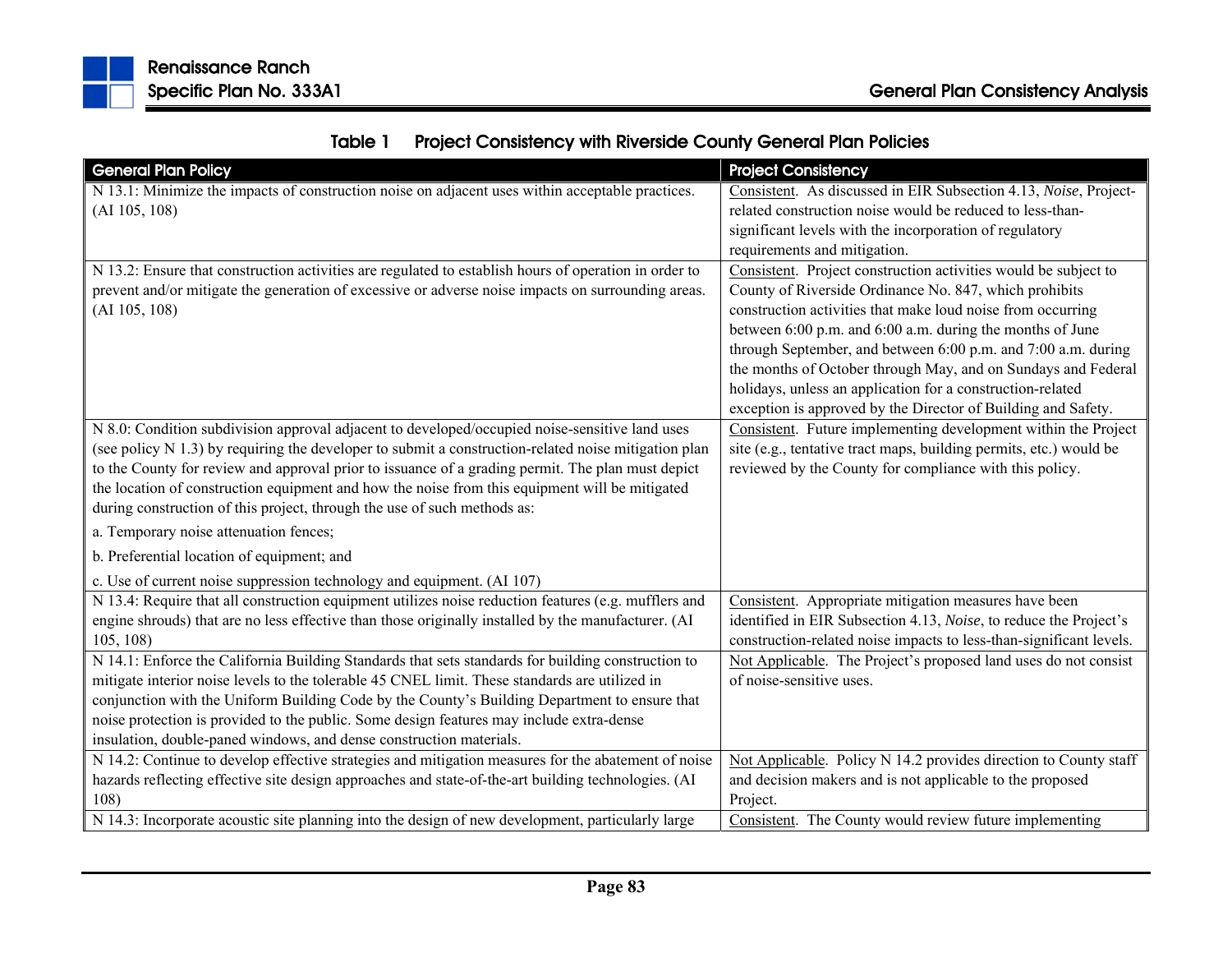**Table 1 Project Consistency with Riverside County General Plan Policies**

| General Plan Policy | Project Consistency |
|---|---|
| N 13.1: Minimize the impacts of construction noise on adjacent uses within acceptable practices. (AI 105, 108) | Consistent. As discussed in EIR Subsection 4.13, *Noise*, Project-related construction noise would be reduced to less-than-significant levels with the incorporation of regulatory requirements and mitigation. |
| N 13.2: Ensure that construction activities are regulated to establish hours of operation in order to prevent and/or mitigate the generation of excessive or adverse noise impacts on surrounding areas. (AI 105, 108) | Consistent. Project construction activities would be subject to County of Riverside Ordinance No. 847, which prohibits construction activities that make loud noise from occurring between 6:00 p.m. and 6:00 a.m. during the months of June through September, and between 6:00 p.m. and 7:00 a.m. during the months of October through May, and on Sundays and Federal holidays, unless an application for a construction-related exception is approved by the Director of Building and Safety. |
| N 8.0: Condition subdivision approval adjacent to developed/occupied noise-sensitive land uses (see policy N 1.3) by requiring the developer to submit a construction-related noise mitigation plan to the County for review and approval prior to issuance of a grading permit. The plan must depict the location of construction equipment and how the noise from this equipment will be mitigated during construction of this project, through the use of such methods as:<br>a. Temporary noise attenuation fences;<br>b. Preferential location of equipment; and<br>c. Use of current noise suppression technology and equipment. (AI 107) | Consistent. Future implementing development within the Project site (e.g., tentative tract maps, building permits, etc.) would be reviewed by the County for compliance with this policy. |
| N 13.4: Require that all construction equipment utilizes noise reduction features (e.g. mufflers and engine shrouds) that are no less effective than those originally installed by the manufacturer. (AI 105, 108) | Consistent. Appropriate mitigation measures have been identified in EIR Subsection 4.13, *Noise*, to reduce the Project's construction-related noise impacts to less-than-significant levels. |
| N 14.1: Enforce the California Building Standards that sets standards for building construction to mitigate interior noise levels to the tolerable 45 CNEL limit. These standards are utilized in conjunction with the Uniform Building Code by the County's Building Department to ensure that noise protection is provided to the public. Some design features may include extra-dense insulation, double-paned windows, and dense construction materials. | Not Applicable. The Project's proposed land uses do not consist of noise-sensitive uses. |
| N 14.2: Continue to develop effective strategies and mitigation measures for the abatement of noise hazards reflecting effective site design approaches and state-of-the-art building technologies. (AI 108) | Not Applicable. Policy N 14.2 provides direction to County staff and decision makers and is not applicable to the proposed Project. |
| N 14.3: Incorporate acoustic site planning into the design of new development, particularly large | Consistent. The County would review future implementing |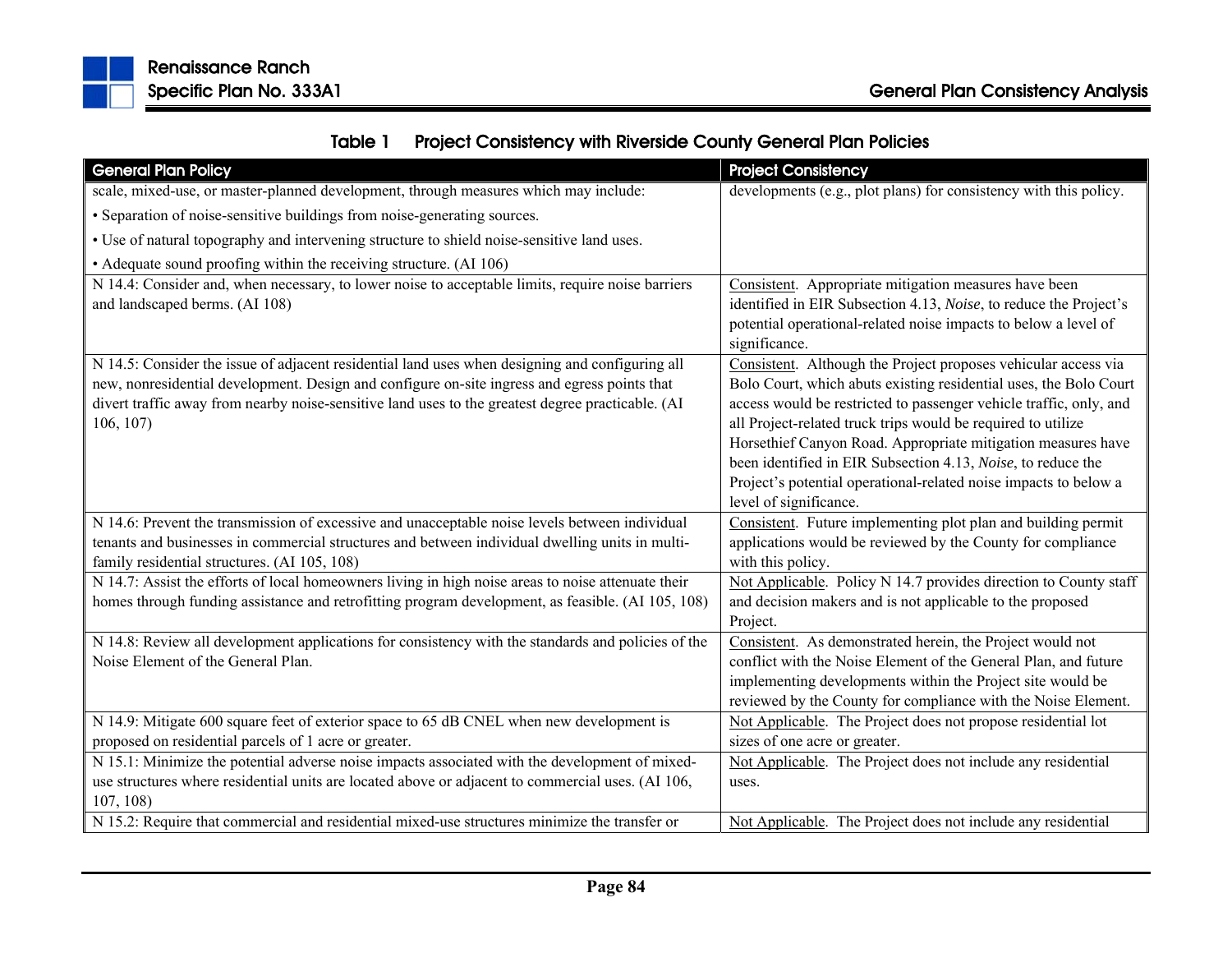**Table 1 Project Consistency with Riverside County General Plan Policies**

| General Plan Policy | Project Consistency |
|---|---|
| scale, mixed-use, or master-planned development, through measures which may include:<br>• Separation of noise-sensitive buildings from noise-generating sources.<br>• Use of natural topography and intervening structure to shield noise-sensitive land uses.<br>• Adequate sound proofing within the receiving structure. (AI 106) | developments (e.g., plot plans) for consistency with this policy. |
| N 14.4: Consider and, when necessary, to lower noise to acceptable limits, require noise barriers and landscaped berms. (AI 108) | Consistent. Appropriate mitigation measures have been identified in EIR Subsection 4.13, *Noise*, to reduce the Project's potential operational-related noise impacts to below a level of significance. |
| N 14.5: Consider the issue of adjacent residential land uses when designing and configuring all new, nonresidential development. Design and configure on-site ingress and egress points that divert traffic away from nearby noise-sensitive land uses to the greatest degree practicable. (AI 106, 107) | Consistent. Although the Project proposes vehicular access via Bolo Court, which abuts existing residential uses, the Bolo Court access would be restricted to passenger vehicle traffic, only, and all Project-related truck trips would be required to utilize Horsethief Canyon Road. Appropriate mitigation measures have been identified in EIR Subsection 4.13, *Noise*, to reduce the Project's potential operational-related noise impacts to below a level of significance. |
| N 14.6: Prevent the transmission of excessive and unacceptable noise levels between individual tenants and businesses in commercial structures and between individual dwelling units in multi-family residential structures. (AI 105, 108) | Consistent. Future implementing plot plan and building permit applications would be reviewed by the County for compliance with this policy. |
| N 14.7: Assist the efforts of local homeowners living in high noise areas to noise attenuate their homes through funding assistance and retrofitting program development, as feasible. (AI 105, 108) | Not Applicable. Policy N 14.7 provides direction to County staff and decision makers and is not applicable to the proposed Project. |
| N 14.8: Review all development applications for consistency with the standards and policies of the Noise Element of the General Plan. | Consistent. As demonstrated herein, the Project would not conflict with the Noise Element of the General Plan, and future implementing developments within the Project site would be reviewed by the County for compliance with the Noise Element. |
| N 14.9: Mitigate 600 square feet of exterior space to 65 dB CNEL when new development is proposed on residential parcels of 1 acre or greater. | Not Applicable. The Project does not propose residential lot sizes of one acre or greater. |
| N 15.1: Minimize the potential adverse noise impacts associated with the development of mixed-use structures where residential units are located above or adjacent to commercial uses. (AI 106, 107, 108) | Not Applicable. The Project does not include any residential uses. |
| N 15.2: Require that commercial and residential mixed-use structures minimize the transfer or | Not Applicable. The Project does not include any residential |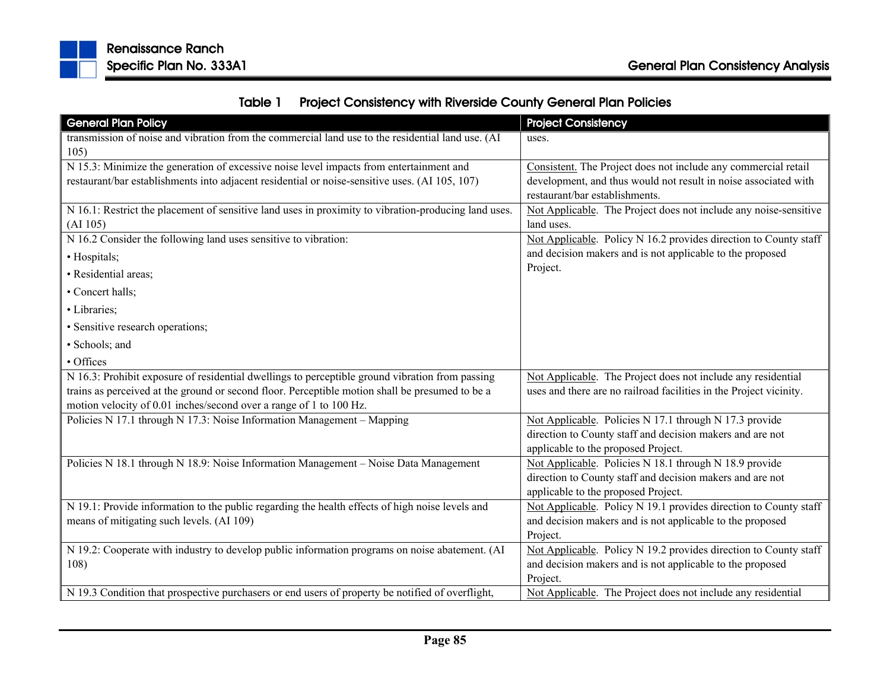**Table 1 Project Consistency with Riverside County General Plan Policies**

| General Plan Policy | Project Consistency |
|---|---|
| transmission of noise and vibration from the commercial land use to the residential land use. (AI 105) | uses. |
| N 15.3: Minimize the generation of excessive noise level impacts from entertainment and restaurant/bar establishments into adjacent residential or noise-sensitive uses. (AI 105, 107) | Consistent. The Project does not include any commercial retail development, and thus would not result in noise associated with restaurant/bar establishments. |
| N 16.1: Restrict the placement of sensitive land uses in proximity to vibration-producing land uses. (AI 105) | Not Applicable. The Project does not include any noise-sensitive land uses. |
| N 16.2 Consider the following land uses sensitive to vibration:<br>• Hospitals;<br>• Residential areas;<br>• Concert halls;<br>• Libraries;<br>• Sensitive research operations;<br>• Schools; and<br>• Offices | Not Applicable. Policy N 16.2 provides direction to County staff and decision makers and is not applicable to the proposed Project. |
| N 16.3: Prohibit exposure of residential dwellings to perceptible ground vibration from passing trains as perceived at the ground or second floor. Perceptible motion shall be presumed to be a motion velocity of 0.01 inches/second over a range of 1 to 100 Hz. | Not Applicable. The Project does not include any residential uses and there are no railroad facilities in the Project vicinity. |
| Policies N 17.1 through N 17.3: Noise Information Management – Mapping | Not Applicable. Policies N 17.1 through N 17.3 provide direction to County staff and decision makers and are not applicable to the proposed Project. |
| Policies N 18.1 through N 18.9: Noise Information Management – Noise Data Management | Not Applicable. Policies N 18.1 through N 18.9 provide direction to County staff and decision makers and are not applicable to the proposed Project. |
| N 19.1: Provide information to the public regarding the health effects of high noise levels and means of mitigating such levels. (AI 109) | Not Applicable. Policy N 19.1 provides direction to County staff and decision makers and is not applicable to the proposed Project. |
| N 19.2: Cooperate with industry to develop public information programs on noise abatement. (AI 108) | Not Applicable. Policy N 19.2 provides direction to County staff and decision makers and is not applicable to the proposed Project. |
| N 19.3 Condition that prospective purchasers or end users of property be notified of overflight, | Not Applicable. The Project does not include any residential |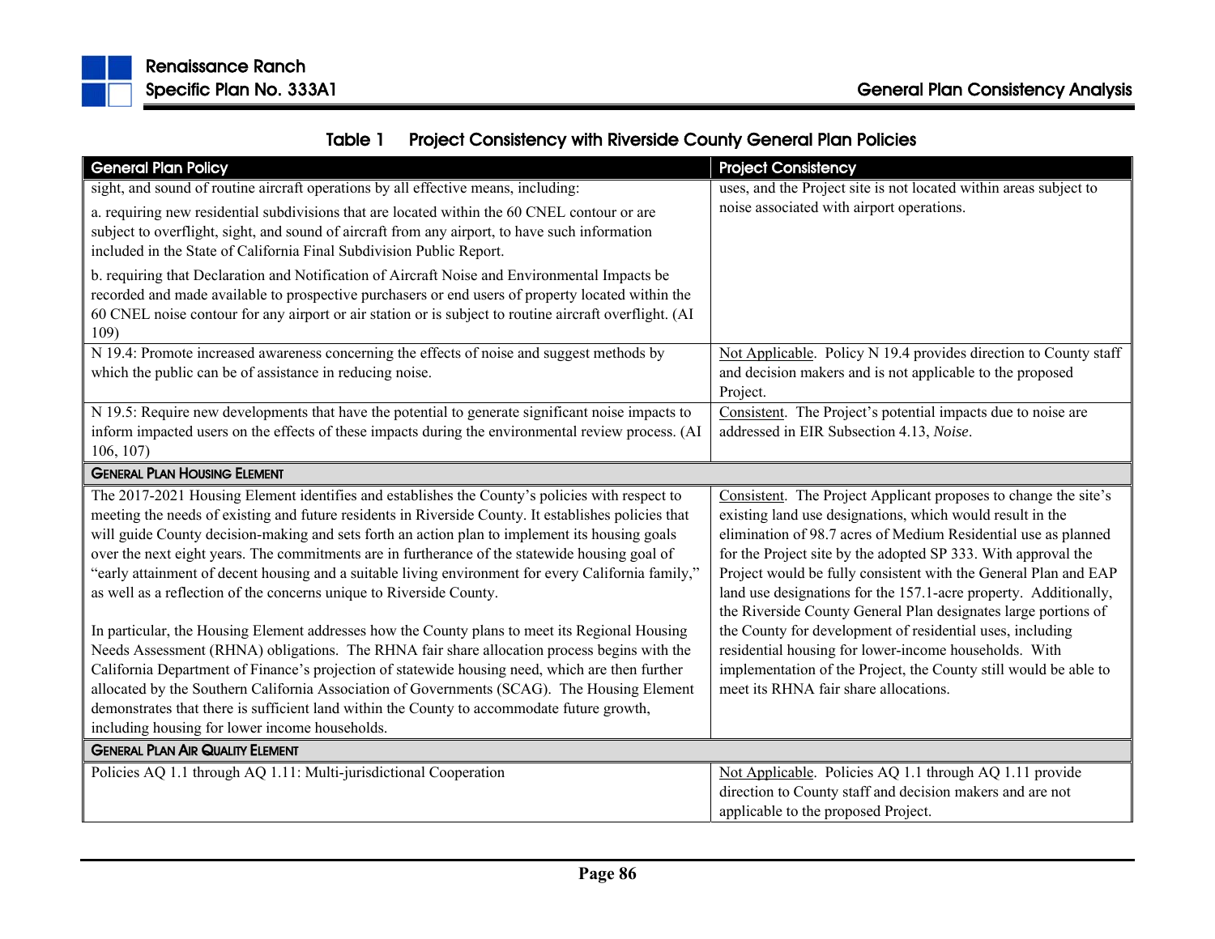Table 1 Project Consistency with Riverside County General Plan Policies

| General Plan Policy | Project Consistency |
|---|---|
| sight, and sound of routine aircraft operations by all effective means, including:<br><br>a. requiring new residential subdivisions that are located within the 60 CNEL contour or are subject to overflight, sight, and sound of aircraft from any airport, to have such information included in the State of California Final Subdivision Public Report.<br><br>b. requiring that Declaration and Notification of Aircraft Noise and Environmental Impacts be recorded and made available to prospective purchasers or end users of property located within the 60 CNEL noise contour for any airport or air station or is subject to routine aircraft overflight. (AI 109) | uses, and the Project site is not located within areas subject to noise associated with airport operations. |
| N 19.4: Promote increased awareness concerning the effects of noise and suggest methods by which the public can be of assistance in reducing noise. | Not Applicable. Policy N 19.4 provides direction to County staff and decision makers and is not applicable to the proposed Project. |
| N 19.5: Require new developments that have the potential to generate significant noise impacts to inform impacted users on the effects of these impacts during the environmental review process. (AI 106, 107) | Consistent. The Project's potential impacts due to noise are addressed in EIR Subsection 4.13, *Noise*. |
| **GENERAL PLAN HOUSING ELEMENT** | |
| The 2017-2021 Housing Element identifies and establishes the County's policies with respect to meeting the needs of existing and future residents in Riverside County. It establishes policies that will guide County decision-making and sets forth an action plan to implement its housing goals over the next eight years. The commitments are in furtherance of the statewide housing goal of "early attainment of decent housing and a suitable living environment for every California family," as well as a reflection of the concerns unique to Riverside County.<br><br>In particular, the Housing Element addresses how the County plans to meet its Regional Housing Needs Assessment (RHNA) obligations. The RHNA fair share allocation process begins with the California Department of Finance's projection of statewide housing need, which are then further allocated by the Southern California Association of Governments (SCAG). The Housing Element demonstrates that there is sufficient land within the County to accommodate future growth, including housing for lower income households. | Consistent. The Project Applicant proposes to change the site's existing land use designations, which would result in the elimination of 98.7 acres of Medium Residential use as planned for the Project site by the adopted SP 333. With approval the Project would be fully consistent with the General Plan and EAP land use designations for the 157.1-acre property. Additionally, the Riverside County General Plan designates large portions of the County for development of residential uses, including residential housing for lower-income households. With implementation of the Project, the County still would be able to meet its RHNA fair share allocations. |
| **GENERAL PLAN AIR QUALITY ELEMENT** | |
| Policies AQ 1.1 through AQ 1.11: Multi-jurisdictional Cooperation | Not Applicable. Policies AQ 1.1 through AQ 1.11 provide direction to County staff and decision makers and are not applicable to the proposed Project. |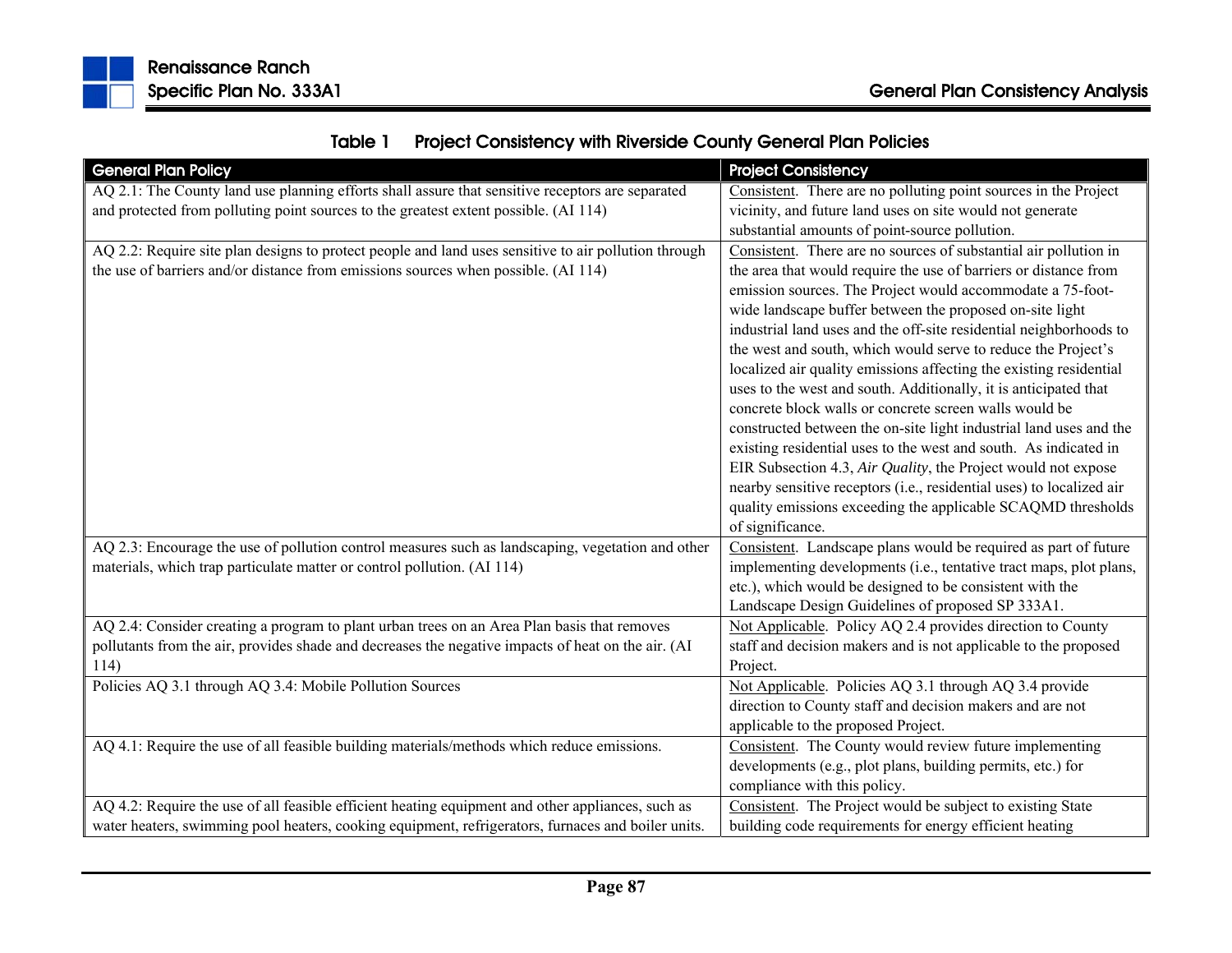### Table 1 Project Consistency with Riverside County General Plan Policies

| General Plan Policy | Project Consistency |
|---|---|
| AQ 2.1: The County land use planning efforts shall assure that sensitive receptors are separated and protected from polluting point sources to the greatest extent possible. (AI 114) | Consistent. There are no polluting point sources in the Project vicinity, and future land uses on site would not generate substantial amounts of point-source pollution. |
| AQ 2.2: Require site plan designs to protect people and land uses sensitive to air pollution through the use of barriers and/or distance from emissions sources when possible. (AI 114) | Consistent. There are no sources of substantial air pollution in the area that would require the use of barriers or distance from emission sources. The Project would accommodate a 75-foot-wide landscape buffer between the proposed on-site light industrial land uses and the off-site residential neighborhoods to the west and south, which would serve to reduce the Project's localized air quality emissions affecting the existing residential uses to the west and south. Additionally, it is anticipated that concrete block walls or concrete screen walls would be constructed between the on-site light industrial land uses and the existing residential uses to the west and south. As indicated in EIR Subsection 4.3, *Air Quality*, the Project would not expose nearby sensitive receptors (i.e., residential uses) to localized air quality emissions exceeding the applicable SCAQMD thresholds of significance. |
| AQ 2.3: Encourage the use of pollution control measures such as landscaping, vegetation and other materials, which trap particulate matter or control pollution. (AI 114) | Consistent. Landscape plans would be required as part of future implementing developments (i.e., tentative tract maps, plot plans, etc.), which would be designed to be consistent with the Landscape Design Guidelines of proposed SP 333A1. |
| AQ 2.4: Consider creating a program to plant urban trees on an Area Plan basis that removes pollutants from the air, provides shade and decreases the negative impacts of heat on the air. (AI 114) | Not Applicable. Policy AQ 2.4 provides direction to County staff and decision makers and is not applicable to the proposed Project. |
| Policies AQ 3.1 through AQ 3.4: Mobile Pollution Sources | Not Applicable. Policies AQ 3.1 through AQ 3.4 provide direction to County staff and decision makers and are not applicable to the proposed Project. |
| AQ 4.1: Require the use of all feasible building materials/methods which reduce emissions. | Consistent. The County would review future implementing developments (e.g., plot plans, building permits, etc.) for compliance with this policy. |
| AQ 4.2: Require the use of all feasible efficient heating equipment and other appliances, such as water heaters, swimming pool heaters, cooking equipment, refrigerators, furnaces and boiler units. | Consistent. The Project would be subject to existing State building code requirements for energy efficient heating |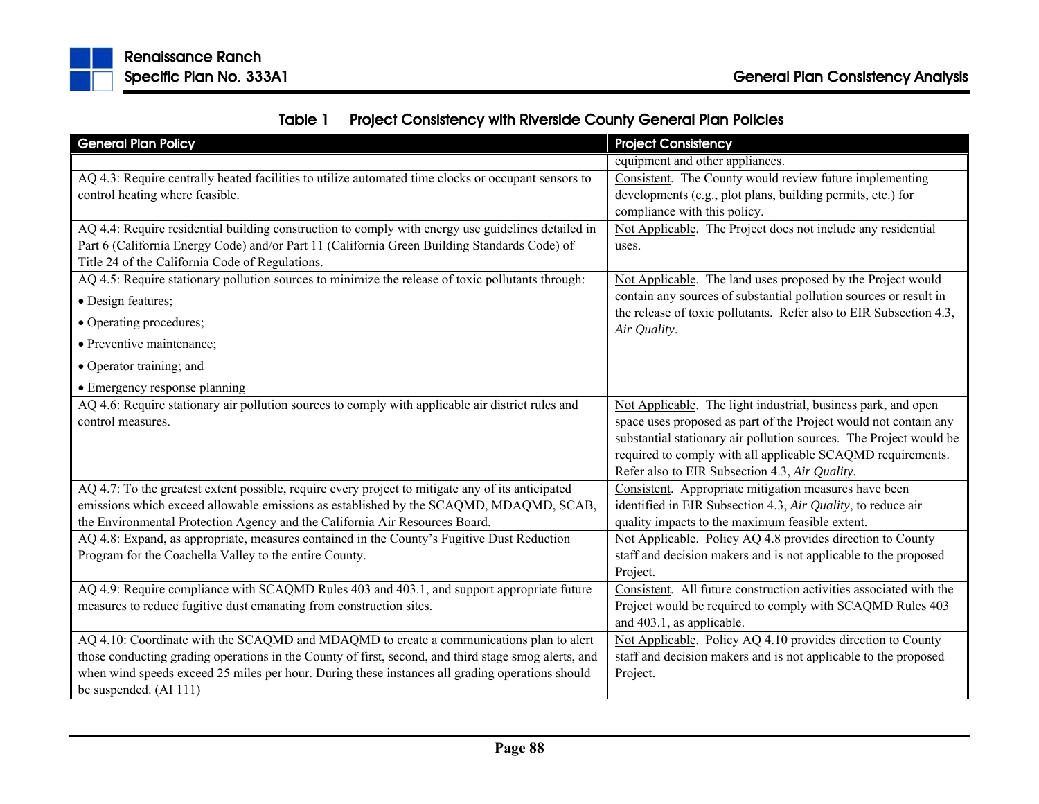**Table 1 Project Consistency with Riverside County General Plan Policies**

| General Plan Policy | Project Consistency |
|---|---|
| | equipment and other appliances. |
| AQ 4.3: Require centrally heated facilities to utilize automated time clocks or occupant sensors to control heating where feasible. | Consistent. The County would review future implementing developments (e.g., plot plans, building permits, etc.) for compliance with this policy. |
| AQ 4.4: Require residential building construction to comply with energy use guidelines detailed in Part 6 (California Energy Code) and/or Part 11 (California Green Building Standards Code) of Title 24 of the California Code of Regulations. | Not Applicable. The Project does not include any residential uses. |
| AQ 4.5: Require stationary pollution sources to minimize the release of toxic pollutants through:<br>• Design features;<br>• Operating procedures;<br>• Preventive maintenance;<br>• Operator training; and<br>• Emergency response planning | Not Applicable. The land uses proposed by the Project would contain any sources of substantial pollution sources or result in the release of toxic pollutants. Refer also to EIR Subsection 4.3, *Air Quality*. |
| AQ 4.6: Require stationary air pollution sources to comply with applicable air district rules and control measures. | Not Applicable. The light industrial, business park, and open space uses proposed as part of the Project would not contain any substantial stationary air pollution sources. The Project would be required to comply with all applicable SCAQMD requirements. Refer also to EIR Subsection 4.3, *Air Quality*. |
| AQ 4.7: To the greatest extent possible, require every project to mitigate any of its anticipated emissions which exceed allowable emissions as established by the SCAQMD, MDAQMD, SCAB, the Environmental Protection Agency and the California Air Resources Board. | Consistent. Appropriate mitigation measures have been identified in EIR Subsection 4.3, *Air Quality*, to reduce air quality impacts to the maximum feasible extent. |
| AQ 4.8: Expand, as appropriate, measures contained in the County's Fugitive Dust Reduction Program for the Coachella Valley to the entire County. | Not Applicable. Policy AQ 4.8 provides direction to County staff and decision makers and is not applicable to the proposed Project. |
| AQ 4.9: Require compliance with SCAQMD Rules 403 and 403.1, and support appropriate future measures to reduce fugitive dust emanating from construction sites. | Consistent. All future construction activities associated with the Project would be required to comply with SCAQMD Rules 403 and 403.1, as applicable. |
| AQ 4.10: Coordinate with the SCAQMD and MDAQMD to create a communications plan to alert those conducting grading operations in the County of first, second, and third stage smog alerts, and when wind speeds exceed 25 miles per hour. During these instances all grading operations should be suspended. (AI 111) | Not Applicable. Policy AQ 4.10 provides direction to County staff and decision makers and is not applicable to the proposed Project. |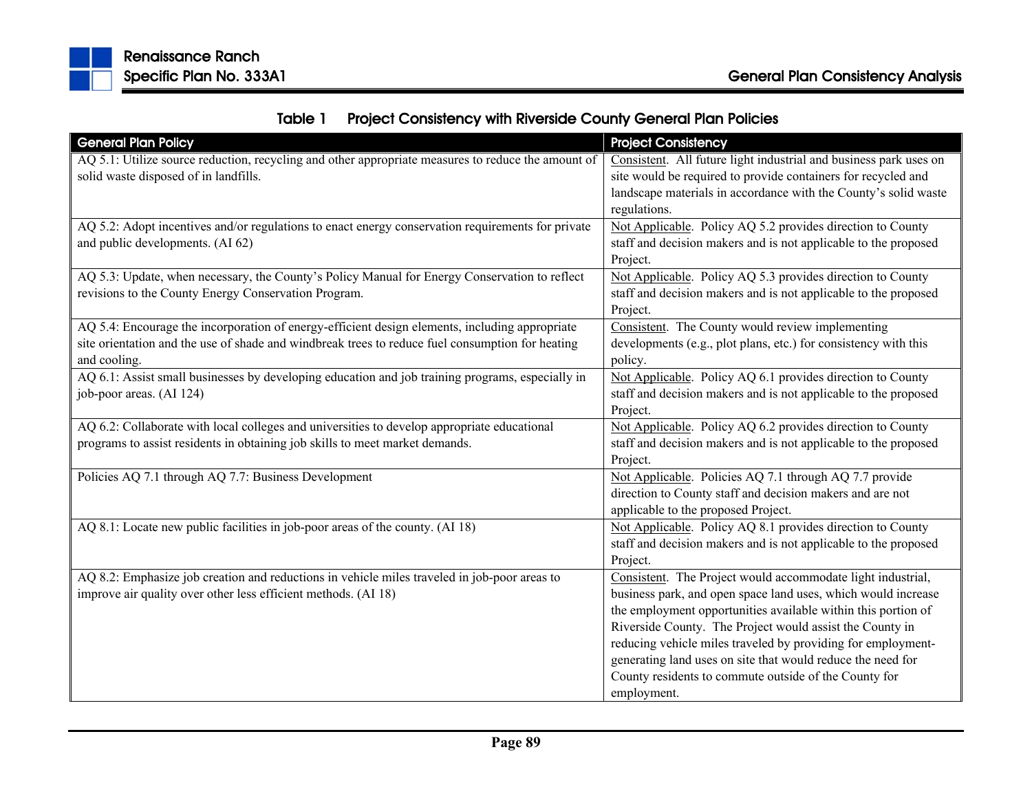Table 1 Project Consistency with Riverside County General Plan Policies

| General Plan Policy | Project Consistency |
| --- | --- |
| AQ 5.1: Utilize source reduction, recycling and other appropriate measures to reduce the amount of solid waste disposed of in landfills. | Consistent. All future light industrial and business park uses on site would be required to provide containers for recycled and landscape materials in accordance with the County's solid waste regulations. |
| AQ 5.2: Adopt incentives and/or regulations to enact energy conservation requirements for private and public developments. (AI 62) | Not Applicable. Policy AQ 5.2 provides direction to County staff and decision makers and is not applicable to the proposed Project. |
| AQ 5.3: Update, when necessary, the County's Policy Manual for Energy Conservation to reflect revisions to the County Energy Conservation Program. | Not Applicable. Policy AQ 5.3 provides direction to County staff and decision makers and is not applicable to the proposed Project. |
| AQ 5.4: Encourage the incorporation of energy-efficient design elements, including appropriate site orientation and the use of shade and windbreak trees to reduce fuel consumption for heating and cooling. | Consistent. The County would review implementing developments (e.g., plot plans, etc.) for consistency with this policy. |
| AQ 6.1: Assist small businesses by developing education and job training programs, especially in job-poor areas. (AI 124) | Not Applicable. Policy AQ 6.1 provides direction to County staff and decision makers and is not applicable to the proposed Project. |
| AQ 6.2: Collaborate with local colleges and universities to develop appropriate educational programs to assist residents in obtaining job skills to meet market demands. | Not Applicable. Policy AQ 6.2 provides direction to County staff and decision makers and is not applicable to the proposed Project. |
| Policies AQ 7.1 through AQ 7.7: Business Development | Not Applicable. Policies AQ 7.1 through AQ 7.7 provide direction to County staff and decision makers and are not applicable to the proposed Project. |
| AQ 8.1: Locate new public facilities in job-poor areas of the county. (AI 18) | Not Applicable. Policy AQ 8.1 provides direction to County staff and decision makers and is not applicable to the proposed Project. |
| AQ 8.2: Emphasize job creation and reductions in vehicle miles traveled in job-poor areas to improve air quality over other less efficient methods. (AI 18) | Consistent. The Project would accommodate light industrial, business park, and open space land uses, which would increase the employment opportunities available within this portion of Riverside County. The Project would assist the County in reducing vehicle miles traveled by providing for employment-generating land uses on site that would reduce the need for County residents to commute outside of the County for employment. |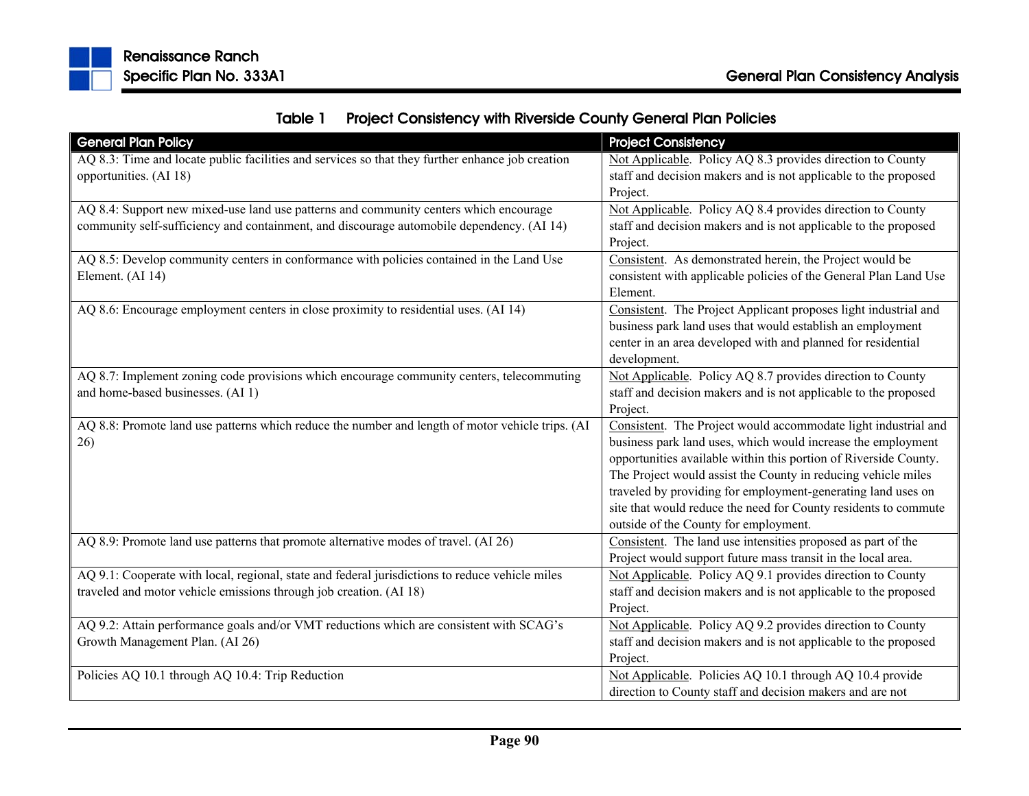**Table 1 Project Consistency with Riverside County General Plan Policies**

| General Plan Policy | Project Consistency |
|---|---|
| AQ 8.3: Time and locate public facilities and services so that they further enhance job creation opportunities. (AI 18) | Not Applicable. Policy AQ 8.3 provides direction to County staff and decision makers and is not applicable to the proposed Project. |
| AQ 8.4: Support new mixed-use land use patterns and community centers which encourage community self-sufficiency and containment, and discourage automobile dependency. (AI 14) | Not Applicable. Policy AQ 8.4 provides direction to County staff and decision makers and is not applicable to the proposed Project. |
| AQ 8.5: Develop community centers in conformance with policies contained in the Land Use Element. (AI 14) | Consistent. As demonstrated herein, the Project would be consistent with applicable policies of the General Plan Land Use Element. |
| AQ 8.6: Encourage employment centers in close proximity to residential uses. (AI 14) | Consistent. The Project Applicant proposes light industrial and business park land uses that would establish an employment center in an area developed with and planned for residential development. |
| AQ 8.7: Implement zoning code provisions which encourage community centers, telecommuting and home-based businesses. (AI 1) | Not Applicable. Policy AQ 8.7 provides direction to County staff and decision makers and is not applicable to the proposed Project. |
| AQ 8.8: Promote land use patterns which reduce the number and length of motor vehicle trips. (AI 26) | Consistent. The Project would accommodate light industrial and business park land uses, which would increase the employment opportunities available within this portion of Riverside County. The Project would assist the County in reducing vehicle miles traveled by providing for employment-generating land uses on site that would reduce the need for County residents to commute outside of the County for employment. |
| AQ 8.9: Promote land use patterns that promote alternative modes of travel. (AI 26) | Consistent. The land use intensities proposed as part of the Project would support future mass transit in the local area. |
| AQ 9.1: Cooperate with local, regional, state and federal jurisdictions to reduce vehicle miles traveled and motor vehicle emissions through job creation. (AI 18) | Not Applicable. Policy AQ 9.1 provides direction to County staff and decision makers and is not applicable to the proposed Project. |
| AQ 9.2: Attain performance goals and/or VMT reductions which are consistent with SCAG's Growth Management Plan. (AI 26) | Not Applicable. Policy AQ 9.2 provides direction to County staff and decision makers and is not applicable to the proposed Project. |
| Policies AQ 10.1 through AQ 10.4: Trip Reduction | Not Applicable. Policies AQ 10.1 through AQ 10.4 provide direction to County staff and decision makers and are not |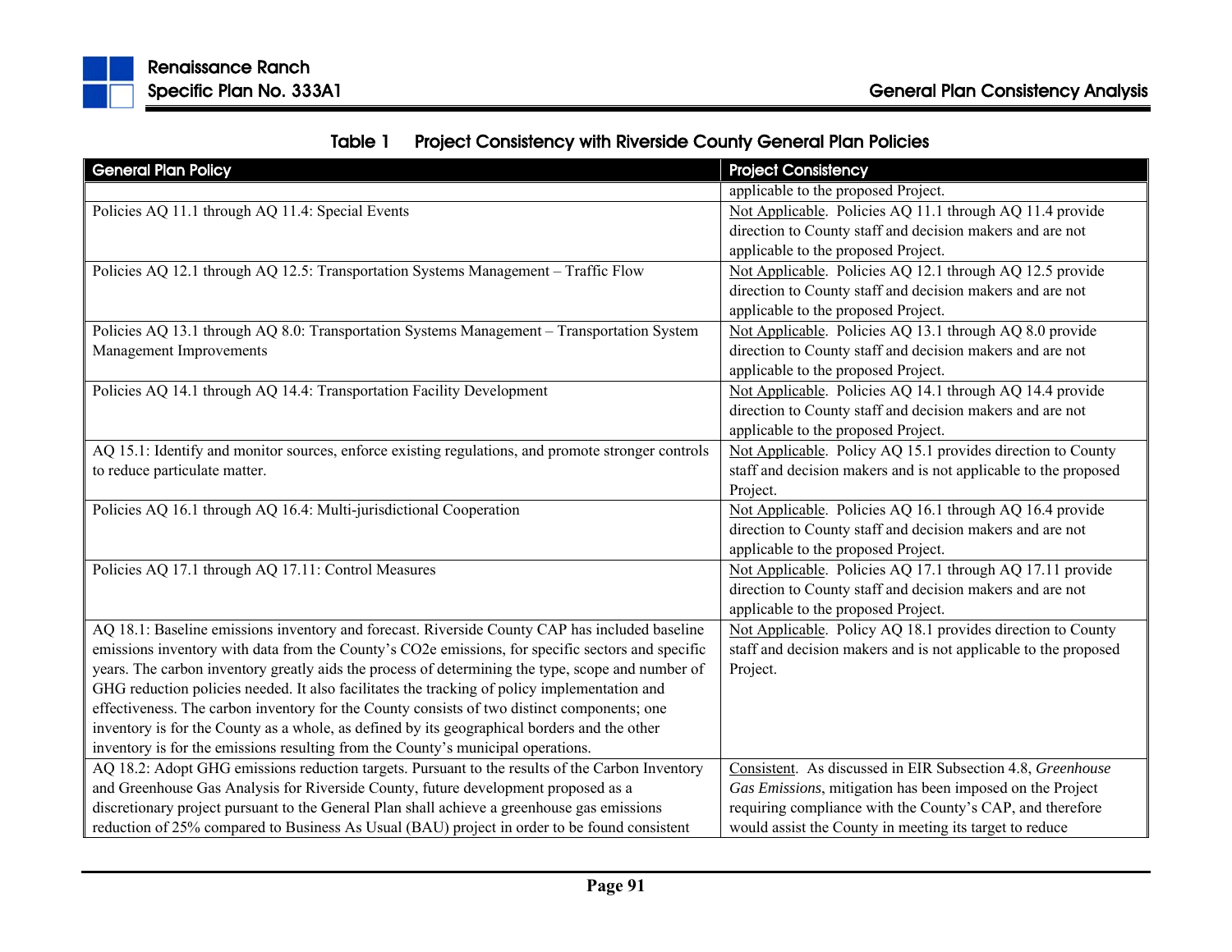**Table 1 Project Consistency with Riverside County General Plan Policies**

| General Plan Policy | Project Consistency |
|---|---|
| | applicable to the proposed Project. |
| Policies AQ 11.1 through AQ 11.4: Special Events | Not Applicable. Policies AQ 11.1 through AQ 11.4 provide direction to County staff and decision makers and are not applicable to the proposed Project. |
| Policies AQ 12.1 through AQ 12.5: Transportation Systems Management – Traffic Flow | Not Applicable. Policies AQ 12.1 through AQ 12.5 provide direction to County staff and decision makers and are not applicable to the proposed Project. |
| Policies AQ 13.1 through AQ 8.0: Transportation Systems Management – Transportation System Management Improvements | Not Applicable. Policies AQ 13.1 through AQ 8.0 provide direction to County staff and decision makers and are not applicable to the proposed Project. |
| Policies AQ 14.1 through AQ 14.4: Transportation Facility Development | Not Applicable. Policies AQ 14.1 through AQ 14.4 provide direction to County staff and decision makers and are not applicable to the proposed Project. |
| AQ 15.1: Identify and monitor sources, enforce existing regulations, and promote stronger controls to reduce particulate matter. | Not Applicable. Policy AQ 15.1 provides direction to County staff and decision makers and is not applicable to the proposed Project. |
| Policies AQ 16.1 through AQ 16.4: Multi-jurisdictional Cooperation | Not Applicable. Policies AQ 16.1 through AQ 16.4 provide direction to County staff and decision makers and are not applicable to the proposed Project. |
| Policies AQ 17.1 through AQ 17.11: Control Measures | Not Applicable. Policies AQ 17.1 through AQ 17.11 provide direction to County staff and decision makers and are not applicable to the proposed Project. |
| AQ 18.1: Baseline emissions inventory and forecast. Riverside County CAP has included baseline emissions inventory with data from the County's CO2e emissions, for specific sectors and specific years. The carbon inventory greatly aids the process of determining the type, scope and number of GHG reduction policies needed. It also facilitates the tracking of policy implementation and effectiveness. The carbon inventory for the County consists of two distinct components; one inventory is for the County as a whole, as defined by its geographical borders and the other inventory is for the emissions resulting from the County's municipal operations. | Not Applicable. Policy AQ 18.1 provides direction to County staff and decision makers and is not applicable to the proposed Project. |
| AQ 18.2: Adopt GHG emissions reduction targets. Pursuant to the results of the Carbon Inventory and Greenhouse Gas Analysis for Riverside County, future development proposed as a discretionary project pursuant to the General Plan shall achieve a greenhouse gas emissions reduction of 25% compared to Business As Usual (BAU) project in order to be found consistent | Consistent. As discussed in EIR Subsection 4.8, *Greenhouse Gas Emissions*, mitigation has been imposed on the Project requiring compliance with the County's CAP, and therefore would assist the County in meeting its target to reduce |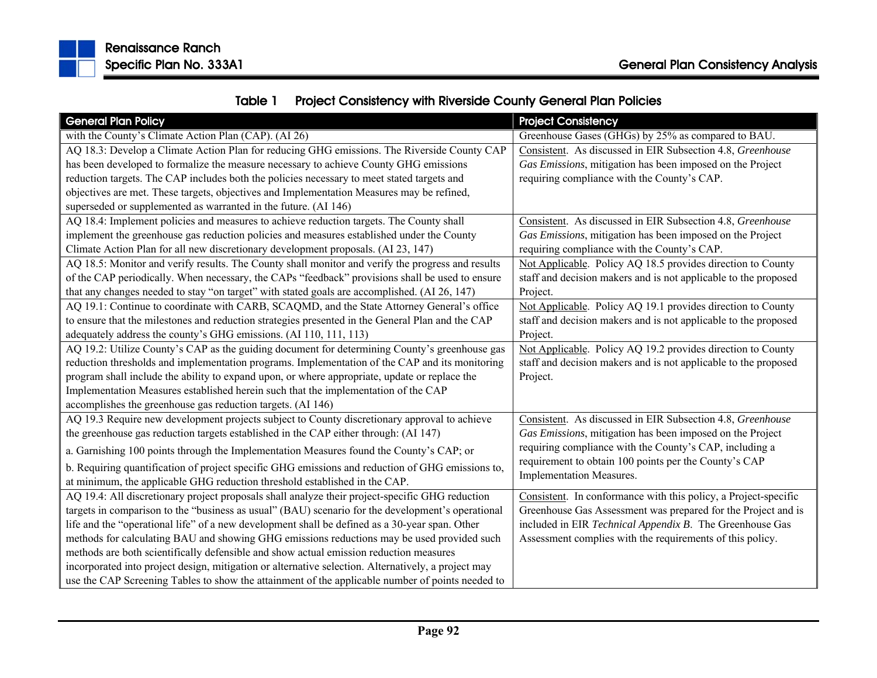**Table 1 Project Consistency with Riverside County General Plan Policies**

| General Plan Policy | Project Consistency |
|---|---|
| with the County's Climate Action Plan (CAP). (AI 26) | Greenhouse Gases (GHGs) by 25% as compared to BAU. |
| AQ 18.3: Develop a Climate Action Plan for reducing GHG emissions. The Riverside County CAP has been developed to formalize the measure necessary to achieve County GHG emissions reduction targets. The CAP includes both the policies necessary to meet stated targets and objectives are met. These targets, objectives and Implementation Measures may be refined, superseded or supplemented as warranted in the future. (AI 146) | Consistent. As discussed in EIR Subsection 4.8, *Greenhouse Gas Emissions*, mitigation has been imposed on the Project requiring compliance with the County's CAP. |
| AQ 18.4: Implement policies and measures to achieve reduction targets. The County shall implement the greenhouse gas reduction policies and measures established under the County Climate Action Plan for all new discretionary development proposals. (AI 23, 147) | Consistent. As discussed in EIR Subsection 4.8, *Greenhouse Gas Emissions*, mitigation has been imposed on the Project requiring compliance with the County's CAP. |
| AQ 18.5: Monitor and verify results. The County shall monitor and verify the progress and results of the CAP periodically. When necessary, the CAPs "feedback" provisions shall be used to ensure that any changes needed to stay "on target" with stated goals are accomplished. (AI 26, 147) | Not Applicable. Policy AQ 18.5 provides direction to County staff and decision makers and is not applicable to the proposed Project. |
| AQ 19.1: Continue to coordinate with CARB, SCAQMD, and the State Attorney General's office to ensure that the milestones and reduction strategies presented in the General Plan and the CAP adequately address the county's GHG emissions. (AI 110, 111, 113) | Not Applicable. Policy AQ 19.1 provides direction to County staff and decision makers and is not applicable to the proposed Project. |
| AQ 19.2: Utilize County's CAP as the guiding document for determining County's greenhouse gas reduction thresholds and implementation programs. Implementation of the CAP and its monitoring program shall include the ability to expand upon, or where appropriate, update or replace the Implementation Measures established herein such that the implementation of the CAP accomplishes the greenhouse gas reduction targets. (AI 146) | Not Applicable. Policy AQ 19.2 provides direction to County staff and decision makers and is not applicable to the proposed Project. |
| AQ 19.3 Require new development projects subject to County discretionary approval to achieve the greenhouse gas reduction targets established in the CAP either through: (AI 147)<br>a. Garnishing 100 points through the Implementation Measures found the County's CAP; or<br>b. Requiring quantification of project specific GHG emissions and reduction of GHG emissions to, at minimum, the applicable GHG reduction threshold established in the CAP. | Consistent. As discussed in EIR Subsection 4.8, *Greenhouse Gas Emissions*, mitigation has been imposed on the Project requiring compliance with the County's CAP, including a requirement to obtain 100 points per the County's CAP Implementation Measures. |
| AQ 19.4: All discretionary project proposals shall analyze their project-specific GHG reduction targets in comparison to the "business as usual" (BAU) scenario for the development's operational life and the "operational life" of a new development shall be defined as a 30-year span. Other methods for calculating BAU and showing GHG emissions reductions may be used provided such methods are both scientifically defensible and show actual emission reduction measures incorporated into project design, mitigation or alternative selection. Alternatively, a project may use the CAP Screening Tables to show the attainment of the applicable number of points needed to | Consistent. In conformance with this policy, a Project-specific Greenhouse Gas Assessment was prepared for the Project and is included in EIR *Technical Appendix B*. The Greenhouse Gas Assessment complies with the requirements of this policy. |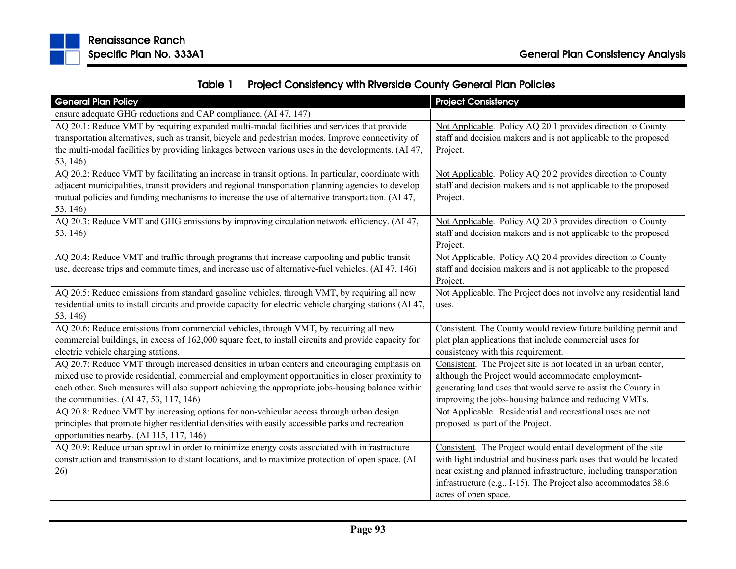Table 1 Project Consistency with Riverside County General Plan Policies

| General Plan Policy | Project Consistency |
|---|---|
| ensure adequate GHG reductions and CAP compliance. (AI 47, 147) | |
| AQ 20.1: Reduce VMT by requiring expanded multi-modal facilities and services that provide transportation alternatives, such as transit, bicycle and pedestrian modes. Improve connectivity of the multi-modal facilities by providing linkages between various uses in the developments. (AI 47, 53, 146) | Not Applicable. Policy AQ 20.1 provides direction to County staff and decision makers and is not applicable to the proposed Project. |
| AQ 20.2: Reduce VMT by facilitating an increase in transit options. In particular, coordinate with adjacent municipalities, transit providers and regional transportation planning agencies to develop mutual policies and funding mechanisms to increase the use of alternative transportation. (AI 47, 53, 146) | Not Applicable. Policy AQ 20.2 provides direction to County staff and decision makers and is not applicable to the proposed Project. |
| AQ 20.3: Reduce VMT and GHG emissions by improving circulation network efficiency. (AI 47, 53, 146) | Not Applicable. Policy AQ 20.3 provides direction to County staff and decision makers and is not applicable to the proposed Project. |
| AQ 20.4: Reduce VMT and traffic through programs that increase carpooling and public transit use, decrease trips and commute times, and increase use of alternative-fuel vehicles. (AI 47, 146) | Not Applicable. Policy AQ 20.4 provides direction to County staff and decision makers and is not applicable to the proposed Project. |
| AQ 20.5: Reduce emissions from standard gasoline vehicles, through VMT, by requiring all new residential units to install circuits and provide capacity for electric vehicle charging stations (AI 47, 53, 146) | Not Applicable. The Project does not involve any residential land uses. |
| AQ 20.6: Reduce emissions from commercial vehicles, through VMT, by requiring all new commercial buildings, in excess of 162,000 square feet, to install circuits and provide capacity for electric vehicle charging stations. | Consistent. The County would review future building permit and plot plan applications that include commercial uses for consistency with this requirement. |
| AQ 20.7: Reduce VMT through increased densities in urban centers and encouraging emphasis on mixed use to provide residential, commercial and employment opportunities in closer proximity to each other. Such measures will also support achieving the appropriate jobs-housing balance within the communities. (AI 47, 53, 117, 146) | Consistent. The Project site is not located in an urban center, although the Project would accommodate employment-generating land uses that would serve to assist the County in improving the jobs-housing balance and reducing VMTs. |
| AQ 20.8: Reduce VMT by increasing options for non-vehicular access through urban design principles that promote higher residential densities with easily accessible parks and recreation opportunities nearby. (AI 115, 117, 146) | Not Applicable. Residential and recreational uses are not proposed as part of the Project. |
| AQ 20.9: Reduce urban sprawl in order to minimize energy costs associated with infrastructure construction and transmission to distant locations, and to maximize protection of open space. (AI 26) | Consistent. The Project would entail development of the site with light industrial and business park uses that would be located near existing and planned infrastructure, including transportation infrastructure (e.g., I-15). The Project also accommodates 38.6 acres of open space. |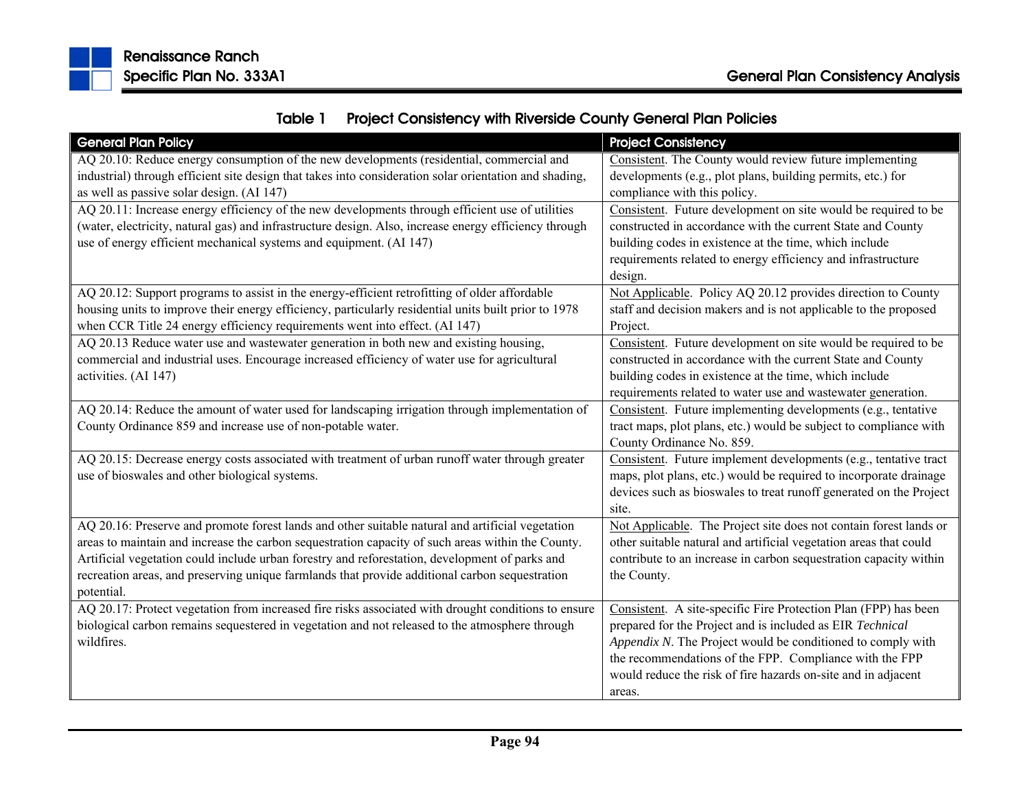Table 1 Project Consistency with Riverside County General Plan Policies

| General Plan Policy | Project Consistency |
|---|---|
| AQ 20.10: Reduce energy consumption of the new developments (residential, commercial and industrial) through efficient site design that takes into consideration solar orientation and shading, as well as passive solar design. (AI 147) | Consistent. The County would review future implementing developments (e.g., plot plans, building permits, etc.) for compliance with this policy. |
| AQ 20.11: Increase energy efficiency of the new developments through efficient use of utilities (water, electricity, natural gas) and infrastructure design. Also, increase energy efficiency through use of energy efficient mechanical systems and equipment. (AI 147) | Consistent. Future development on site would be required to be constructed in accordance with the current State and County building codes in existence at the time, which include requirements related to energy efficiency and infrastructure design. |
| AQ 20.12: Support programs to assist in the energy-efficient retrofitting of older affordable housing units to improve their energy efficiency, particularly residential units built prior to 1978 when CCR Title 24 energy efficiency requirements went into effect. (AI 147) | Not Applicable. Policy AQ 20.12 provides direction to County staff and decision makers and is not applicable to the proposed Project. |
| AQ 20.13 Reduce water use and wastewater generation in both new and existing housing, commercial and industrial uses. Encourage increased efficiency of water use for agricultural activities. (AI 147) | Consistent. Future development on site would be required to be constructed in accordance with the current State and County building codes in existence at the time, which include requirements related to water use and wastewater generation. |
| AQ 20.14: Reduce the amount of water used for landscaping irrigation through implementation of County Ordinance 859 and increase use of non-potable water. | Consistent. Future implementing developments (e.g., tentative tract maps, plot plans, etc.) would be subject to compliance with County Ordinance No. 859. |
| AQ 20.15: Decrease energy costs associated with treatment of urban runoff water through greater use of bioswales and other biological systems. | Consistent. Future implement developments (e.g., tentative tract maps, plot plans, etc.) would be required to incorporate drainage devices such as bioswales to treat runoff generated on the Project site. |
| AQ 20.16: Preserve and promote forest lands and other suitable natural and artificial vegetation areas to maintain and increase the carbon sequestration capacity of such areas within the County. Artificial vegetation could include urban forestry and reforestation, development of parks and recreation areas, and preserving unique farmlands that provide additional carbon sequestration potential. | Not Applicable. The Project site does not contain forest lands or other suitable natural and artificial vegetation areas that could contribute to an increase in carbon sequestration capacity within the County. |
| AQ 20.17: Protect vegetation from increased fire risks associated with drought conditions to ensure biological carbon remains sequestered in vegetation and not released to the atmosphere through wildfires. | Consistent. A site-specific Fire Protection Plan (FPP) has been prepared for the Project and is included as EIR *Technical Appendix N*. The Project would be conditioned to comply with the recommendations of the FPP. Compliance with the FPP would reduce the risk of fire hazards on-site and in adjacent areas. |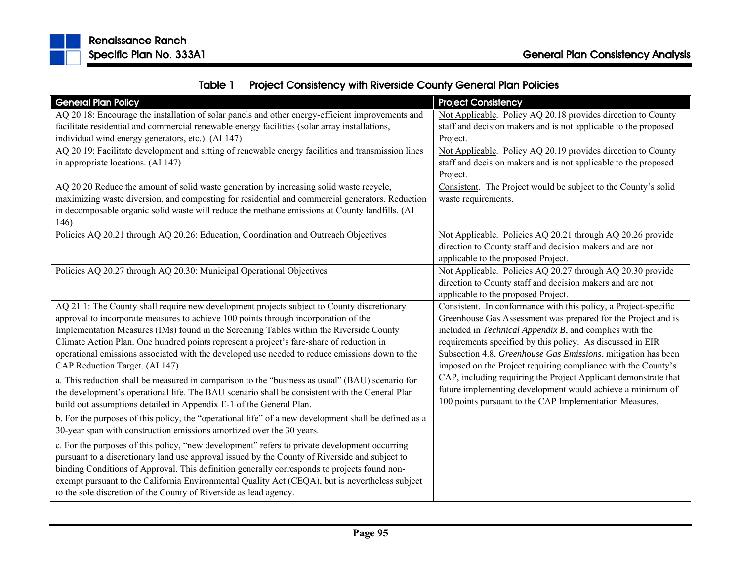**Table 1 Project Consistency with Riverside County General Plan Policies**

| General Plan Policy | Project Consistency |
|---|---|
| AQ 20.18: Encourage the installation of solar panels and other energy-efficient improvements and facilitate residential and commercial renewable energy facilities (solar array installations, individual wind energy generators, etc.). (AI 147) | Not Applicable. Policy AQ 20.18 provides direction to County staff and decision makers and is not applicable to the proposed Project. |
| AQ 20.19: Facilitate development and sitting of renewable energy facilities and transmission lines in appropriate locations. (AI 147) | Not Applicable. Policy AQ 20.19 provides direction to County staff and decision makers and is not applicable to the proposed Project. |
| AQ 20.20 Reduce the amount of solid waste generation by increasing solid waste recycle, maximizing waste diversion, and composting for residential and commercial generators. Reduction in decomposable organic solid waste will reduce the methane emissions at County landfills. (AI 146) | Consistent. The Project would be subject to the County's solid waste requirements. |
| Policies AQ 20.21 through AQ 20.26: Education, Coordination and Outreach Objectives | Not Applicable. Policies AQ 20.21 through AQ 20.26 provide direction to County staff and decision makers and are not applicable to the proposed Project. |
| Policies AQ 20.27 through AQ 20.30: Municipal Operational Objectives | Not Applicable. Policies AQ 20.27 through AQ 20.30 provide direction to County staff and decision makers and are not applicable to the proposed Project. |
| AQ 21.1: The County shall require new development projects subject to County discretionary approval to incorporate measures to achieve 100 points through incorporation of the Implementation Measures (IMs) found in the Screening Tables within the Riverside County Climate Action Plan. One hundred points represent a project's fare-share of reduction in operational emissions associated with the developed use needed to reduce emissions down to the CAP Reduction Target. (AI 147)<br><br>a. This reduction shall be measured in comparison to the "business as usual" (BAU) scenario for the development's operational life. The BAU scenario shall be consistent with the General Plan build out assumptions detailed in Appendix E-1 of the General Plan.<br><br>b. For the purposes of this policy, the "operational life" of a new development shall be defined as a 30-year span with construction emissions amortized over the 30 years.<br><br>c. For the purposes of this policy, "new development" refers to private development occurring pursuant to a discretionary land use approval issued by the County of Riverside and subject to binding Conditions of Approval. This definition generally corresponds to projects found non-exempt pursuant to the California Environmental Quality Act (CEQA), but is nevertheless subject to the sole discretion of the County of Riverside as lead agency. | Consistent. In conformance with this policy, a Project-specific Greenhouse Gas Assessment was prepared for the Project and is included in *Technical Appendix B*, and complies with the requirements specified by this policy. As discussed in EIR Subsection 4.8, *Greenhouse Gas Emissions*, mitigation has been imposed on the Project requiring compliance with the County's CAP, including requiring the Project Applicant demonstrate that future implementing development would achieve a minimum of 100 points pursuant to the CAP Implementation Measures. |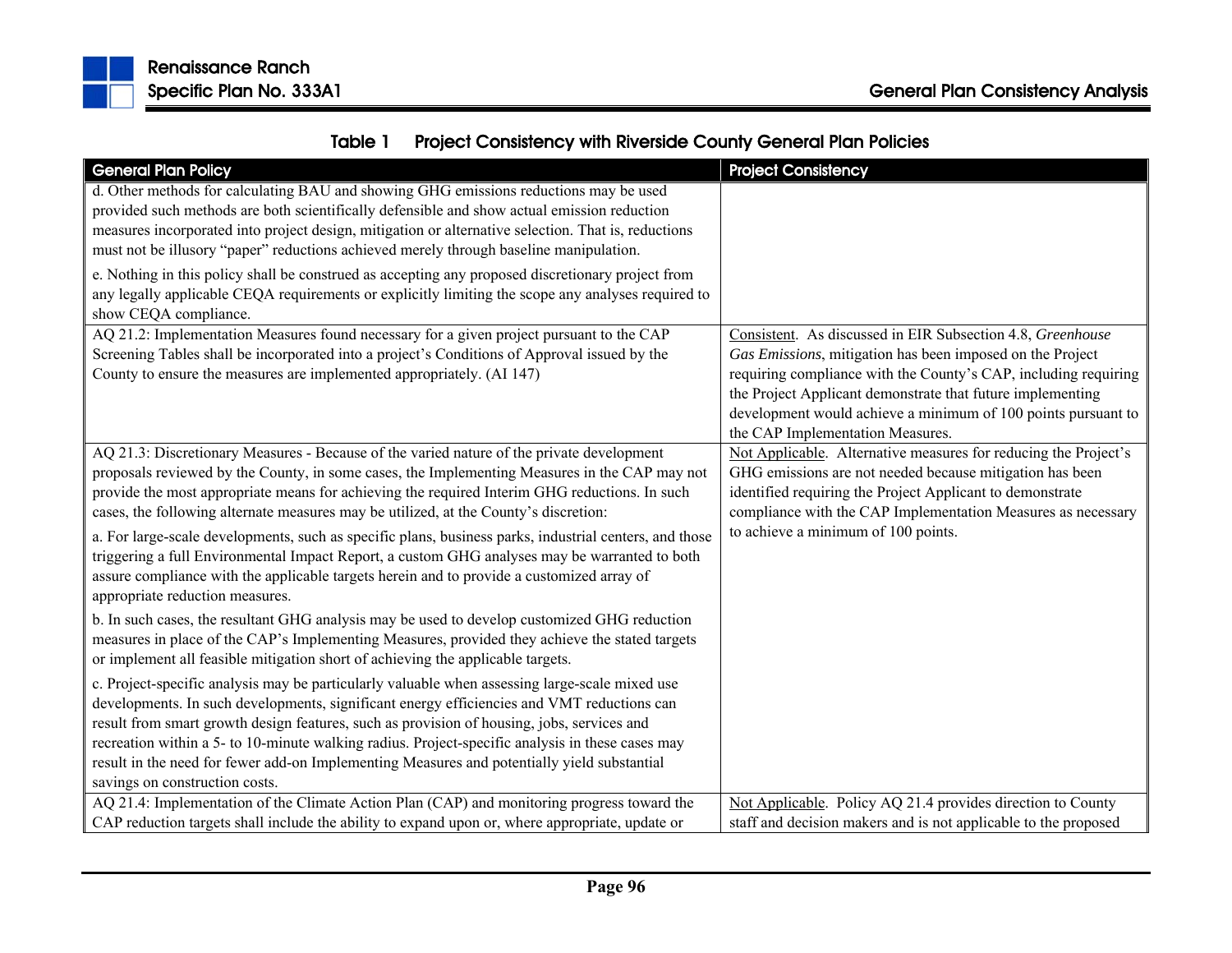**Table 1 Project Consistency with Riverside County General Plan Policies**

| General Plan Policy | Project Consistency |
|---|---|
| d. Other methods for calculating BAU and showing GHG emissions reductions may be used provided such methods are both scientifically defensible and show actual emission reduction measures incorporated into project design, mitigation or alternative selection. That is, reductions must not be illusory "paper" reductions achieved merely through baseline manipulation.<br><br>e. Nothing in this policy shall be construed as accepting any proposed discretionary project from any legally applicable CEQA requirements or explicitly limiting the scope any analyses required to show CEQA compliance. | |
| AQ 21.2: Implementation Measures found necessary for a given project pursuant to the CAP Screening Tables shall be incorporated into a project's Conditions of Approval issued by the County to ensure the measures are implemented appropriately. (AI 147) | Consistent. As discussed in EIR Subsection 4.8, *Greenhouse Gas Emissions*, mitigation has been imposed on the Project requiring compliance with the County's CAP, including requiring the Project Applicant demonstrate that future implementing development would achieve a minimum of 100 points pursuant to the CAP Implementation Measures. |
| AQ 21.3: Discretionary Measures - Because of the varied nature of the private development proposals reviewed by the County, in some cases, the Implementing Measures in the CAP may not provide the most appropriate means for achieving the required Interim GHG reductions. In such cases, the following alternate measures may be utilized, at the County's discretion:<br><br>a. For large-scale developments, such as specific plans, business parks, industrial centers, and those triggering a full Environmental Impact Report, a custom GHG analyses may be warranted to both assure compliance with the applicable targets herein and to provide a customized array of appropriate reduction measures.<br><br>b. In such cases, the resultant GHG analysis may be used to develop customized GHG reduction measures in place of the CAP's Implementing Measures, provided they achieve the stated targets or implement all feasible mitigation short of achieving the applicable targets.<br><br>c. Project-specific analysis may be particularly valuable when assessing large-scale mixed use developments. In such developments, significant energy efficiencies and VMT reductions can result from smart growth design features, such as provision of housing, jobs, services and recreation within a 5- to 10-minute walking radius. Project-specific analysis in these cases may result in the need for fewer add-on Implementing Measures and potentially yield substantial savings on construction costs. | Not Applicable. Alternative measures for reducing the Project's GHG emissions are not needed because mitigation has been identified requiring the Project Applicant to demonstrate compliance with the CAP Implementation Measures as necessary to achieve a minimum of 100 points. |
| AQ 21.4: Implementation of the Climate Action Plan (CAP) and monitoring progress toward the CAP reduction targets shall include the ability to expand upon or, where appropriate, update or | Not Applicable. Policy AQ 21.4 provides direction to County staff and decision makers and is not applicable to the proposed |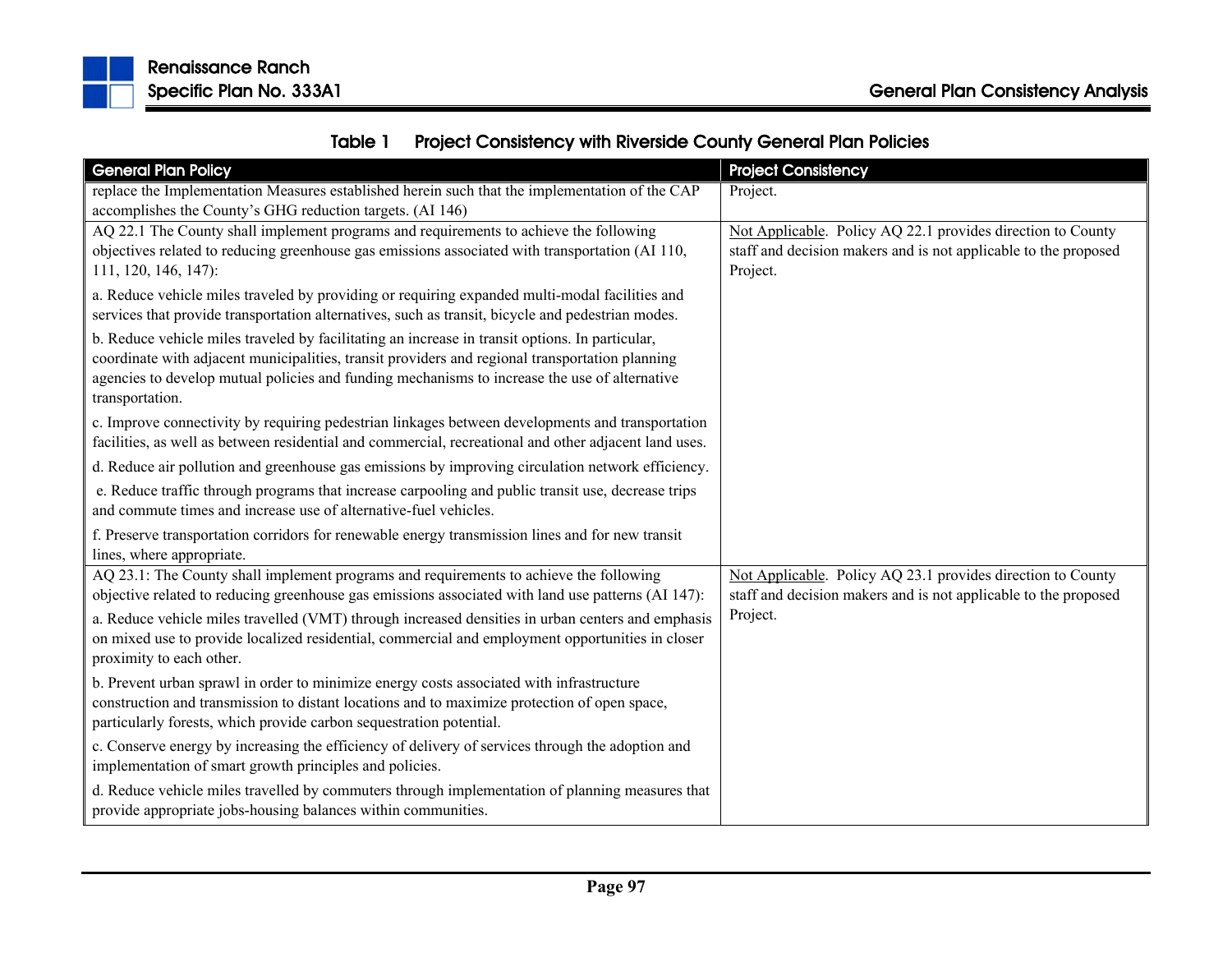**Table 1 Project Consistency with Riverside County General Plan Policies**

| General Plan Policy | Project Consistency |
|---|---|
| replace the Implementation Measures established herein such that the implementation of the CAP accomplishes the County's GHG reduction targets. (AI 146) | Project. |
| AQ 22.1 The County shall implement programs and requirements to achieve the following objectives related to reducing greenhouse gas emissions associated with transportation (AI 110, 111, 120, 146, 147):<br><br>a. Reduce vehicle miles traveled by providing or requiring expanded multi-modal facilities and services that provide transportation alternatives, such as transit, bicycle and pedestrian modes.<br><br>b. Reduce vehicle miles traveled by facilitating an increase in transit options. In particular, coordinate with adjacent municipalities, transit providers and regional transportation planning agencies to develop mutual policies and funding mechanisms to increase the use of alternative transportation.<br><br>c. Improve connectivity by requiring pedestrian linkages between developments and transportation facilities, as well as between residential and commercial, recreational and other adjacent land uses.<br><br>d. Reduce air pollution and greenhouse gas emissions by improving circulation network efficiency.<br><br>e. Reduce traffic through programs that increase carpooling and public transit use, decrease trips and commute times and increase use of alternative-fuel vehicles.<br><br>f. Preserve transportation corridors for renewable energy transmission lines and for new transit lines, where appropriate. | Not Applicable. Policy AQ 22.1 provides direction to County staff and decision makers and is not applicable to the proposed Project. |
| AQ 23.1: The County shall implement programs and requirements to achieve the following objective related to reducing greenhouse gas emissions associated with land use patterns (AI 147):<br><br>a. Reduce vehicle miles travelled (VMT) through increased densities in urban centers and emphasis on mixed use to provide localized residential, commercial and employment opportunities in closer proximity to each other.<br><br>b. Prevent urban sprawl in order to minimize energy costs associated with infrastructure construction and transmission to distant locations and to maximize protection of open space, particularly forests, which provide carbon sequestration potential.<br><br>c. Conserve energy by increasing the efficiency of delivery of services through the adoption and implementation of smart growth principles and policies.<br><br>d. Reduce vehicle miles travelled by commuters through implementation of planning measures that provide appropriate jobs-housing balances within communities. | Not Applicable. Policy AQ 23.1 provides direction to County staff and decision makers and is not applicable to the proposed Project. |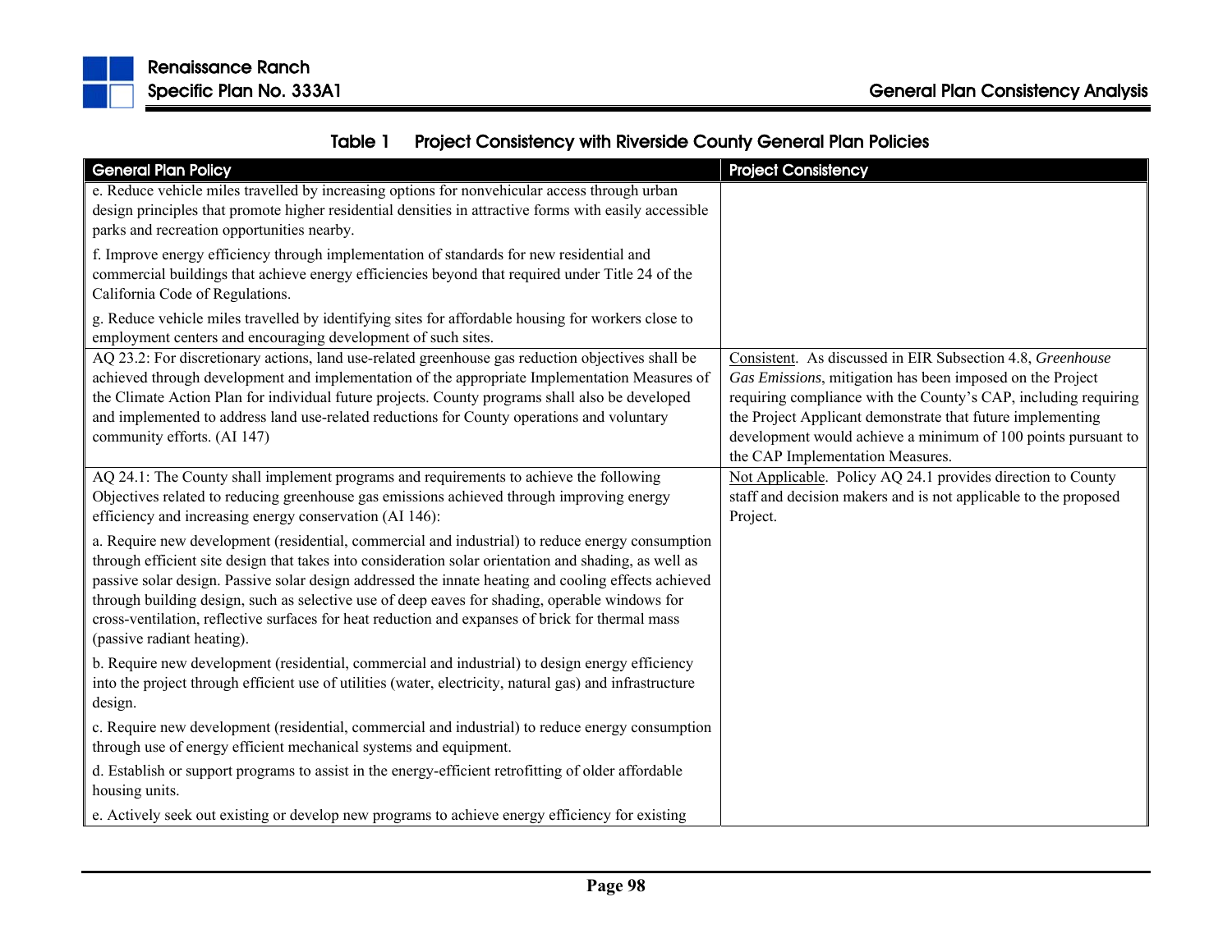**Table 1 Project Consistency with Riverside County General Plan Policies**

| General Plan Policy | Project Consistency |
|---|---|
| e. Reduce vehicle miles travelled by increasing options for nonvehicular access through urban design principles that promote higher residential densities in attractive forms with easily accessible parks and recreation opportunities nearby.<br><br>f. Improve energy efficiency through implementation of standards for new residential and commercial buildings that achieve energy efficiencies beyond that required under Title 24 of the California Code of Regulations.<br><br>g. Reduce vehicle miles travelled by identifying sites for affordable housing for workers close to employment centers and encouraging development of such sites. | |
| AQ 23.2: For discretionary actions, land use-related greenhouse gas reduction objectives shall be achieved through development and implementation of the appropriate Implementation Measures of the Climate Action Plan for individual future projects. County programs shall also be developed and implemented to address land use-related reductions for County operations and voluntary community efforts. (AI 147) | Consistent. As discussed in EIR Subsection 4.8, *Greenhouse Gas Emissions*, mitigation has been imposed on the Project requiring compliance with the County's CAP, including requiring the Project Applicant demonstrate that future implementing development would achieve a minimum of 100 points pursuant to the CAP Implementation Measures. |
| AQ 24.1: The County shall implement programs and requirements to achieve the following Objectives related to reducing greenhouse gas emissions achieved through improving energy efficiency and increasing energy conservation (AI 146):<br><br>a. Require new development (residential, commercial and industrial) to reduce energy consumption through efficient site design that takes into consideration solar orientation and shading, as well as passive solar design. Passive solar design addressed the innate heating and cooling effects achieved through building design, such as selective use of deep eaves for shading, operable windows for cross-ventilation, reflective surfaces for heat reduction and expanses of brick for thermal mass (passive radiant heating).<br><br>b. Require new development (residential, commercial and industrial) to design energy efficiency into the project through efficient use of utilities (water, electricity, natural gas) and infrastructure design.<br><br>c. Require new development (residential, commercial and industrial) to reduce energy consumption through use of energy efficient mechanical systems and equipment.<br><br>d. Establish or support programs to assist in the energy-efficient retrofitting of older affordable housing units.<br><br>e. Actively seek out existing or develop new programs to achieve energy efficiency for existing | Not Applicable. Policy AQ 24.1 provides direction to County staff and decision makers and is not applicable to the proposed Project. |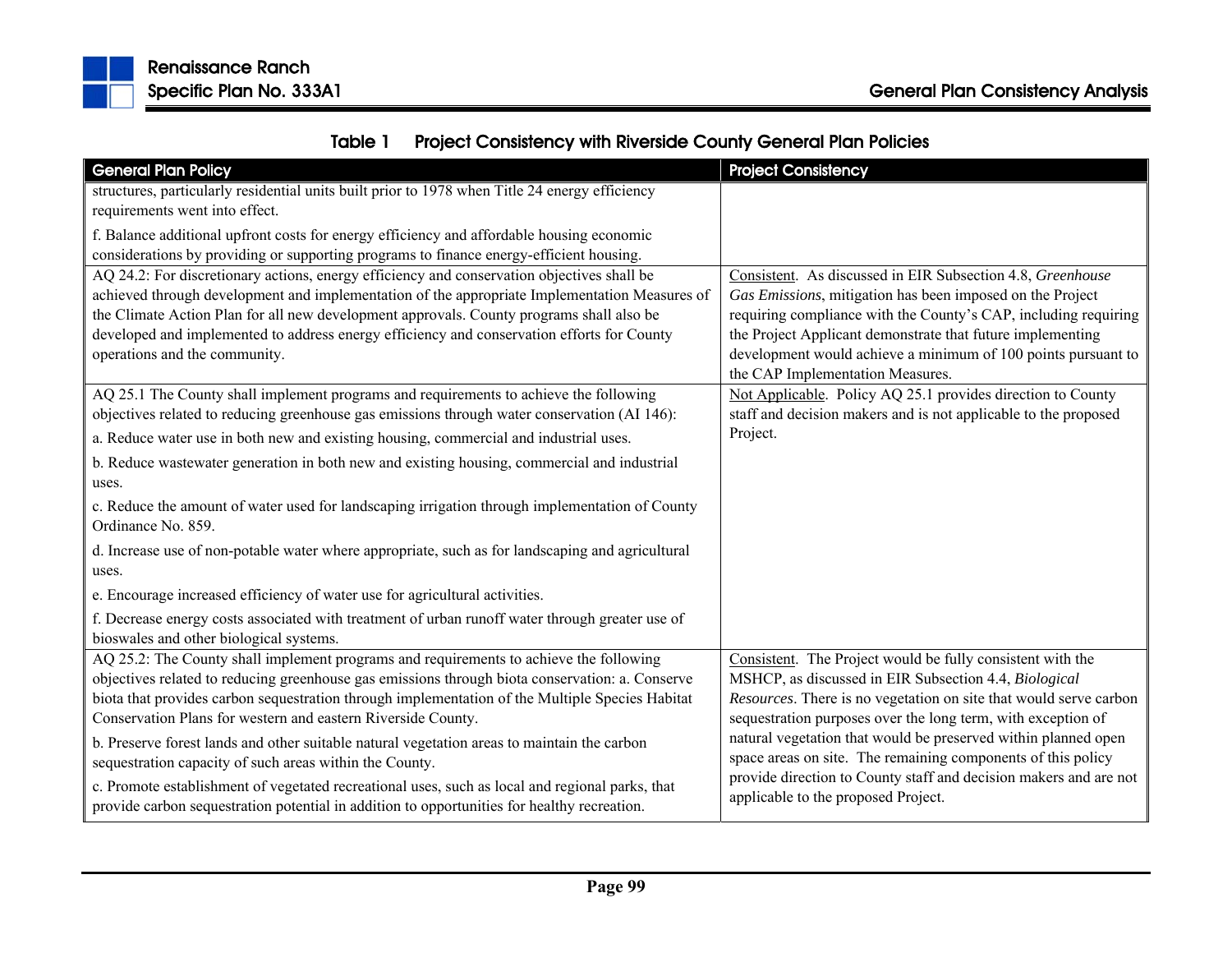Table 1 Project Consistency with Riverside County General Plan Policies

| General Plan Policy | Project Consistency |
|---|---|
| structures, particularly residential units built prior to 1978 when Title 24 energy efficiency requirements went into effect.<br><br>f. Balance additional upfront costs for energy efficiency and affordable housing economic considerations by providing or supporting programs to finance energy-efficient housing. | |
| AQ 24.2: For discretionary actions, energy efficiency and conservation objectives shall be achieved through development and implementation of the appropriate Implementation Measures of the Climate Action Plan for all new development approvals. County programs shall also be developed and implemented to address energy efficiency and conservation efforts for County operations and the community. | Consistent. As discussed in EIR Subsection 4.8, *Greenhouse Gas Emissions*, mitigation has been imposed on the Project requiring compliance with the County's CAP, including requiring the Project Applicant demonstrate that future implementing development would achieve a minimum of 100 points pursuant to the CAP Implementation Measures. |
| AQ 25.1 The County shall implement programs and requirements to achieve the following objectives related to reducing greenhouse gas emissions through water conservation (AI 146):<br><br>a. Reduce water use in both new and existing housing, commercial and industrial uses.<br><br>b. Reduce wastewater generation in both new and existing housing, commercial and industrial uses.<br><br>c. Reduce the amount of water used for landscaping irrigation through implementation of County Ordinance No. 859.<br><br>d. Increase use of non-potable water where appropriate, such as for landscaping and agricultural uses.<br><br>e. Encourage increased efficiency of water use for agricultural activities.<br><br>f. Decrease energy costs associated with treatment of urban runoff water through greater use of bioswales and other biological systems. | Not Applicable. Policy AQ 25.1 provides direction to County staff and decision makers and is not applicable to the proposed Project. |
| AQ 25.2: The County shall implement programs and requirements to achieve the following objectives related to reducing greenhouse gas emissions through biota conservation: a. Conserve biota that provides carbon sequestration through implementation of the Multiple Species Habitat Conservation Plans for western and eastern Riverside County.<br><br>b. Preserve forest lands and other suitable natural vegetation areas to maintain the carbon sequestration capacity of such areas within the County.<br><br>c. Promote establishment of vegetated recreational uses, such as local and regional parks, that provide carbon sequestration potential in addition to opportunities for healthy recreation. | Consistent. The Project would be fully consistent with the MSHCP, as discussed in EIR Subsection 4.4, *Biological Resources*. There is no vegetation on site that would serve carbon sequestration purposes over the long term, with exception of natural vegetation that would be preserved within planned open space areas on site. The remaining components of this policy provide direction to County staff and decision makers and are not applicable to the proposed Project. |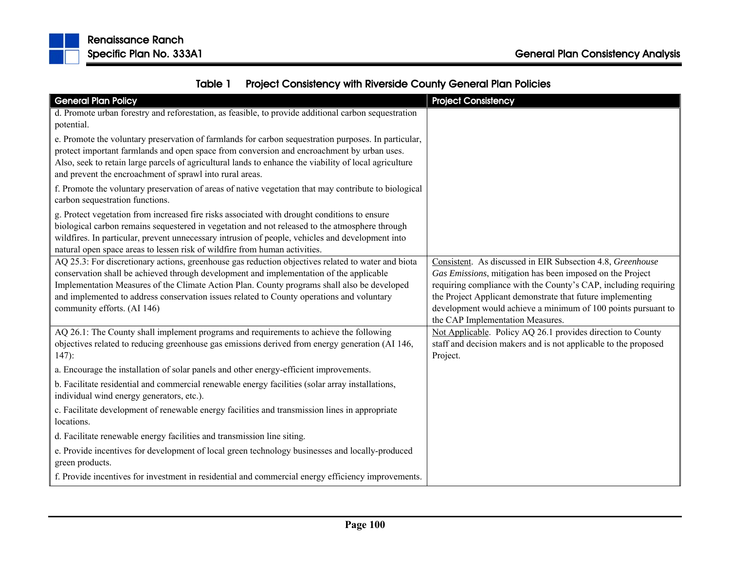**Table 1 Project Consistency with Riverside County General Plan Policies**

| General Plan Policy | Project Consistency |
|---|---|
| d. Promote urban forestry and reforestation, as feasible, to provide additional carbon sequestration potential.<br><br>e. Promote the voluntary preservation of farmlands for carbon sequestration purposes. In particular, protect important farmlands and open space from conversion and encroachment by urban uses. Also, seek to retain large parcels of agricultural lands to enhance the viability of local agriculture and prevent the encroachment of sprawl into rural areas.<br><br>f. Promote the voluntary preservation of areas of native vegetation that may contribute to biological carbon sequestration functions.<br><br>g. Protect vegetation from increased fire risks associated with drought conditions to ensure biological carbon remains sequestered in vegetation and not released to the atmosphere through wildfires. In particular, prevent unnecessary intrusion of people, vehicles and development into natural open space areas to lessen risk of wildfire from human activities. | |
| AQ 25.3: For discretionary actions, greenhouse gas reduction objectives related to water and biota conservation shall be achieved through development and implementation of the applicable Implementation Measures of the Climate Action Plan. County programs shall also be developed and implemented to address conservation issues related to County operations and voluntary community efforts. (AI 146) | Consistent. As discussed in EIR Subsection 4.8, *Greenhouse Gas Emissions*, mitigation has been imposed on the Project requiring compliance with the County's CAP, including requiring the Project Applicant demonstrate that future implementing development would achieve a minimum of 100 points pursuant to the CAP Implementation Measures. |
| AQ 26.1: The County shall implement programs and requirements to achieve the following objectives related to reducing greenhouse gas emissions derived from energy generation (AI 146, 147):<br><br>a. Encourage the installation of solar panels and other energy-efficient improvements.<br><br>b. Facilitate residential and commercial renewable energy facilities (solar array installations, individual wind energy generators, etc.).<br><br>c. Facilitate development of renewable energy facilities and transmission lines in appropriate locations.<br><br>d. Facilitate renewable energy facilities and transmission line siting.<br><br>e. Provide incentives for development of local green technology businesses and locally-produced green products.<br><br>f. Provide incentives for investment in residential and commercial energy efficiency improvements. | Not Applicable. Policy AQ 26.1 provides direction to County staff and decision makers and is not applicable to the proposed Project. |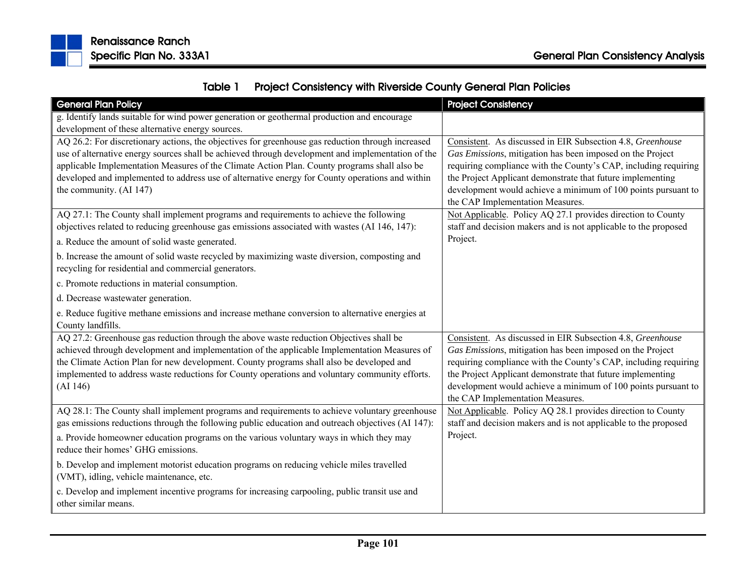**Table 1 Project Consistency with Riverside County General Plan Policies**

| General Plan Policy | Project Consistency |
|---|---|
| g. Identify lands suitable for wind power generation or geothermal production and encourage development of these alternative energy sources. | |
| AQ 26.2: For discretionary actions, the objectives for greenhouse gas reduction through increased use of alternative energy sources shall be achieved through development and implementation of the applicable Implementation Measures of the Climate Action Plan. County programs shall also be developed and implemented to address use of alternative energy for County operations and within the community. (AI 147) | Consistent. As discussed in EIR Subsection 4.8, *Greenhouse Gas Emissions*, mitigation has been imposed on the Project requiring compliance with the County's CAP, including requiring the Project Applicant demonstrate that future implementing development would achieve a minimum of 100 points pursuant to the CAP Implementation Measures. |
| AQ 27.1: The County shall implement programs and requirements to achieve the following objectives related to reducing greenhouse gas emissions associated with wastes (AI 146, 147):<br>a. Reduce the amount of solid waste generated.<br>b. Increase the amount of solid waste recycled by maximizing waste diversion, composting and recycling for residential and commercial generators.<br>c. Promote reductions in material consumption.<br>d. Decrease wastewater generation.<br>e. Reduce fugitive methane emissions and increase methane conversion to alternative energies at County landfills. | Not Applicable. Policy AQ 27.1 provides direction to County staff and decision makers and is not applicable to the proposed Project. |
| AQ 27.2: Greenhouse gas reduction through the above waste reduction Objectives shall be achieved through development and implementation of the applicable Implementation Measures of the Climate Action Plan for new development. County programs shall also be developed and implemented to address waste reductions for County operations and voluntary community efforts. (AI 146) | Consistent. As discussed in EIR Subsection 4.8, *Greenhouse Gas Emissions*, mitigation has been imposed on the Project requiring compliance with the County's CAP, including requiring the Project Applicant demonstrate that future implementing development would achieve a minimum of 100 points pursuant to the CAP Implementation Measures. |
| AQ 28.1: The County shall implement programs and requirements to achieve voluntary greenhouse gas emissions reductions through the following public education and outreach objectives (AI 147):<br>a. Provide homeowner education programs on the various voluntary ways in which they may reduce their homes' GHG emissions.<br>b. Develop and implement motorist education programs on reducing vehicle miles travelled (VMT), idling, vehicle maintenance, etc.<br>c. Develop and implement incentive programs for increasing carpooling, public transit use and other similar means. | Not Applicable. Policy AQ 28.1 provides direction to County staff and decision makers and is not applicable to the proposed Project. |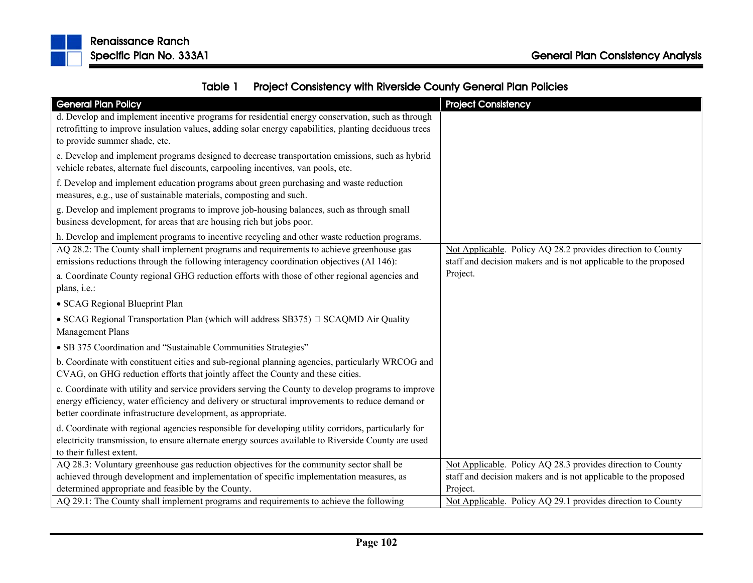**Table 1 Project Consistency with Riverside County General Plan Policies**

| General Plan Policy | Project Consistency |
|---|---|
| d. Develop and implement incentive programs for residential energy conservation, such as through retrofitting to improve insulation values, adding solar energy capabilities, planting deciduous trees to provide summer shade, etc.<br><br>e. Develop and implement programs designed to decrease transportation emissions, such as hybrid vehicle rebates, alternate fuel discounts, carpooling incentives, van pools, etc.<br><br>f. Develop and implement education programs about green purchasing and waste reduction measures, e.g., use of sustainable materials, composting and such.<br><br>g. Develop and implement programs to improve job-housing balances, such as through small business development, for areas that are housing rich but jobs poor.<br><br>h. Develop and implement programs to incentive recycling and other waste reduction programs. | |
| AQ 28.2: The County shall implement programs and requirements to achieve greenhouse gas emissions reductions through the following interagency coordination objectives (AI 146):<br><br>a. Coordinate County regional GHG reduction efforts with those of other regional agencies and plans, i.e.:<br><br>• SCAG Regional Blueprint Plan<br><br>• SCAG Regional Transportation Plan (which will address SB375) SCAQMD Air Quality Management Plans<br><br>• SB 375 Coordination and "Sustainable Communities Strategies"<br><br>b. Coordinate with constituent cities and sub-regional planning agencies, particularly WRCOG and CVAG, on GHG reduction efforts that jointly affect the County and these cities.<br><br>c. Coordinate with utility and service providers serving the County to develop programs to improve energy efficiency, water efficiency and delivery or structural improvements to reduce demand or better coordinate infrastructure development, as appropriate.<br><br>d. Coordinate with regional agencies responsible for developing utility corridors, particularly for electricity transmission, to ensure alternate energy sources available to Riverside County are used to their fullest extent. | Not Applicable. Policy AQ 28.2 provides direction to County staff and decision makers and is not applicable to the proposed Project. |
| AQ 28.3: Voluntary greenhouse gas reduction objectives for the community sector shall be achieved through development and implementation of specific implementation measures, as determined appropriate and feasible by the County. | Not Applicable. Policy AQ 28.3 provides direction to County staff and decision makers and is not applicable to the proposed Project. |
| AQ 29.1: The County shall implement programs and requirements to achieve the following | Not Applicable. Policy AQ 29.1 provides direction to County |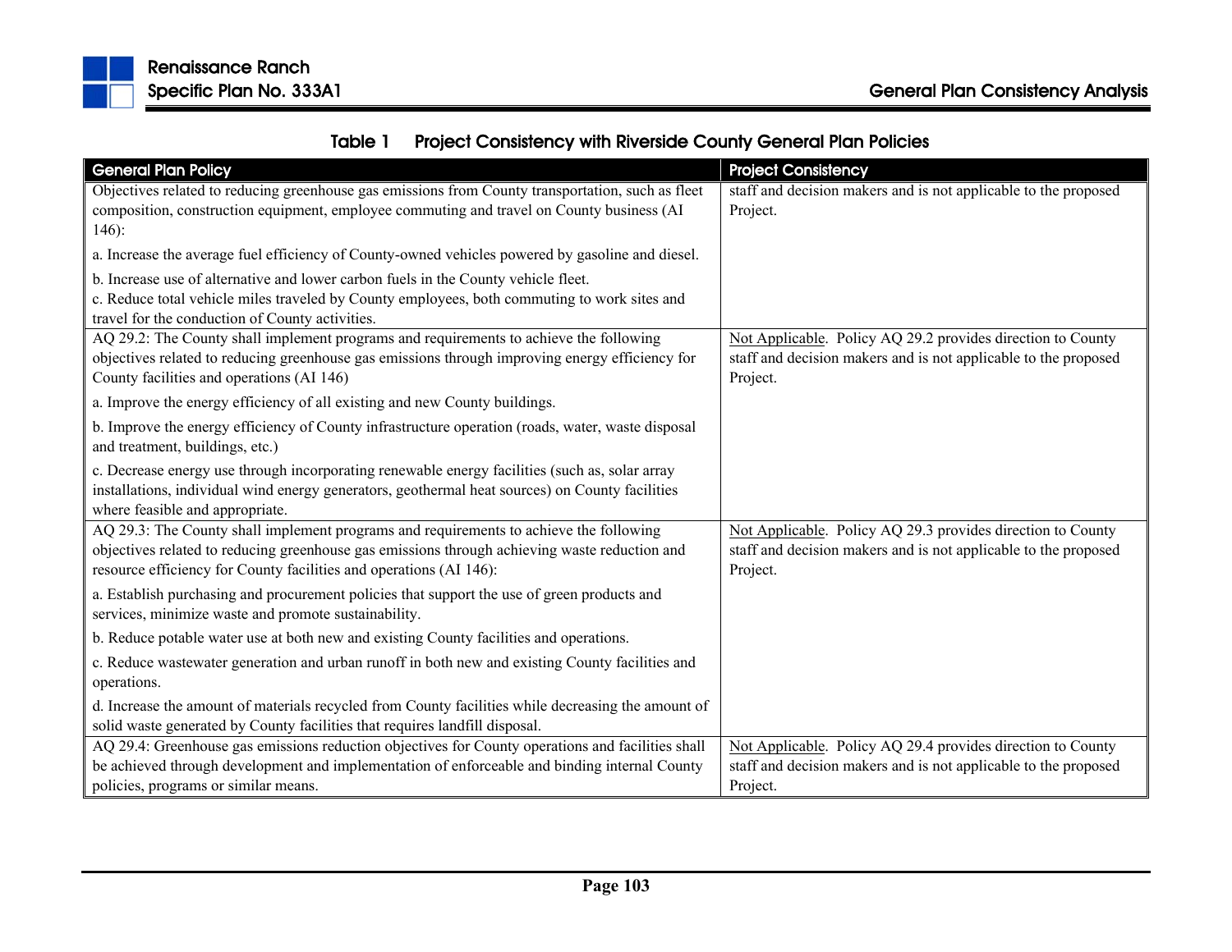**Table 1 Project Consistency with Riverside County General Plan Policies**

| General Plan Policy | Project Consistency |
|---|---|
| Objectives related to reducing greenhouse gas emissions from County transportation, such as fleet composition, construction equipment, employee commuting and travel on County business (AI 146):<br><br>a. Increase the average fuel efficiency of County-owned vehicles powered by gasoline and diesel.<br><br>b. Increase use of alternative and lower carbon fuels in the County vehicle fleet.<br>c. Reduce total vehicle miles traveled by County employees, both commuting to work sites and travel for the conduction of County activities. | staff and decision makers and is not applicable to the proposed Project. |
| AQ 29.2: The County shall implement programs and requirements to achieve the following objectives related to reducing greenhouse gas emissions through improving energy efficiency for County facilities and operations (AI 146)<br><br>a. Improve the energy efficiency of all existing and new County buildings.<br><br>b. Improve the energy efficiency of County infrastructure operation (roads, water, waste disposal and treatment, buildings, etc.)<br><br>c. Decrease energy use through incorporating renewable energy facilities (such as, solar array installations, individual wind energy generators, geothermal heat sources) on County facilities where feasible and appropriate. | Not Applicable. Policy AQ 29.2 provides direction to County staff and decision makers and is not applicable to the proposed Project. |
| AQ 29.3: The County shall implement programs and requirements to achieve the following objectives related to reducing greenhouse gas emissions through achieving waste reduction and resource efficiency for County facilities and operations (AI 146):<br><br>a. Establish purchasing and procurement policies that support the use of green products and services, minimize waste and promote sustainability.<br><br>b. Reduce potable water use at both new and existing County facilities and operations.<br><br>c. Reduce wastewater generation and urban runoff in both new and existing County facilities and operations.<br><br>d. Increase the amount of materials recycled from County facilities while decreasing the amount of solid waste generated by County facilities that requires landfill disposal. | Not Applicable. Policy AQ 29.3 provides direction to County staff and decision makers and is not applicable to the proposed Project. |
| AQ 29.4: Greenhouse gas emissions reduction objectives for County operations and facilities shall be achieved through development and implementation of enforceable and binding internal County policies, programs or similar means. | Not Applicable. Policy AQ 29.4 provides direction to County staff and decision makers and is not applicable to the proposed Project. |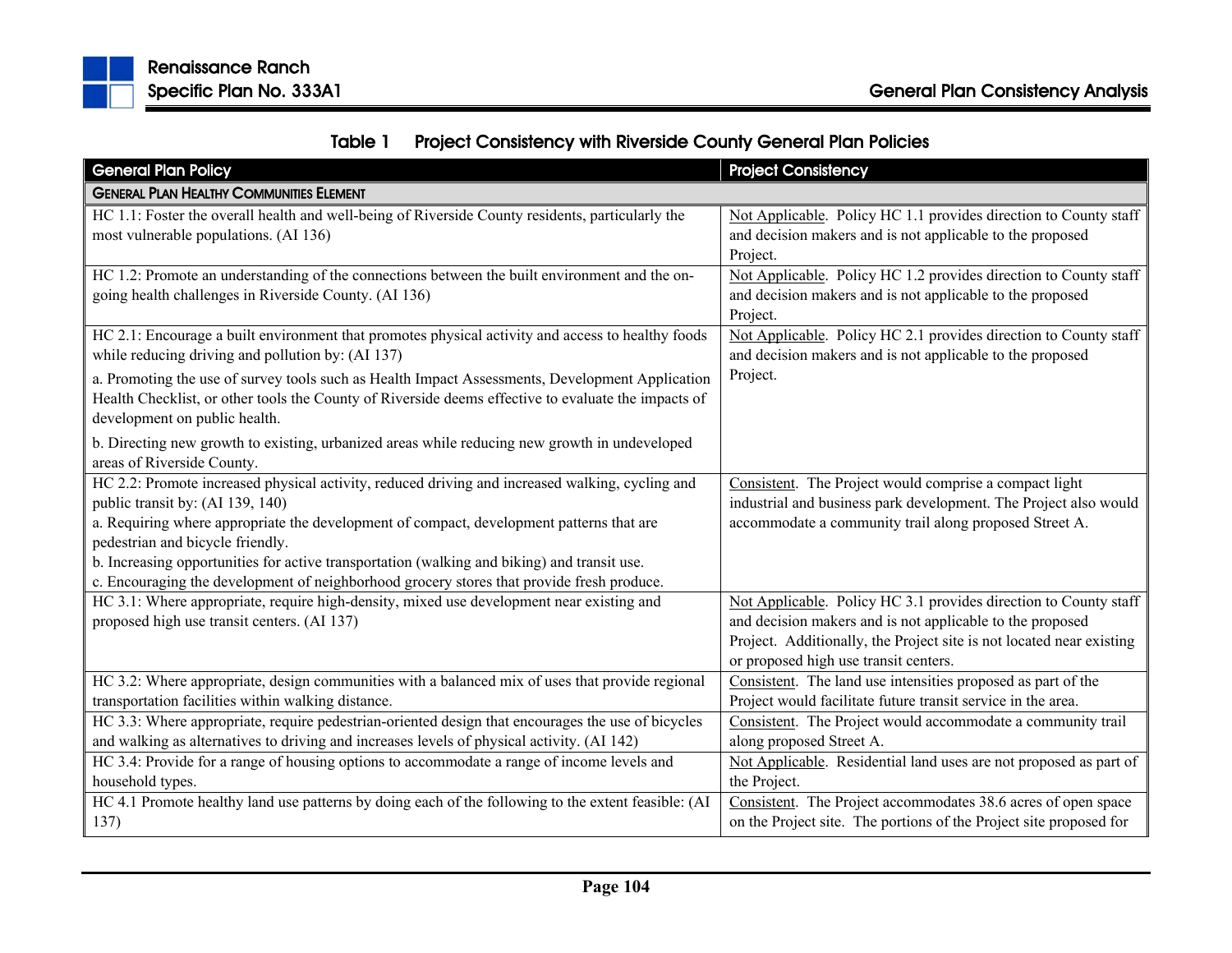### Table 1 Project Consistency with Riverside County General Plan Policies

| General Plan Policy | Project Consistency |
|---|---|
| **GENERAL PLAN HEALTHY COMMUNITIES ELEMENT** | |
| HC 1.1: Foster the overall health and well-being of Riverside County residents, particularly the most vulnerable populations. (AI 136) | Not Applicable. Policy HC 1.1 provides direction to County staff and decision makers and is not applicable to the proposed Project. |
| HC 1.2: Promote an understanding of the connections between the built environment and the on-going health challenges in Riverside County. (AI 136) | Not Applicable. Policy HC 1.2 provides direction to County staff and decision makers and is not applicable to the proposed Project. |
| HC 2.1: Encourage a built environment that promotes physical activity and access to healthy foods while reducing driving and pollution by: (AI 137)<br><br>a. Promoting the use of survey tools such as Health Impact Assessments, Development Application Health Checklist, or other tools the County of Riverside deems effective to evaluate the impacts of development on public health.<br><br>b. Directing new growth to existing, urbanized areas while reducing new growth in undeveloped areas of Riverside County. | Not Applicable. Policy HC 2.1 provides direction to County staff and decision makers and is not applicable to the proposed Project. |
| HC 2.2: Promote increased physical activity, reduced driving and increased walking, cycling and public transit by: (AI 139, 140)<br>a. Requiring where appropriate the development of compact, development patterns that are pedestrian and bicycle friendly.<br>b. Increasing opportunities for active transportation (walking and biking) and transit use.<br>c. Encouraging the development of neighborhood grocery stores that provide fresh produce. | Consistent. The Project would comprise a compact light industrial and business park development. The Project also would accommodate a community trail along proposed Street A. |
| HC 3.1: Where appropriate, require high-density, mixed use development near existing and proposed high use transit centers. (AI 137) | Not Applicable. Policy HC 3.1 provides direction to County staff and decision makers and is not applicable to the proposed Project. Additionally, the Project site is not located near existing or proposed high use transit centers. |
| HC 3.2: Where appropriate, design communities with a balanced mix of uses that provide regional transportation facilities within walking distance. | Consistent. The land use intensities proposed as part of the Project would facilitate future transit service in the area. |
| HC 3.3: Where appropriate, require pedestrian-oriented design that encourages the use of bicycles and walking as alternatives to driving and increases levels of physical activity. (AI 142) | Consistent. The Project would accommodate a community trail along proposed Street A. |
| HC 3.4: Provide for a range of housing options to accommodate a range of income levels and household types. | Not Applicable. Residential land uses are not proposed as part of the Project. |
| HC 4.1 Promote healthy land use patterns by doing each of the following to the extent feasible: (AI 137) | Consistent. The Project accommodates 38.6 acres of open space on the Project site. The portions of the Project site proposed for |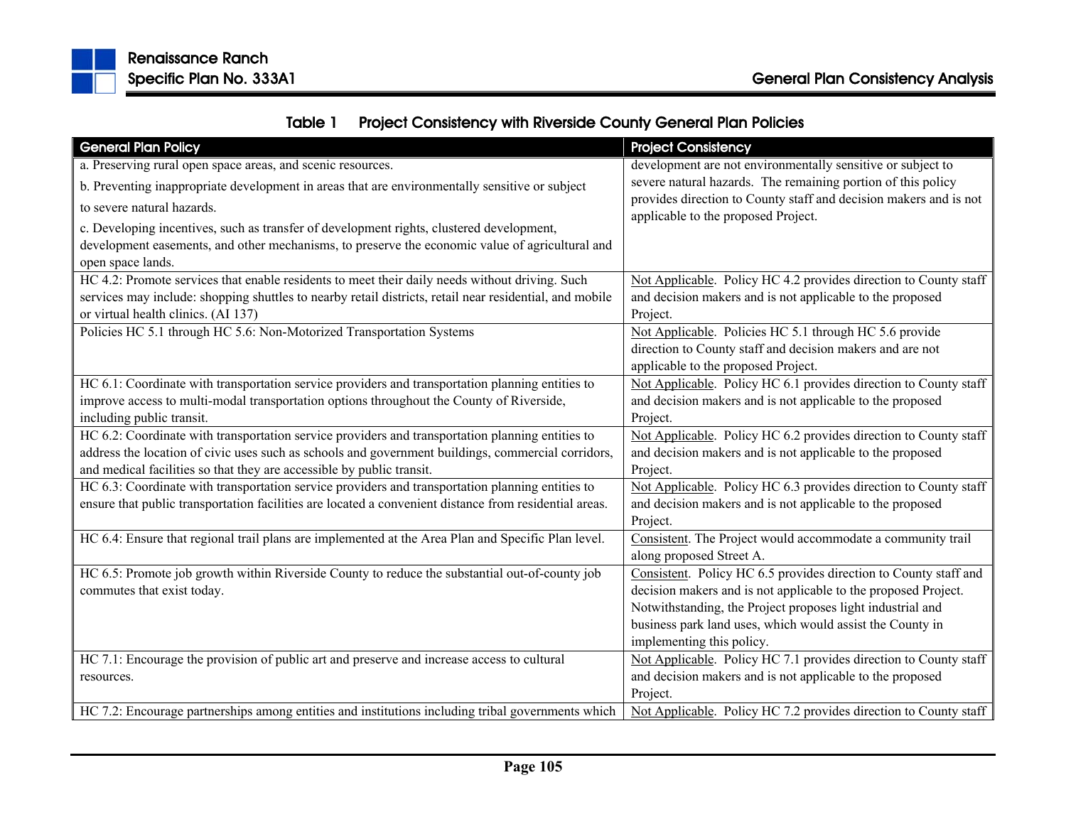**Table 1 Project Consistency with Riverside County General Plan Policies**

| General Plan Policy | Project Consistency |
|---|---|
| a. Preserving rural open space areas, and scenic resources.<br>b. Preventing inappropriate development in areas that are environmentally sensitive or subject to severe natural hazards.<br>c. Developing incentives, such as transfer of development rights, clustered development, development easements, and other mechanisms, to preserve the economic value of agricultural and open space lands. | development are not environmentally sensitive or subject to severe natural hazards. The remaining portion of this policy provides direction to County staff and decision makers and is not applicable to the proposed Project. |
| HC 4.2: Promote services that enable residents to meet their daily needs without driving. Such services may include: shopping shuttles to nearby retail districts, retail near residential, and mobile or virtual health clinics. (AI 137) | Not Applicable. Policy HC 4.2 provides direction to County staff and decision makers and is not applicable to the proposed Project. |
| Policies HC 5.1 through HC 5.6: Non-Motorized Transportation Systems | Not Applicable. Policies HC 5.1 through HC 5.6 provide direction to County staff and decision makers and are not applicable to the proposed Project. |
| HC 6.1: Coordinate with transportation service providers and transportation planning entities to improve access to multi-modal transportation options throughout the County of Riverside, including public transit. | Not Applicable. Policy HC 6.1 provides direction to County staff and decision makers and is not applicable to the proposed Project. |
| HC 6.2: Coordinate with transportation service providers and transportation planning entities to address the location of civic uses such as schools and government buildings, commercial corridors, and medical facilities so that they are accessible by public transit. | Not Applicable. Policy HC 6.2 provides direction to County staff and decision makers and is not applicable to the proposed Project. |
| HC 6.3: Coordinate with transportation service providers and transportation planning entities to ensure that public transportation facilities are located a convenient distance from residential areas. | Not Applicable. Policy HC 6.3 provides direction to County staff and decision makers and is not applicable to the proposed Project. |
| HC 6.4: Ensure that regional trail plans are implemented at the Area Plan and Specific Plan level. | Consistent. The Project would accommodate a community trail along proposed Street A. |
| HC 6.5: Promote job growth within Riverside County to reduce the substantial out-of-county job commutes that exist today. | Consistent. Policy HC 6.5 provides direction to County staff and decision makers and is not applicable to the proposed Project. Notwithstanding, the Project proposes light industrial and business park land uses, which would assist the County in implementing this policy. |
| HC 7.1: Encourage the provision of public art and preserve and increase access to cultural resources. | Not Applicable. Policy HC 7.1 provides direction to County staff and decision makers and is not applicable to the proposed Project. |
| HC 7.2: Encourage partnerships among entities and institutions including tribal governments which | Not Applicable. Policy HC 7.2 provides direction to County staff |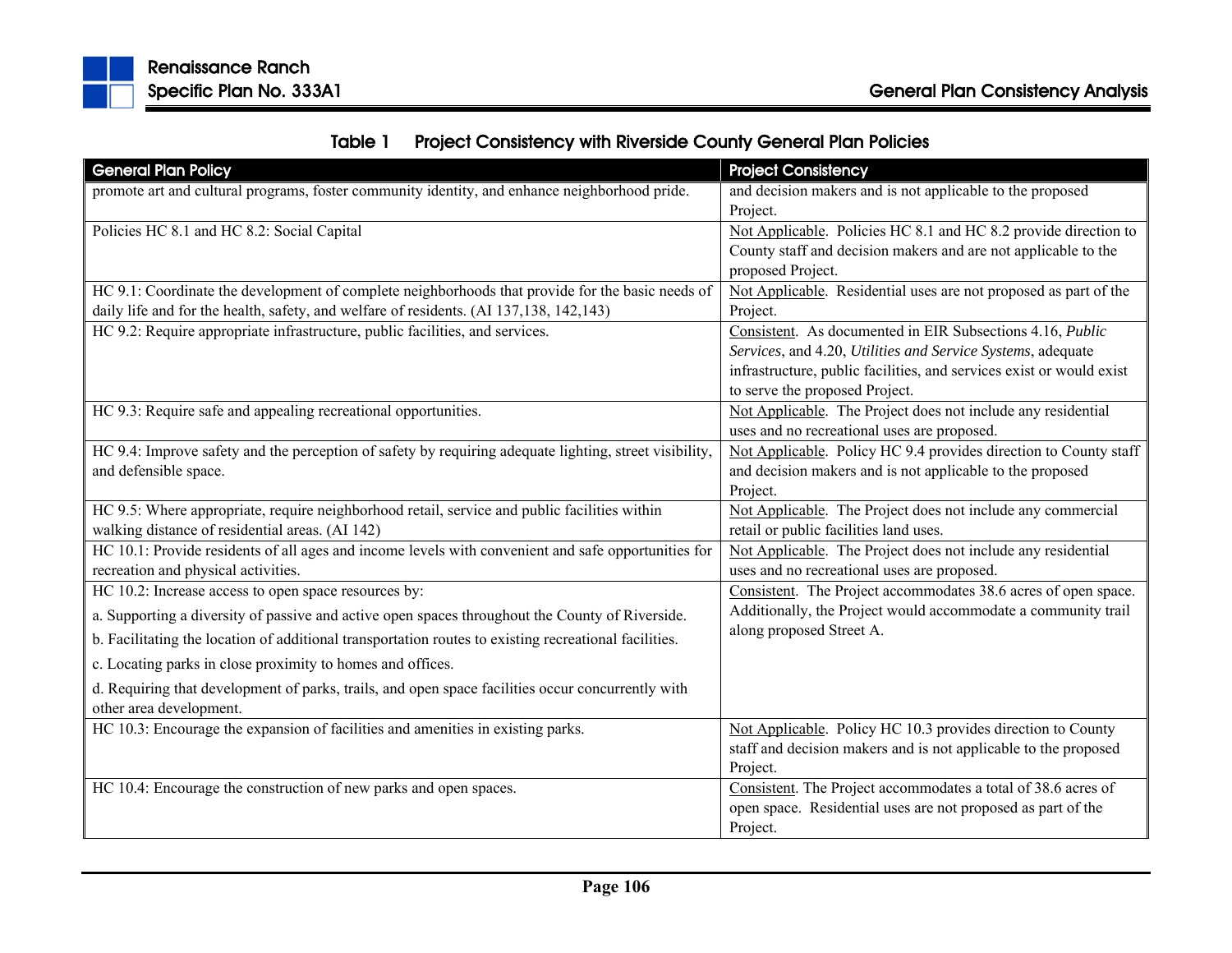Table 1 Project Consistency with Riverside County General Plan Policies

| General Plan Policy | Project Consistency |
|---|---|
| promote art and cultural programs, foster community identity, and enhance neighborhood pride. | and decision makers and is not applicable to the proposed Project. |
| Policies HC 8.1 and HC 8.2: Social Capital | Not Applicable. Policies HC 8.1 and HC 8.2 provide direction to County staff and decision makers and are not applicable to the proposed Project. |
| HC 9.1: Coordinate the development of complete neighborhoods that provide for the basic needs of daily life and for the health, safety, and welfare of residents. (AI 137,138, 142,143) | Not Applicable. Residential uses are not proposed as part of the Project. |
| HC 9.2: Require appropriate infrastructure, public facilities, and services. | Consistent. As documented in EIR Subsections 4.16, *Public Services*, and 4.20, *Utilities and Service Systems*, adequate infrastructure, public facilities, and services exist or would exist to serve the proposed Project. |
| HC 9.3: Require safe and appealing recreational opportunities. | Not Applicable. The Project does not include any residential uses and no recreational uses are proposed. |
| HC 9.4: Improve safety and the perception of safety by requiring adequate lighting, street visibility, and defensible space. | Not Applicable. Policy HC 9.4 provides direction to County staff and decision makers and is not applicable to the proposed Project. |
| HC 9.5: Where appropriate, require neighborhood retail, service and public facilities within walking distance of residential areas. (AI 142) | Not Applicable. The Project does not include any commercial retail or public facilities land uses. |
| HC 10.1: Provide residents of all ages and income levels with convenient and safe opportunities for recreation and physical activities. | Not Applicable. The Project does not include any residential uses and no recreational uses are proposed. |
| HC 10.2: Increase access to open space resources by:<br>a. Supporting a diversity of passive and active open spaces throughout the County of Riverside.<br>b. Facilitating the location of additional transportation routes to existing recreational facilities.<br>c. Locating parks in close proximity to homes and offices.<br>d. Requiring that development of parks, trails, and open space facilities occur concurrently with other area development. | Consistent. The Project accommodates 38.6 acres of open space. Additionally, the Project would accommodate a community trail along proposed Street A. |
| HC 10.3: Encourage the expansion of facilities and amenities in existing parks. | Not Applicable. Policy HC 10.3 provides direction to County staff and decision makers and is not applicable to the proposed Project. |
| HC 10.4: Encourage the construction of new parks and open spaces. | Consistent. The Project accommodates a total of 38.6 acres of open space. Residential uses are not proposed as part of the Project. |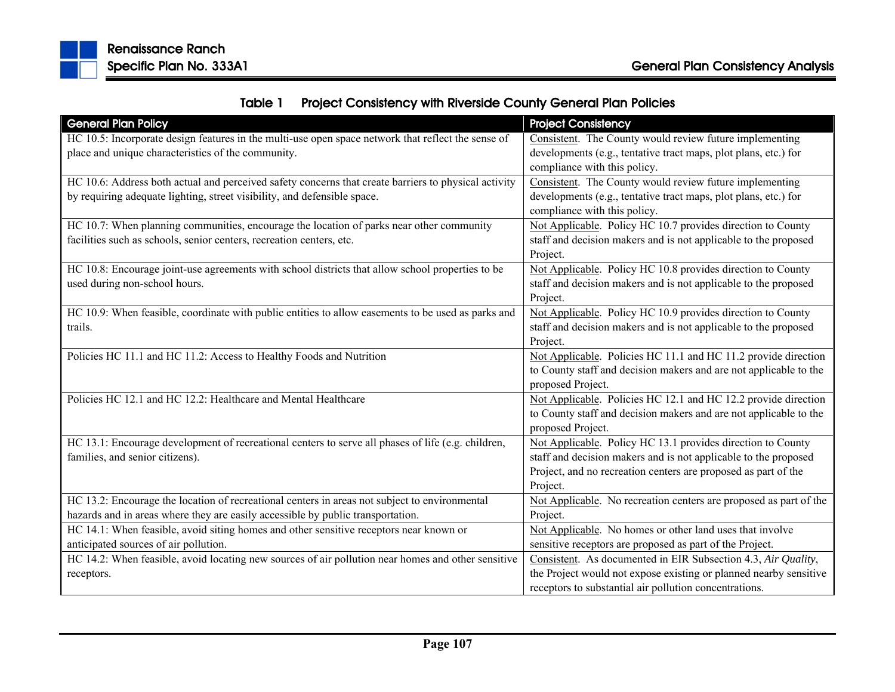Table 1 Project Consistency with Riverside County General Plan Policies

| General Plan Policy | Project Consistency |
|---|---|
| HC 10.5: Incorporate design features in the multi-use open space network that reflect the sense of place and unique characteristics of the community. | Consistent. The County would review future implementing developments (e.g., tentative tract maps, plot plans, etc.) for compliance with this policy. |
| HC 10.6: Address both actual and perceived safety concerns that create barriers to physical activity by requiring adequate lighting, street visibility, and defensible space. | Consistent. The County would review future implementing developments (e.g., tentative tract maps, plot plans, etc.) for compliance with this policy. |
| HC 10.7: When planning communities, encourage the location of parks near other community facilities such as schools, senior centers, recreation centers, etc. | Not Applicable. Policy HC 10.7 provides direction to County staff and decision makers and is not applicable to the proposed Project. |
| HC 10.8: Encourage joint-use agreements with school districts that allow school properties to be used during non-school hours. | Not Applicable. Policy HC 10.8 provides direction to County staff and decision makers and is not applicable to the proposed Project. |
| HC 10.9: When feasible, coordinate with public entities to allow easements to be used as parks and trails. | Not Applicable. Policy HC 10.9 provides direction to County staff and decision makers and is not applicable to the proposed Project. |
| Policies HC 11.1 and HC 11.2: Access to Healthy Foods and Nutrition | Not Applicable. Policies HC 11.1 and HC 11.2 provide direction to County staff and decision makers and are not applicable to the proposed Project. |
| Policies HC 12.1 and HC 12.2: Healthcare and Mental Healthcare | Not Applicable. Policies HC 12.1 and HC 12.2 provide direction to County staff and decision makers and are not applicable to the proposed Project. |
| HC 13.1: Encourage development of recreational centers to serve all phases of life (e.g. children, families, and senior citizens). | Not Applicable. Policy HC 13.1 provides direction to County staff and decision makers and is not applicable to the proposed Project, and no recreation centers are proposed as part of the Project. |
| HC 13.2: Encourage the location of recreational centers in areas not subject to environmental hazards and in areas where they are easily accessible by public transportation. | Not Applicable. No recreation centers are proposed as part of the Project. |
| HC 14.1: When feasible, avoid siting homes and other sensitive receptors near known or anticipated sources of air pollution. | Not Applicable. No homes or other land uses that involve sensitive receptors are proposed as part of the Project. |
| HC 14.2: When feasible, avoid locating new sources of air pollution near homes and other sensitive receptors. | Consistent. As documented in EIR Subsection 4.3, *Air Quality*, the Project would not expose existing or planned nearby sensitive receptors to substantial air pollution concentrations. |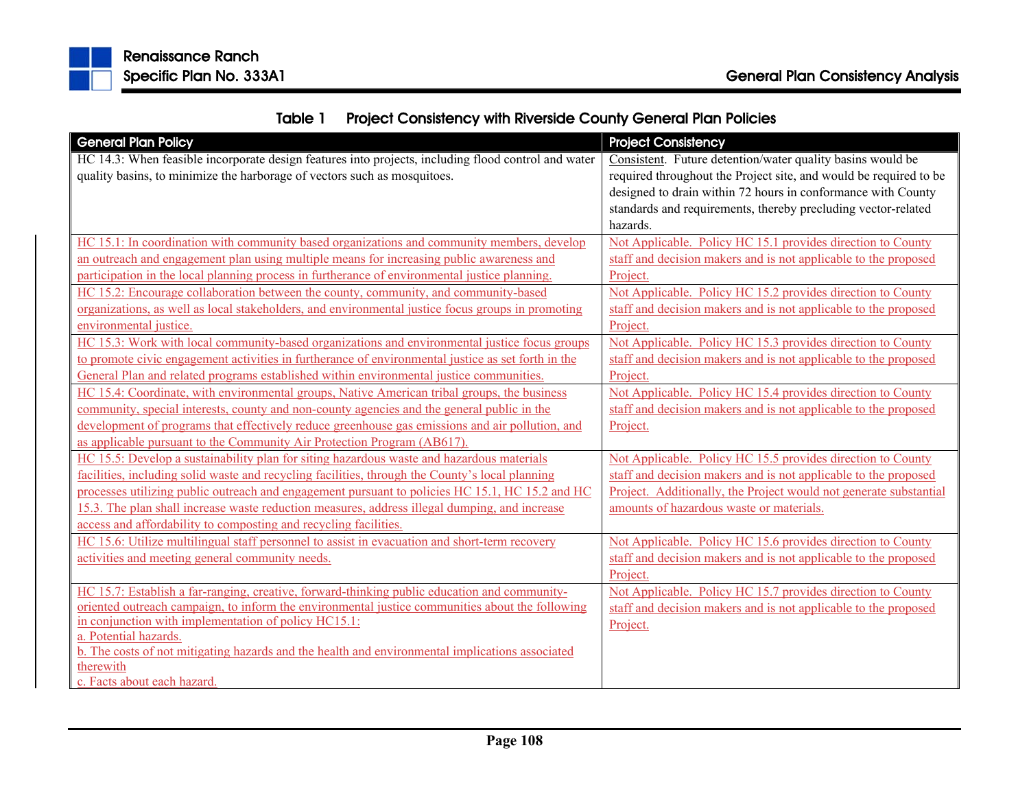**Table 1 Project Consistency with Riverside County General Plan Policies**

| General Plan Policy | Project Consistency |
|---|---|
| HC 14.3: When feasible incorporate design features into projects, including flood control and water quality basins, to minimize the harborage of vectors such as mosquitoes. | Consistent. Future detention/water quality basins would be required throughout the Project site, and would be required to be designed to drain within 72 hours in conformance with County standards and requirements, thereby precluding vector-related hazards. |
| HC 15.1: In coordination with community based organizations and community members, develop an outreach and engagement plan using multiple means for increasing public awareness and participation in the local planning process in furtherance of environmental justice planning. | Not Applicable. Policy HC 15.1 provides direction to County staff and decision makers and is not applicable to the proposed Project. |
| HC 15.2: Encourage collaboration between the county, community, and community-based organizations, as well as local stakeholders, and environmental justice focus groups in promoting environmental justice. | Not Applicable. Policy HC 15.2 provides direction to County staff and decision makers and is not applicable to the proposed Project. |
| HC 15.3: Work with local community-based organizations and environmental justice focus groups to promote civic engagement activities in furtherance of environmental justice as set forth in the General Plan and related programs established within environmental justice communities. | Not Applicable. Policy HC 15.3 provides direction to County staff and decision makers and is not applicable to the proposed Project. |
| HC 15.4: Coordinate, with environmental groups, Native American tribal groups, the business community, special interests, county and non-county agencies and the general public in the development of programs that effectively reduce greenhouse gas emissions and air pollution, and as applicable pursuant to the Community Air Protection Program (AB617). | Not Applicable. Policy HC 15.4 provides direction to County staff and decision makers and is not applicable to the proposed Project. |
| HC 15.5: Develop a sustainability plan for siting hazardous waste and hazardous materials facilities, including solid waste and recycling facilities, through the County's local planning processes utilizing public outreach and engagement pursuant to policies HC 15.1, HC 15.2 and HC 15.3. The plan shall increase waste reduction measures, address illegal dumping, and increase access and affordability to composting and recycling facilities. | Not Applicable. Policy HC 15.5 provides direction to County staff and decision makers and is not applicable to the proposed Project. Additionally, the Project would not generate substantial amounts of hazardous waste or materials. |
| HC 15.6: Utilize multilingual staff personnel to assist in evacuation and short-term recovery activities and meeting general community needs. | Not Applicable. Policy HC 15.6 provides direction to County staff and decision makers and is not applicable to the proposed Project. |
| HC 15.7: Establish a far-ranging, creative, forward-thinking public education and community-oriented outreach campaign, to inform the environmental justice communities about the following in conjunction with implementation of policy HC15.1:<br>a. Potential hazards.<br>b. The costs of not mitigating hazards and the health and environmental implications associated therewith<br>c. Facts about each hazard. | Not Applicable. Policy HC 15.7 provides direction to County staff and decision makers and is not applicable to the proposed Project. |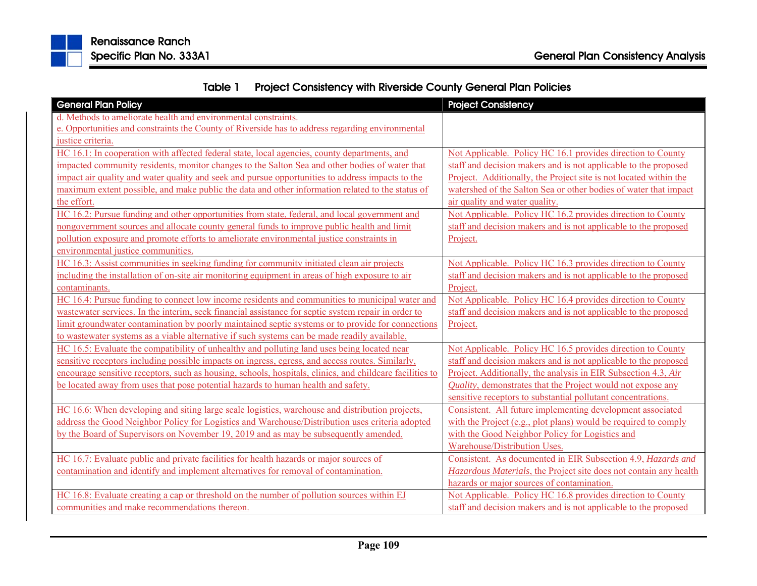**Table 1 Project Consistency with Riverside County General Plan Policies**

| General Plan Policy | Project Consistency |
|---|---|
| d. Methods to ameliorate health and environmental constraints.<br>e. Opportunities and constraints the County of Riverside has to address regarding environmental justice criteria. | |
| HC 16.1: In cooperation with affected federal state, local agencies, county departments, and impacted community residents, monitor changes to the Salton Sea and other bodies of water that impact air quality and water quality and seek and pursue opportunities to address impacts to the maximum extent possible, and make public the data and other information related to the status of the effort. | Not Applicable. Policy HC 16.1 provides direction to County staff and decision makers and is not applicable to the proposed Project. Additionally, the Project site is not located within the watershed of the Salton Sea or other bodies of water that impact air quality and water quality. |
| HC 16.2: Pursue funding and other opportunities from state, federal, and local government and nongovernment sources and allocate county general funds to improve public health and limit pollution exposure and promote efforts to ameliorate environmental justice constraints in environmental justice communities. | Not Applicable. Policy HC 16.2 provides direction to County staff and decision makers and is not applicable to the proposed Project. |
| HC 16.3: Assist communities in seeking funding for community initiated clean air projects including the installation of on-site air monitoring equipment in areas of high exposure to air contaminants. | Not Applicable. Policy HC 16.3 provides direction to County staff and decision makers and is not applicable to the proposed Project. |
| HC 16.4: Pursue funding to connect low income residents and communities to municipal water and wastewater services. In the interim, seek financial assistance for septic system repair in order to limit groundwater contamination by poorly maintained septic systems or to provide for connections to wastewater systems as a viable alternative if such systems can be made readily available. | Not Applicable. Policy HC 16.4 provides direction to County staff and decision makers and is not applicable to the proposed Project. |
| HC 16.5: Evaluate the compatibility of unhealthy and polluting land uses being located near sensitive receptors including possible impacts on ingress, egress, and access routes. Similarly, encourage sensitive receptors, such as housing, schools, hospitals, clinics, and childcare facilities to be located away from uses that pose potential hazards to human health and safety. | Not Applicable. Policy HC 16.5 provides direction to County staff and decision makers and is not applicable to the proposed Project. Additionally, the analysis in EIR Subsection 4.3, *Air Quality*, demonstrates that the Project would not expose any sensitive receptors to substantial pollutant concentrations. |
| HC 16.6: When developing and siting large scale logistics, warehouse and distribution projects, address the Good Neighbor Policy for Logistics and Warehouse/Distribution uses criteria adopted by the Board of Supervisors on November 19, 2019 and as may be subsequently amended. | Consistent. All future implementing development associated with the Project (e.g., plot plans) would be required to comply with the Good Neighbor Policy for Logistics and Warehouse/Distribution Uses. |
| HC 16.7: Evaluate public and private facilities for health hazards or major sources of contamination and identify and implement alternatives for removal of contamination. | Consistent. As documented in EIR Subsection 4.9, *Hazards and Hazardous Materials*, the Project site does not contain any health hazards or major sources of contamination. |
| HC 16.8: Evaluate creating a cap or threshold on the number of pollution sources within EJ communities and make recommendations thereon. | Not Applicable. Policy HC 16.8 provides direction to County staff and decision makers and is not applicable to the proposed |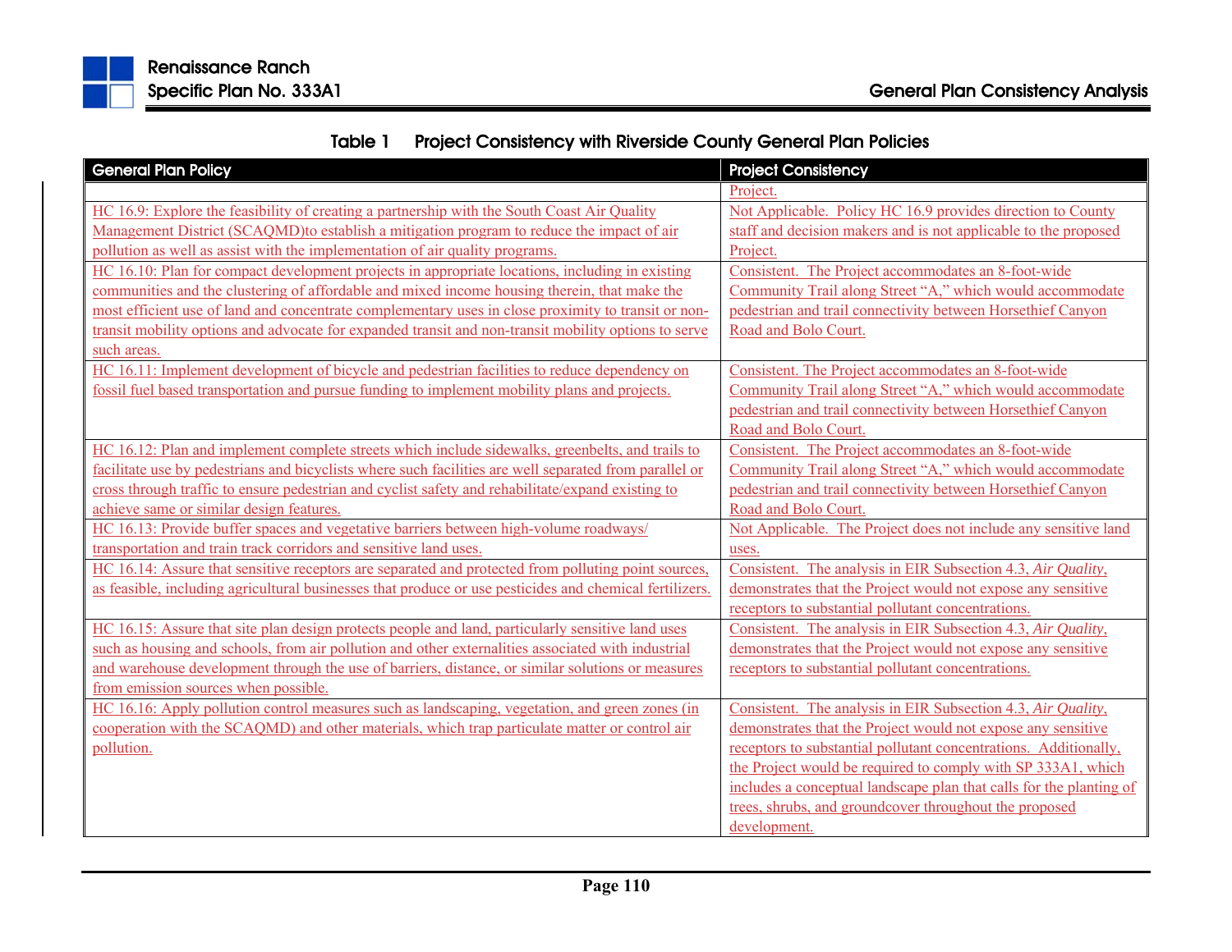Table 1 Project Consistency with Riverside County General Plan Policies

| General Plan Policy | Project Consistency |
|---|---|
| | Project. |
| HC 16.9: Explore the feasibility of creating a partnership with the South Coast Air Quality Management District (SCAQMD)to establish a mitigation program to reduce the impact of air pollution as well as assist with the implementation of air quality programs. | Not Applicable. Policy HC 16.9 provides direction to County staff and decision makers and is not applicable to the proposed Project. |
| HC 16.10: Plan for compact development projects in appropriate locations, including in existing communities and the clustering of affordable and mixed income housing therein, that make the most efficient use of land and concentrate complementary uses in close proximity to transit or non-transit mobility options and advocate for expanded transit and non-transit mobility options to serve such areas. | Consistent. The Project accommodates an 8-foot-wide Community Trail along Street "A," which would accommodate pedestrian and trail connectivity between Horsethief Canyon Road and Bolo Court. |
| HC 16.11: Implement development of bicycle and pedestrian facilities to reduce dependency on fossil fuel based transportation and pursue funding to implement mobility plans and projects. | Consistent. The Project accommodates an 8-foot-wide Community Trail along Street "A," which would accommodate pedestrian and trail connectivity between Horsethief Canyon Road and Bolo Court. |
| HC 16.12: Plan and implement complete streets which include sidewalks, greenbelts, and trails to facilitate use by pedestrians and bicyclists where such facilities are well separated from parallel or cross through traffic to ensure pedestrian and cyclist safety and rehabilitate/expand existing to achieve same or similar design features. | Consistent. The Project accommodates an 8-foot-wide Community Trail along Street "A," which would accommodate pedestrian and trail connectivity between Horsethief Canyon Road and Bolo Court. |
| HC 16.13: Provide buffer spaces and vegetative barriers between high-volume roadways/ transportation and train track corridors and sensitive land uses. | Not Applicable. The Project does not include any sensitive land uses. |
| HC 16.14: Assure that sensitive receptors are separated and protected from polluting point sources, as feasible, including agricultural businesses that produce or use pesticides and chemical fertilizers. | Consistent. The analysis in EIR Subsection 4.3, *Air Quality*, demonstrates that the Project would not expose any sensitive receptors to substantial pollutant concentrations. |
| HC 16.15: Assure that site plan design protects people and land, particularly sensitive land uses such as housing and schools, from air pollution and other externalities associated with industrial and warehouse development through the use of barriers, distance, or similar solutions or measures from emission sources when possible. | Consistent. The analysis in EIR Subsection 4.3, *Air Quality*, demonstrates that the Project would not expose any sensitive receptors to substantial pollutant concentrations. |
| HC 16.16: Apply pollution control measures such as landscaping, vegetation, and green zones (in cooperation with the SCAQMD) and other materials, which trap particulate matter or control air pollution. | Consistent. The analysis in EIR Subsection 4.3, *Air Quality*, demonstrates that the Project would not expose any sensitive receptors to substantial pollutant concentrations. Additionally, the Project would be required to comply with SP 333A1, which includes a conceptual landscape plan that calls for the planting of trees, shrubs, and groundcover throughout the proposed development. |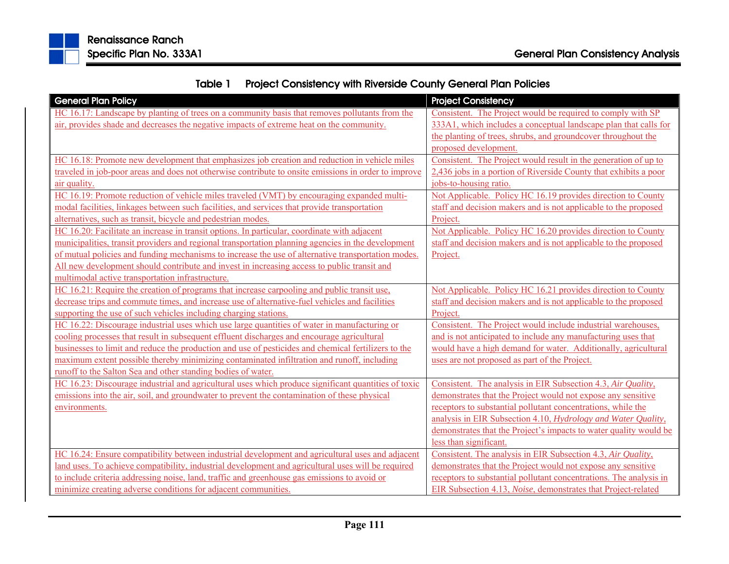**Table 1 Project Consistency with Riverside County General Plan Policies**

| General Plan Policy | Project Consistency |
|---|---|
| HC 16.17: Landscape by planting of trees on a community basis that removes pollutants from the air, provides shade and decreases the negative impacts of extreme heat on the community. | Consistent. The Project would be required to comply with SP 333A1, which includes a conceptual landscape plan that calls for the planting of trees, shrubs, and groundcover throughout the proposed development. |
| HC 16.18: Promote new development that emphasizes job creation and reduction in vehicle miles traveled in job-poor areas and does not otherwise contribute to onsite emissions in order to improve air quality. | Consistent. The Project would result in the generation of up to 2,436 jobs in a portion of Riverside County that exhibits a poor jobs-to-housing ratio. |
| HC 16.19: Promote reduction of vehicle miles traveled (VMT) by encouraging expanded multi-modal facilities, linkages between such facilities, and services that provide transportation alternatives, such as transit, bicycle and pedestrian modes. | Not Applicable. Policy HC 16.19 provides direction to County staff and decision makers and is not applicable to the proposed Project. |
| HC 16.20: Facilitate an increase in transit options. In particular, coordinate with adjacent municipalities, transit providers and regional transportation planning agencies in the development of mutual policies and funding mechanisms to increase the use of alternative transportation modes. All new development should contribute and invest in increasing access to public transit and multimodal active transportation infrastructure. | Not Applicable. Policy HC 16.20 provides direction to County staff and decision makers and is not applicable to the proposed Project. |
| HC 16.21: Require the creation of programs that increase carpooling and public transit use, decrease trips and commute times, and increase use of alternative-fuel vehicles and facilities supporting the use of such vehicles including charging stations. | Not Applicable. Policy HC 16.21 provides direction to County staff and decision makers and is not applicable to the proposed Project. |
| HC 16.22: Discourage industrial uses which use large quantities of water in manufacturing or cooling processes that result in subsequent effluent discharges and encourage agricultural businesses to limit and reduce the production and use of pesticides and chemical fertilizers to the maximum extent possible thereby minimizing contaminated infiltration and runoff, including runoff to the Salton Sea and other standing bodies of water. | Consistent. The Project would include industrial warehouses, and is not anticipated to include any manufacturing uses that would have a high demand for water. Additionally, agricultural uses are not proposed as part of the Project. |
| HC 16.23: Discourage industrial and agricultural uses which produce significant quantities of toxic emissions into the air, soil, and groundwater to prevent the contamination of these physical environments. | Consistent. The analysis in EIR Subsection 4.3, *Air Quality*, demonstrates that the Project would not expose any sensitive receptors to substantial pollutant concentrations, while the analysis in EIR Subsection 4.10, *Hydrology and Water Quality*, demonstrates that the Project's impacts to water quality would be less than significant. |
| HC 16.24: Ensure compatibility between industrial development and agricultural uses and adjacent land uses. To achieve compatibility, industrial development and agricultural uses will be required to include criteria addressing noise, land, traffic and greenhouse gas emissions to avoid or minimize creating adverse conditions for adjacent communities. | Consistent. The analysis in EIR Subsection 4.3, *Air Quality*, demonstrates that the Project would not expose any sensitive receptors to substantial pollutant concentrations. The analysis in EIR Subsection 4.13, *Noise*, demonstrates that Project-related |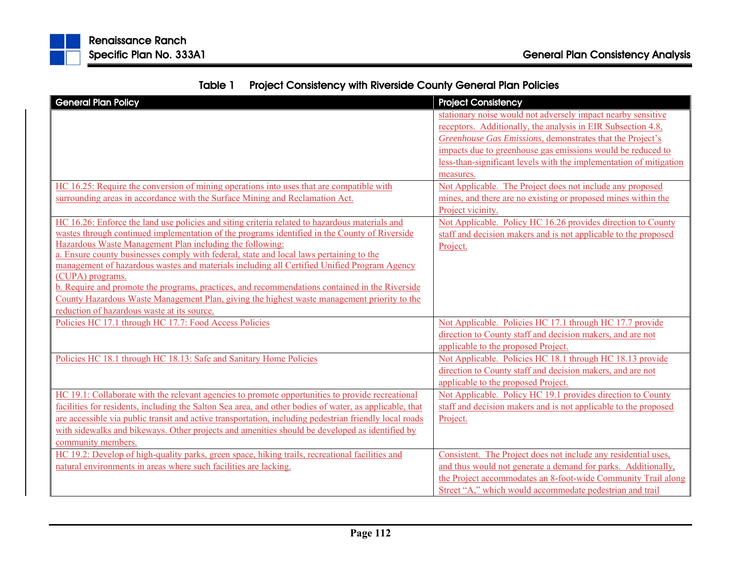**Table 1 Project Consistency with Riverside County General Plan Policies**

| General Plan Policy | Project Consistency |
|---|---|
| | stationary noise would not adversely impact nearby sensitive receptors. Additionally, the analysis in EIR Subsection 4.8, *Greenhouse Gas Emissions*, demonstrates that the Project's impacts due to greenhouse gas emissions would be reduced to less-than-significant levels with the implementation of mitigation measures. |
| HC 16.25: Require the conversion of mining operations into uses that are compatible with surrounding areas in accordance with the Surface Mining and Reclamation Act. | Not Applicable. The Project does not include any proposed mines, and there are no existing or proposed mines within the Project vicinity. |
| HC 16.26: Enforce the land use policies and siting criteria related to hazardous materials and wastes through continued implementation of the programs identified in the County of Riverside Hazardous Waste Management Plan including the following:<br>a. Ensure county businesses comply with federal, state and local laws pertaining to the management of hazardous wastes and materials including all Certified Unified Program Agency (CUPA) programs.<br>b. Require and promote the programs, practices, and recommendations contained in the Riverside County Hazardous Waste Management Plan, giving the highest waste management priority to the reduction of hazardous waste at its source. | Not Applicable. Policy HC 16.26 provides direction to County staff and decision makers and is not applicable to the proposed Project. |
| Policies HC 17.1 through HC 17.7: Food Access Policies | Not Applicable. Policies HC 17.1 through HC 17.7 provide direction to County staff and decision makers, and are not applicable to the proposed Project. |
| Policies HC 18.1 through HC 18.13: Safe and Sanitary Home Policies | Not Applicable. Policies HC 18.1 through HC 18.13 provide direction to County staff and decision makers, and are not applicable to the proposed Project. |
| HC 19.1: Collaborate with the relevant agencies to promote opportunities to provide recreational facilities for residents, including the Salton Sea area, and other bodies of water, as applicable, that are accessible via public transit and active transportation, including pedestrian friendly local roads with sidewalks and bikeways. Other projects and amenities should be developed as identified by community members. | Not Applicable. Policy HC 19.1 provides direction to County staff and decision makers and is not applicable to the proposed Project. |
| HC 19.2: Develop of high-quality parks, green space, hiking trails, recreational facilities and natural environments in areas where such facilities are lacking. | Consistent. The Project does not include any residential uses, and thus would not generate a demand for parks. Additionally, the Project accommodates an 8-foot-wide Community Trail along Street "A," which would accommodate pedestrian and trail |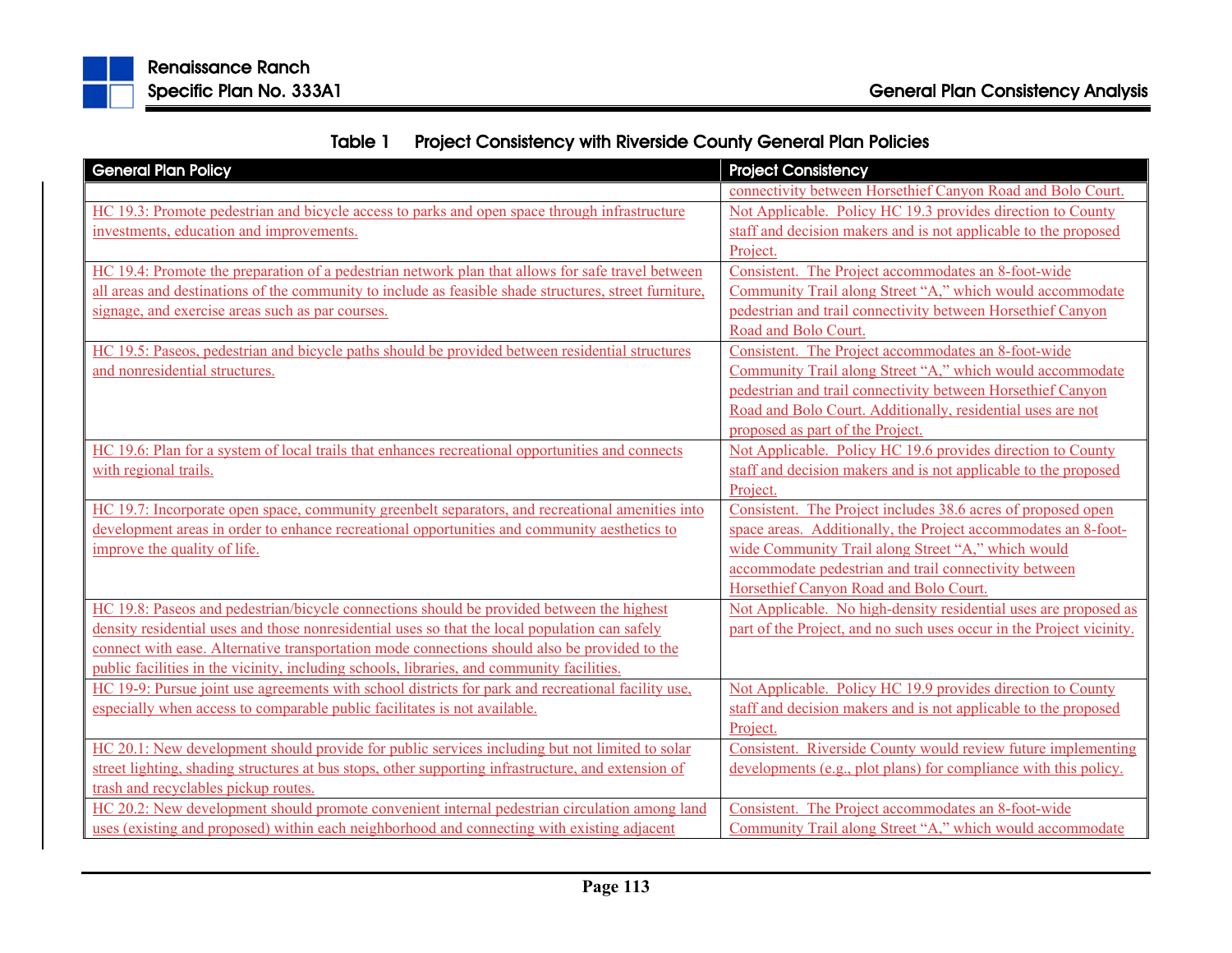### Table 1 Project Consistency with Riverside County General Plan Policies

| General Plan Policy | Project Consistency |
|---|---|
| | connectivity between Horsethief Canyon Road and Bolo Court. |
| HC 19.3: Promote pedestrian and bicycle access to parks and open space through infrastructure investments, education and improvements. | Not Applicable. Policy HC 19.3 provides direction to County staff and decision makers and is not applicable to the proposed Project. |
| HC 19.4: Promote the preparation of a pedestrian network plan that allows for safe travel between all areas and destinations of the community to include as feasible shade structures, street furniture, signage, and exercise areas such as par courses. | Consistent. The Project accommodates an 8-foot-wide Community Trail along Street "A," which would accommodate pedestrian and trail connectivity between Horsethief Canyon Road and Bolo Court. |
| HC 19.5: Paseos, pedestrian and bicycle paths should be provided between residential structures and nonresidential structures. | Consistent. The Project accommodates an 8-foot-wide Community Trail along Street "A," which would accommodate pedestrian and trail connectivity between Horsethief Canyon Road and Bolo Court. Additionally, residential uses are not proposed as part of the Project. |
| HC 19.6: Plan for a system of local trails that enhances recreational opportunities and connects with regional trails. | Not Applicable. Policy HC 19.6 provides direction to County staff and decision makers and is not applicable to the proposed Project. |
| HC 19.7: Incorporate open space, community greenbelt separators, and recreational amenities into development areas in order to enhance recreational opportunities and community aesthetics to improve the quality of life. | Consistent. The Project includes 38.6 acres of proposed open space areas. Additionally, the Project accommodates an 8-foot-wide Community Trail along Street "A," which would accommodate pedestrian and trail connectivity between Horsethief Canyon Road and Bolo Court. |
| HC 19.8: Paseos and pedestrian/bicycle connections should be provided between the highest density residential uses and those nonresidential uses so that the local population can safely connect with ease. Alternative transportation mode connections should also be provided to the public facilities in the vicinity, including schools, libraries, and community facilities. | Not Applicable. No high-density residential uses are proposed as part of the Project, and no such uses occur in the Project vicinity. |
| HC 19-9: Pursue joint use agreements with school districts for park and recreational facility use, especially when access to comparable public facilitates is not available. | Not Applicable. Policy HC 19.9 provides direction to County staff and decision makers and is not applicable to the proposed Project. |
| HC 20.1: New development should provide for public services including but not limited to solar street lighting, shading structures at bus stops, other supporting infrastructure, and extension of trash and recyclables pickup routes. | Consistent. Riverside County would review future implementing developments (e.g., plot plans) for compliance with this policy. |
| HC 20.2: New development should promote convenient internal pedestrian circulation among land uses (existing and proposed) within each neighborhood and connecting with existing adjacent | Consistent. The Project accommodates an 8-foot-wide Community Trail along Street "A," which would accommodate |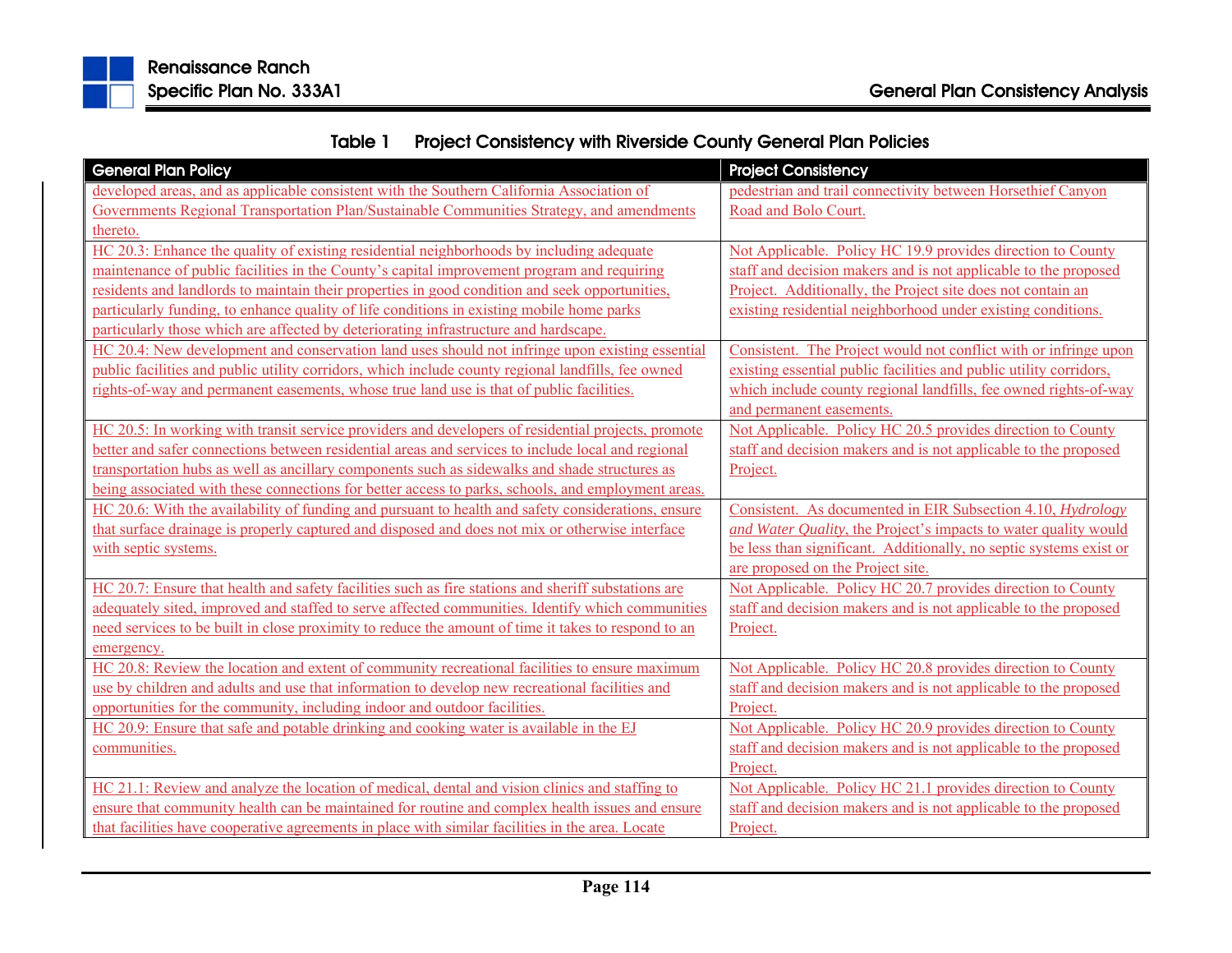**Table 1 Project Consistency with Riverside County General Plan Policies**

| General Plan Policy | Project Consistency |
|---|---|
| developed areas, and as applicable consistent with the Southern California Association of Governments Regional Transportation Plan/Sustainable Communities Strategy, and amendments thereto. | pedestrian and trail connectivity between Horsethief Canyon Road and Bolo Court. |
| HC 20.3: Enhance the quality of existing residential neighborhoods by including adequate maintenance of public facilities in the County's capital improvement program and requiring residents and landlords to maintain their properties in good condition and seek opportunities, particularly funding, to enhance quality of life conditions in existing mobile home parks particularly those which are affected by deteriorating infrastructure and hardscape. | Not Applicable. Policy HC 19.9 provides direction to County staff and decision makers and is not applicable to the proposed Project. Additionally, the Project site does not contain an existing residential neighborhood under existing conditions. |
| HC 20.4: New development and conservation land uses should not infringe upon existing essential public facilities and public utility corridors, which include county regional landfills, fee owned rights-of-way and permanent easements, whose true land use is that of public facilities. | Consistent. The Project would not conflict with or infringe upon existing essential public facilities and public utility corridors, which include county regional landfills, fee owned rights-of-way and permanent easements. |
| HC 20.5: In working with transit service providers and developers of residential projects, promote better and safer connections between residential areas and services to include local and regional transportation hubs as well as ancillary components such as sidewalks and shade structures as being associated with these connections for better access to parks, schools, and employment areas. | Not Applicable. Policy HC 20.5 provides direction to County staff and decision makers and is not applicable to the proposed Project. |
| HC 20.6: With the availability of funding and pursuant to health and safety considerations, ensure that surface drainage is properly captured and disposed and does not mix or otherwise interface with septic systems. | Consistent. As documented in EIR Subsection 4.10, *Hydrology and Water Quality*, the Project's impacts to water quality would be less than significant. Additionally, no septic systems exist or are proposed on the Project site. |
| HC 20.7: Ensure that health and safety facilities such as fire stations and sheriff substations are adequately sited, improved and staffed to serve affected communities. Identify which communities need services to be built in close proximity to reduce the amount of time it takes to respond to an emergency. | Not Applicable. Policy HC 20.7 provides direction to County staff and decision makers and is not applicable to the proposed Project. |
| HC 20.8: Review the location and extent of community recreational facilities to ensure maximum use by children and adults and use that information to develop new recreational facilities and opportunities for the community, including indoor and outdoor facilities. | Not Applicable. Policy HC 20.8 provides direction to County staff and decision makers and is not applicable to the proposed Project. |
| HC 20.9: Ensure that safe and potable drinking and cooking water is available in the EJ communities. | Not Applicable. Policy HC 20.9 provides direction to County staff and decision makers and is not applicable to the proposed Project. |
| HC 21.1: Review and analyze the location of medical, dental and vision clinics and staffing to ensure that community health can be maintained for routine and complex health issues and ensure that facilities have cooperative agreements in place with similar facilities in the area. Locate | Not Applicable. Policy HC 21.1 provides direction to County staff and decision makers and is not applicable to the proposed Project. |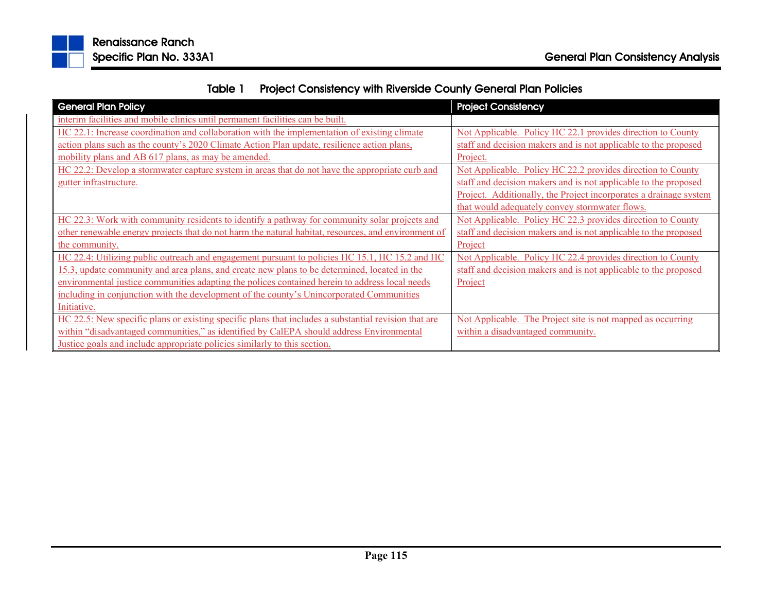**Table 1 Project Consistency with Riverside County General Plan Policies**

| General Plan Policy | Project Consistency |
|---|---|
| interim facilities and mobile clinics until permanent facilities can be built. | |
| HC 22.1: Increase coordination and collaboration with the implementation of existing climate action plans such as the county's 2020 Climate Action Plan update, resilience action plans, mobility plans and AB 617 plans, as may be amended. | Not Applicable. Policy HC 22.1 provides direction to County staff and decision makers and is not applicable to the proposed Project. |
| HC 22.2: Develop a stormwater capture system in areas that do not have the appropriate curb and gutter infrastructure. | Not Applicable. Policy HC 22.2 provides direction to County staff and decision makers and is not applicable to the proposed Project. Additionally, the Project incorporates a drainage system that would adequately convey stormwater flows. |
| HC 22.3: Work with community residents to identify a pathway for community solar projects and other renewable energy projects that do not harm the natural habitat, resources, and environment of the community. | Not Applicable. Policy HC 22.3 provides direction to County staff and decision makers and is not applicable to the proposed Project |
| HC 22.4: Utilizing public outreach and engagement pursuant to policies HC 15.1, HC 15.2 and HC 15.3, update community and area plans, and create new plans to be determined, located in the environmental justice communities adapting the polices contained herein to address local needs including in conjunction with the development of the county's Unincorporated Communities Initiative. | Not Applicable. Policy HC 22.4 provides direction to County staff and decision makers and is not applicable to the proposed Project |
| HC 22.5: New specific plans or existing specific plans that includes a substantial revision that are within "disadvantaged communities," as identified by CalEPA should address Environmental Justice goals and include appropriate policies similarly to this section. | Not Applicable. The Project site is not mapped as occurring within a disadvantaged community. |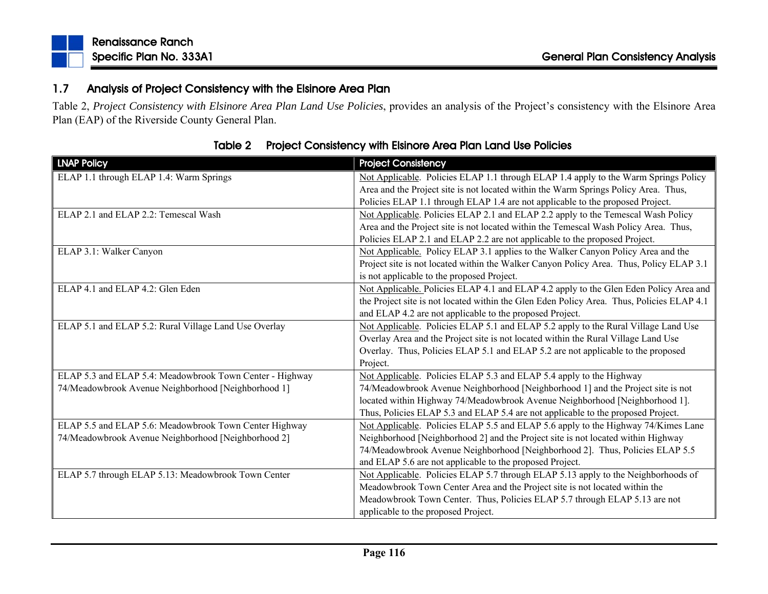## 1.7 Analysis of Project Consistency with the Elsinore Area Plan

Table 2, *Project Consistency with Elsinore Area Plan Land Use Policies*, provides an analysis of the Project's consistency with the Elsinore Area Plan (EAP) of the Riverside County General Plan.

**Table 2 Project Consistency with Elsinore Area Plan Land Use Policies**

| LNAP Policy | Project Consistency |
|---|---|
| ELAP 1.1 through ELAP 1.4: Warm Springs | Not Applicable. Policies ELAP 1.1 through ELAP 1.4 apply to the Warm Springs Policy Area and the Project site is not located within the Warm Springs Policy Area. Thus, Policies ELAP 1.1 through ELAP 1.4 are not applicable to the proposed Project. |
| ELAP 2.1 and ELAP 2.2: Temescal Wash | Not Applicable. Policies ELAP 2.1 and ELAP 2.2 apply to the Temescal Wash Policy Area and the Project site is not located within the Temescal Wash Policy Area. Thus, Policies ELAP 2.1 and ELAP 2.2 are not applicable to the proposed Project. |
| ELAP 3.1: Walker Canyon | Not Applicable. Policy ELAP 3.1 applies to the Walker Canyon Policy Area and the Project site is not located within the Walker Canyon Policy Area. Thus, Policy ELAP 3.1 is not applicable to the proposed Project. |
| ELAP 4.1 and ELAP 4.2: Glen Eden | Not Applicable. Policies ELAP 4.1 and ELAP 4.2 apply to the Glen Eden Policy Area and the Project site is not located within the Glen Eden Policy Area. Thus, Policies ELAP 4.1 and ELAP 4.2 are not applicable to the proposed Project. |
| ELAP 5.1 and ELAP 5.2: Rural Village Land Use Overlay | Not Applicable. Policies ELAP 5.1 and ELAP 5.2 apply to the Rural Village Land Use Overlay Area and the Project site is not located within the Rural Village Land Use Overlay. Thus, Policies ELAP 5.1 and ELAP 5.2 are not applicable to the proposed Project. |
| ELAP 5.3 and ELAP 5.4: Meadowbrook Town Center - Highway 74/Meadowbrook Avenue Neighborhood [Neighborhood 1] | Not Applicable. Policies ELAP 5.3 and ELAP 5.4 apply to the Highway 74/Meadowbrook Avenue Neighborhood [Neighborhood 1] and the Project site is not located within Highway 74/Meadowbrook Avenue Neighborhood [Neighborhood 1]. Thus, Policies ELAP 5.3 and ELAP 5.4 are not applicable to the proposed Project. |
| ELAP 5.5 and ELAP 5.6: Meadowbrook Town Center Highway 74/Meadowbrook Avenue Neighborhood [Neighborhood 2] | Not Applicable. Policies ELAP 5.5 and ELAP 5.6 apply to the Highway 74/Kimes Lane Neighborhood [Neighborhood 2] and the Project site is not located within Highway 74/Meadowbrook Avenue Neighborhood [Neighborhood 2]. Thus, Policies ELAP 5.5 and ELAP 5.6 are not applicable to the proposed Project. |
| ELAP 5.7 through ELAP 5.13: Meadowbrook Town Center | Not Applicable. Policies ELAP 5.7 through ELAP 5.13 apply to the Neighborhoods of Meadowbrook Town Center Area and the Project site is not located within the Meadowbrook Town Center. Thus, Policies ELAP 5.7 through ELAP 5.13 are not applicable to the proposed Project. |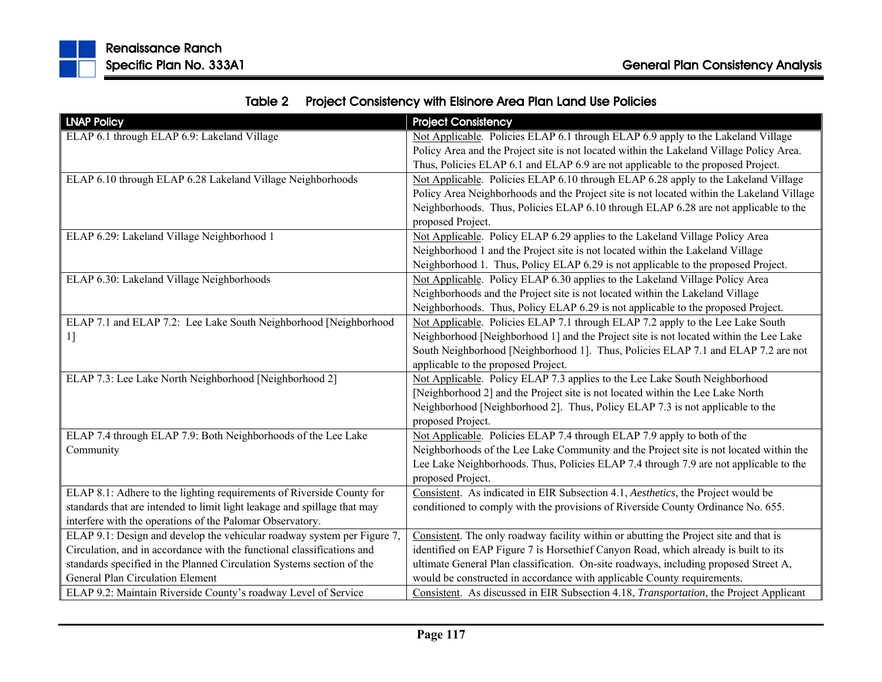**Table 2 Project Consistency with Elsinore Area Plan Land Use Policies**

| LNAP Policy | Project Consistency |
|---|---|
| ELAP 6.1 through ELAP 6.9: Lakeland Village | Not Applicable. Policies ELAP 6.1 through ELAP 6.9 apply to the Lakeland Village Policy Area and the Project site is not located within the Lakeland Village Policy Area. Thus, Policies ELAP 6.1 and ELAP 6.9 are not applicable to the proposed Project. |
| ELAP 6.10 through ELAP 6.28 Lakeland Village Neighborhoods | Not Applicable. Policies ELAP 6.10 through ELAP 6.28 apply to the Lakeland Village Policy Area Neighborhoods and the Project site is not located within the Lakeland Village Neighborhoods. Thus, Policies ELAP 6.10 through ELAP 6.28 are not applicable to the proposed Project. |
| ELAP 6.29: Lakeland Village Neighborhood 1 | Not Applicable. Policy ELAP 6.29 applies to the Lakeland Village Policy Area Neighborhood 1 and the Project site is not located within the Lakeland Village Neighborhood 1. Thus, Policy ELAP 6.29 is not applicable to the proposed Project. |
| ELAP 6.30: Lakeland Village Neighborhoods | Not Applicable. Policy ELAP 6.30 applies to the Lakeland Village Policy Area Neighborhoods and the Project site is not located within the Lakeland Village Neighborhoods. Thus, Policy ELAP 6.29 is not applicable to the proposed Project. |
| ELAP 7.1 and ELAP 7.2: Lee Lake South Neighborhood [Neighborhood 1] | Not Applicable. Policies ELAP 7.1 through ELAP 7.2 apply to the Lee Lake South Neighborhood [Neighborhood 1] and the Project site is not located within the Lee Lake South Neighborhood [Neighborhood 1]. Thus, Policies ELAP 7.1 and ELAP 7.2 are not applicable to the proposed Project. |
| ELAP 7.3: Lee Lake North Neighborhood [Neighborhood 2] | Not Applicable. Policy ELAP 7.3 applies to the Lee Lake South Neighborhood [Neighborhood 2] and the Project site is not located within the Lee Lake North Neighborhood [Neighborhood 2]. Thus, Policy ELAP 7.3 is not applicable to the proposed Project. |
| ELAP 7.4 through ELAP 7.9: Both Neighborhoods of the Lee Lake Community | Not Applicable. Policies ELAP 7.4 through ELAP 7.9 apply to both of the Neighborhoods of the Lee Lake Community and the Project site is not located within the Lee Lake Neighborhoods. Thus, Policies ELAP 7.4 through 7.9 are not applicable to the proposed Project. |
| ELAP 8.1: Adhere to the lighting requirements of Riverside County for standards that are intended to limit light leakage and spillage that may interfere with the operations of the Palomar Observatory. | Consistent. As indicated in EIR Subsection 4.1, *Aesthetics*, the Project would be conditioned to comply with the provisions of Riverside County Ordinance No. 655. |
| ELAP 9.1: Design and develop the vehicular roadway system per Figure 7, Circulation, and in accordance with the functional classifications and standards specified in the Planned Circulation Systems section of the General Plan Circulation Element | Consistent. The only roadway facility within or abutting the Project site and that is identified on EAP Figure 7 is Horsethief Canyon Road, which already is built to its ultimate General Plan classification. On-site roadways, including proposed Street A, would be constructed in accordance with applicable County requirements. |
| ELAP 9.2: Maintain Riverside County's roadway Level of Service | Consistent. As discussed in EIR Subsection 4.18, *Transportation*, the Project Applicant |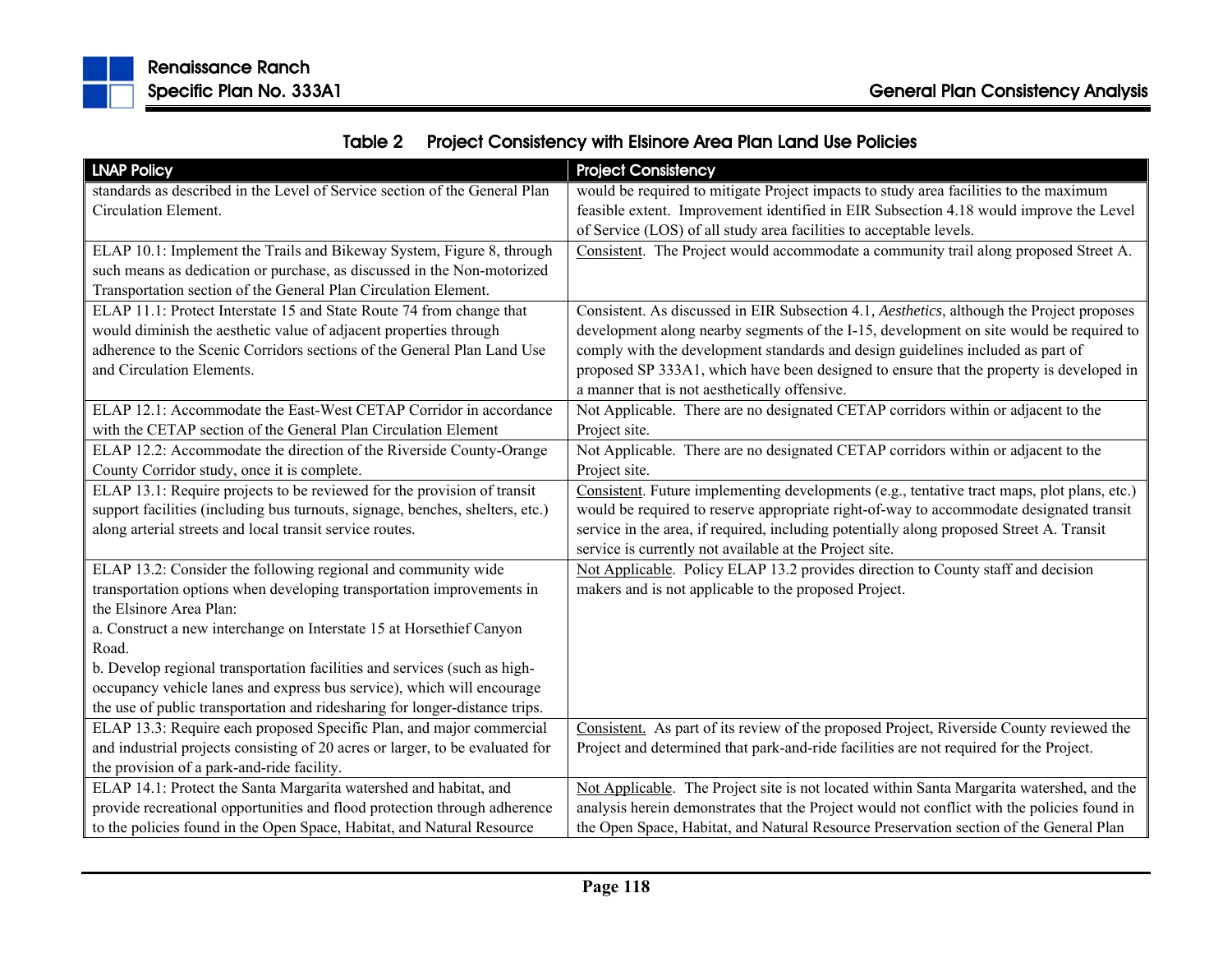**Table 2 Project Consistency with Elsinore Area Plan Land Use Policies**

| LNAP Policy | Project Consistency |
|---|---|
| standards as described in the Level of Service section of the General Plan Circulation Element. | would be required to mitigate Project impacts to study area facilities to the maximum feasible extent. Improvement identified in EIR Subsection 4.18 would improve the Level of Service (LOS) of all study area facilities to acceptable levels. |
| ELAP 10.1: Implement the Trails and Bikeway System, Figure 8, through such means as dedication or purchase, as discussed in the Non-motorized Transportation section of the General Plan Circulation Element. | Consistent. The Project would accommodate a community trail along proposed Street A. |
| ELAP 11.1: Protect Interstate 15 and State Route 74 from change that would diminish the aesthetic value of adjacent properties through adherence to the Scenic Corridors sections of the General Plan Land Use and Circulation Elements. | Consistent. As discussed in EIR Subsection 4.1, *Aesthetics*, although the Project proposes development along nearby segments of the I-15, development on site would be required to comply with the development standards and design guidelines included as part of proposed SP 333A1, which have been designed to ensure that the property is developed in a manner that is not aesthetically offensive. |
| ELAP 12.1: Accommodate the East-West CETAP Corridor in accordance with the CETAP section of the General Plan Circulation Element | Not Applicable. There are no designated CETAP corridors within or adjacent to the Project site. |
| ELAP 12.2: Accommodate the direction of the Riverside County-Orange County Corridor study, once it is complete. | Not Applicable. There are no designated CETAP corridors within or adjacent to the Project site. |
| ELAP 13.1: Require projects to be reviewed for the provision of transit support facilities (including bus turnouts, signage, benches, shelters, etc.) along arterial streets and local transit service routes. | Consistent. Future implementing developments (e.g., tentative tract maps, plot plans, etc.) would be required to reserve appropriate right-of-way to accommodate designated transit service in the area, if required, including potentially along proposed Street A. Transit service is currently not available at the Project site. |
| ELAP 13.2: Consider the following regional and community wide transportation options when developing transportation improvements in the Elsinore Area Plan:<br>a. Construct a new interchange on Interstate 15 at Horsethief Canyon Road.<br>b. Develop regional transportation facilities and services (such as high-occupancy vehicle lanes and express bus service), which will encourage the use of public transportation and ridesharing for longer-distance trips. | Not Applicable. Policy ELAP 13.2 provides direction to County staff and decision makers and is not applicable to the proposed Project. |
| ELAP 13.3: Require each proposed Specific Plan, and major commercial and industrial projects consisting of 20 acres or larger, to be evaluated for the provision of a park-and-ride facility. | Consistent. As part of its review of the proposed Project, Riverside County reviewed the Project and determined that park-and-ride facilities are not required for the Project. |
| ELAP 14.1: Protect the Santa Margarita watershed and habitat, and provide recreational opportunities and flood protection through adherence to the policies found in the Open Space, Habitat, and Natural Resource | Not Applicable. The Project site is not located within Santa Margarita watershed, and the analysis herein demonstrates that the Project would not conflict with the policies found in the Open Space, Habitat, and Natural Resource Preservation section of the General Plan |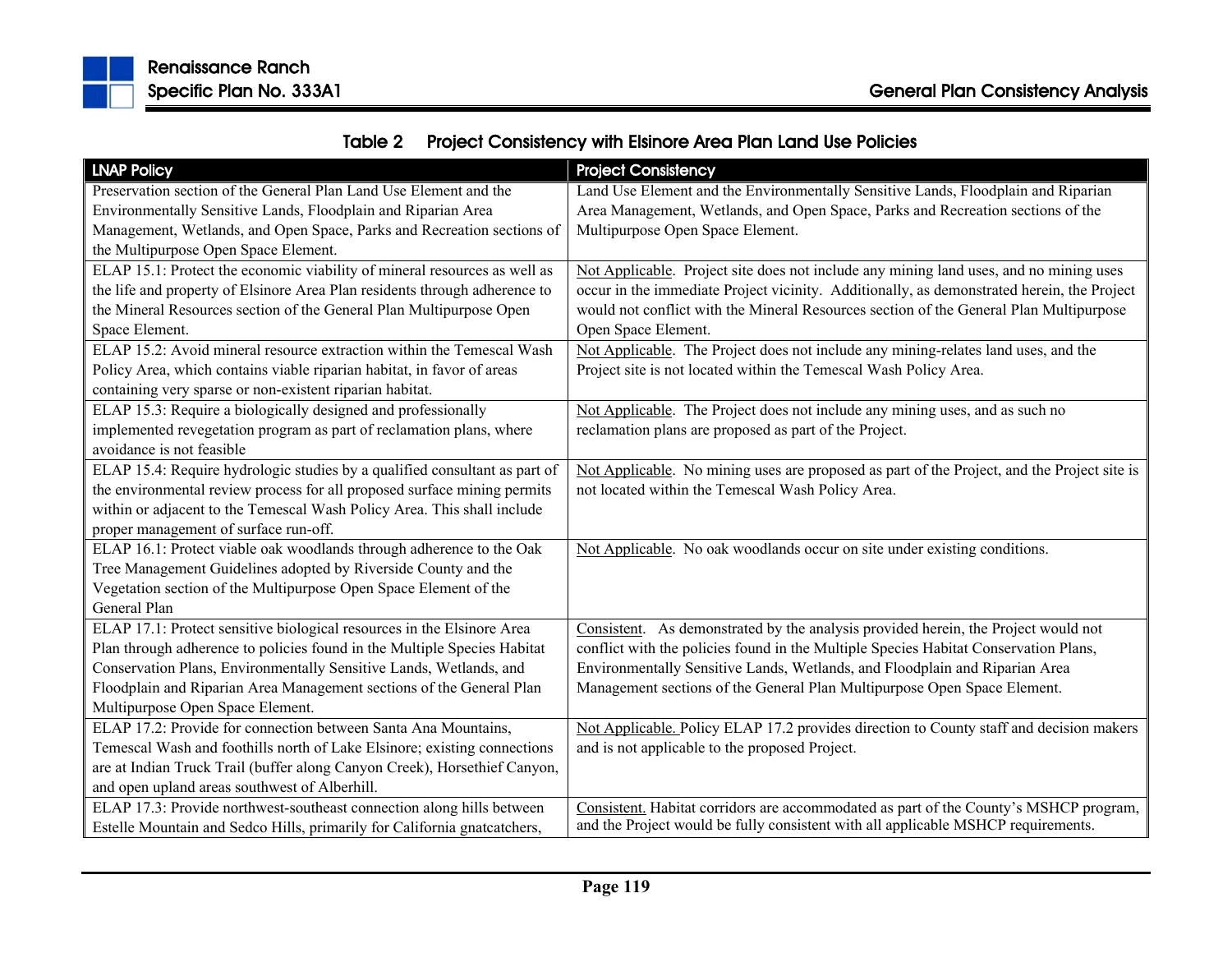**Table 2 Project Consistency with Elsinore Area Plan Land Use Policies**

| LNAP Policy | Project Consistency |
|---|---|
| Preservation section of the General Plan Land Use Element and the Environmentally Sensitive Lands, Floodplain and Riparian Area Management, Wetlands, and Open Space, Parks and Recreation sections of the Multipurpose Open Space Element. | Land Use Element and the Environmentally Sensitive Lands, Floodplain and Riparian Area Management, Wetlands, and Open Space, Parks and Recreation sections of the Multipurpose Open Space Element. |
| ELAP 15.1: Protect the economic viability of mineral resources as well as the life and property of Elsinore Area Plan residents through adherence to the Mineral Resources section of the General Plan Multipurpose Open Space Element. | Not Applicable. Project site does not include any mining land uses, and no mining uses occur in the immediate Project vicinity. Additionally, as demonstrated herein, the Project would not conflict with the Mineral Resources section of the General Plan Multipurpose Open Space Element. |
| ELAP 15.2: Avoid mineral resource extraction within the Temescal Wash Policy Area, which contains viable riparian habitat, in favor of areas containing very sparse or non-existent riparian habitat. | Not Applicable. The Project does not include any mining-relates land uses, and the Project site is not located within the Temescal Wash Policy Area. |
| ELAP 15.3: Require a biologically designed and professionally implemented revegetation program as part of reclamation plans, where avoidance is not feasible | Not Applicable. The Project does not include any mining uses, and as such no reclamation plans are proposed as part of the Project. |
| ELAP 15.4: Require hydrologic studies by a qualified consultant as part of the environmental review process for all proposed surface mining permits within or adjacent to the Temescal Wash Policy Area. This shall include proper management of surface run-off. | Not Applicable. No mining uses are proposed as part of the Project, and the Project site is not located within the Temescal Wash Policy Area. |
| ELAP 16.1: Protect viable oak woodlands through adherence to the Oak Tree Management Guidelines adopted by Riverside County and the Vegetation section of the Multipurpose Open Space Element of the General Plan | Not Applicable. No oak woodlands occur on site under existing conditions. |
| ELAP 17.1: Protect sensitive biological resources in the Elsinore Area Plan through adherence to policies found in the Multiple Species Habitat Conservation Plans, Environmentally Sensitive Lands, Wetlands, and Floodplain and Riparian Area Management sections of the General Plan Multipurpose Open Space Element. | Consistent. As demonstrated by the analysis provided herein, the Project would not conflict with the policies found in the Multiple Species Habitat Conservation Plans, Environmentally Sensitive Lands, Wetlands, and Floodplain and Riparian Area Management sections of the General Plan Multipurpose Open Space Element. |
| ELAP 17.2: Provide for connection between Santa Ana Mountains, Temescal Wash and foothills north of Lake Elsinore; existing connections are at Indian Truck Trail (buffer along Canyon Creek), Horsethief Canyon, and open upland areas southwest of Alberhill. | Not Applicable. Policy ELAP 17.2 provides direction to County staff and decision makers and is not applicable to the proposed Project. |
| ELAP 17.3: Provide northwest-southeast connection along hills between Estelle Mountain and Sedco Hills, primarily for California gnatcatchers, | Consistent. Habitat corridors are accommodated as part of the County's MSHCP program, and the Project would be fully consistent with all applicable MSHCP requirements. |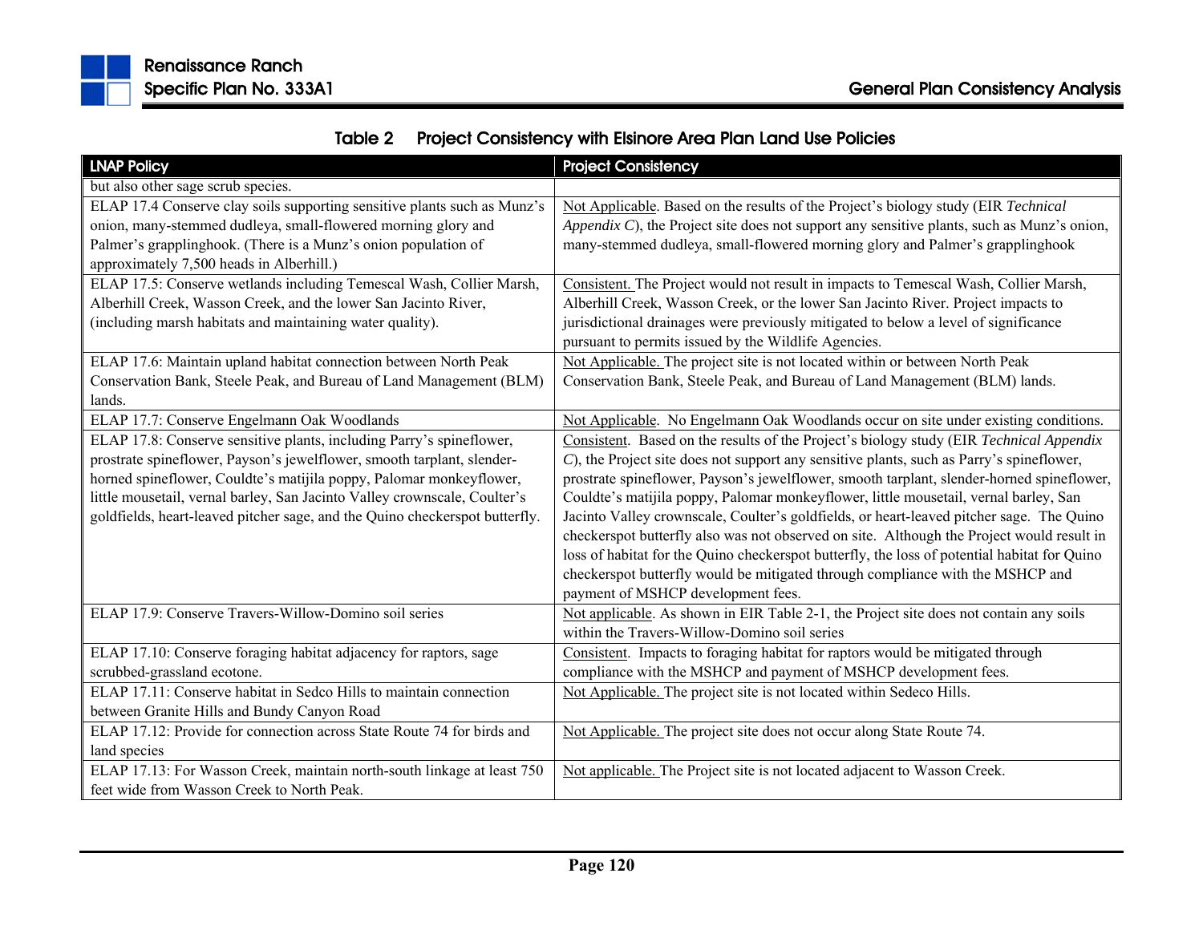**Table 2 Project Consistency with Elsinore Area Plan Land Use Policies**

| LNAP Policy | Project Consistency |
|---|---|
| but also other sage scrub species. | |
| ELAP 17.4 Conserve clay soils supporting sensitive plants such as Munz's onion, many-stemmed dudleya, small-flowered morning glory and Palmer's grapplinghook. (There is a Munz's onion population of approximately 7,500 heads in Alberhill.) | Not Applicable. Based on the results of the Project's biology study (EIR *Technical Appendix C*), the Project site does not support any sensitive plants, such as Munz's onion, many-stemmed dudleya, small-flowered morning glory and Palmer's grapplinghook |
| ELAP 17.5: Conserve wetlands including Temescal Wash, Collier Marsh, Alberhill Creek, Wasson Creek, and the lower San Jacinto River, (including marsh habitats and maintaining water quality). | Consistent. The Project would not result in impacts to Temescal Wash, Collier Marsh, Alberhill Creek, Wasson Creek, or the lower San Jacinto River. Project impacts to jurisdictional drainages were previously mitigated to below a level of significance pursuant to permits issued by the Wildlife Agencies. |
| ELAP 17.6: Maintain upland habitat connection between North Peak Conservation Bank, Steele Peak, and Bureau of Land Management (BLM) lands. | Not Applicable. The project site is not located within or between North Peak Conservation Bank, Steele Peak, and Bureau of Land Management (BLM) lands. |
| ELAP 17.7: Conserve Engelmann Oak Woodlands | Not Applicable. No Engelmann Oak Woodlands occur on site under existing conditions. |
| ELAP 17.8: Conserve sensitive plants, including Parry's spineflower, prostrate spineflower, Payson's jewelflower, smooth tarplant, slender-horned spineflower, Couldte's matijila poppy, Palomar monkeyflower, little mousetail, vernal barley, San Jacinto Valley crownscale, Coulter's goldfields, heart-leaved pitcher sage, and the Quino checkerspot butterfly. | Consistent. Based on the results of the Project's biology study (EIR *Technical Appendix C*), the Project site does not support any sensitive plants, such as Parry's spineflower, prostrate spineflower, Payson's jewelflower, smooth tarplant, slender-horned spineflower, Couldte's matijila poppy, Palomar monkeyflower, little mousetail, vernal barley, San Jacinto Valley crownscale, Coulter's goldfields, or heart-leaved pitcher sage. The Quino checkerspot butterfly also was not observed on site. Although the Project would result in loss of habitat for the Quino checkerspot butterfly, the loss of potential habitat for Quino checkerspot butterfly would be mitigated through compliance with the MSHCP and payment of MSHCP development fees. |
| ELAP 17.9: Conserve Travers-Willow-Domino soil series | Not applicable. As shown in EIR Table 2-1, the Project site does not contain any soils within the Travers-Willow-Domino soil series |
| ELAP 17.10: Conserve foraging habitat adjacency for raptors, sage scrubbed-grassland ecotone. | Consistent. Impacts to foraging habitat for raptors would be mitigated through compliance with the MSHCP and payment of MSHCP development fees. |
| ELAP 17.11: Conserve habitat in Sedco Hills to maintain connection between Granite Hills and Bundy Canyon Road | Not Applicable. The project site is not located within Sedeco Hills. |
| ELAP 17.12: Provide for connection across State Route 74 for birds and land species | Not Applicable. The project site does not occur along State Route 74. |
| ELAP 17.13: For Wasson Creek, maintain north-south linkage at least 750 feet wide from Wasson Creek to North Peak. | Not applicable. The Project site is not located adjacent to Wasson Creek. |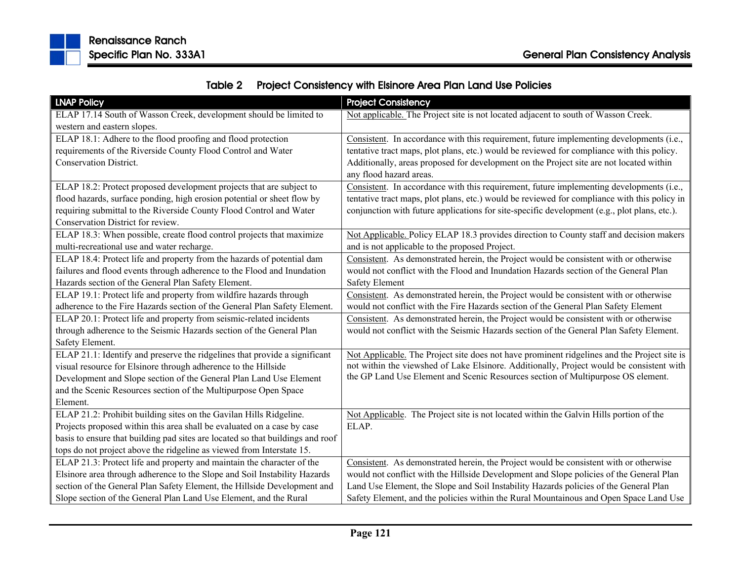## Table 2 Project Consistency with Elsinore Area Plan Land Use Policies

| LNAP Policy | Project Consistency |
|---|---|
| ELAP 17.14 South of Wasson Creek, development should be limited to western and eastern slopes. | Not applicable. The Project site is not located adjacent to south of Wasson Creek. |
| ELAP 18.1: Adhere to the flood proofing and flood protection requirements of the Riverside County Flood Control and Water Conservation District. | Consistent. In accordance with this requirement, future implementing developments (i.e., tentative tract maps, plot plans, etc.) would be reviewed for compliance with this policy. Additionally, areas proposed for development on the Project site are not located within any flood hazard areas. |
| ELAP 18.2: Protect proposed development projects that are subject to flood hazards, surface ponding, high erosion potential or sheet flow by requiring submittal to the Riverside County Flood Control and Water Conservation District for review. | Consistent. In accordance with this requirement, future implementing developments (i.e., tentative tract maps, plot plans, etc.) would be reviewed for compliance with this policy in conjunction with future applications for site-specific development (e.g., plot plans, etc.). |
| ELAP 18.3: When possible, create flood control projects that maximize multi-recreational use and water recharge. | Not Applicable. Policy ELAP 18.3 provides direction to County staff and decision makers and is not applicable to the proposed Project. |
| ELAP 18.4: Protect life and property from the hazards of potential dam failures and flood events through adherence to the Flood and Inundation Hazards section of the General Plan Safety Element. | Consistent. As demonstrated herein, the Project would be consistent with or otherwise would not conflict with the Flood and Inundation Hazards section of the General Plan Safety Element |
| ELAP 19.1: Protect life and property from wildfire hazards through adherence to the Fire Hazards section of the General Plan Safety Element. | Consistent. As demonstrated herein, the Project would be consistent with or otherwise would not conflict with the Fire Hazards section of the General Plan Safety Element |
| ELAP 20.1: Protect life and property from seismic-related incidents through adherence to the Seismic Hazards section of the General Plan Safety Element. | Consistent. As demonstrated herein, the Project would be consistent with or otherwise would not conflict with the Seismic Hazards section of the General Plan Safety Element. |
| ELAP 21.1: Identify and preserve the ridgelines that provide a significant visual resource for Elsinore through adherence to the Hillside Development and Slope section of the General Plan Land Use Element and the Scenic Resources section of the Multipurpose Open Space Element. | Not Applicable. The Project site does not have prominent ridgelines and the Project site is not within the viewshed of Lake Elsinore. Additionally, Project would be consistent with the GP Land Use Element and Scenic Resources section of Multipurpose OS element. |
| ELAP 21.2: Prohibit building sites on the Gavilan Hills Ridgeline. Projects proposed within this area shall be evaluated on a case by case basis to ensure that building pad sites are located so that buildings and roof tops do not project above the ridgeline as viewed from Interstate 15. | Not Applicable. The Project site is not located within the Galvin Hills portion of the ELAP. |
| ELAP 21.3: Protect life and property and maintain the character of the Elsinore area through adherence to the Slope and Soil Instability Hazards section of the General Plan Safety Element, the Hillside Development and Slope section of the General Plan Land Use Element, and the Rural | Consistent. As demonstrated herein, the Project would be consistent with or otherwise would not conflict with the Hillside Development and Slope policies of the General Plan Land Use Element, the Slope and Soil Instability Hazards policies of the General Plan Safety Element, and the policies within the Rural Mountainous and Open Space Land Use |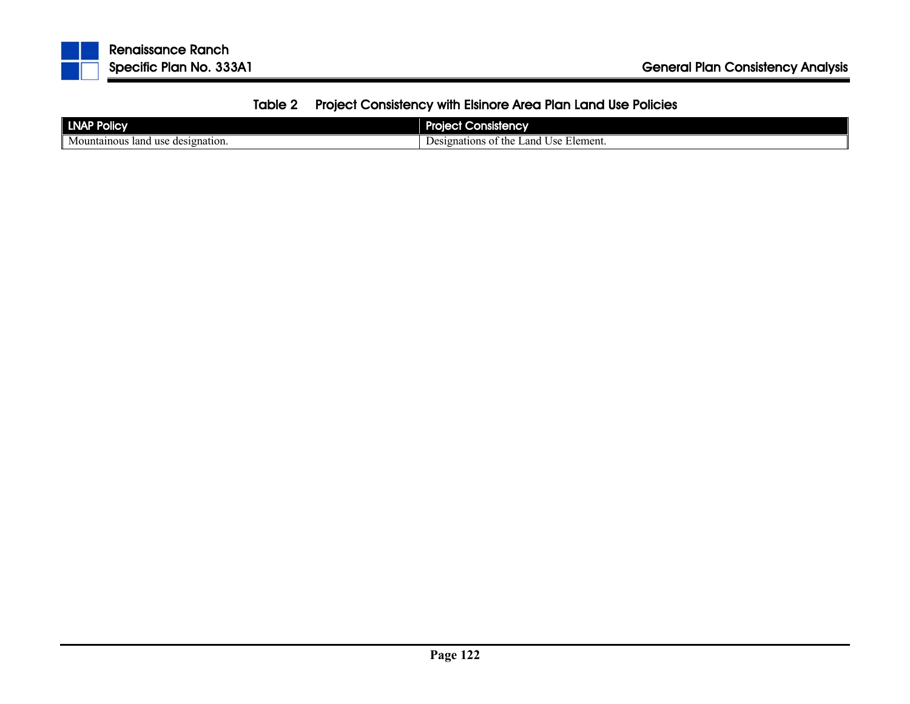### Table 2 Project Consistency with Elsinore Area Plan Land Use Policies

| LNAP Policy | Project Consistency |
|---|---|
| Mountainous land use designation. | Designations of the Land Use Element. |